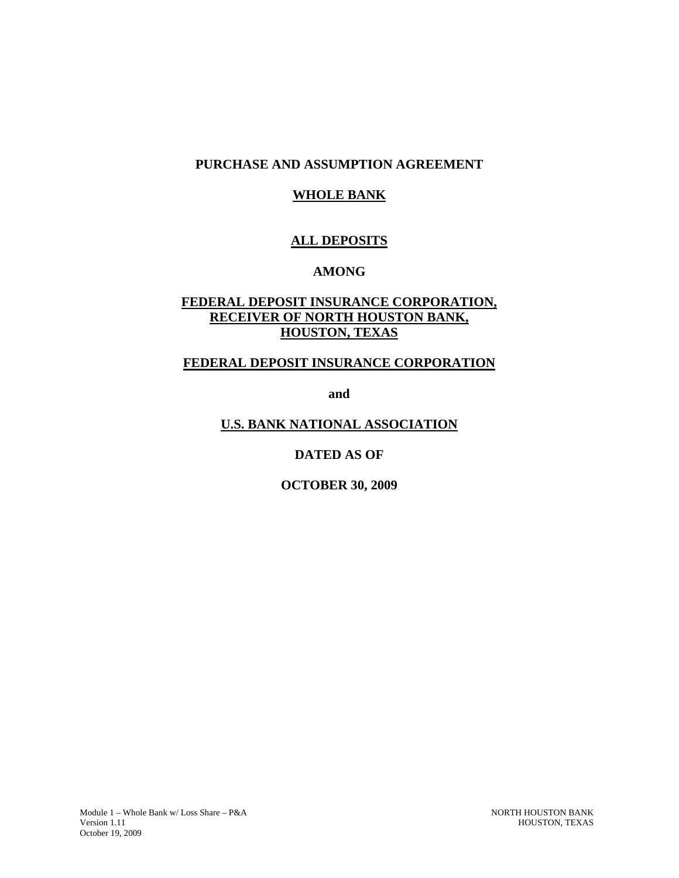**PURCHASE AND ASSUMPTION AGREEMENT**

**WHOLE BANK**

**ALL DEPOSITS**

**AMONG**

**FEDERAL DEPOSIT INSURANCE CORPORATION,**
**RECEIVER OF NORTH HOUSTON BANK,**
**HOUSTON, TEXAS**

**FEDERAL DEPOSIT INSURANCE CORPORATION**

**and**

**U.S. BANK NATIONAL ASSOCIATION**

**DATED AS OF**

**OCTOBER 30, 2009**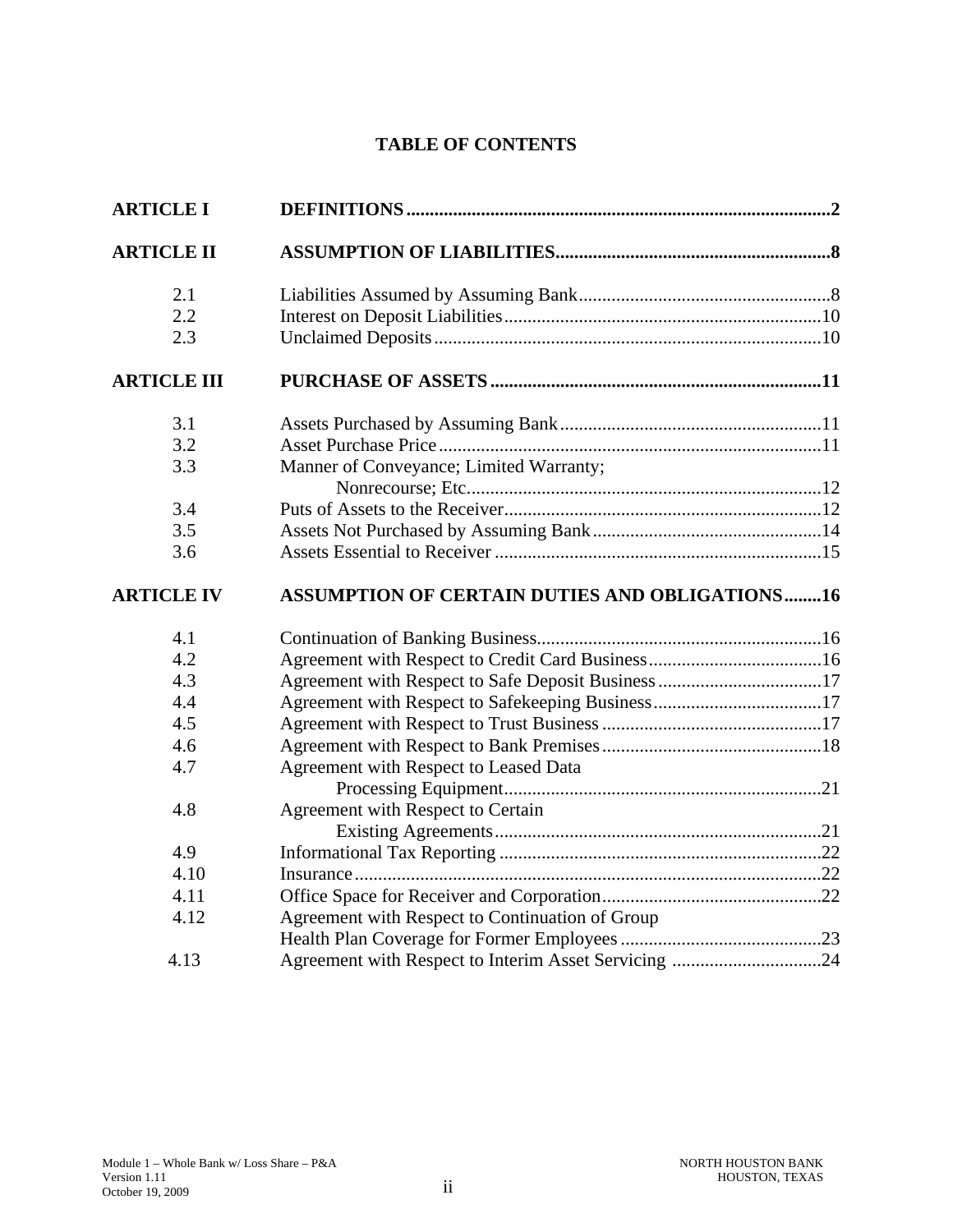# TABLE OF CONTENTS

| | | |
|---|---|---|
| **ARTICLE I** | **DEFINITIONS** | **2** |
| **ARTICLE II** | **ASSUMPTION OF LIABILITIES** | **8** |
| 2.1 | Liabilities Assumed by Assuming Bank | 8 |
| 2.2 | Interest on Deposit Liabilities | 10 |
| 2.3 | Unclaimed Deposits | 10 |
| **ARTICLE III** | **PURCHASE OF ASSETS** | **11** |
| 3.1 | Assets Purchased by Assuming Bank | 11 |
| 3.2 | Asset Purchase Price | 11 |
| 3.3 | Manner of Conveyance; Limited Warranty; Nonrecourse; Etc. | 12 |
| 3.4 | Puts of Assets to the Receiver | 12 |
| 3.5 | Assets Not Purchased by Assuming Bank | 14 |
| 3.6 | Assets Essential to Receiver | 15 |
| **ARTICLE IV** | **ASSUMPTION OF CERTAIN DUTIES AND OBLIGATIONS** | **16** |
| 4.1 | Continuation of Banking Business | 16 |
| 4.2 | Agreement with Respect to Credit Card Business | 16 |
| 4.3 | Agreement with Respect to Safe Deposit Business | 17 |
| 4.4 | Agreement with Respect to Safekeeping Business | 17 |
| 4.5 | Agreement with Respect to Trust Business | 17 |
| 4.6 | Agreement with Respect to Bank Premises | 18 |
| 4.7 | Agreement with Respect to Leased Data Processing Equipment | 21 |
| 4.8 | Agreement with Respect to Certain Existing Agreements | 21 |
| 4.9 | Informational Tax Reporting | 22 |
| 4.10 | Insurance | 22 |
| 4.11 | Office Space for Receiver and Corporation | 22 |
| 4.12 | Agreement with Respect to Continuation of Group Health Plan Coverage for Former Employees | 23 |
| 4.13 | Agreement with Respect to Interim Asset Servicing | 24 |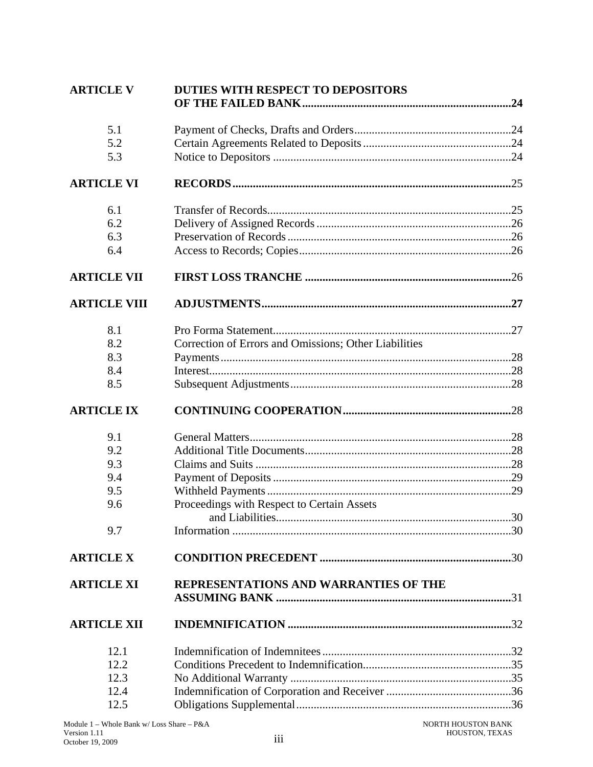| | | |
|---|---|---|
| **ARTICLE V** | **DUTIES WITH RESPECT TO DEPOSITORS OF THE FAILED BANK** | **24** |
| 5.1 | Payment of Checks, Drafts and Orders | 24 |
| 5.2 | Certain Agreements Related to Deposits | 24 |
| 5.3 | Notice to Depositors | 24 |
| **ARTICLE VI** | **RECORDS** | 25 |
| 6.1 | Transfer of Records | 25 |
| 6.2 | Delivery of Assigned Records | 26 |
| 6.3 | Preservation of Records | 26 |
| 6.4 | Access to Records; Copies | 26 |
| **ARTICLE VII** | **FIRST LOSS TRANCHE** | 26 |
| **ARTICLE VIII** | **ADJUSTMENTS** | **27** |
| 8.1 | Pro Forma Statement | 27 |
| 8.2 | Correction of Errors and Omissions; Other Liabilities | |
| 8.3 | Payments | 28 |
| 8.4 | Interest | 28 |
| 8.5 | Subsequent Adjustments | 28 |
| **ARTICLE IX** | **CONTINUING COOPERATION** | 28 |
| 9.1 | General Matters | 28 |
| 9.2 | Additional Title Documents | 28 |
| 9.3 | Claims and Suits | 28 |
| 9.4 | Payment of Deposits | 29 |
| 9.5 | Withheld Payments | 29 |
| 9.6 | Proceedings with Respect to Certain Assets and Liabilities | 30 |
| 9.7 | Information | 30 |
| **ARTICLE X** | **CONDITION PRECEDENT** | 30 |
| **ARTICLE XI** | **REPRESENTATIONS AND WARRANTIES OF THE ASSUMING BANK** | 31 |
| **ARTICLE XII** | **INDEMNIFICATION** | 32 |
| 12.1 | Indemnification of Indemnitees | 32 |
| 12.2 | Conditions Precedent to Indemnification | 35 |
| 12.3 | No Additional Warranty | 35 |
| 12.4 | Indemnification of Corporation and Receiver | 36 |
| 12.5 | Obligations Supplemental | 36 |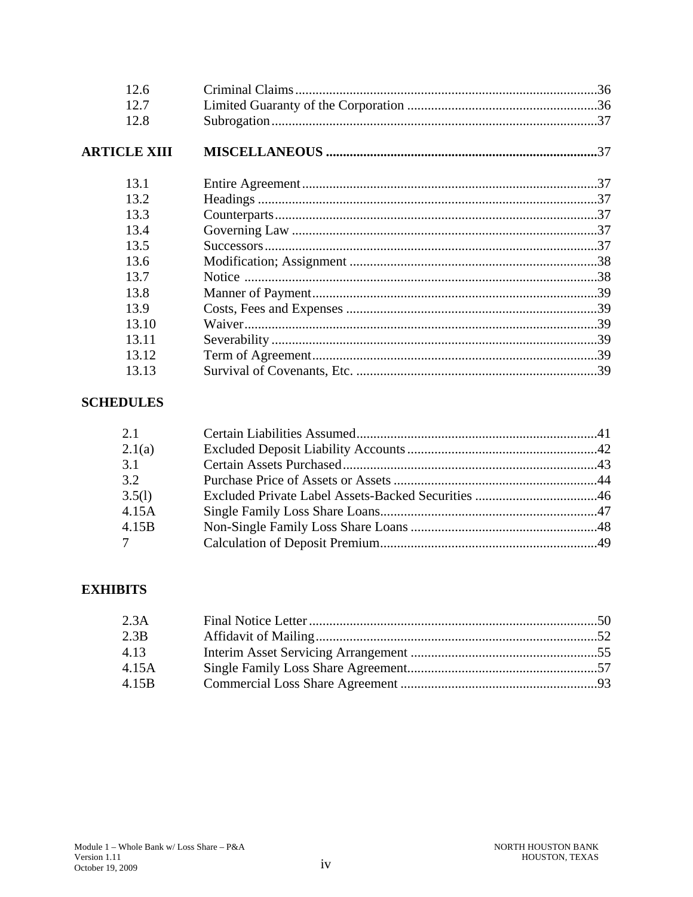| | | |
|---|---|---|
| 12.6 | Criminal Claims | 36 |
| 12.7 | Limited Guaranty of the Corporation | 36 |
| 12.8 | Subrogation | 37 |
| **ARTICLE XIII** | **MISCELLANEOUS** | **37** |
| 13.1 | Entire Agreement | 37 |
| 13.2 | Headings | 37 |
| 13.3 | Counterparts | 37 |
| 13.4 | Governing Law | 37 |
| 13.5 | Successors | 37 |
| 13.6 | Modification; Assignment | 38 |
| 13.7 | Notice | 38 |
| 13.8 | Manner of Payment | 39 |
| 13.9 | Costs, Fees and Expenses | 39 |
| 13.10 | Waiver | 39 |
| 13.11 | Severability | 39 |
| 13.12 | Term of Agreement | 39 |
| 13.13 | Survival of Covenants, Etc. | 39 |

**SCHEDULES**

| | | |
|---|---|---|
| 2.1 | Certain Liabilities Assumed | 41 |
| 2.1(a) | Excluded Deposit Liability Accounts | 42 |
| 3.1 | Certain Assets Purchased | 43 |
| 3.2 | Purchase Price of Assets or Assets | 44 |
| 3.5(l) | Excluded Private Label Assets-Backed Securities | 46 |
| 4.15A | Single Family Loss Share Loans | 47 |
| 4.15B | Non-Single Family Loss Share Loans | 48 |
| 7 | Calculation of Deposit Premium | 49 |

**EXHIBITS**

| | | |
|---|---|---|
| 2.3A | Final Notice Letter | 50 |
| 2.3B | Affidavit of Mailing | 52 |
| 4.13 | Interim Asset Servicing Arrangement | 55 |
| 4.15A | Single Family Loss Share Agreement | 57 |
| 4.15B | Commercial Loss Share Agreement | 93 |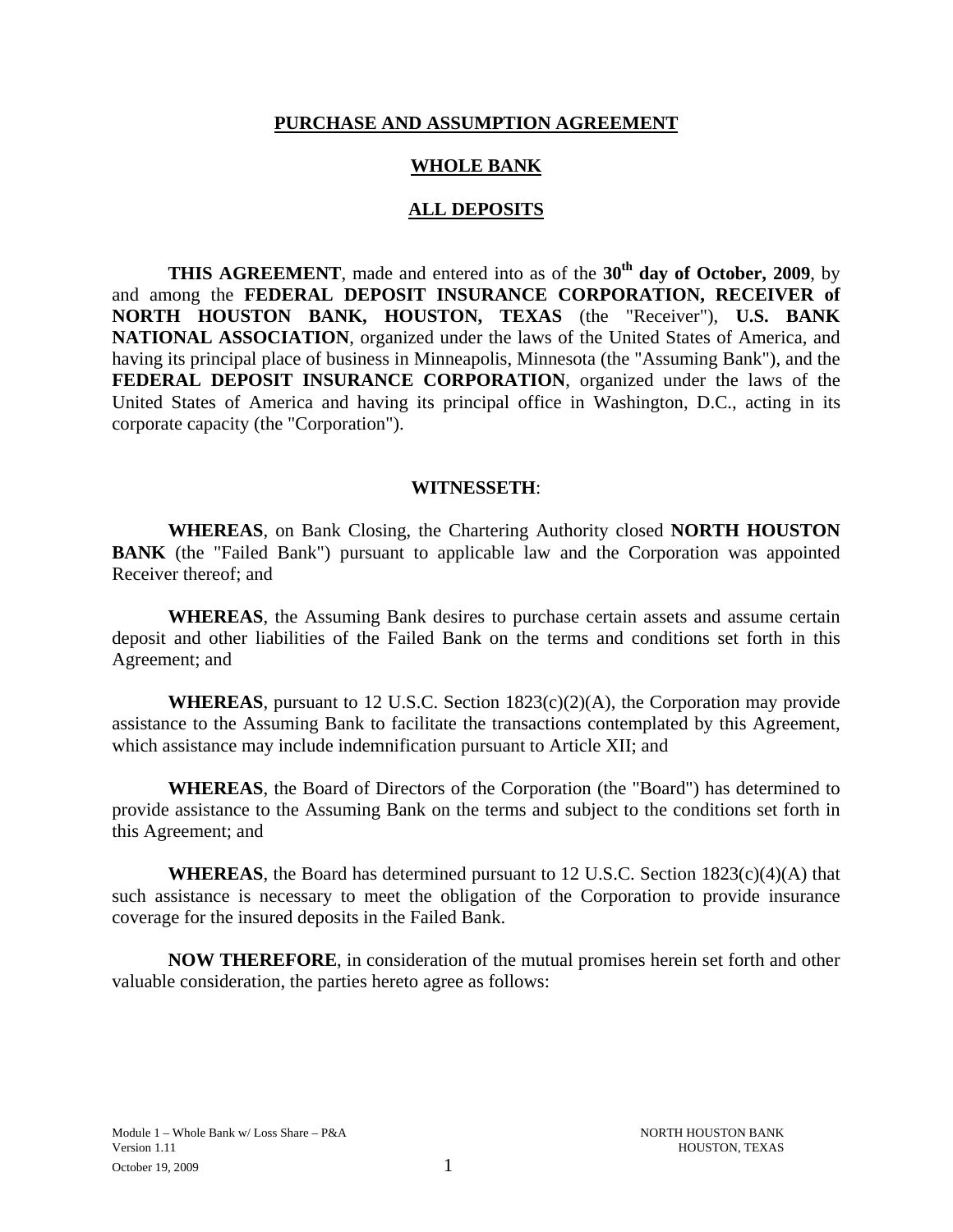# PURCHASE AND ASSUMPTION AGREEMENT

# WHOLE BANK

# ALL DEPOSITS

**THIS AGREEMENT**, made and entered into as of the **30th day of October, 2009**, by and among the **FEDERAL DEPOSIT INSURANCE CORPORATION, RECEIVER of NORTH HOUSTON BANK, HOUSTON, TEXAS** (the "Receiver"), **U.S. BANK NATIONAL ASSOCIATION**, organized under the laws of the United States of America, and having its principal place of business in Minneapolis, Minnesota (the "Assuming Bank"), and the **FEDERAL DEPOSIT INSURANCE CORPORATION**, organized under the laws of the United States of America and having its principal office in Washington, D.C., acting in its corporate capacity (the "Corporation").

**WITNESSETH**:

**WHEREAS**, on Bank Closing, the Chartering Authority closed **NORTH HOUSTON BANK** (the "Failed Bank") pursuant to applicable law and the Corporation was appointed Receiver thereof; and

**WHEREAS**, the Assuming Bank desires to purchase certain assets and assume certain deposit and other liabilities of the Failed Bank on the terms and conditions set forth in this Agreement; and

**WHEREAS**, pursuant to 12 U.S.C. Section 1823(c)(2)(A), the Corporation may provide assistance to the Assuming Bank to facilitate the transactions contemplated by this Agreement, which assistance may include indemnification pursuant to Article XII; and

**WHEREAS**, the Board of Directors of the Corporation (the "Board") has determined to provide assistance to the Assuming Bank on the terms and subject to the conditions set forth in this Agreement; and

**WHEREAS**, the Board has determined pursuant to 12 U.S.C. Section 1823(c)(4)(A) that such assistance is necessary to meet the obligation of the Corporation to provide insurance coverage for the insured deposits in the Failed Bank.

**NOW THEREFORE**, in consideration of the mutual promises herein set forth and other valuable consideration, the parties hereto agree as follows: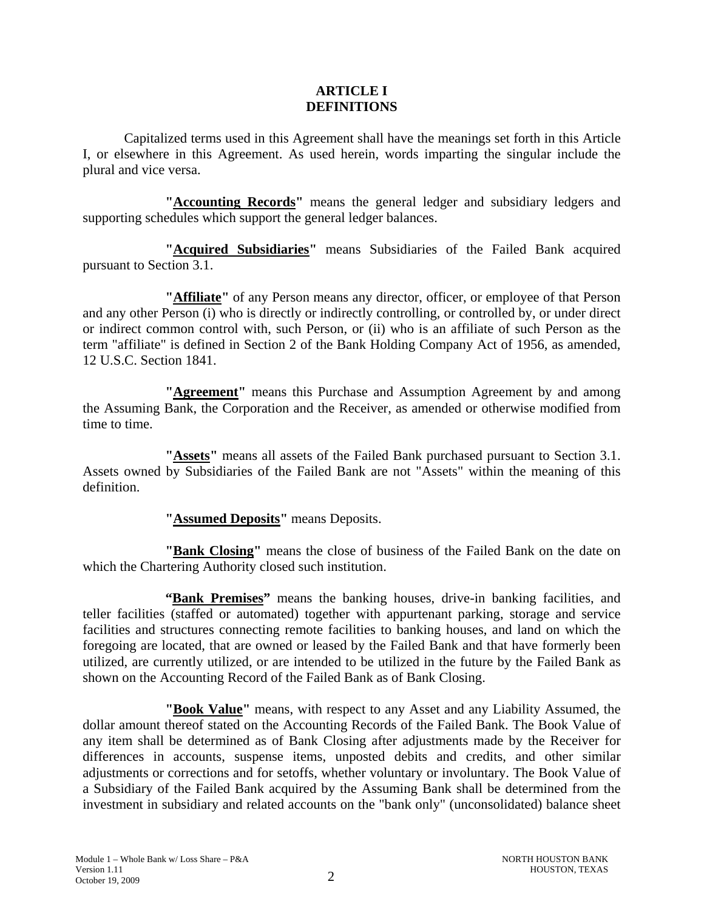# ARTICLE I
# DEFINITIONS

Capitalized terms used in this Agreement shall have the meanings set forth in this Article I, or elsewhere in this Agreement. As used herein, words imparting the singular include the plural and vice versa.

**"Accounting Records"** means the general ledger and subsidiary ledgers and supporting schedules which support the general ledger balances.

**"Acquired Subsidiaries"** means Subsidiaries of the Failed Bank acquired pursuant to Section 3.1.

**"Affiliate"** of any Person means any director, officer, or employee of that Person and any other Person (i) who is directly or indirectly controlling, or controlled by, or under direct or indirect common control with, such Person, or (ii) who is an affiliate of such Person as the term "affiliate" is defined in Section 2 of the Bank Holding Company Act of 1956, as amended, 12 U.S.C. Section 1841.

**"Agreement"** means this Purchase and Assumption Agreement by and among the Assuming Bank, the Corporation and the Receiver, as amended or otherwise modified from time to time.

**"Assets"** means all assets of the Failed Bank purchased pursuant to Section 3.1. Assets owned by Subsidiaries of the Failed Bank are not "Assets" within the meaning of this definition.

**"Assumed Deposits"** means Deposits.

**"Bank Closing"** means the close of business of the Failed Bank on the date on which the Chartering Authority closed such institution.

**"Bank Premises"** means the banking houses, drive-in banking facilities, and teller facilities (staffed or automated) together with appurtenant parking, storage and service facilities and structures connecting remote facilities to banking houses, and land on which the foregoing are located, that are owned or leased by the Failed Bank and that have formerly been utilized, are currently utilized, or are intended to be utilized in the future by the Failed Bank as shown on the Accounting Record of the Failed Bank as of Bank Closing.

**"Book Value"** means, with respect to any Asset and any Liability Assumed, the dollar amount thereof stated on the Accounting Records of the Failed Bank. The Book Value of any item shall be determined as of Bank Closing after adjustments made by the Receiver for differences in accounts, suspense items, unposted debits and credits, and other similar adjustments or corrections and for setoffs, whether voluntary or involuntary. The Book Value of a Subsidiary of the Failed Bank acquired by the Assuming Bank shall be determined from the investment in subsidiary and related accounts on the "bank only" (unconsolidated) balance sheet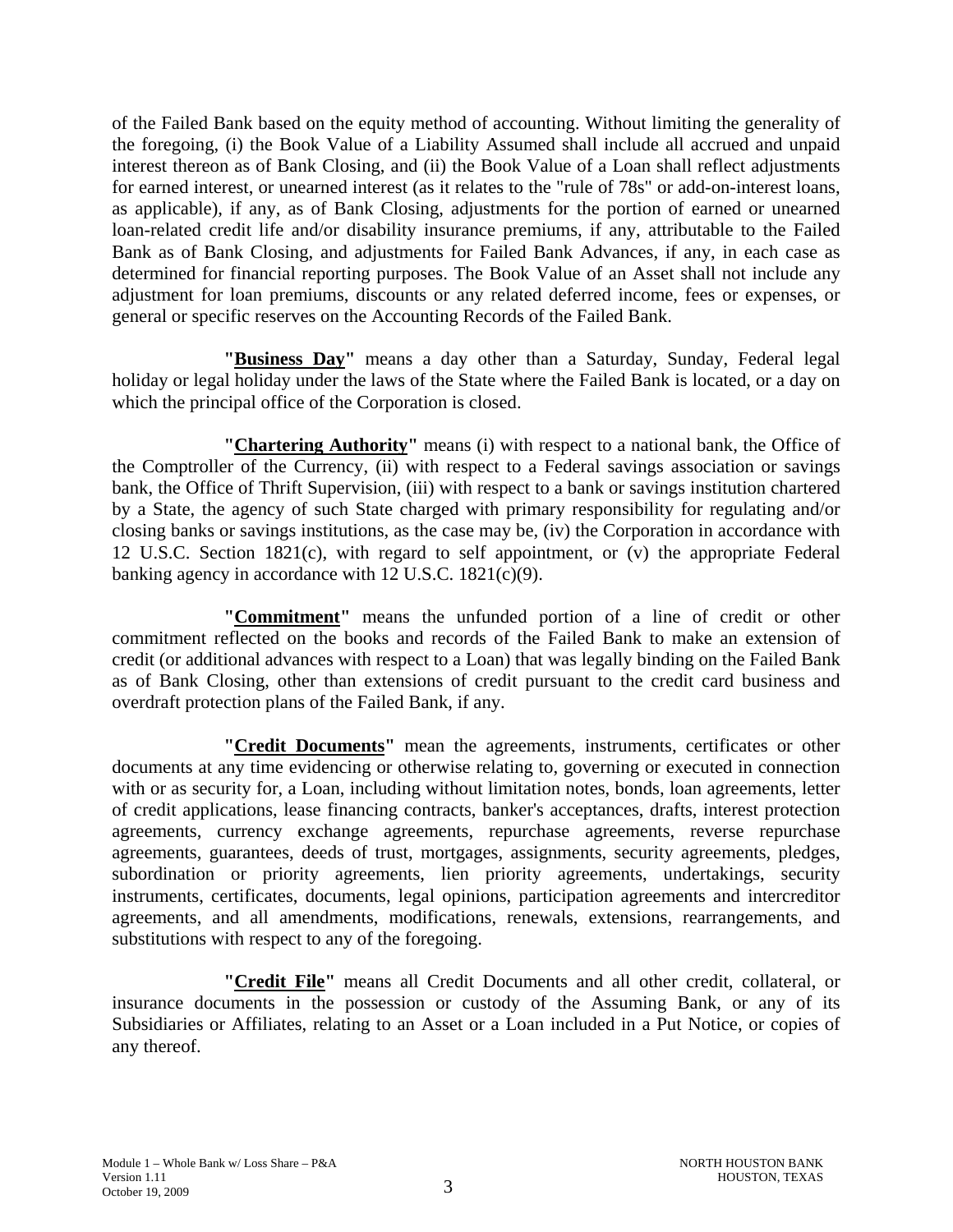of the Failed Bank based on the equity method of accounting. Without limiting the generality of the foregoing, (i) the Book Value of a Liability Assumed shall include all accrued and unpaid interest thereon as of Bank Closing, and (ii) the Book Value of a Loan shall reflect adjustments for earned interest, or unearned interest (as it relates to the "rule of 78s" or add-on-interest loans, as applicable), if any, as of Bank Closing, adjustments for the portion of earned or unearned loan-related credit life and/or disability insurance premiums, if any, attributable to the Failed Bank as of Bank Closing, and adjustments for Failed Bank Advances, if any, in each case as determined for financial reporting purposes. The Book Value of an Asset shall not include any adjustment for loan premiums, discounts or any related deferred income, fees or expenses, or general or specific reserves on the Accounting Records of the Failed Bank.

**"Business Day"** means a day other than a Saturday, Sunday, Federal legal holiday or legal holiday under the laws of the State where the Failed Bank is located, or a day on which the principal office of the Corporation is closed.

**"Chartering Authority"** means (i) with respect to a national bank, the Office of the Comptroller of the Currency, (ii) with respect to a Federal savings association or savings bank, the Office of Thrift Supervision, (iii) with respect to a bank or savings institution chartered by a State, the agency of such State charged with primary responsibility for regulating and/or closing banks or savings institutions, as the case may be, (iv) the Corporation in accordance with 12 U.S.C. Section 1821(c), with regard to self appointment, or (v) the appropriate Federal banking agency in accordance with 12 U.S.C. 1821(c)(9).

**"Commitment"** means the unfunded portion of a line of credit or other commitment reflected on the books and records of the Failed Bank to make an extension of credit (or additional advances with respect to a Loan) that was legally binding on the Failed Bank as of Bank Closing, other than extensions of credit pursuant to the credit card business and overdraft protection plans of the Failed Bank, if any.

**"Credit Documents"** mean the agreements, instruments, certificates or other documents at any time evidencing or otherwise relating to, governing or executed in connection with or as security for, a Loan, including without limitation notes, bonds, loan agreements, letter of credit applications, lease financing contracts, banker's acceptances, drafts, interest protection agreements, currency exchange agreements, repurchase agreements, reverse repurchase agreements, guarantees, deeds of trust, mortgages, assignments, security agreements, pledges, subordination or priority agreements, lien priority agreements, undertakings, security instruments, certificates, documents, legal opinions, participation agreements and intercreditor agreements, and all amendments, modifications, renewals, extensions, rearrangements, and substitutions with respect to any of the foregoing.

**"Credit File"** means all Credit Documents and all other credit, collateral, or insurance documents in the possession or custody of the Assuming Bank, or any of its Subsidiaries or Affiliates, relating to an Asset or a Loan included in a Put Notice, or copies of any thereof.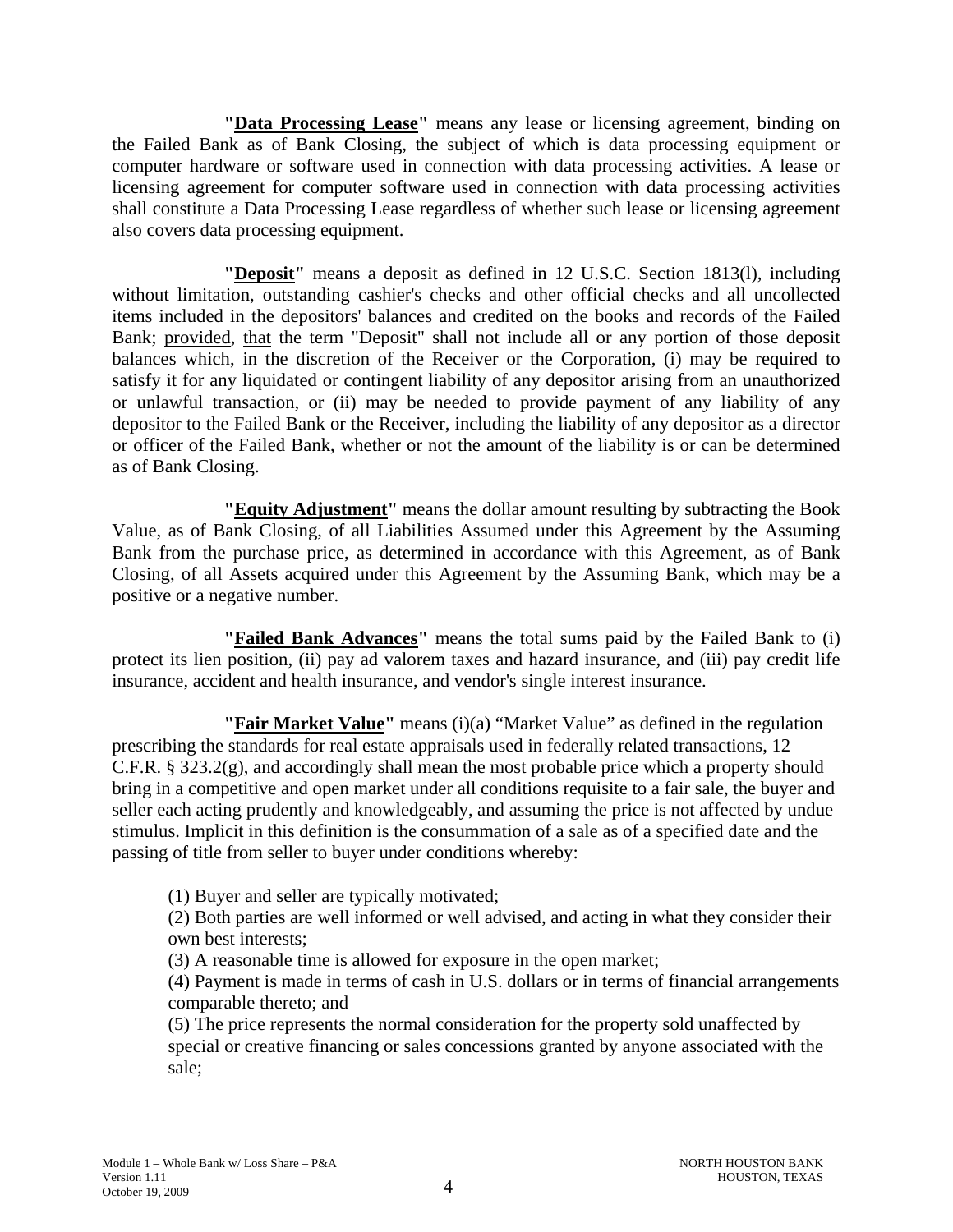**"<u>Data Processing Lease</u>"** means any lease or licensing agreement, binding on the Failed Bank as of Bank Closing, the subject of which is data processing equipment or computer hardware or software used in connection with data processing activities. A lease or licensing agreement for computer software used in connection with data processing activities shall constitute a Data Processing Lease regardless of whether such lease or licensing agreement also covers data processing equipment.

**"<u>Deposit</u>"** means a deposit as defined in 12 U.S.C. Section 1813(l), including without limitation, outstanding cashier's checks and other official checks and all uncollected items included in the depositors' balances and credited on the books and records of the Failed Bank; <u>provided</u>, <u>that</u> the term "Deposit" shall not include all or any portion of those deposit balances which, in the discretion of the Receiver or the Corporation, (i) may be required to satisfy it for any liquidated or contingent liability of any depositor arising from an unauthorized or unlawful transaction, or (ii) may be needed to provide payment of any liability of any depositor to the Failed Bank or the Receiver, including the liability of any depositor as a director or officer of the Failed Bank, whether or not the amount of the liability is or can be determined as of Bank Closing.

**"<u>Equity Adjustment</u>"** means the dollar amount resulting by subtracting the Book Value, as of Bank Closing, of all Liabilities Assumed under this Agreement by the Assuming Bank from the purchase price, as determined in accordance with this Agreement, as of Bank Closing, of all Assets acquired under this Agreement by the Assuming Bank, which may be a positive or a negative number.

**"<u>Failed Bank Advances</u>"** means the total sums paid by the Failed Bank to (i) protect its lien position, (ii) pay ad valorem taxes and hazard insurance, and (iii) pay credit life insurance, accident and health insurance, and vendor's single interest insurance.

**"<u>Fair Market Value</u>"** means (i)(a) "Market Value" as defined in the regulation prescribing the standards for real estate appraisals used in federally related transactions, 12 C.F.R. § 323.2(g), and accordingly shall mean the most probable price which a property should bring in a competitive and open market under all conditions requisite to a fair sale, the buyer and seller each acting prudently and knowledgeably, and assuming the price is not affected by undue stimulus. Implicit in this definition is the consummation of a sale as of a specified date and the passing of title from seller to buyer under conditions whereby:

(1) Buyer and seller are typically motivated;
(2) Both parties are well informed or well advised, and acting in what they consider their own best interests;
(3) A reasonable time is allowed for exposure in the open market;
(4) Payment is made in terms of cash in U.S. dollars or in terms of financial arrangements comparable thereto; and
(5) The price represents the normal consideration for the property sold unaffected by special or creative financing or sales concessions granted by anyone associated with the sale;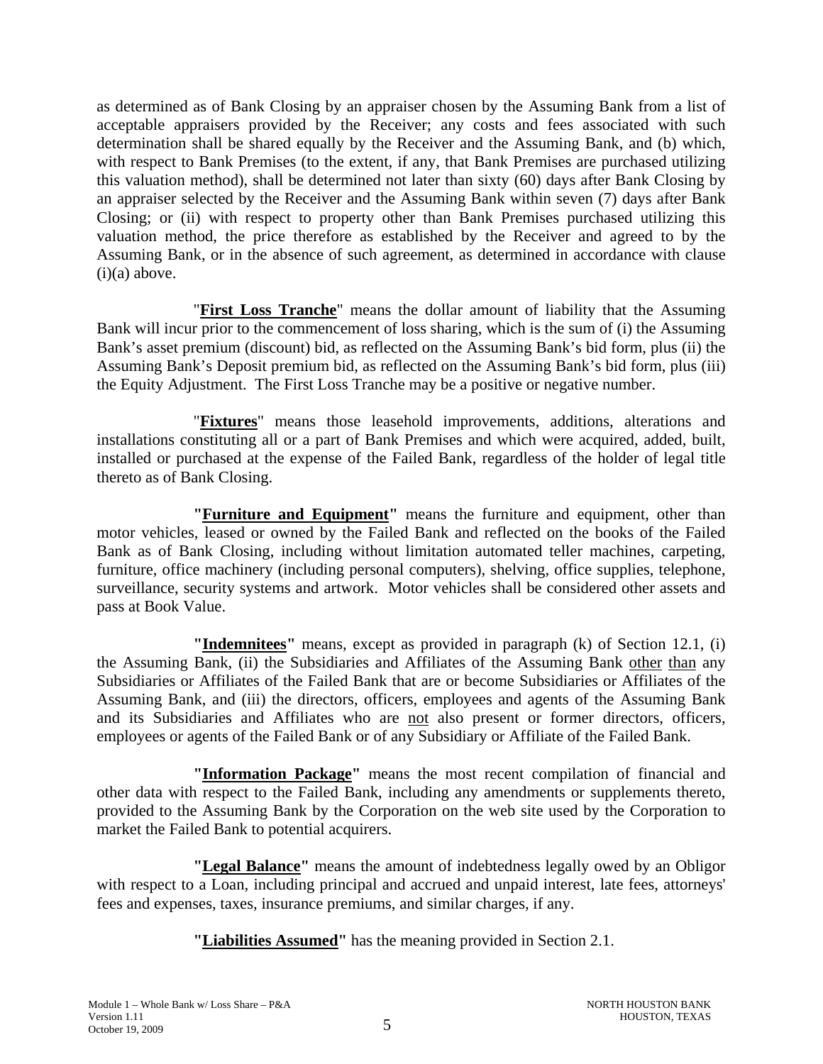as determined as of Bank Closing by an appraiser chosen by the Assuming Bank from a list of acceptable appraisers provided by the Receiver; any costs and fees associated with such determination shall be shared equally by the Receiver and the Assuming Bank, and (b) which, with respect to Bank Premises (to the extent, if any, that Bank Premises are purchased utilizing this valuation method), shall be determined not later than sixty (60) days after Bank Closing by an appraiser selected by the Receiver and the Assuming Bank within seven (7) days after Bank Closing; or (ii) with respect to property other than Bank Premises purchased utilizing this valuation method, the price therefore as established by the Receiver and agreed to by the Assuming Bank, or in the absence of such agreement, as determined in accordance with clause (i)(a) above.

"**First Loss Tranche**" means the dollar amount of liability that the Assuming Bank will incur prior to the commencement of loss sharing, which is the sum of (i) the Assuming Bank's asset premium (discount) bid, as reflected on the Assuming Bank's bid form, plus (ii) the Assuming Bank's Deposit premium bid, as reflected on the Assuming Bank's bid form, plus (iii) the Equity Adjustment. The First Loss Tranche may be a positive or negative number.

"**Fixtures**" means those leasehold improvements, additions, alterations and installations constituting all or a part of Bank Premises and which were acquired, added, built, installed or purchased at the expense of the Failed Bank, regardless of the holder of legal title thereto as of Bank Closing.

**"Furniture and Equipment"** means the furniture and equipment, other than motor vehicles, leased or owned by the Failed Bank and reflected on the books of the Failed Bank as of Bank Closing, including without limitation automated teller machines, carpeting, furniture, office machinery (including personal computers), shelving, office supplies, telephone, surveillance, security systems and artwork. Motor vehicles shall be considered other assets and pass at Book Value.

**"Indemnitees"** means, except as provided in paragraph (k) of Section 12.1, (i) the Assuming Bank, (ii) the Subsidiaries and Affiliates of the Assuming Bank other than any Subsidiaries or Affiliates of the Failed Bank that are or become Subsidiaries or Affiliates of the Assuming Bank, and (iii) the directors, officers, employees and agents of the Assuming Bank and its Subsidiaries and Affiliates who are not also present or former directors, officers, employees or agents of the Failed Bank or of any Subsidiary or Affiliate of the Failed Bank.

**"Information Package"** means the most recent compilation of financial and other data with respect to the Failed Bank, including any amendments or supplements thereto, provided to the Assuming Bank by the Corporation on the web site used by the Corporation to market the Failed Bank to potential acquirers.

**"Legal Balance"** means the amount of indebtedness legally owed by an Obligor with respect to a Loan, including principal and accrued and unpaid interest, late fees, attorneys' fees and expenses, taxes, insurance premiums, and similar charges, if any.

**"Liabilities Assumed"** has the meaning provided in Section 2.1.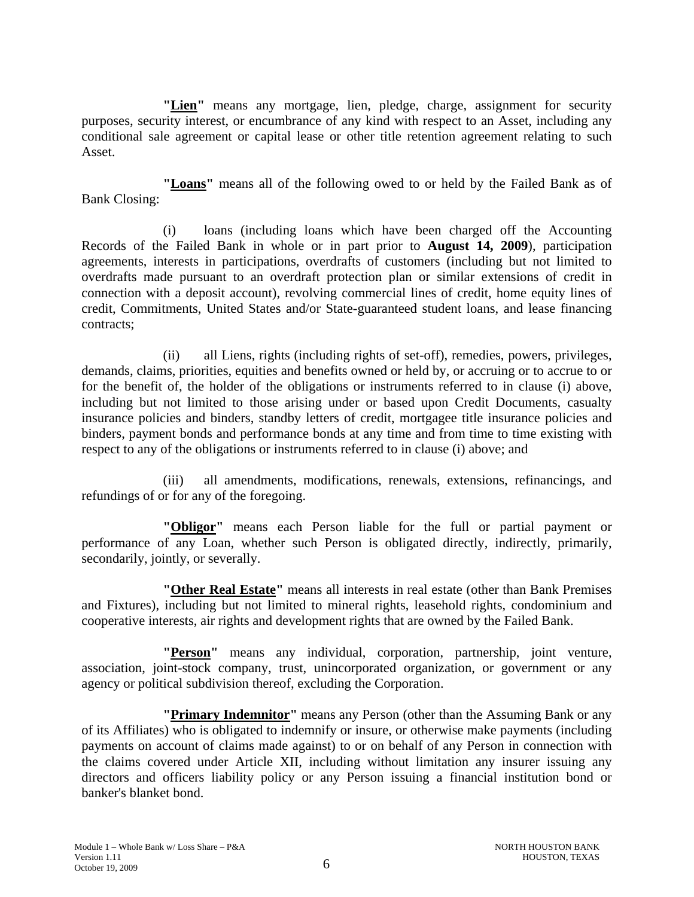**"<u>Lien</u>"** means any mortgage, lien, pledge, charge, assignment for security purposes, security interest, or encumbrance of any kind with respect to an Asset, including any conditional sale agreement or capital lease or other title retention agreement relating to such Asset.

**"<u>Loans</u>"** means all of the following owed to or held by the Failed Bank as of Bank Closing:

(i) loans (including loans which have been charged off the Accounting Records of the Failed Bank in whole or in part prior to **August 14, 2009**), participation agreements, interests in participations, overdrafts of customers (including but not limited to overdrafts made pursuant to an overdraft protection plan or similar extensions of credit in connection with a deposit account), revolving commercial lines of credit, home equity lines of credit, Commitments, United States and/or State-guaranteed student loans, and lease financing contracts;

(ii) all Liens, rights (including rights of set-off), remedies, powers, privileges, demands, claims, priorities, equities and benefits owned or held by, or accruing or to accrue to or for the benefit of, the holder of the obligations or instruments referred to in clause (i) above, including but not limited to those arising under or based upon Credit Documents, casualty insurance policies and binders, standby letters of credit, mortgagee title insurance policies and binders, payment bonds and performance bonds at any time and from time to time existing with respect to any of the obligations or instruments referred to in clause (i) above; and

(iii) all amendments, modifications, renewals, extensions, refinancings, and refundings of or for any of the foregoing.

**"<u>Obligor</u>"** means each Person liable for the full or partial payment or performance of any Loan, whether such Person is obligated directly, indirectly, primarily, secondarily, jointly, or severally.

**"<u>Other Real Estate</u>"** means all interests in real estate (other than Bank Premises and Fixtures), including but not limited to mineral rights, leasehold rights, condominium and cooperative interests, air rights and development rights that are owned by the Failed Bank.

**"<u>Person</u>"** means any individual, corporation, partnership, joint venture, association, joint-stock company, trust, unincorporated organization, or government or any agency or political subdivision thereof, excluding the Corporation.

**"<u>Primary Indemnitor</u>"** means any Person (other than the Assuming Bank or any of its Affiliates) who is obligated to indemnify or insure, or otherwise make payments (including payments on account of claims made against) to or on behalf of any Person in connection with the claims covered under Article XII, including without limitation any insurer issuing any directors and officers liability policy or any Person issuing a financial institution bond or banker's blanket bond.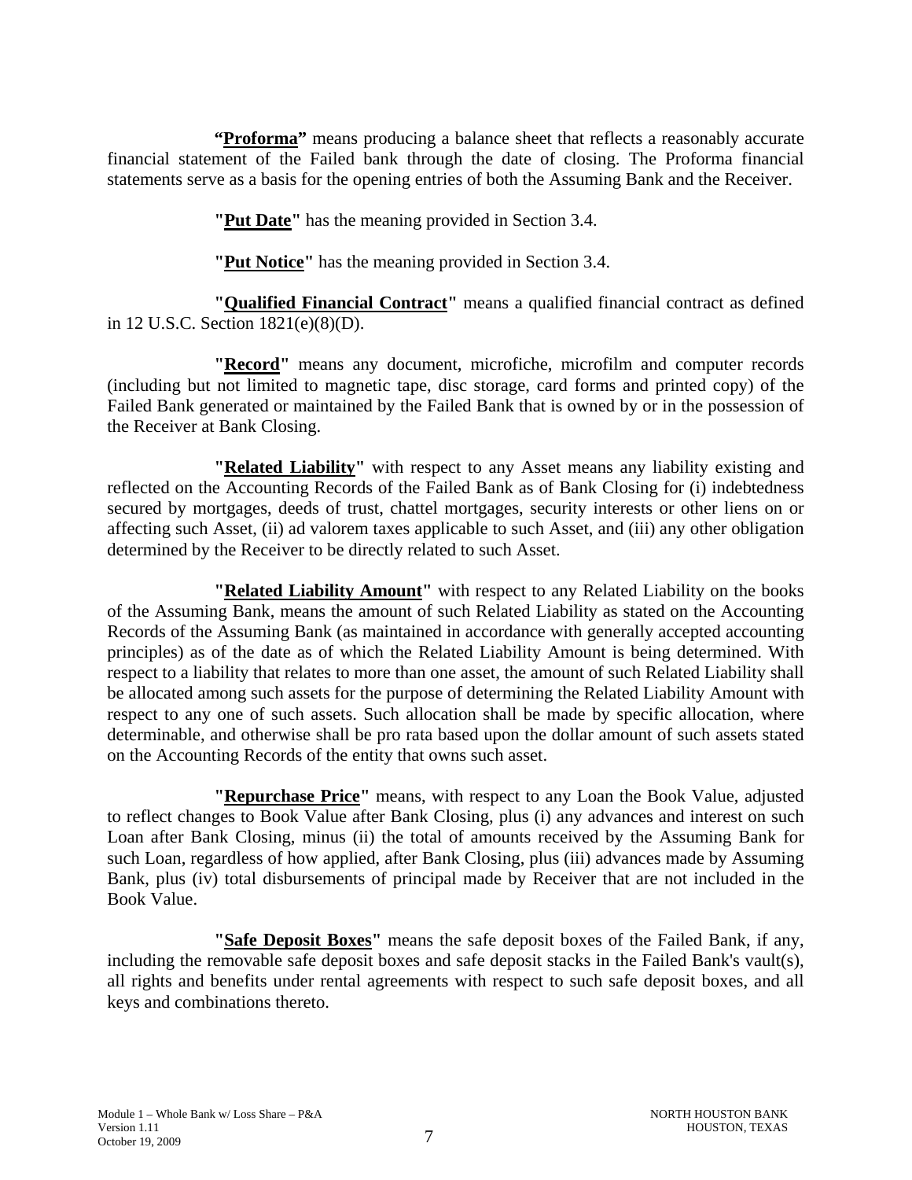**"<u>Proforma</u>"** means producing a balance sheet that reflects a reasonably accurate financial statement of the Failed bank through the date of closing. The Proforma financial statements serve as a basis for the opening entries of both the Assuming Bank and the Receiver.

**"<u>Put Date</u>"** has the meaning provided in Section 3.4.

**"<u>Put Notice</u>"** has the meaning provided in Section 3.4.

**"<u>Qualified Financial Contract</u>"** means a qualified financial contract as defined in 12 U.S.C. Section 1821(e)(8)(D).

**"<u>Record</u>"** means any document, microfiche, microfilm and computer records (including but not limited to magnetic tape, disc storage, card forms and printed copy) of the Failed Bank generated or maintained by the Failed Bank that is owned by or in the possession of the Receiver at Bank Closing.

**"<u>Related Liability</u>"** with respect to any Asset means any liability existing and reflected on the Accounting Records of the Failed Bank as of Bank Closing for (i) indebtedness secured by mortgages, deeds of trust, chattel mortgages, security interests or other liens on or affecting such Asset, (ii) ad valorem taxes applicable to such Asset, and (iii) any other obligation determined by the Receiver to be directly related to such Asset.

**"<u>Related Liability Amount</u>"** with respect to any Related Liability on the books of the Assuming Bank, means the amount of such Related Liability as stated on the Accounting Records of the Assuming Bank (as maintained in accordance with generally accepted accounting principles) as of the date as of which the Related Liability Amount is being determined. With respect to a liability that relates to more than one asset, the amount of such Related Liability shall be allocated among such assets for the purpose of determining the Related Liability Amount with respect to any one of such assets. Such allocation shall be made by specific allocation, where determinable, and otherwise shall be pro rata based upon the dollar amount of such assets stated on the Accounting Records of the entity that owns such asset.

**"<u>Repurchase Price</u>"** means, with respect to any Loan the Book Value, adjusted to reflect changes to Book Value after Bank Closing, plus (i) any advances and interest on such Loan after Bank Closing, minus (ii) the total of amounts received by the Assuming Bank for such Loan, regardless of how applied, after Bank Closing, plus (iii) advances made by Assuming Bank, plus (iv) total disbursements of principal made by Receiver that are not included in the Book Value.

**"<u>Safe Deposit Boxes</u>"** means the safe deposit boxes of the Failed Bank, if any, including the removable safe deposit boxes and safe deposit stacks in the Failed Bank's vault(s), all rights and benefits under rental agreements with respect to such safe deposit boxes, and all keys and combinations thereto.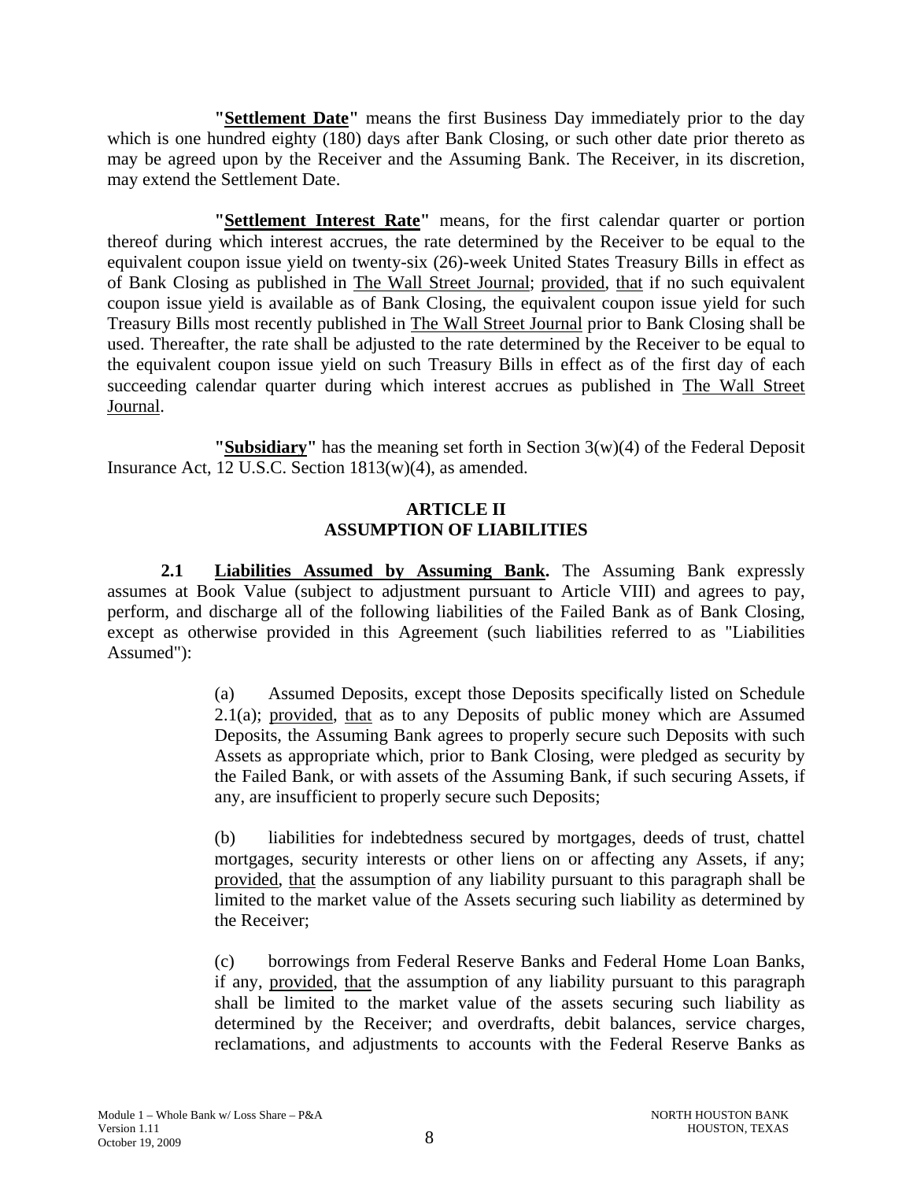**"Settlement Date"** means the first Business Day immediately prior to the day which is one hundred eighty (180) days after Bank Closing, or such other date prior thereto as may be agreed upon by the Receiver and the Assuming Bank. The Receiver, in its discretion, may extend the Settlement Date.

**"Settlement Interest Rate"** means, for the first calendar quarter or portion thereof during which interest accrues, the rate determined by the Receiver to be equal to the equivalent coupon issue yield on twenty-six (26)-week United States Treasury Bills in effect as of Bank Closing as published in The Wall Street Journal; provided, that if no such equivalent coupon issue yield is available as of Bank Closing, the equivalent coupon issue yield for such Treasury Bills most recently published in The Wall Street Journal prior to Bank Closing shall be used. Thereafter, the rate shall be adjusted to the rate determined by the Receiver to be equal to the equivalent coupon issue yield on such Treasury Bills in effect as of the first day of each succeeding calendar quarter during which interest accrues as published in The Wall Street Journal.

**"Subsidiary"** has the meaning set forth in Section 3(w)(4) of the Federal Deposit Insurance Act, 12 U.S.C. Section 1813(w)(4), as amended.

## ARTICLE II
## ASSUMPTION OF LIABILITIES

**2.1 Liabilities Assumed by Assuming Bank.** The Assuming Bank expressly assumes at Book Value (subject to adjustment pursuant to Article VIII) and agrees to pay, perform, and discharge all of the following liabilities of the Failed Bank as of Bank Closing, except as otherwise provided in this Agreement (such liabilities referred to as "Liabilities Assumed"):

(a) Assumed Deposits, except those Deposits specifically listed on Schedule 2.1(a); provided, that as to any Deposits of public money which are Assumed Deposits, the Assuming Bank agrees to properly secure such Deposits with such Assets as appropriate which, prior to Bank Closing, were pledged as security by the Failed Bank, or with assets of the Assuming Bank, if such securing Assets, if any, are insufficient to properly secure such Deposits;

(b) liabilities for indebtedness secured by mortgages, deeds of trust, chattel mortgages, security interests or other liens on or affecting any Assets, if any; provided, that the assumption of any liability pursuant to this paragraph shall be limited to the market value of the Assets securing such liability as determined by the Receiver;

(c) borrowings from Federal Reserve Banks and Federal Home Loan Banks, if any, provided, that the assumption of any liability pursuant to this paragraph shall be limited to the market value of the assets securing such liability as determined by the Receiver; and overdrafts, debit balances, service charges, reclamations, and adjustments to accounts with the Federal Reserve Banks as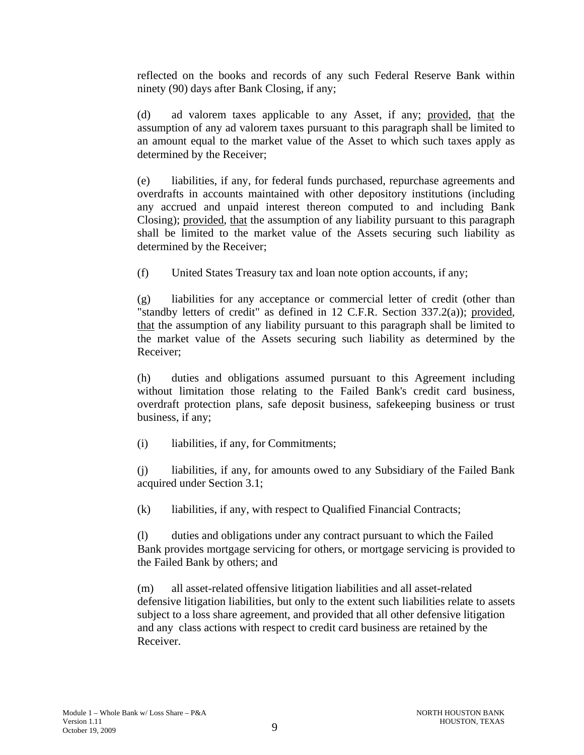reflected on the books and records of any such Federal Reserve Bank within ninety (90) days after Bank Closing, if any;

(d) ad valorem taxes applicable to any Asset, if any; provided, that the assumption of any ad valorem taxes pursuant to this paragraph shall be limited to an amount equal to the market value of the Asset to which such taxes apply as determined by the Receiver;

(e) liabilities, if any, for federal funds purchased, repurchase agreements and overdrafts in accounts maintained with other depository institutions (including any accrued and unpaid interest thereon computed to and including Bank Closing); provided, that the assumption of any liability pursuant to this paragraph shall be limited to the market value of the Assets securing such liability as determined by the Receiver;

(f) United States Treasury tax and loan note option accounts, if any;

(g) liabilities for any acceptance or commercial letter of credit (other than "standby letters of credit" as defined in 12 C.F.R. Section 337.2(a)); provided, that the assumption of any liability pursuant to this paragraph shall be limited to the market value of the Assets securing such liability as determined by the Receiver;

(h) duties and obligations assumed pursuant to this Agreement including without limitation those relating to the Failed Bank's credit card business, overdraft protection plans, safe deposit business, safekeeping business or trust business, if any;

(i) liabilities, if any, for Commitments;

(j) liabilities, if any, for amounts owed to any Subsidiary of the Failed Bank acquired under Section 3.1;

(k) liabilities, if any, with respect to Qualified Financial Contracts;

(l) duties and obligations under any contract pursuant to which the Failed Bank provides mortgage servicing for others, or mortgage servicing is provided to the Failed Bank by others; and

(m) all asset-related offensive litigation liabilities and all asset-related defensive litigation liabilities, but only to the extent such liabilities relate to assets subject to a loss share agreement, and provided that all other defensive litigation and any class actions with respect to credit card business are retained by the Receiver.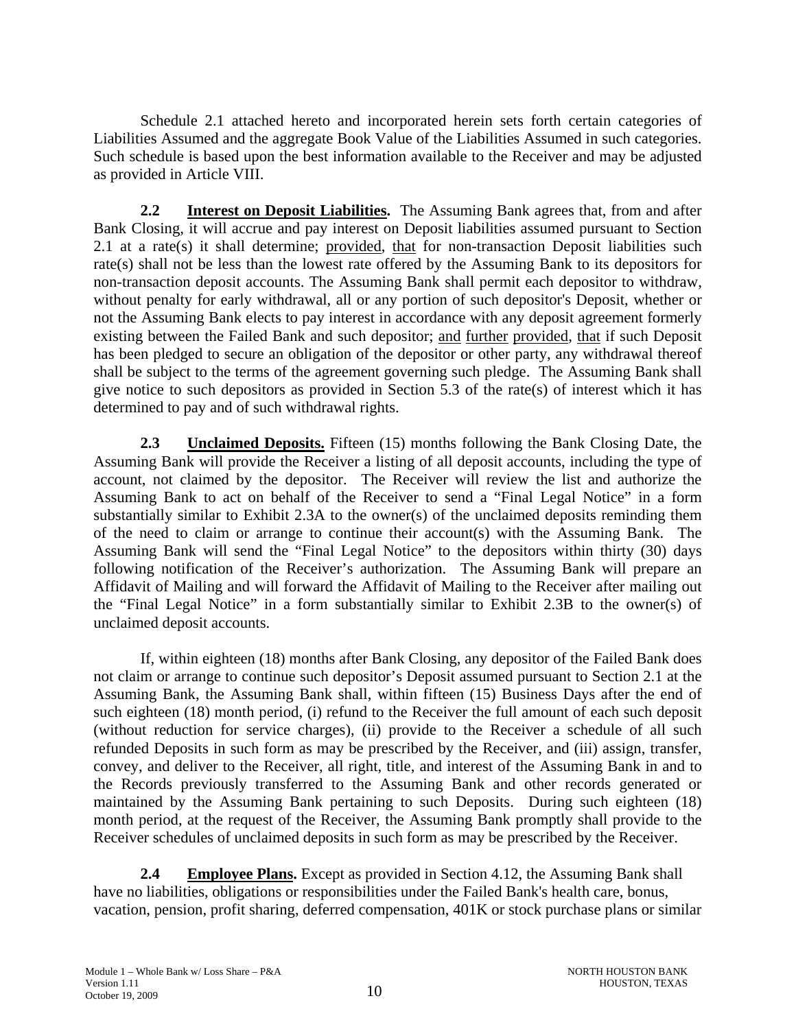Schedule 2.1 attached hereto and incorporated herein sets forth certain categories of Liabilities Assumed and the aggregate Book Value of the Liabilities Assumed in such categories. Such schedule is based upon the best information available to the Receiver and may be adjusted as provided in Article VIII.

**2.2 Interest on Deposit Liabilities.** The Assuming Bank agrees that, from and after Bank Closing, it will accrue and pay interest on Deposit liabilities assumed pursuant to Section 2.1 at a rate(s) it shall determine; provided, that for non-transaction Deposit liabilities such rate(s) shall not be less than the lowest rate offered by the Assuming Bank to its depositors for non-transaction deposit accounts. The Assuming Bank shall permit each depositor to withdraw, without penalty for early withdrawal, all or any portion of such depositor's Deposit, whether or not the Assuming Bank elects to pay interest in accordance with any deposit agreement formerly existing between the Failed Bank and such depositor; and further provided, that if such Deposit has been pledged to secure an obligation of the depositor or other party, any withdrawal thereof shall be subject to the terms of the agreement governing such pledge. The Assuming Bank shall give notice to such depositors as provided in Section 5.3 of the rate(s) of interest which it has determined to pay and of such withdrawal rights.

**2.3 Unclaimed Deposits.** Fifteen (15) months following the Bank Closing Date, the Assuming Bank will provide the Receiver a listing of all deposit accounts, including the type of account, not claimed by the depositor. The Receiver will review the list and authorize the Assuming Bank to act on behalf of the Receiver to send a "Final Legal Notice" in a form substantially similar to Exhibit 2.3A to the owner(s) of the unclaimed deposits reminding them of the need to claim or arrange to continue their account(s) with the Assuming Bank. The Assuming Bank will send the "Final Legal Notice" to the depositors within thirty (30) days following notification of the Receiver's authorization. The Assuming Bank will prepare an Affidavit of Mailing and will forward the Affidavit of Mailing to the Receiver after mailing out the "Final Legal Notice" in a form substantially similar to Exhibit 2.3B to the owner(s) of unclaimed deposit accounts.

If, within eighteen (18) months after Bank Closing, any depositor of the Failed Bank does not claim or arrange to continue such depositor's Deposit assumed pursuant to Section 2.1 at the Assuming Bank, the Assuming Bank shall, within fifteen (15) Business Days after the end of such eighteen (18) month period, (i) refund to the Receiver the full amount of each such deposit (without reduction for service charges), (ii) provide to the Receiver a schedule of all such refunded Deposits in such form as may be prescribed by the Receiver, and (iii) assign, transfer, convey, and deliver to the Receiver, all right, title, and interest of the Assuming Bank in and to the Records previously transferred to the Assuming Bank and other records generated or maintained by the Assuming Bank pertaining to such Deposits. During such eighteen (18) month period, at the request of the Receiver, the Assuming Bank promptly shall provide to the Receiver schedules of unclaimed deposits in such form as may be prescribed by the Receiver.

**2.4 Employee Plans.** Except as provided in Section 4.12, the Assuming Bank shall have no liabilities, obligations or responsibilities under the Failed Bank's health care, bonus, vacation, pension, profit sharing, deferred compensation, 401K or stock purchase plans or similar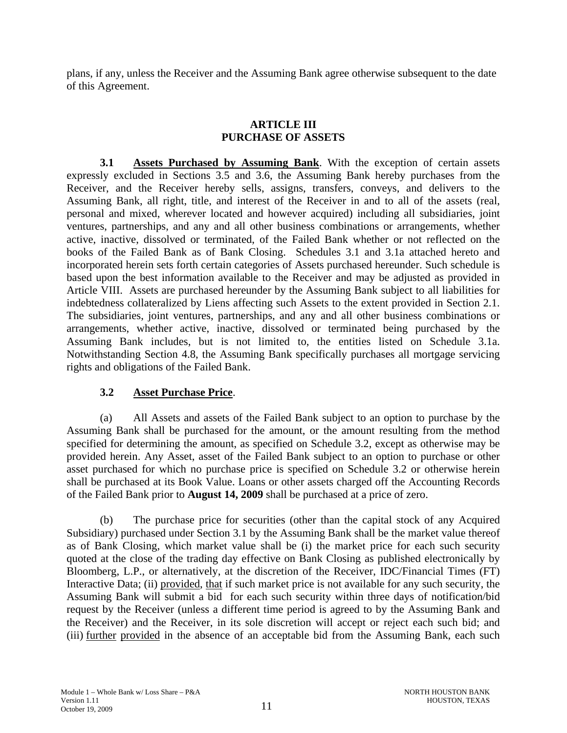plans, if any, unless the Receiver and the Assuming Bank agree otherwise subsequent to the date of this Agreement.

## ARTICLE III
## PURCHASE OF ASSETS

**3.1 Assets Purchased by Assuming Bank**. With the exception of certain assets expressly excluded in Sections 3.5 and 3.6, the Assuming Bank hereby purchases from the Receiver, and the Receiver hereby sells, assigns, transfers, conveys, and delivers to the Assuming Bank, all right, title, and interest of the Receiver in and to all of the assets (real, personal and mixed, wherever located and however acquired) including all subsidiaries, joint ventures, partnerships, and any and all other business combinations or arrangements, whether active, inactive, dissolved or terminated, of the Failed Bank whether or not reflected on the books of the Failed Bank as of Bank Closing. Schedules 3.1 and 3.1a attached hereto and incorporated herein sets forth certain categories of Assets purchased hereunder. Such schedule is based upon the best information available to the Receiver and may be adjusted as provided in Article VIII. Assets are purchased hereunder by the Assuming Bank subject to all liabilities for indebtedness collateralized by Liens affecting such Assets to the extent provided in Section 2.1. The subsidiaries, joint ventures, partnerships, and any and all other business combinations or arrangements, whether active, inactive, dissolved or terminated being purchased by the Assuming Bank includes, but is not limited to, the entities listed on Schedule 3.1a. Notwithstanding Section 4.8, the Assuming Bank specifically purchases all mortgage servicing rights and obligations of the Failed Bank.

**3.2 Asset Purchase Price**.

(a) All Assets and assets of the Failed Bank subject to an option to purchase by the Assuming Bank shall be purchased for the amount, or the amount resulting from the method specified for determining the amount, as specified on Schedule 3.2, except as otherwise may be provided herein. Any Asset, asset of the Failed Bank subject to an option to purchase or other asset purchased for which no purchase price is specified on Schedule 3.2 or otherwise herein shall be purchased at its Book Value. Loans or other assets charged off the Accounting Records of the Failed Bank prior to **August 14, 2009** shall be purchased at a price of zero.

(b) The purchase price for securities (other than the capital stock of any Acquired Subsidiary) purchased under Section 3.1 by the Assuming Bank shall be the market value thereof as of Bank Closing, which market value shall be (i) the market price for each such security quoted at the close of the trading day effective on Bank Closing as published electronically by Bloomberg, L.P., or alternatively, at the discretion of the Receiver, IDC/Financial Times (FT) Interactive Data; (ii) provided, that if such market price is not available for any such security, the Assuming Bank will submit a bid for each such security within three days of notification/bid request by the Receiver (unless a different time period is agreed to by the Assuming Bank and the Receiver) and the Receiver, in its sole discretion will accept or reject each such bid; and (iii) further provided in the absence of an acceptable bid from the Assuming Bank, each such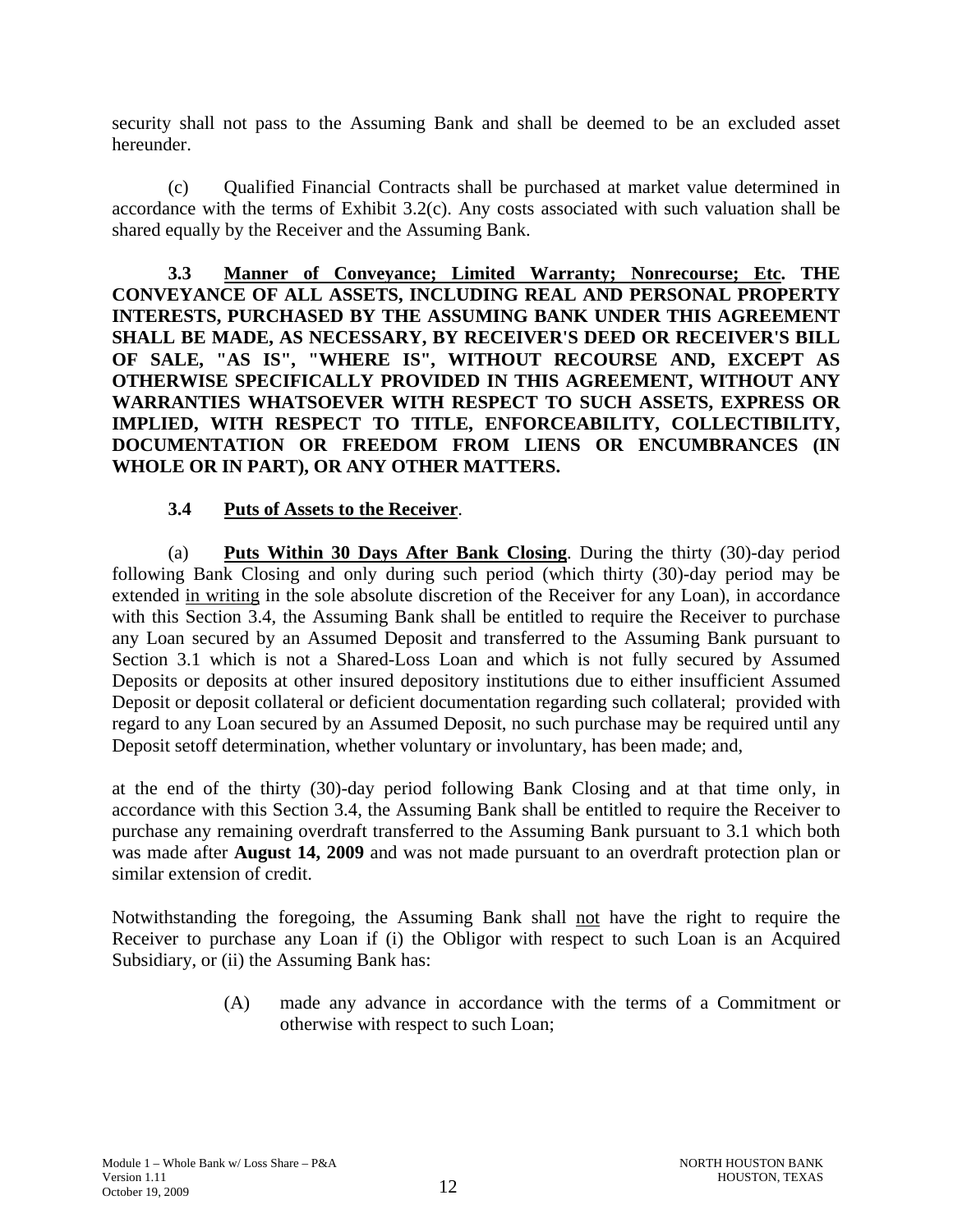security shall not pass to the Assuming Bank and shall be deemed to be an excluded asset hereunder.

(c) Qualified Financial Contracts shall be purchased at market value determined in accordance with the terms of Exhibit 3.2(c). Any costs associated with such valuation shall be shared equally by the Receiver and the Assuming Bank.

**3.3 Manner of Conveyance; Limited Warranty; Nonrecourse; Etc. THE CONVEYANCE OF ALL ASSETS, INCLUDING REAL AND PERSONAL PROPERTY INTERESTS, PURCHASED BY THE ASSUMING BANK UNDER THIS AGREEMENT SHALL BE MADE, AS NECESSARY, BY RECEIVER'S DEED OR RECEIVER'S BILL OF SALE, "AS IS", "WHERE IS", WITHOUT RECOURSE AND, EXCEPT AS OTHERWISE SPECIFICALLY PROVIDED IN THIS AGREEMENT, WITHOUT ANY WARRANTIES WHATSOEVER WITH RESPECT TO SUCH ASSETS, EXPRESS OR IMPLIED, WITH RESPECT TO TITLE, ENFORCEABILITY, COLLECTIBILITY, DOCUMENTATION OR FREEDOM FROM LIENS OR ENCUMBRANCES (IN WHOLE OR IN PART), OR ANY OTHER MATTERS.**

**3.4 Puts of Assets to the Receiver**.

(a) **Puts Within 30 Days After Bank Closing**. During the thirty (30)-day period following Bank Closing and only during such period (which thirty (30)-day period may be extended in writing in the sole absolute discretion of the Receiver for any Loan), in accordance with this Section 3.4, the Assuming Bank shall be entitled to require the Receiver to purchase any Loan secured by an Assumed Deposit and transferred to the Assuming Bank pursuant to Section 3.1 which is not a Shared-Loss Loan and which is not fully secured by Assumed Deposits or deposits at other insured depository institutions due to either insufficient Assumed Deposit or deposit collateral or deficient documentation regarding such collateral; provided with regard to any Loan secured by an Assumed Deposit, no such purchase may be required until any Deposit setoff determination, whether voluntary or involuntary, has been made; and,

at the end of the thirty (30)-day period following Bank Closing and at that time only, in accordance with this Section 3.4, the Assuming Bank shall be entitled to require the Receiver to purchase any remaining overdraft transferred to the Assuming Bank pursuant to 3.1 which both was made after **August 14, 2009** and was not made pursuant to an overdraft protection plan or similar extension of credit.

Notwithstanding the foregoing, the Assuming Bank shall not have the right to require the Receiver to purchase any Loan if (i) the Obligor with respect to such Loan is an Acquired Subsidiary, or (ii) the Assuming Bank has:

(A) made any advance in accordance with the terms of a Commitment or otherwise with respect to such Loan;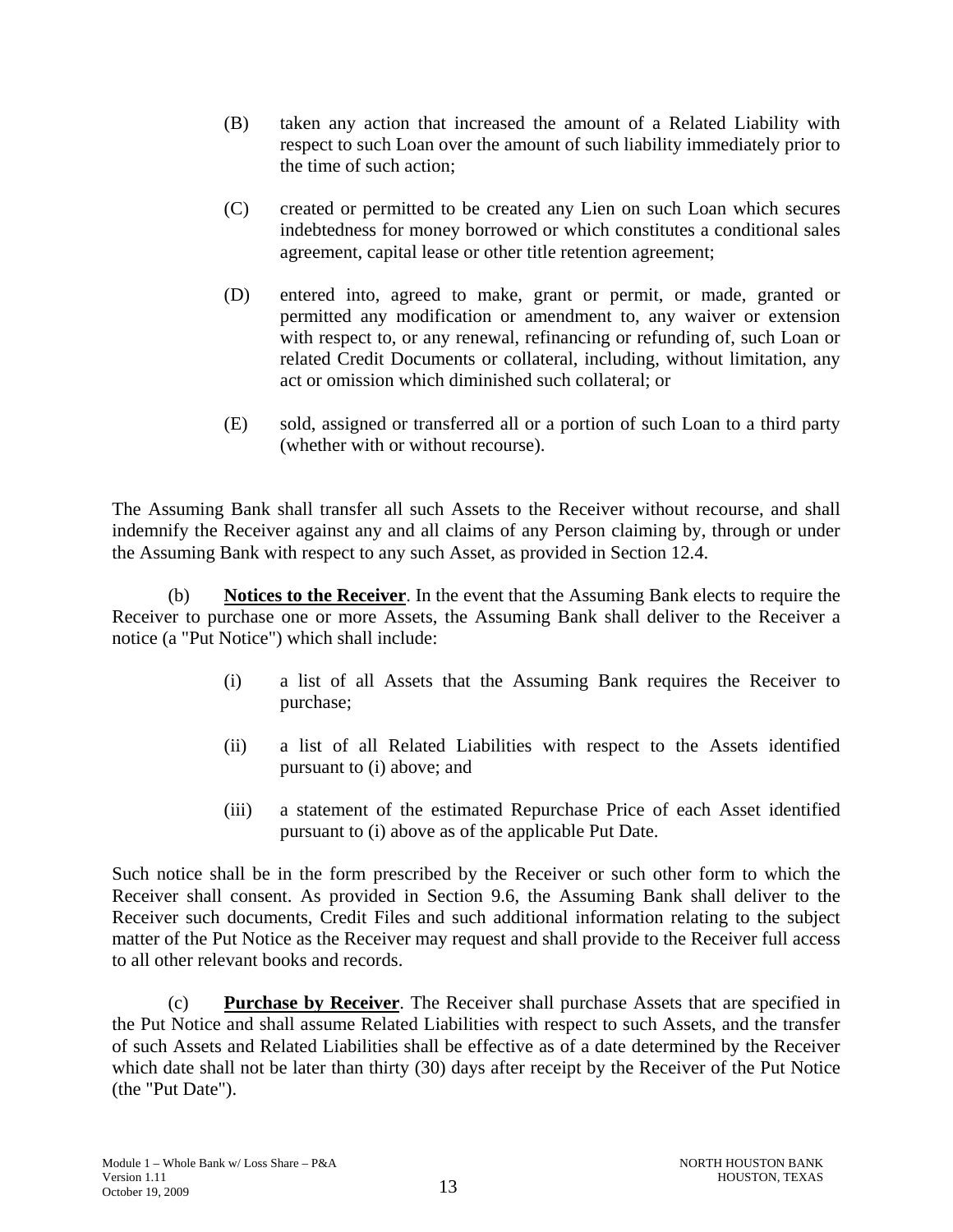(B) taken any action that increased the amount of a Related Liability with respect to such Loan over the amount of such liability immediately prior to the time of such action;

(C) created or permitted to be created any Lien on such Loan which secures indebtedness for money borrowed or which constitutes a conditional sales agreement, capital lease or other title retention agreement;

(D) entered into, agreed to make, grant or permit, or made, granted or permitted any modification or amendment to, any waiver or extension with respect to, or any renewal, refinancing or refunding of, such Loan or related Credit Documents or collateral, including, without limitation, any act or omission which diminished such collateral; or

(E) sold, assigned or transferred all or a portion of such Loan to a third party (whether with or without recourse).

The Assuming Bank shall transfer all such Assets to the Receiver without recourse, and shall indemnify the Receiver against any and all claims of any Person claiming by, through or under the Assuming Bank with respect to any such Asset, as provided in Section 12.4.

(b) **Notices to the Receiver**. In the event that the Assuming Bank elects to require the Receiver to purchase one or more Assets, the Assuming Bank shall deliver to the Receiver a notice (a "Put Notice") which shall include:

(i) a list of all Assets that the Assuming Bank requires the Receiver to purchase;

(ii) a list of all Related Liabilities with respect to the Assets identified pursuant to (i) above; and

(iii) a statement of the estimated Repurchase Price of each Asset identified pursuant to (i) above as of the applicable Put Date.

Such notice shall be in the form prescribed by the Receiver or such other form to which the Receiver shall consent. As provided in Section 9.6, the Assuming Bank shall deliver to the Receiver such documents, Credit Files and such additional information relating to the subject matter of the Put Notice as the Receiver may request and shall provide to the Receiver full access to all other relevant books and records.

(c) **Purchase by Receiver**. The Receiver shall purchase Assets that are specified in the Put Notice and shall assume Related Liabilities with respect to such Assets, and the transfer of such Assets and Related Liabilities shall be effective as of a date determined by the Receiver which date shall not be later than thirty (30) days after receipt by the Receiver of the Put Notice (the "Put Date").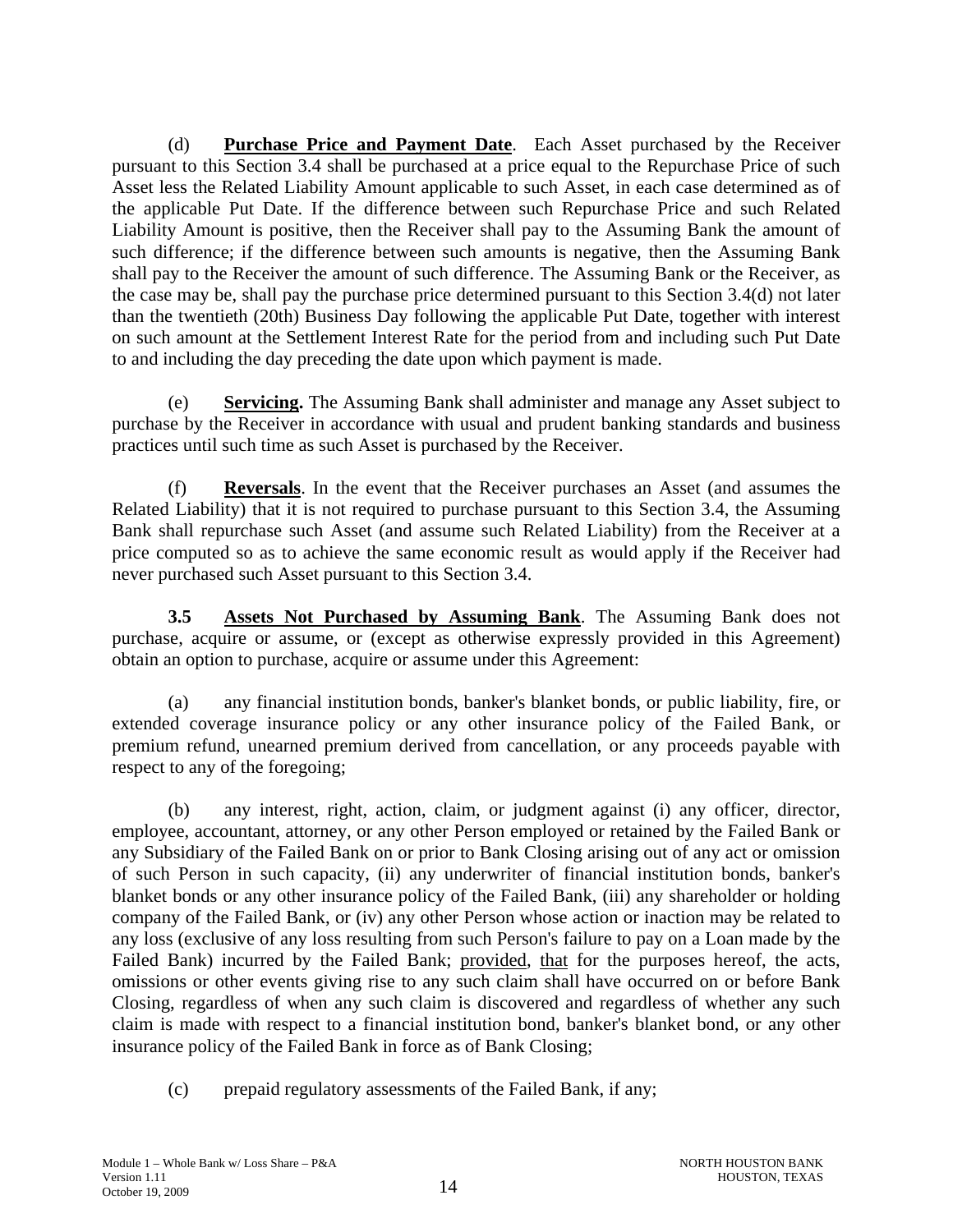(d) **Purchase Price and Payment Date**. Each Asset purchased by the Receiver pursuant to this Section 3.4 shall be purchased at a price equal to the Repurchase Price of such Asset less the Related Liability Amount applicable to such Asset, in each case determined as of the applicable Put Date. If the difference between such Repurchase Price and such Related Liability Amount is positive, then the Receiver shall pay to the Assuming Bank the amount of such difference; if the difference between such amounts is negative, then the Assuming Bank shall pay to the Receiver the amount of such difference. The Assuming Bank or the Receiver, as the case may be, shall pay the purchase price determined pursuant to this Section 3.4(d) not later than the twentieth (20th) Business Day following the applicable Put Date, together with interest on such amount at the Settlement Interest Rate for the period from and including such Put Date to and including the day preceding the date upon which payment is made.

(e) **Servicing.** The Assuming Bank shall administer and manage any Asset subject to purchase by the Receiver in accordance with usual and prudent banking standards and business practices until such time as such Asset is purchased by the Receiver.

(f) **Reversals**. In the event that the Receiver purchases an Asset (and assumes the Related Liability) that it is not required to purchase pursuant to this Section 3.4, the Assuming Bank shall repurchase such Asset (and assume such Related Liability) from the Receiver at a price computed so as to achieve the same economic result as would apply if the Receiver had never purchased such Asset pursuant to this Section 3.4.

**3.5 Assets Not Purchased by Assuming Bank**. The Assuming Bank does not purchase, acquire or assume, or (except as otherwise expressly provided in this Agreement) obtain an option to purchase, acquire or assume under this Agreement:

(a) any financial institution bonds, banker's blanket bonds, or public liability, fire, or extended coverage insurance policy or any other insurance policy of the Failed Bank, or premium refund, unearned premium derived from cancellation, or any proceeds payable with respect to any of the foregoing;

(b) any interest, right, action, claim, or judgment against (i) any officer, director, employee, accountant, attorney, or any other Person employed or retained by the Failed Bank or any Subsidiary of the Failed Bank on or prior to Bank Closing arising out of any act or omission of such Person in such capacity, (ii) any underwriter of financial institution bonds, banker's blanket bonds or any other insurance policy of the Failed Bank, (iii) any shareholder or holding company of the Failed Bank, or (iv) any other Person whose action or inaction may be related to any loss (exclusive of any loss resulting from such Person's failure to pay on a Loan made by the Failed Bank) incurred by the Failed Bank; provided, that for the purposes hereof, the acts, omissions or other events giving rise to any such claim shall have occurred on or before Bank Closing, regardless of when any such claim is discovered and regardless of whether any such claim is made with respect to a financial institution bond, banker's blanket bond, or any other insurance policy of the Failed Bank in force as of Bank Closing;

(c) prepaid regulatory assessments of the Failed Bank, if any;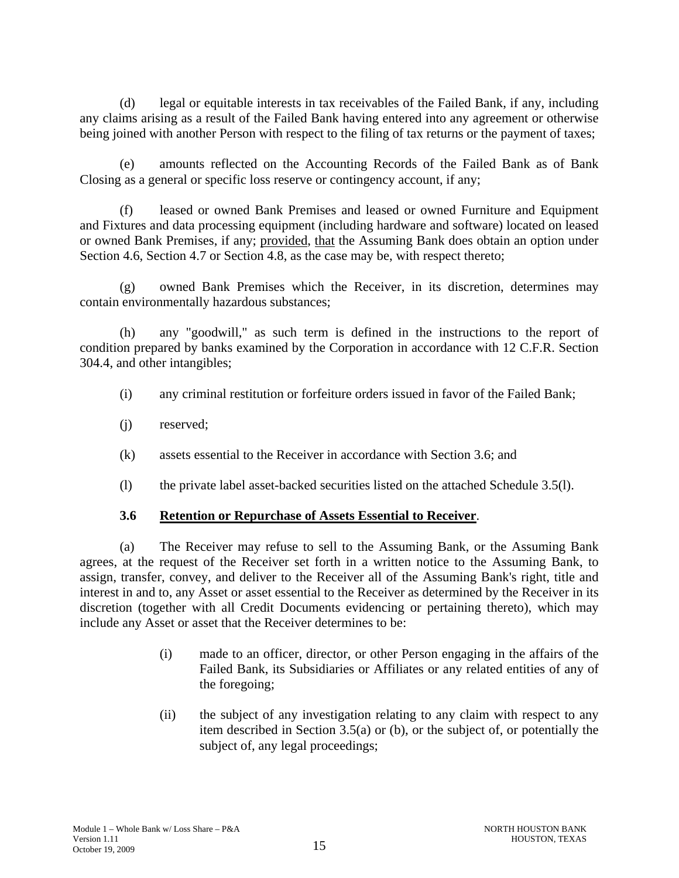(d) legal or equitable interests in tax receivables of the Failed Bank, if any, including any claims arising as a result of the Failed Bank having entered into any agreement or otherwise being joined with another Person with respect to the filing of tax returns or the payment of taxes;

(e) amounts reflected on the Accounting Records of the Failed Bank as of Bank Closing as a general or specific loss reserve or contingency account, if any;

(f) leased or owned Bank Premises and leased or owned Furniture and Equipment and Fixtures and data processing equipment (including hardware and software) located on leased or owned Bank Premises, if any; provided, that the Assuming Bank does obtain an option under Section 4.6, Section 4.7 or Section 4.8, as the case may be, with respect thereto;

(g) owned Bank Premises which the Receiver, in its discretion, determines may contain environmentally hazardous substances;

(h) any "goodwill," as such term is defined in the instructions to the report of condition prepared by banks examined by the Corporation in accordance with 12 C.F.R. Section 304.4, and other intangibles;

(i) any criminal restitution or forfeiture orders issued in favor of the Failed Bank;

(j) reserved;

(k) assets essential to the Receiver in accordance with Section 3.6; and

(l) the private label asset-backed securities listed on the attached Schedule 3.5(l).

**3.6 Retention or Repurchase of Assets Essential to Receiver**.

(a) The Receiver may refuse to sell to the Assuming Bank, or the Assuming Bank agrees, at the request of the Receiver set forth in a written notice to the Assuming Bank, to assign, transfer, convey, and deliver to the Receiver all of the Assuming Bank's right, title and interest in and to, any Asset or asset essential to the Receiver as determined by the Receiver in its discretion (together with all Credit Documents evidencing or pertaining thereto), which may include any Asset or asset that the Receiver determines to be:

(i) made to an officer, director, or other Person engaging in the affairs of the Failed Bank, its Subsidiaries or Affiliates or any related entities of any of the foregoing;

(ii) the subject of any investigation relating to any claim with respect to any item described in Section 3.5(a) or (b), or the subject of, or potentially the subject of, any legal proceedings;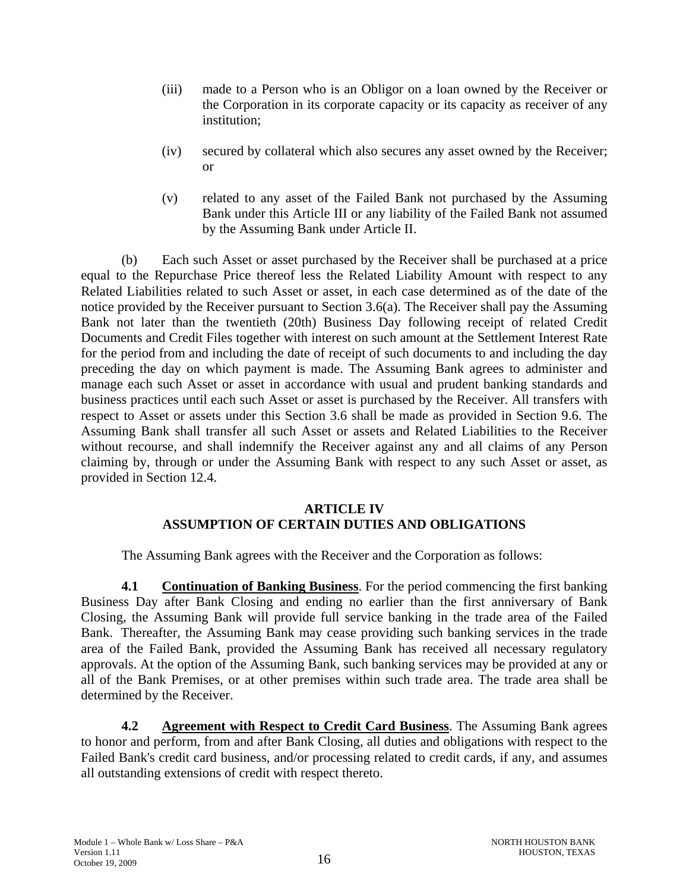(iii) made to a Person who is an Obligor on a loan owned by the Receiver or the Corporation in its corporate capacity or its capacity as receiver of any institution;

(iv) secured by collateral which also secures any asset owned by the Receiver; or

(v) related to any asset of the Failed Bank not purchased by the Assuming Bank under this Article III or any liability of the Failed Bank not assumed by the Assuming Bank under Article II.

(b) Each such Asset or asset purchased by the Receiver shall be purchased at a price equal to the Repurchase Price thereof less the Related Liability Amount with respect to any Related Liabilities related to such Asset or asset, in each case determined as of the date of the notice provided by the Receiver pursuant to Section 3.6(a). The Receiver shall pay the Assuming Bank not later than the twentieth (20th) Business Day following receipt of related Credit Documents and Credit Files together with interest on such amount at the Settlement Interest Rate for the period from and including the date of receipt of such documents to and including the day preceding the day on which payment is made. The Assuming Bank agrees to administer and manage each such Asset or asset in accordance with usual and prudent banking standards and business practices until each such Asset or asset is purchased by the Receiver. All transfers with respect to Asset or assets under this Section 3.6 shall be made as provided in Section 9.6. The Assuming Bank shall transfer all such Asset or assets and Related Liabilities to the Receiver without recourse, and shall indemnify the Receiver against any and all claims of any Person claiming by, through or under the Assuming Bank with respect to any such Asset or asset, as provided in Section 12.4.

## ARTICLE IV
## ASSUMPTION OF CERTAIN DUTIES AND OBLIGATIONS

The Assuming Bank agrees with the Receiver and the Corporation as follows:

**4.1 Continuation of Banking Business**. For the period commencing the first banking Business Day after Bank Closing and ending no earlier than the first anniversary of Bank Closing, the Assuming Bank will provide full service banking in the trade area of the Failed Bank. Thereafter, the Assuming Bank may cease providing such banking services in the trade area of the Failed Bank, provided the Assuming Bank has received all necessary regulatory approvals. At the option of the Assuming Bank, such banking services may be provided at any or all of the Bank Premises, or at other premises within such trade area. The trade area shall be determined by the Receiver.

**4.2 Agreement with Respect to Credit Card Business**. The Assuming Bank agrees to honor and perform, from and after Bank Closing, all duties and obligations with respect to the Failed Bank's credit card business, and/or processing related to credit cards, if any, and assumes all outstanding extensions of credit with respect thereto.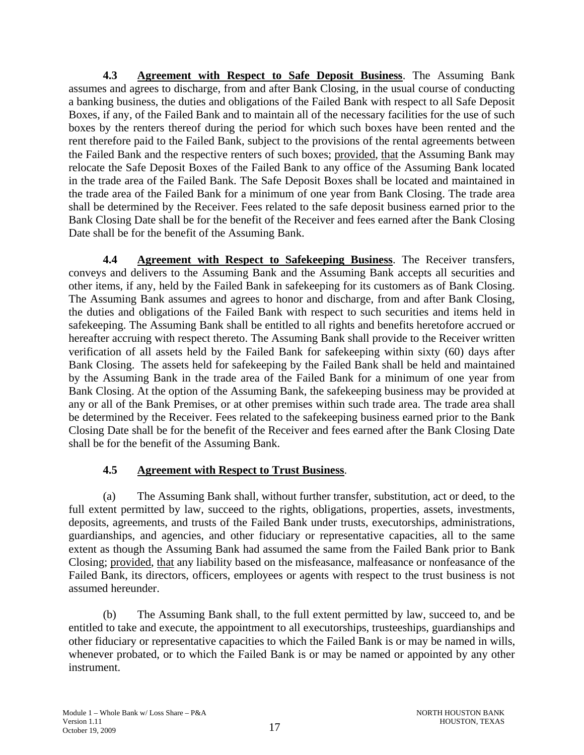**4.3 Agreement with Respect to Safe Deposit Business**. The Assuming Bank assumes and agrees to discharge, from and after Bank Closing, in the usual course of conducting a banking business, the duties and obligations of the Failed Bank with respect to all Safe Deposit Boxes, if any, of the Failed Bank and to maintain all of the necessary facilities for the use of such boxes by the renters thereof during the period for which such boxes have been rented and the rent therefore paid to the Failed Bank, subject to the provisions of the rental agreements between the Failed Bank and the respective renters of such boxes; provided, that the Assuming Bank may relocate the Safe Deposit Boxes of the Failed Bank to any office of the Assuming Bank located in the trade area of the Failed Bank. The Safe Deposit Boxes shall be located and maintained in the trade area of the Failed Bank for a minimum of one year from Bank Closing. The trade area shall be determined by the Receiver. Fees related to the safe deposit business earned prior to the Bank Closing Date shall be for the benefit of the Receiver and fees earned after the Bank Closing Date shall be for the benefit of the Assuming Bank.

**4.4 Agreement with Respect to Safekeeping Business**. The Receiver transfers, conveys and delivers to the Assuming Bank and the Assuming Bank accepts all securities and other items, if any, held by the Failed Bank in safekeeping for its customers as of Bank Closing. The Assuming Bank assumes and agrees to honor and discharge, from and after Bank Closing, the duties and obligations of the Failed Bank with respect to such securities and items held in safekeeping. The Assuming Bank shall be entitled to all rights and benefits heretofore accrued or hereafter accruing with respect thereto. The Assuming Bank shall provide to the Receiver written verification of all assets held by the Failed Bank for safekeeping within sixty (60) days after Bank Closing. The assets held for safekeeping by the Failed Bank shall be held and maintained by the Assuming Bank in the trade area of the Failed Bank for a minimum of one year from Bank Closing. At the option of the Assuming Bank, the safekeeping business may be provided at any or all of the Bank Premises, or at other premises within such trade area. The trade area shall be determined by the Receiver. Fees related to the safekeeping business earned prior to the Bank Closing Date shall be for the benefit of the Receiver and fees earned after the Bank Closing Date shall be for the benefit of the Assuming Bank.

**4.5 Agreement with Respect to Trust Business**.

(a) The Assuming Bank shall, without further transfer, substitution, act or deed, to the full extent permitted by law, succeed to the rights, obligations, properties, assets, investments, deposits, agreements, and trusts of the Failed Bank under trusts, executorships, administrations, guardianships, and agencies, and other fiduciary or representative capacities, all to the same extent as though the Assuming Bank had assumed the same from the Failed Bank prior to Bank Closing; provided, that any liability based on the misfeasance, malfeasance or nonfeasance of the Failed Bank, its directors, officers, employees or agents with respect to the trust business is not assumed hereunder.

(b) The Assuming Bank shall, to the full extent permitted by law, succeed to, and be entitled to take and execute, the appointment to all executorships, trusteeships, guardianships and other fiduciary or representative capacities to which the Failed Bank is or may be named in wills, whenever probated, or to which the Failed Bank is or may be named or appointed by any other instrument.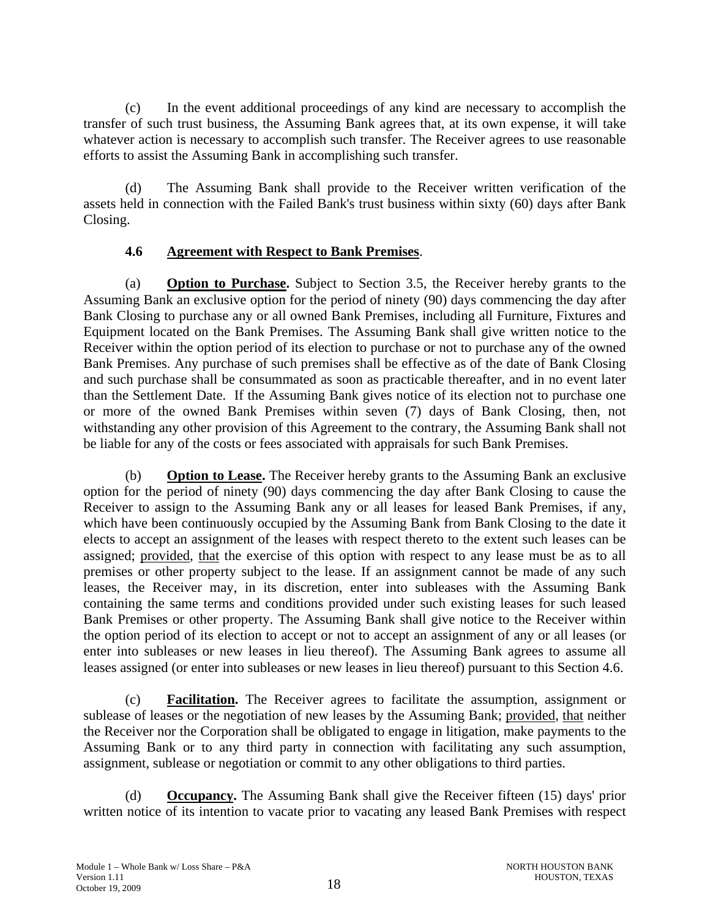(c) In the event additional proceedings of any kind are necessary to accomplish the transfer of such trust business, the Assuming Bank agrees that, at its own expense, it will take whatever action is necessary to accomplish such transfer. The Receiver agrees to use reasonable efforts to assist the Assuming Bank in accomplishing such transfer.

(d) The Assuming Bank shall provide to the Receiver written verification of the assets held in connection with the Failed Bank's trust business within sixty (60) days after Bank Closing.

### 4.6 Agreement with Respect to Bank Premises.

(a) **Option to Purchase.** Subject to Section 3.5, the Receiver hereby grants to the Assuming Bank an exclusive option for the period of ninety (90) days commencing the day after Bank Closing to purchase any or all owned Bank Premises, including all Furniture, Fixtures and Equipment located on the Bank Premises. The Assuming Bank shall give written notice to the Receiver within the option period of its election to purchase or not to purchase any of the owned Bank Premises. Any purchase of such premises shall be effective as of the date of Bank Closing and such purchase shall be consummated as soon as practicable thereafter, and in no event later than the Settlement Date. If the Assuming Bank gives notice of its election not to purchase one or more of the owned Bank Premises within seven (7) days of Bank Closing, then, not withstanding any other provision of this Agreement to the contrary, the Assuming Bank shall not be liable for any of the costs or fees associated with appraisals for such Bank Premises.

(b) **Option to Lease.** The Receiver hereby grants to the Assuming Bank an exclusive option for the period of ninety (90) days commencing the day after Bank Closing to cause the Receiver to assign to the Assuming Bank any or all leases for leased Bank Premises, if any, which have been continuously occupied by the Assuming Bank from Bank Closing to the date it elects to accept an assignment of the leases with respect thereto to the extent such leases can be assigned; provided, that the exercise of this option with respect to any lease must be as to all premises or other property subject to the lease. If an assignment cannot be made of any such leases, the Receiver may, in its discretion, enter into subleases with the Assuming Bank containing the same terms and conditions provided under such existing leases for such leased Bank Premises or other property. The Assuming Bank shall give notice to the Receiver within the option period of its election to accept or not to accept an assignment of any or all leases (or enter into subleases or new leases in lieu thereof). The Assuming Bank agrees to assume all leases assigned (or enter into subleases or new leases in lieu thereof) pursuant to this Section 4.6.

(c) **Facilitation.** The Receiver agrees to facilitate the assumption, assignment or sublease of leases or the negotiation of new leases by the Assuming Bank; provided, that neither the Receiver nor the Corporation shall be obligated to engage in litigation, make payments to the Assuming Bank or to any third party in connection with facilitating any such assumption, assignment, sublease or negotiation or commit to any other obligations to third parties.

(d) **Occupancy.** The Assuming Bank shall give the Receiver fifteen (15) days' prior written notice of its intention to vacate prior to vacating any leased Bank Premises with respect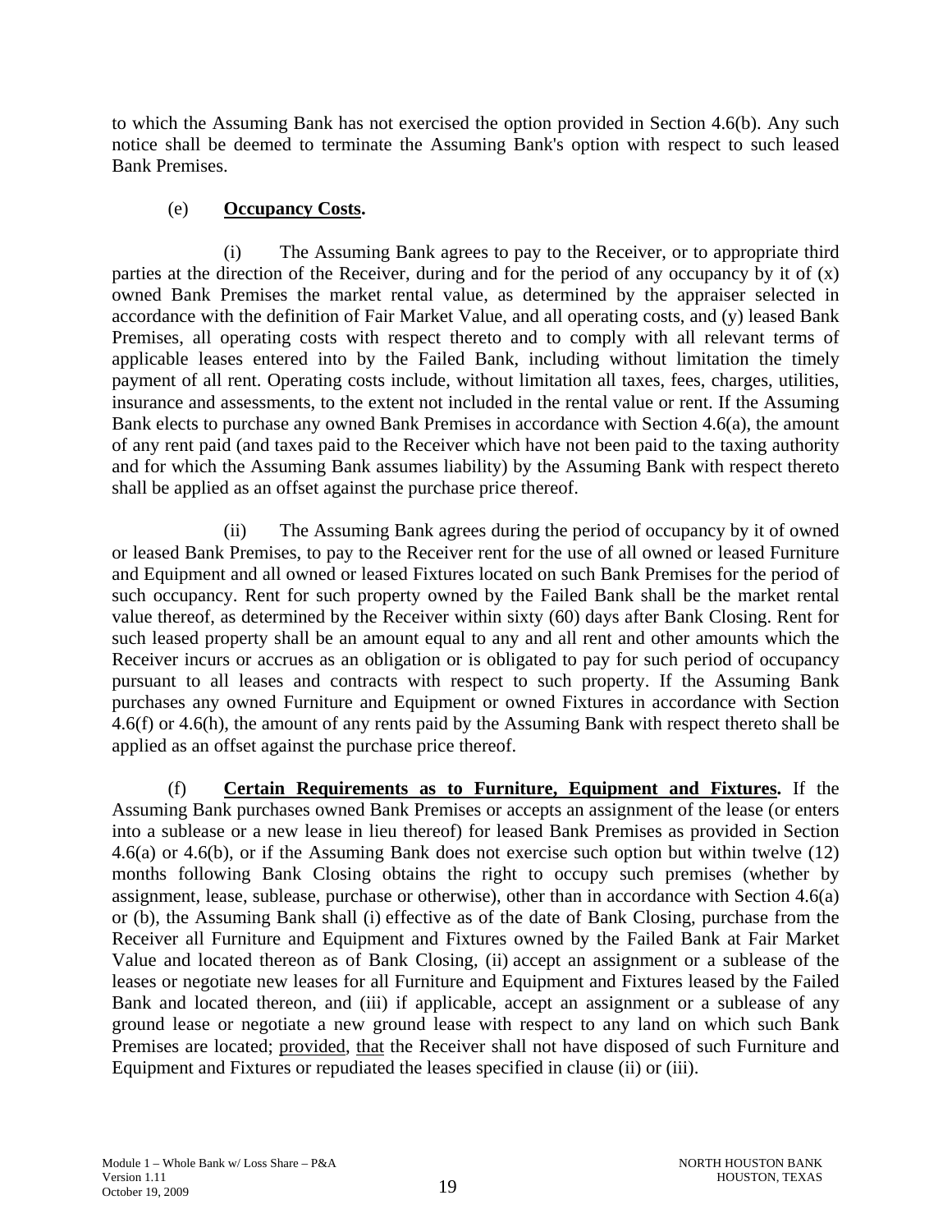to which the Assuming Bank has not exercised the option provided in Section 4.6(b). Any such notice shall be deemed to terminate the Assuming Bank's option with respect to such leased Bank Premises.

(e) **Occupancy Costs.**

(i) The Assuming Bank agrees to pay to the Receiver, or to appropriate third parties at the direction of the Receiver, during and for the period of any occupancy by it of (x) owned Bank Premises the market rental value, as determined by the appraiser selected in accordance with the definition of Fair Market Value, and all operating costs, and (y) leased Bank Premises, all operating costs with respect thereto and to comply with all relevant terms of applicable leases entered into by the Failed Bank, including without limitation the timely payment of all rent. Operating costs include, without limitation all taxes, fees, charges, utilities, insurance and assessments, to the extent not included in the rental value or rent. If the Assuming Bank elects to purchase any owned Bank Premises in accordance with Section 4.6(a), the amount of any rent paid (and taxes paid to the Receiver which have not been paid to the taxing authority and for which the Assuming Bank assumes liability) by the Assuming Bank with respect thereto shall be applied as an offset against the purchase price thereof.

(ii) The Assuming Bank agrees during the period of occupancy by it of owned or leased Bank Premises, to pay to the Receiver rent for the use of all owned or leased Furniture and Equipment and all owned or leased Fixtures located on such Bank Premises for the period of such occupancy. Rent for such property owned by the Failed Bank shall be the market rental value thereof, as determined by the Receiver within sixty (60) days after Bank Closing. Rent for such leased property shall be an amount equal to any and all rent and other amounts which the Receiver incurs or accrues as an obligation or is obligated to pay for such period of occupancy pursuant to all leases and contracts with respect to such property. If the Assuming Bank purchases any owned Furniture and Equipment or owned Fixtures in accordance with Section 4.6(f) or 4.6(h), the amount of any rents paid by the Assuming Bank with respect thereto shall be applied as an offset against the purchase price thereof.

(f) **Certain Requirements as to Furniture, Equipment and Fixtures.** If the Assuming Bank purchases owned Bank Premises or accepts an assignment of the lease (or enters into a sublease or a new lease in lieu thereof) for leased Bank Premises as provided in Section 4.6(a) or 4.6(b), or if the Assuming Bank does not exercise such option but within twelve (12) months following Bank Closing obtains the right to occupy such premises (whether by assignment, lease, sublease, purchase or otherwise), other than in accordance with Section 4.6(a) or (b), the Assuming Bank shall (i) effective as of the date of Bank Closing, purchase from the Receiver all Furniture and Equipment and Fixtures owned by the Failed Bank at Fair Market Value and located thereon as of Bank Closing, (ii) accept an assignment or a sublease of the leases or negotiate new leases for all Furniture and Equipment and Fixtures leased by the Failed Bank and located thereon, and (iii) if applicable, accept an assignment or a sublease of any ground lease or negotiate a new ground lease with respect to any land on which such Bank Premises are located; provided, that the Receiver shall not have disposed of such Furniture and Equipment and Fixtures or repudiated the leases specified in clause (ii) or (iii).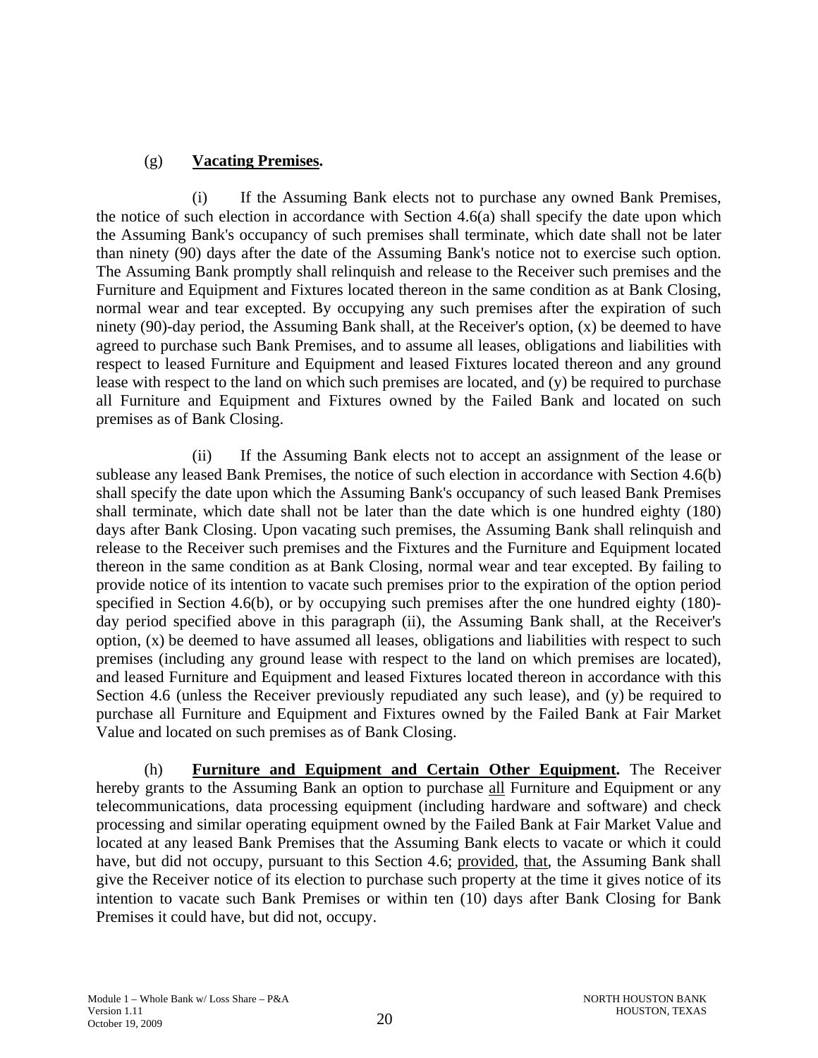(g) **Vacating Premises.**

(i) If the Assuming Bank elects not to purchase any owned Bank Premises, the notice of such election in accordance with Section 4.6(a) shall specify the date upon which the Assuming Bank's occupancy of such premises shall terminate, which date shall not be later than ninety (90) days after the date of the Assuming Bank's notice not to exercise such option. The Assuming Bank promptly shall relinquish and release to the Receiver such premises and the Furniture and Equipment and Fixtures located thereon in the same condition as at Bank Closing, normal wear and tear excepted. By occupying any such premises after the expiration of such ninety (90)-day period, the Assuming Bank shall, at the Receiver's option, (x) be deemed to have agreed to purchase such Bank Premises, and to assume all leases, obligations and liabilities with respect to leased Furniture and Equipment and leased Fixtures located thereon and any ground lease with respect to the land on which such premises are located, and (y) be required to purchase all Furniture and Equipment and Fixtures owned by the Failed Bank and located on such premises as of Bank Closing.

(ii) If the Assuming Bank elects not to accept an assignment of the lease or sublease any leased Bank Premises, the notice of such election in accordance with Section 4.6(b) shall specify the date upon which the Assuming Bank's occupancy of such leased Bank Premises shall terminate, which date shall not be later than the date which is one hundred eighty (180) days after Bank Closing. Upon vacating such premises, the Assuming Bank shall relinquish and release to the Receiver such premises and the Fixtures and the Furniture and Equipment located thereon in the same condition as at Bank Closing, normal wear and tear excepted. By failing to provide notice of its intention to vacate such premises prior to the expiration of the option period specified in Section 4.6(b), or by occupying such premises after the one hundred eighty (180)-day period specified above in this paragraph (ii), the Assuming Bank shall, at the Receiver's option, (x) be deemed to have assumed all leases, obligations and liabilities with respect to such premises (including any ground lease with respect to the land on which premises are located), and leased Furniture and Equipment and leased Fixtures located thereon in accordance with this Section 4.6 (unless the Receiver previously repudiated any such lease), and (y) be required to purchase all Furniture and Equipment and Fixtures owned by the Failed Bank at Fair Market Value and located on such premises as of Bank Closing.

(h) **Furniture and Equipment and Certain Other Equipment.** The Receiver hereby grants to the Assuming Bank an option to purchase all Furniture and Equipment or any telecommunications, data processing equipment (including hardware and software) and check processing and similar operating equipment owned by the Failed Bank at Fair Market Value and located at any leased Bank Premises that the Assuming Bank elects to vacate or which it could have, but did not occupy, pursuant to this Section 4.6; provided, that, the Assuming Bank shall give the Receiver notice of its election to purchase such property at the time it gives notice of its intention to vacate such Bank Premises or within ten (10) days after Bank Closing for Bank Premises it could have, but did not, occupy.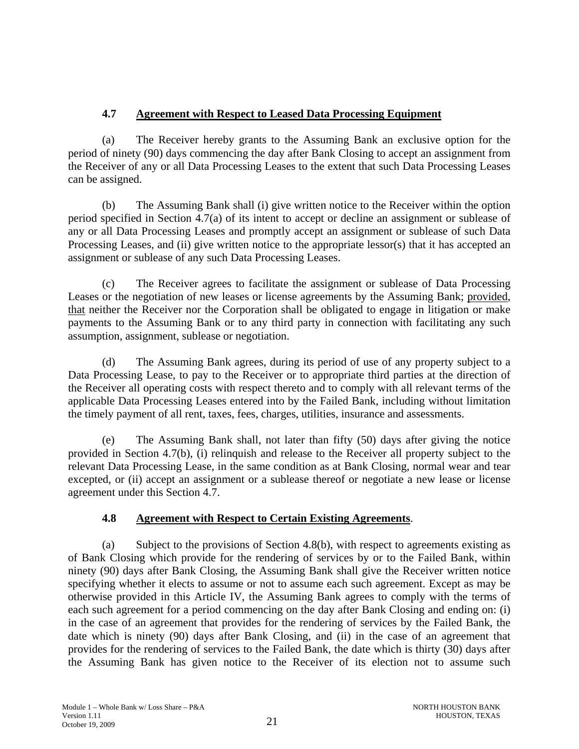### 4.7 Agreement with Respect to Leased Data Processing Equipment

(a) The Receiver hereby grants to the Assuming Bank an exclusive option for the period of ninety (90) days commencing the day after Bank Closing to accept an assignment from the Receiver of any or all Data Processing Leases to the extent that such Data Processing Leases can be assigned.

(b) The Assuming Bank shall (i) give written notice to the Receiver within the option period specified in Section 4.7(a) of its intent to accept or decline an assignment or sublease of any or all Data Processing Leases and promptly accept an assignment or sublease of such Data Processing Leases, and (ii) give written notice to the appropriate lessor(s) that it has accepted an assignment or sublease of any such Data Processing Leases.

(c) The Receiver agrees to facilitate the assignment or sublease of Data Processing Leases or the negotiation of new leases or license agreements by the Assuming Bank; provided, that neither the Receiver nor the Corporation shall be obligated to engage in litigation or make payments to the Assuming Bank or to any third party in connection with facilitating any such assumption, assignment, sublease or negotiation.

(d) The Assuming Bank agrees, during its period of use of any property subject to a Data Processing Lease, to pay to the Receiver or to appropriate third parties at the direction of the Receiver all operating costs with respect thereto and to comply with all relevant terms of the applicable Data Processing Leases entered into by the Failed Bank, including without limitation the timely payment of all rent, taxes, fees, charges, utilities, insurance and assessments.

(e) The Assuming Bank shall, not later than fifty (50) days after giving the notice provided in Section 4.7(b), (i) relinquish and release to the Receiver all property subject to the relevant Data Processing Lease, in the same condition as at Bank Closing, normal wear and tear excepted, or (ii) accept an assignment or a sublease thereof or negotiate a new lease or license agreement under this Section 4.7.

### 4.8 Agreement with Respect to Certain Existing Agreements.

(a) Subject to the provisions of Section 4.8(b), with respect to agreements existing as of Bank Closing which provide for the rendering of services by or to the Failed Bank, within ninety (90) days after Bank Closing, the Assuming Bank shall give the Receiver written notice specifying whether it elects to assume or not to assume each such agreement. Except as may be otherwise provided in this Article IV, the Assuming Bank agrees to comply with the terms of each such agreement for a period commencing on the day after Bank Closing and ending on: (i) in the case of an agreement that provides for the rendering of services by the Failed Bank, the date which is ninety (90) days after Bank Closing, and (ii) in the case of an agreement that provides for the rendering of services to the Failed Bank, the date which is thirty (30) days after the Assuming Bank has given notice to the Receiver of its election not to assume such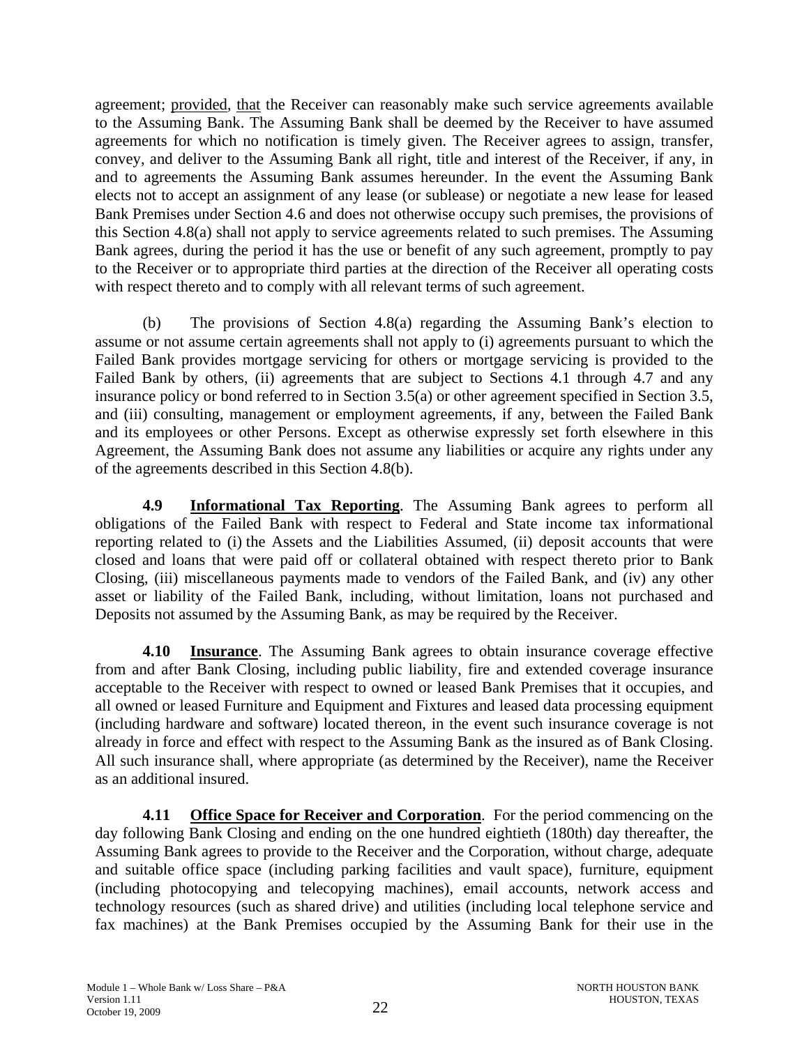agreement; provided, that the Receiver can reasonably make such service agreements available to the Assuming Bank. The Assuming Bank shall be deemed by the Receiver to have assumed agreements for which no notification is timely given. The Receiver agrees to assign, transfer, convey, and deliver to the Assuming Bank all right, title and interest of the Receiver, if any, in and to agreements the Assuming Bank assumes hereunder. In the event the Assuming Bank elects not to accept an assignment of any lease (or sublease) or negotiate a new lease for leased Bank Premises under Section 4.6 and does not otherwise occupy such premises, the provisions of this Section 4.8(a) shall not apply to service agreements related to such premises. The Assuming Bank agrees, during the period it has the use or benefit of any such agreement, promptly to pay to the Receiver or to appropriate third parties at the direction of the Receiver all operating costs with respect thereto and to comply with all relevant terms of such agreement.

(b) The provisions of Section 4.8(a) regarding the Assuming Bank's election to assume or not assume certain agreements shall not apply to (i) agreements pursuant to which the Failed Bank provides mortgage servicing for others or mortgage servicing is provided to the Failed Bank by others, (ii) agreements that are subject to Sections 4.1 through 4.7 and any insurance policy or bond referred to in Section 3.5(a) or other agreement specified in Section 3.5, and (iii) consulting, management or employment agreements, if any, between the Failed Bank and its employees or other Persons. Except as otherwise expressly set forth elsewhere in this Agreement, the Assuming Bank does not assume any liabilities or acquire any rights under any of the agreements described in this Section 4.8(b).

**4.9 Informational Tax Reporting**. The Assuming Bank agrees to perform all obligations of the Failed Bank with respect to Federal and State income tax informational reporting related to (i) the Assets and the Liabilities Assumed, (ii) deposit accounts that were closed and loans that were paid off or collateral obtained with respect thereto prior to Bank Closing, (iii) miscellaneous payments made to vendors of the Failed Bank, and (iv) any other asset or liability of the Failed Bank, including, without limitation, loans not purchased and Deposits not assumed by the Assuming Bank, as may be required by the Receiver.

**4.10 Insurance**. The Assuming Bank agrees to obtain insurance coverage effective from and after Bank Closing, including public liability, fire and extended coverage insurance acceptable to the Receiver with respect to owned or leased Bank Premises that it occupies, and all owned or leased Furniture and Equipment and Fixtures and leased data processing equipment (including hardware and software) located thereon, in the event such insurance coverage is not already in force and effect with respect to the Assuming Bank as the insured as of Bank Closing. All such insurance shall, where appropriate (as determined by the Receiver), name the Receiver as an additional insured.

**4.11 Office Space for Receiver and Corporation**. For the period commencing on the day following Bank Closing and ending on the one hundred eightieth (180th) day thereafter, the Assuming Bank agrees to provide to the Receiver and the Corporation, without charge, adequate and suitable office space (including parking facilities and vault space), furniture, equipment (including photocopying and telecopying machines), email accounts, network access and technology resources (such as shared drive) and utilities (including local telephone service and fax machines) at the Bank Premises occupied by the Assuming Bank for their use in the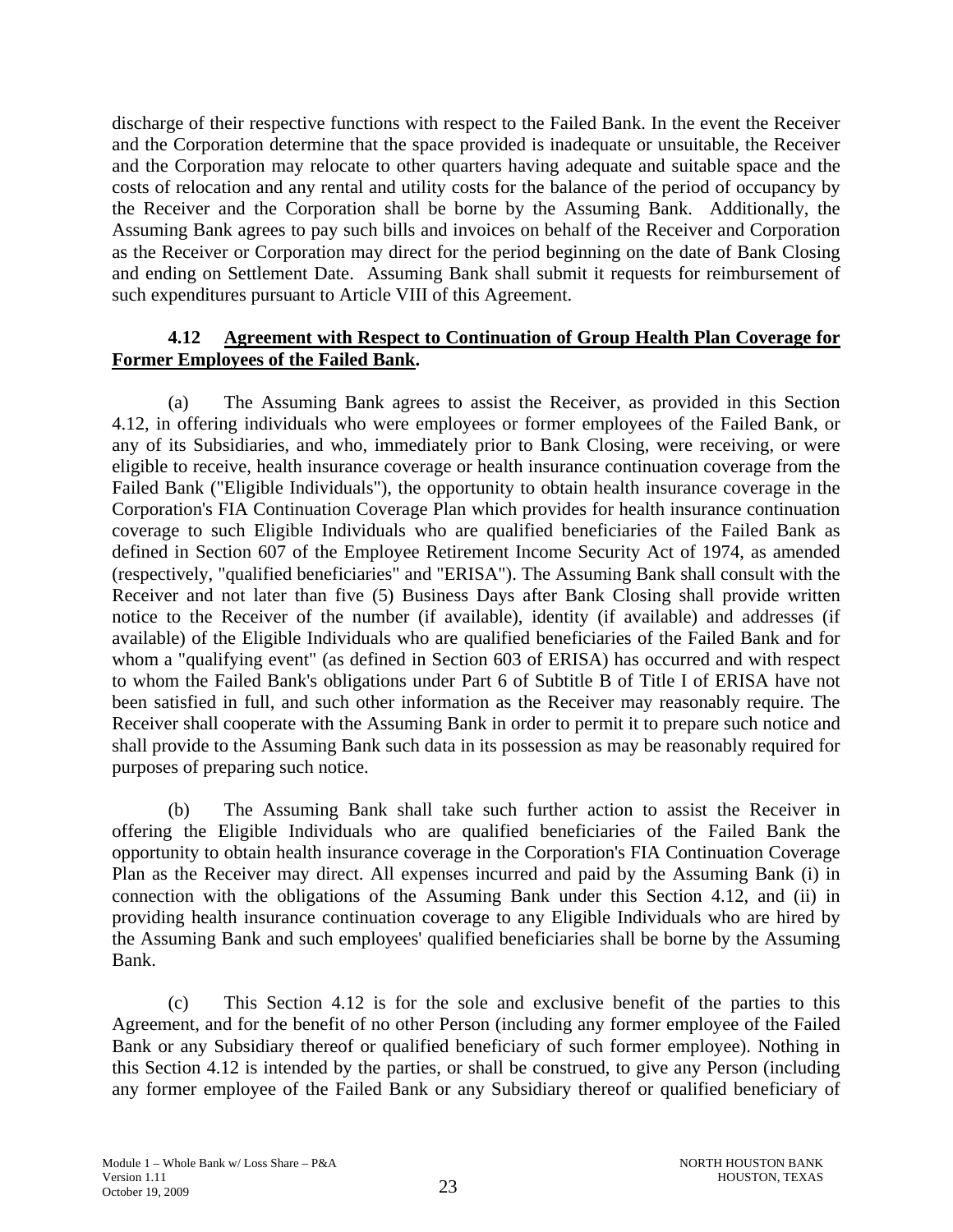discharge of their respective functions with respect to the Failed Bank. In the event the Receiver and the Corporation determine that the space provided is inadequate or unsuitable, the Receiver and the Corporation may relocate to other quarters having adequate and suitable space and the costs of relocation and any rental and utility costs for the balance of the period of occupancy by the Receiver and the Corporation shall be borne by the Assuming Bank. Additionally, the Assuming Bank agrees to pay such bills and invoices on behalf of the Receiver and Corporation as the Receiver or Corporation may direct for the period beginning on the date of Bank Closing and ending on Settlement Date. Assuming Bank shall submit it requests for reimbursement of such expenditures pursuant to Article VIII of this Agreement.

**4.12 Agreement with Respect to Continuation of Group Health Plan Coverage for Former Employees of the Failed Bank.**

(a) The Assuming Bank agrees to assist the Receiver, as provided in this Section 4.12, in offering individuals who were employees or former employees of the Failed Bank, or any of its Subsidiaries, and who, immediately prior to Bank Closing, were receiving, or were eligible to receive, health insurance coverage or health insurance continuation coverage from the Failed Bank ("Eligible Individuals"), the opportunity to obtain health insurance coverage in the Corporation's FIA Continuation Coverage Plan which provides for health insurance continuation coverage to such Eligible Individuals who are qualified beneficiaries of the Failed Bank as defined in Section 607 of the Employee Retirement Income Security Act of 1974, as amended (respectively, "qualified beneficiaries" and "ERISA"). The Assuming Bank shall consult with the Receiver and not later than five (5) Business Days after Bank Closing shall provide written notice to the Receiver of the number (if available), identity (if available) and addresses (if available) of the Eligible Individuals who are qualified beneficiaries of the Failed Bank and for whom a "qualifying event" (as defined in Section 603 of ERISA) has occurred and with respect to whom the Failed Bank's obligations under Part 6 of Subtitle B of Title I of ERISA have not been satisfied in full, and such other information as the Receiver may reasonably require. The Receiver shall cooperate with the Assuming Bank in order to permit it to prepare such notice and shall provide to the Assuming Bank such data in its possession as may be reasonably required for purposes of preparing such notice.

(b) The Assuming Bank shall take such further action to assist the Receiver in offering the Eligible Individuals who are qualified beneficiaries of the Failed Bank the opportunity to obtain health insurance coverage in the Corporation's FIA Continuation Coverage Plan as the Receiver may direct. All expenses incurred and paid by the Assuming Bank (i) in connection with the obligations of the Assuming Bank under this Section 4.12, and (ii) in providing health insurance continuation coverage to any Eligible Individuals who are hired by the Assuming Bank and such employees' qualified beneficiaries shall be borne by the Assuming Bank.

(c) This Section 4.12 is for the sole and exclusive benefit of the parties to this Agreement, and for the benefit of no other Person (including any former employee of the Failed Bank or any Subsidiary thereof or qualified beneficiary of such former employee). Nothing in this Section 4.12 is intended by the parties, or shall be construed, to give any Person (including any former employee of the Failed Bank or any Subsidiary thereof or qualified beneficiary of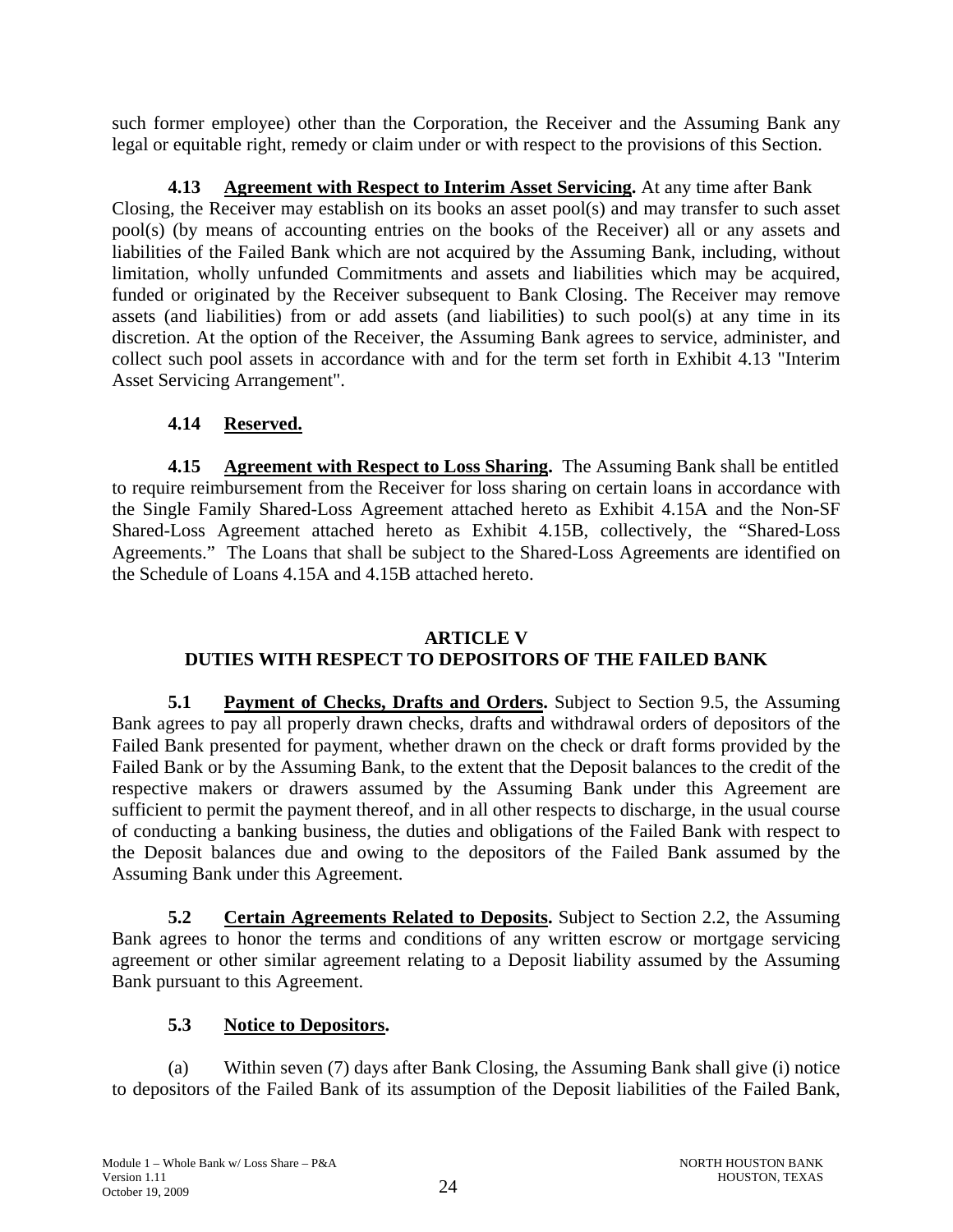such former employee) other than the Corporation, the Receiver and the Assuming Bank any legal or equitable right, remedy or claim under or with respect to the provisions of this Section.

**4.13 Agreement with Respect to Interim Asset Servicing.** At any time after Bank Closing, the Receiver may establish on its books an asset pool(s) and may transfer to such asset pool(s) (by means of accounting entries on the books of the Receiver) all or any assets and liabilities of the Failed Bank which are not acquired by the Assuming Bank, including, without limitation, wholly unfunded Commitments and assets and liabilities which may be acquired, funded or originated by the Receiver subsequent to Bank Closing. The Receiver may remove assets (and liabilities) from or add assets (and liabilities) to such pool(s) at any time in its discretion. At the option of the Receiver, the Assuming Bank agrees to service, administer, and collect such pool assets in accordance with and for the term set forth in Exhibit 4.13 "Interim Asset Servicing Arrangement".

**4.14 Reserved.**

**4.15 Agreement with Respect to Loss Sharing.** The Assuming Bank shall be entitled to require reimbursement from the Receiver for loss sharing on certain loans in accordance with the Single Family Shared-Loss Agreement attached hereto as Exhibit 4.15A and the Non-SF Shared-Loss Agreement attached hereto as Exhibit 4.15B, collectively, the "Shared-Loss Agreements." The Loans that shall be subject to the Shared-Loss Agreements are identified on the Schedule of Loans 4.15A and 4.15B attached hereto.

## ARTICLE V
## DUTIES WITH RESPECT TO DEPOSITORS OF THE FAILED BANK

**5.1 Payment of Checks, Drafts and Orders.** Subject to Section 9.5, the Assuming Bank agrees to pay all properly drawn checks, drafts and withdrawal orders of depositors of the Failed Bank presented for payment, whether drawn on the check or draft forms provided by the Failed Bank or by the Assuming Bank, to the extent that the Deposit balances to the credit of the respective makers or drawers assumed by the Assuming Bank under this Agreement are sufficient to permit the payment thereof, and in all other respects to discharge, in the usual course of conducting a banking business, the duties and obligations of the Failed Bank with respect to the Deposit balances due and owing to the depositors of the Failed Bank assumed by the Assuming Bank under this Agreement.

**5.2 Certain Agreements Related to Deposits.** Subject to Section 2.2, the Assuming Bank agrees to honor the terms and conditions of any written escrow or mortgage servicing agreement or other similar agreement relating to a Deposit liability assumed by the Assuming Bank pursuant to this Agreement.

**5.3 Notice to Depositors.**

(a) Within seven (7) days after Bank Closing, the Assuming Bank shall give (i) notice to depositors of the Failed Bank of its assumption of the Deposit liabilities of the Failed Bank,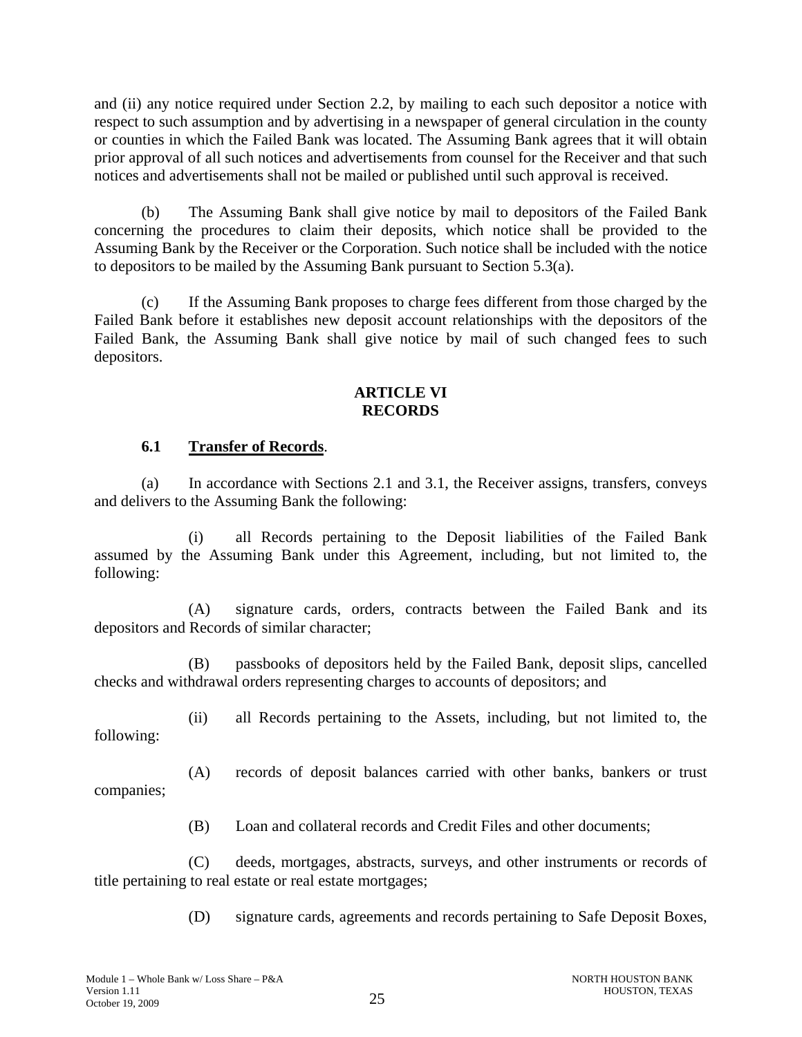and (ii) any notice required under Section 2.2, by mailing to each such depositor a notice with respect to such assumption and by advertising in a newspaper of general circulation in the county or counties in which the Failed Bank was located. The Assuming Bank agrees that it will obtain prior approval of all such notices and advertisements from counsel for the Receiver and that such notices and advertisements shall not be mailed or published until such approval is received.

(b) The Assuming Bank shall give notice by mail to depositors of the Failed Bank concerning the procedures to claim their deposits, which notice shall be provided to the Assuming Bank by the Receiver or the Corporation. Such notice shall be included with the notice to depositors to be mailed by the Assuming Bank pursuant to Section 5.3(a).

(c) If the Assuming Bank proposes to charge fees different from those charged by the Failed Bank before it establishes new deposit account relationships with the depositors of the Failed Bank, the Assuming Bank shall give notice by mail of such changed fees to such depositors.

## ARTICLE VI
## RECORDS

### 6.1 Transfer of Records.

(a) In accordance with Sections 2.1 and 3.1, the Receiver assigns, transfers, conveys and delivers to the Assuming Bank the following:

(i) all Records pertaining to the Deposit liabilities of the Failed Bank assumed by the Assuming Bank under this Agreement, including, but not limited to, the following:

(A) signature cards, orders, contracts between the Failed Bank and its depositors and Records of similar character;

(B) passbooks of depositors held by the Failed Bank, deposit slips, cancelled checks and withdrawal orders representing charges to accounts of depositors; and

(ii) all Records pertaining to the Assets, including, but not limited to, the following:

(A) records of deposit balances carried with other banks, bankers or trust companies;

(B) Loan and collateral records and Credit Files and other documents;

(C) deeds, mortgages, abstracts, surveys, and other instruments or records of title pertaining to real estate or real estate mortgages;

(D) signature cards, agreements and records pertaining to Safe Deposit Boxes,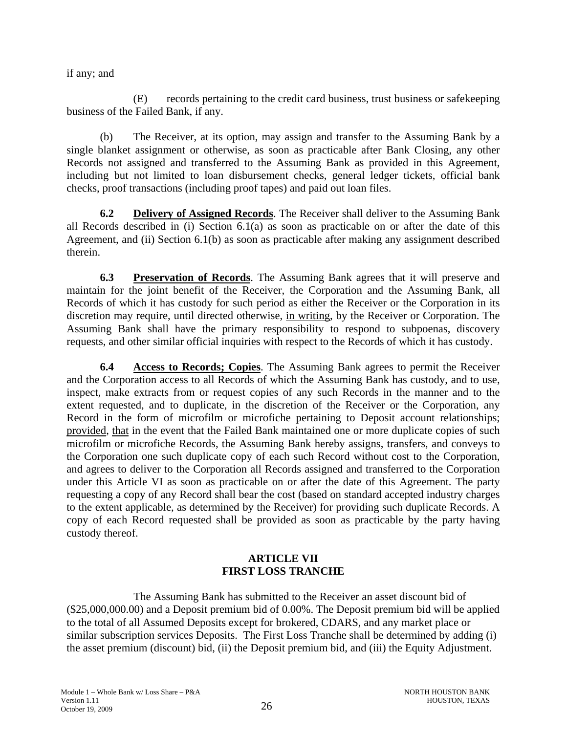if any; and

(E) records pertaining to the credit card business, trust business or safekeeping business of the Failed Bank, if any.

(b) The Receiver, at its option, may assign and transfer to the Assuming Bank by a single blanket assignment or otherwise, as soon as practicable after Bank Closing, any other Records not assigned and transferred to the Assuming Bank as provided in this Agreement, including but not limited to loan disbursement checks, general ledger tickets, official bank checks, proof transactions (including proof tapes) and paid out loan files.

**6.2 Delivery of Assigned Records**. The Receiver shall deliver to the Assuming Bank all Records described in (i) Section 6.1(a) as soon as practicable on or after the date of this Agreement, and (ii) Section 6.1(b) as soon as practicable after making any assignment described therein.

**6.3 Preservation of Records**. The Assuming Bank agrees that it will preserve and maintain for the joint benefit of the Receiver, the Corporation and the Assuming Bank, all Records of which it has custody for such period as either the Receiver or the Corporation in its discretion may require, until directed otherwise, in writing, by the Receiver or Corporation. The Assuming Bank shall have the primary responsibility to respond to subpoenas, discovery requests, and other similar official inquiries with respect to the Records of which it has custody.

**6.4 Access to Records; Copies**. The Assuming Bank agrees to permit the Receiver and the Corporation access to all Records of which the Assuming Bank has custody, and to use, inspect, make extracts from or request copies of any such Records in the manner and to the extent requested, and to duplicate, in the discretion of the Receiver or the Corporation, any Record in the form of microfilm or microfiche pertaining to Deposit account relationships; provided, that in the event that the Failed Bank maintained one or more duplicate copies of such microfilm or microfiche Records, the Assuming Bank hereby assigns, transfers, and conveys to the Corporation one such duplicate copy of each such Record without cost to the Corporation, and agrees to deliver to the Corporation all Records assigned and transferred to the Corporation under this Article VI as soon as practicable on or after the date of this Agreement. The party requesting a copy of any Record shall bear the cost (based on standard accepted industry charges to the extent applicable, as determined by the Receiver) for providing such duplicate Records. A copy of each Record requested shall be provided as soon as practicable by the party having custody thereof.

## ARTICLE VII
## FIRST LOSS TRANCHE

The Assuming Bank has submitted to the Receiver an asset discount bid of (\$25,000,000.00) and a Deposit premium bid of 0.00%. The Deposit premium bid will be applied to the total of all Assumed Deposits except for brokered, CDARS, and any market place or similar subscription services Deposits. The First Loss Tranche shall be determined by adding (i) the asset premium (discount) bid, (ii) the Deposit premium bid, and (iii) the Equity Adjustment.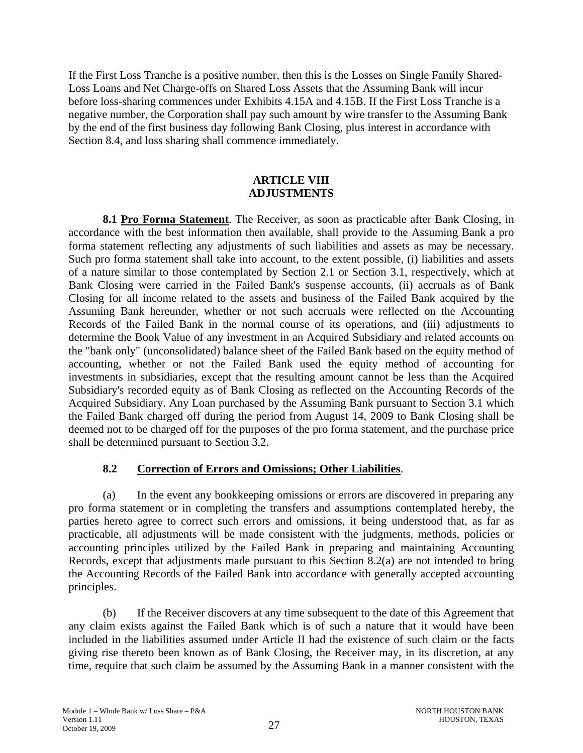If the First Loss Tranche is a positive number, then this is the Losses on Single Family Shared-Loss Loans and Net Charge-offs on Shared Loss Assets that the Assuming Bank will incur before loss-sharing commences under Exhibits 4.15A and 4.15B. If the First Loss Tranche is a negative number, the Corporation shall pay such amount by wire transfer to the Assuming Bank by the end of the first business day following Bank Closing, plus interest in accordance with Section 8.4, and loss sharing shall commence immediately.

## ARTICLE VIII
## ADJUSTMENTS

**8.1 Pro Forma Statement**. The Receiver, as soon as practicable after Bank Closing, in accordance with the best information then available, shall provide to the Assuming Bank a pro forma statement reflecting any adjustments of such liabilities and assets as may be necessary. Such pro forma statement shall take into account, to the extent possible, (i) liabilities and assets of a nature similar to those contemplated by Section 2.1 or Section 3.1, respectively, which at Bank Closing were carried in the Failed Bank's suspense accounts, (ii) accruals as of Bank Closing for all income related to the assets and business of the Failed Bank acquired by the Assuming Bank hereunder, whether or not such accruals were reflected on the Accounting Records of the Failed Bank in the normal course of its operations, and (iii) adjustments to determine the Book Value of any investment in an Acquired Subsidiary and related accounts on the "bank only" (unconsolidated) balance sheet of the Failed Bank based on the equity method of accounting, whether or not the Failed Bank used the equity method of accounting for investments in subsidiaries, except that the resulting amount cannot be less than the Acquired Subsidiary's recorded equity as of Bank Closing as reflected on the Accounting Records of the Acquired Subsidiary. Any Loan purchased by the Assuming Bank pursuant to Section 3.1 which the Failed Bank charged off during the period from August 14, 2009 to Bank Closing shall be deemed not to be charged off for the purposes of the pro forma statement, and the purchase price shall be determined pursuant to Section 3.2.

**8.2 Correction of Errors and Omissions; Other Liabilities**.

(a) In the event any bookkeeping omissions or errors are discovered in preparing any pro forma statement or in completing the transfers and assumptions contemplated hereby, the parties hereto agree to correct such errors and omissions, it being understood that, as far as practicable, all adjustments will be made consistent with the judgments, methods, policies or accounting principles utilized by the Failed Bank in preparing and maintaining Accounting Records, except that adjustments made pursuant to this Section 8.2(a) are not intended to bring the Accounting Records of the Failed Bank into accordance with generally accepted accounting principles.

(b) If the Receiver discovers at any time subsequent to the date of this Agreement that any claim exists against the Failed Bank which is of such a nature that it would have been included in the liabilities assumed under Article II had the existence of such claim or the facts giving rise thereto been known as of Bank Closing, the Receiver may, in its discretion, at any time, require that such claim be assumed by the Assuming Bank in a manner consistent with the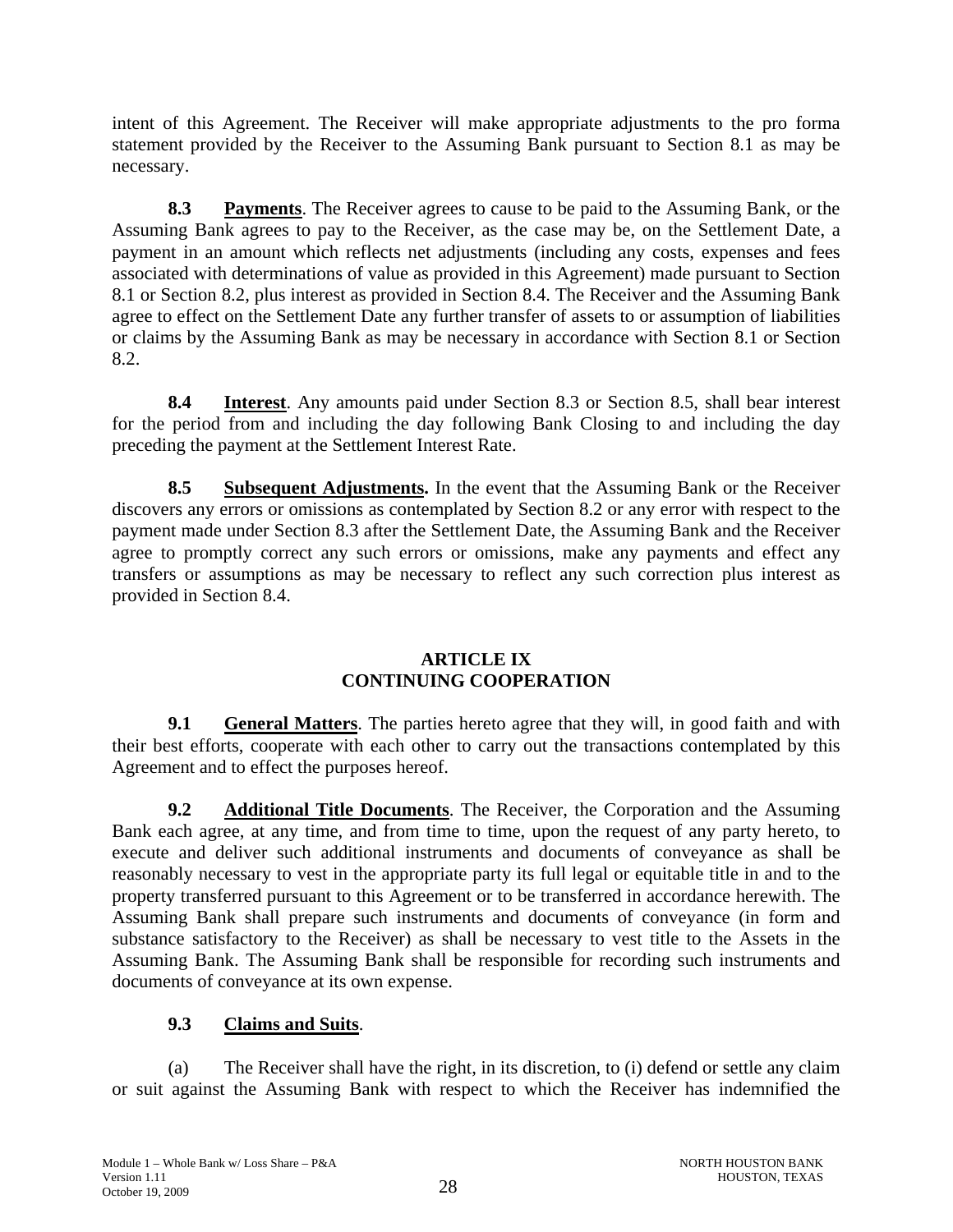intent of this Agreement. The Receiver will make appropriate adjustments to the pro forma statement provided by the Receiver to the Assuming Bank pursuant to Section 8.1 as may be necessary.

**8.3 Payments**. The Receiver agrees to cause to be paid to the Assuming Bank, or the Assuming Bank agrees to pay to the Receiver, as the case may be, on the Settlement Date, a payment in an amount which reflects net adjustments (including any costs, expenses and fees associated with determinations of value as provided in this Agreement) made pursuant to Section 8.1 or Section 8.2, plus interest as provided in Section 8.4. The Receiver and the Assuming Bank agree to effect on the Settlement Date any further transfer of assets to or assumption of liabilities or claims by the Assuming Bank as may be necessary in accordance with Section 8.1 or Section 8.2.

**8.4 Interest**. Any amounts paid under Section 8.3 or Section 8.5, shall bear interest for the period from and including the day following Bank Closing to and including the day preceding the payment at the Settlement Interest Rate.

**8.5 Subsequent Adjustments.** In the event that the Assuming Bank or the Receiver discovers any errors or omissions as contemplated by Section 8.2 or any error with respect to the payment made under Section 8.3 after the Settlement Date, the Assuming Bank and the Receiver agree to promptly correct any such errors or omissions, make any payments and effect any transfers or assumptions as may be necessary to reflect any such correction plus interest as provided in Section 8.4.

## ARTICLE IX
## CONTINUING COOPERATION

**9.1 General Matters**. The parties hereto agree that they will, in good faith and with their best efforts, cooperate with each other to carry out the transactions contemplated by this Agreement and to effect the purposes hereof.

**9.2 Additional Title Documents**. The Receiver, the Corporation and the Assuming Bank each agree, at any time, and from time to time, upon the request of any party hereto, to execute and deliver such additional instruments and documents of conveyance as shall be reasonably necessary to vest in the appropriate party its full legal or equitable title in and to the property transferred pursuant to this Agreement or to be transferred in accordance herewith. The Assuming Bank shall prepare such instruments and documents of conveyance (in form and substance satisfactory to the Receiver) as shall be necessary to vest title to the Assets in the Assuming Bank. The Assuming Bank shall be responsible for recording such instruments and documents of conveyance at its own expense.

**9.3 Claims and Suits**.

(a) The Receiver shall have the right, in its discretion, to (i) defend or settle any claim or suit against the Assuming Bank with respect to which the Receiver has indemnified the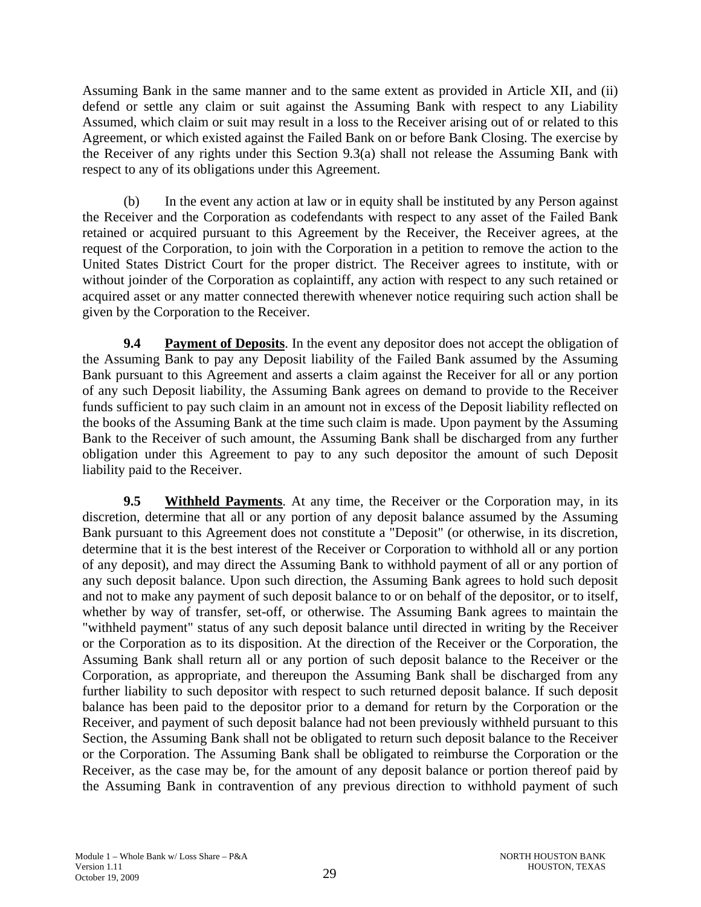Assuming Bank in the same manner and to the same extent as provided in Article XII, and (ii) defend or settle any claim or suit against the Assuming Bank with respect to any Liability Assumed, which claim or suit may result in a loss to the Receiver arising out of or related to this Agreement, or which existed against the Failed Bank on or before Bank Closing. The exercise by the Receiver of any rights under this Section 9.3(a) shall not release the Assuming Bank with respect to any of its obligations under this Agreement.

(b) In the event any action at law or in equity shall be instituted by any Person against the Receiver and the Corporation as codefendants with respect to any asset of the Failed Bank retained or acquired pursuant to this Agreement by the Receiver, the Receiver agrees, at the request of the Corporation, to join with the Corporation in a petition to remove the action to the United States District Court for the proper district. The Receiver agrees to institute, with or without joinder of the Corporation as coplaintiff, any action with respect to any such retained or acquired asset or any matter connected therewith whenever notice requiring such action shall be given by the Corporation to the Receiver.

**9.4 Payment of Deposits**. In the event any depositor does not accept the obligation of the Assuming Bank to pay any Deposit liability of the Failed Bank assumed by the Assuming Bank pursuant to this Agreement and asserts a claim against the Receiver for all or any portion of any such Deposit liability, the Assuming Bank agrees on demand to provide to the Receiver funds sufficient to pay such claim in an amount not in excess of the Deposit liability reflected on the books of the Assuming Bank at the time such claim is made. Upon payment by the Assuming Bank to the Receiver of such amount, the Assuming Bank shall be discharged from any further obligation under this Agreement to pay to any such depositor the amount of such Deposit liability paid to the Receiver.

**9.5 Withheld Payments**. At any time, the Receiver or the Corporation may, in its discretion, determine that all or any portion of any deposit balance assumed by the Assuming Bank pursuant to this Agreement does not constitute a "Deposit" (or otherwise, in its discretion, determine that it is the best interest of the Receiver or Corporation to withhold all or any portion of any deposit), and may direct the Assuming Bank to withhold payment of all or any portion of any such deposit balance. Upon such direction, the Assuming Bank agrees to hold such deposit and not to make any payment of such deposit balance to or on behalf of the depositor, or to itself, whether by way of transfer, set-off, or otherwise. The Assuming Bank agrees to maintain the "withheld payment" status of any such deposit balance until directed in writing by the Receiver or the Corporation as to its disposition. At the direction of the Receiver or the Corporation, the Assuming Bank shall return all or any portion of such deposit balance to the Receiver or the Corporation, as appropriate, and thereupon the Assuming Bank shall be discharged from any further liability to such depositor with respect to such returned deposit balance. If such deposit balance has been paid to the depositor prior to a demand for return by the Corporation or the Receiver, and payment of such deposit balance had not been previously withheld pursuant to this Section, the Assuming Bank shall not be obligated to return such deposit balance to the Receiver or the Corporation. The Assuming Bank shall be obligated to reimburse the Corporation or the Receiver, as the case may be, for the amount of any deposit balance or portion thereof paid by the Assuming Bank in contravention of any previous direction to withhold payment of such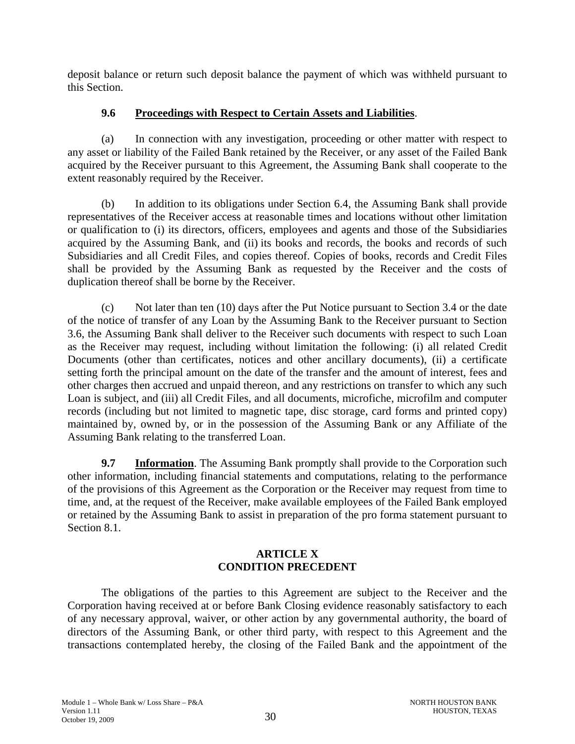deposit balance or return such deposit balance the payment of which was withheld pursuant to this Section.

**9.6 Proceedings with Respect to Certain Assets and Liabilities**.

(a) In connection with any investigation, proceeding or other matter with respect to any asset or liability of the Failed Bank retained by the Receiver, or any asset of the Failed Bank acquired by the Receiver pursuant to this Agreement, the Assuming Bank shall cooperate to the extent reasonably required by the Receiver.

(b) In addition to its obligations under Section 6.4, the Assuming Bank shall provide representatives of the Receiver access at reasonable times and locations without other limitation or qualification to (i) its directors, officers, employees and agents and those of the Subsidiaries acquired by the Assuming Bank, and (ii) its books and records, the books and records of such Subsidiaries and all Credit Files, and copies thereof. Copies of books, records and Credit Files shall be provided by the Assuming Bank as requested by the Receiver and the costs of duplication thereof shall be borne by the Receiver.

(c) Not later than ten (10) days after the Put Notice pursuant to Section 3.4 or the date of the notice of transfer of any Loan by the Assuming Bank to the Receiver pursuant to Section 3.6, the Assuming Bank shall deliver to the Receiver such documents with respect to such Loan as the Receiver may request, including without limitation the following: (i) all related Credit Documents (other than certificates, notices and other ancillary documents), (ii) a certificate setting forth the principal amount on the date of the transfer and the amount of interest, fees and other charges then accrued and unpaid thereon, and any restrictions on transfer to which any such Loan is subject, and (iii) all Credit Files, and all documents, microfiche, microfilm and computer records (including but not limited to magnetic tape, disc storage, card forms and printed copy) maintained by, owned by, or in the possession of the Assuming Bank or any Affiliate of the Assuming Bank relating to the transferred Loan.

**9.7 Information**. The Assuming Bank promptly shall provide to the Corporation such other information, including financial statements and computations, relating to the performance of the provisions of this Agreement as the Corporation or the Receiver may request from time to time, and, at the request of the Receiver, make available employees of the Failed Bank employed or retained by the Assuming Bank to assist in preparation of the pro forma statement pursuant to Section 8.1.

## ARTICLE X
## CONDITION PRECEDENT

The obligations of the parties to this Agreement are subject to the Receiver and the Corporation having received at or before Bank Closing evidence reasonably satisfactory to each of any necessary approval, waiver, or other action by any governmental authority, the board of directors of the Assuming Bank, or other third party, with respect to this Agreement and the transactions contemplated hereby, the closing of the Failed Bank and the appointment of the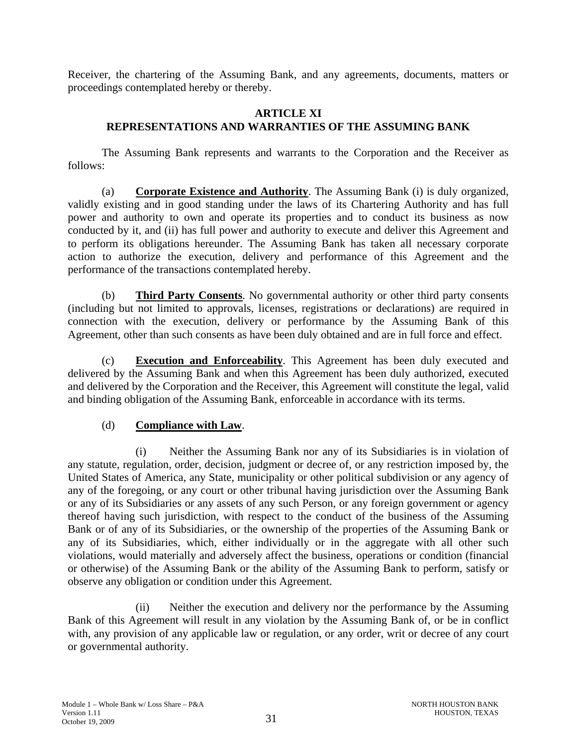Receiver, the chartering of the Assuming Bank, and any agreements, documents, matters or proceedings contemplated hereby or thereby.

## ARTICLE XI
## REPRESENTATIONS AND WARRANTIES OF THE ASSUMING BANK

The Assuming Bank represents and warrants to the Corporation and the Receiver as follows:

(a) **Corporate Existence and Authority**. The Assuming Bank (i) is duly organized, validly existing and in good standing under the laws of its Chartering Authority and has full power and authority to own and operate its properties and to conduct its business as now conducted by it, and (ii) has full power and authority to execute and deliver this Agreement and to perform its obligations hereunder. The Assuming Bank has taken all necessary corporate action to authorize the execution, delivery and performance of this Agreement and the performance of the transactions contemplated hereby.

(b) **Third Party Consents**. No governmental authority or other third party consents (including but not limited to approvals, licenses, registrations or declarations) are required in connection with the execution, delivery or performance by the Assuming Bank of this Agreement, other than such consents as have been duly obtained and are in full force and effect.

(c) **Execution and Enforceability**. This Agreement has been duly executed and delivered by the Assuming Bank and when this Agreement has been duly authorized, executed and delivered by the Corporation and the Receiver, this Agreement will constitute the legal, valid and binding obligation of the Assuming Bank, enforceable in accordance with its terms.

(d) **Compliance with Law**.

(i) Neither the Assuming Bank nor any of its Subsidiaries is in violation of any statute, regulation, order, decision, judgment or decree of, or any restriction imposed by, the United States of America, any State, municipality or other political subdivision or any agency of any of the foregoing, or any court or other tribunal having jurisdiction over the Assuming Bank or any of its Subsidiaries or any assets of any such Person, or any foreign government or agency thereof having such jurisdiction, with respect to the conduct of the business of the Assuming Bank or of any of its Subsidiaries, or the ownership of the properties of the Assuming Bank or any of its Subsidiaries, which, either individually or in the aggregate with all other such violations, would materially and adversely affect the business, operations or condition (financial or otherwise) of the Assuming Bank or the ability of the Assuming Bank to perform, satisfy or observe any obligation or condition under this Agreement.

(ii) Neither the execution and delivery nor the performance by the Assuming Bank of this Agreement will result in any violation by the Assuming Bank of, or be in conflict with, any provision of any applicable law or regulation, or any order, writ or decree of any court or governmental authority.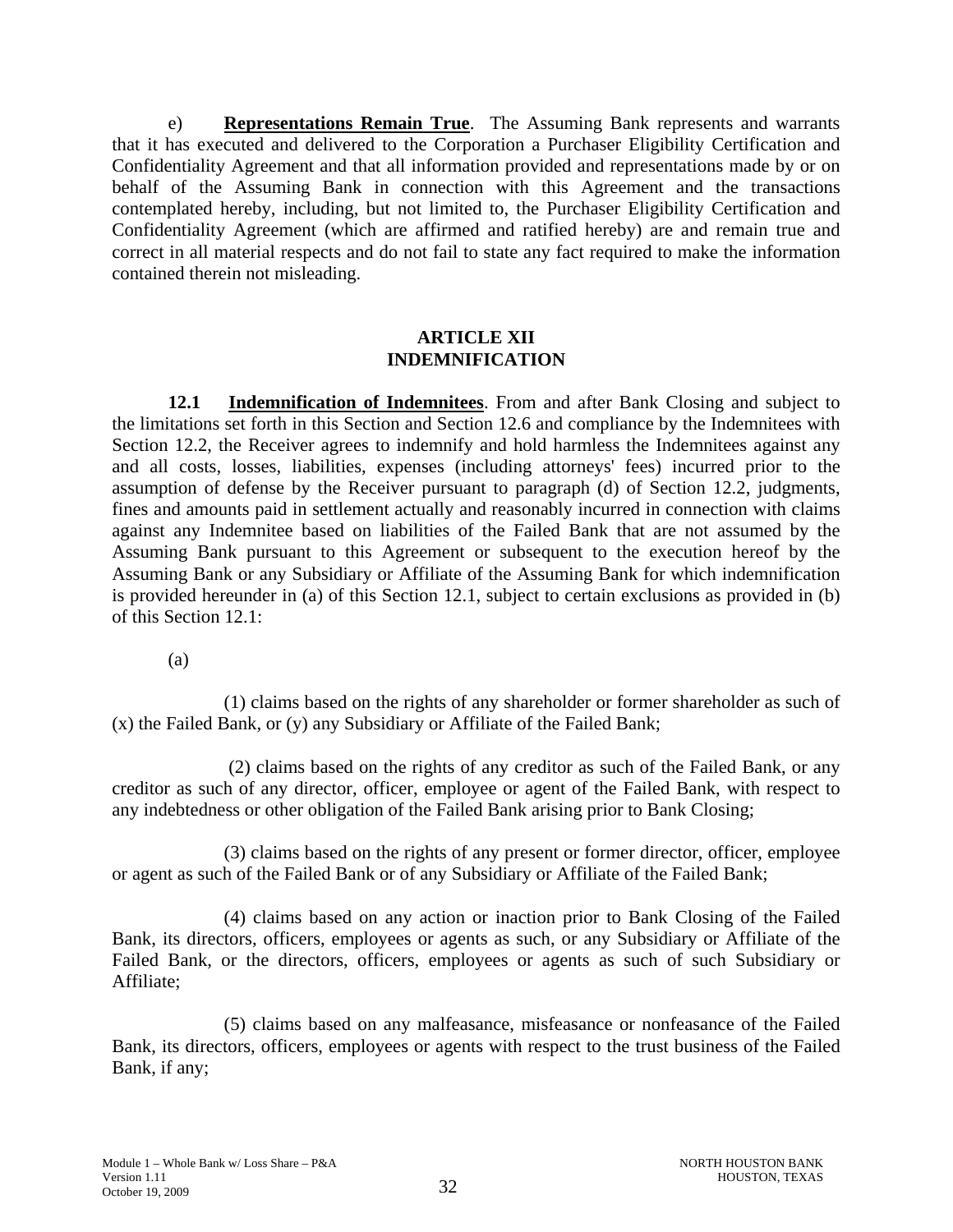e) **Representations Remain True**. The Assuming Bank represents and warrants that it has executed and delivered to the Corporation a Purchaser Eligibility Certification and Confidentiality Agreement and that all information provided and representations made by or on behalf of the Assuming Bank in connection with this Agreement and the transactions contemplated hereby, including, but not limited to, the Purchaser Eligibility Certification and Confidentiality Agreement (which are affirmed and ratified hereby) are and remain true and correct in all material respects and do not fail to state any fact required to make the information contained therein not misleading.

## ARTICLE XII
## INDEMNIFICATION

**12.1 Indemnification of Indemnitees**. From and after Bank Closing and subject to the limitations set forth in this Section and Section 12.6 and compliance by the Indemnitees with Section 12.2, the Receiver agrees to indemnify and hold harmless the Indemnitees against any and all costs, losses, liabilities, expenses (including attorneys' fees) incurred prior to the assumption of defense by the Receiver pursuant to paragraph (d) of Section 12.2, judgments, fines and amounts paid in settlement actually and reasonably incurred in connection with claims against any Indemnitee based on liabilities of the Failed Bank that are not assumed by the Assuming Bank pursuant to this Agreement or subsequent to the execution hereof by the Assuming Bank or any Subsidiary or Affiliate of the Assuming Bank for which indemnification is provided hereunder in (a) of this Section 12.1, subject to certain exclusions as provided in (b) of this Section 12.1:

(a)

(1) claims based on the rights of any shareholder or former shareholder as such of (x) the Failed Bank, or (y) any Subsidiary or Affiliate of the Failed Bank;

(2) claims based on the rights of any creditor as such of the Failed Bank, or any creditor as such of any director, officer, employee or agent of the Failed Bank, with respect to any indebtedness or other obligation of the Failed Bank arising prior to Bank Closing;

(3) claims based on the rights of any present or former director, officer, employee or agent as such of the Failed Bank or of any Subsidiary or Affiliate of the Failed Bank;

(4) claims based on any action or inaction prior to Bank Closing of the Failed Bank, its directors, officers, employees or agents as such, or any Subsidiary or Affiliate of the Failed Bank, or the directors, officers, employees or agents as such of such Subsidiary or Affiliate;

(5) claims based on any malfeasance, misfeasance or nonfeasance of the Failed Bank, its directors, officers, employees or agents with respect to the trust business of the Failed Bank, if any;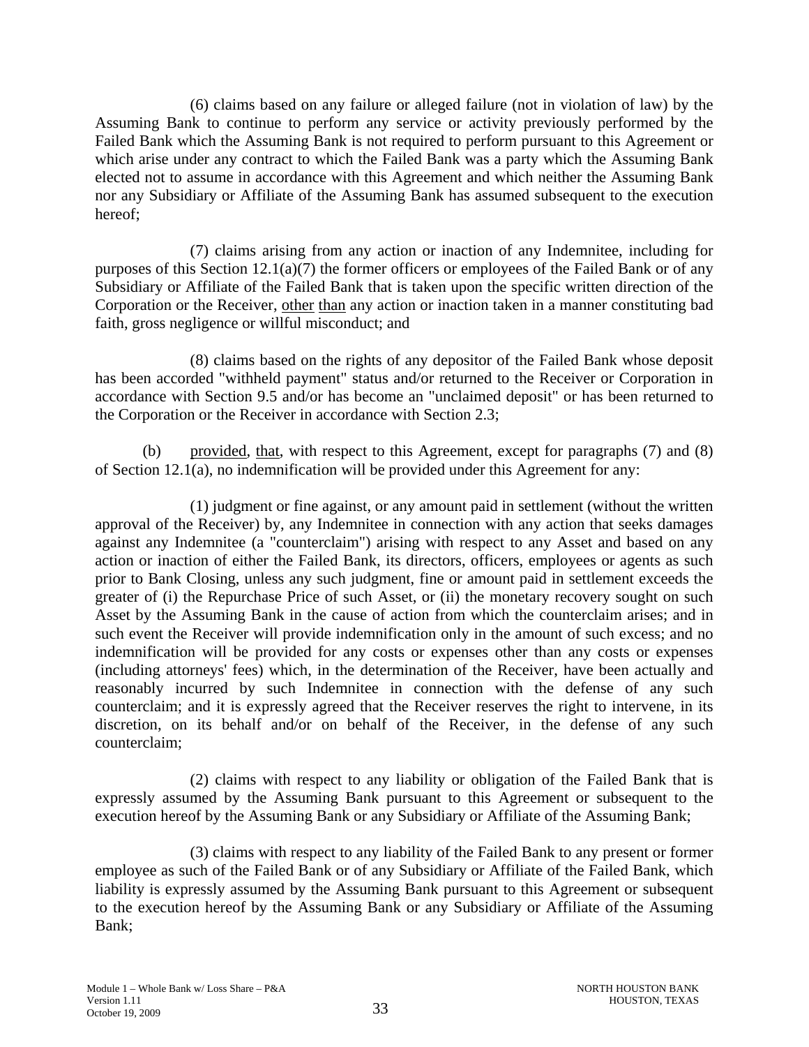(6) claims based on any failure or alleged failure (not in violation of law) by the Assuming Bank to continue to perform any service or activity previously performed by the Failed Bank which the Assuming Bank is not required to perform pursuant to this Agreement or which arise under any contract to which the Failed Bank was a party which the Assuming Bank elected not to assume in accordance with this Agreement and which neither the Assuming Bank nor any Subsidiary or Affiliate of the Assuming Bank has assumed subsequent to the execution hereof;

(7) claims arising from any action or inaction of any Indemnitee, including for purposes of this Section 12.1(a)(7) the former officers or employees of the Failed Bank or of any Subsidiary or Affiliate of the Failed Bank that is taken upon the specific written direction of the Corporation or the Receiver, other than any action or inaction taken in a manner constituting bad faith, gross negligence or willful misconduct; and

(8) claims based on the rights of any depositor of the Failed Bank whose deposit has been accorded "withheld payment" status and/or returned to the Receiver or Corporation in accordance with Section 9.5 and/or has become an "unclaimed deposit" or has been returned to the Corporation or the Receiver in accordance with Section 2.3;

(b) provided, that, with respect to this Agreement, except for paragraphs (7) and (8) of Section 12.1(a), no indemnification will be provided under this Agreement for any:

(1) judgment or fine against, or any amount paid in settlement (without the written approval of the Receiver) by, any Indemnitee in connection with any action that seeks damages against any Indemnitee (a "counterclaim") arising with respect to any Asset and based on any action or inaction of either the Failed Bank, its directors, officers, employees or agents as such prior to Bank Closing, unless any such judgment, fine or amount paid in settlement exceeds the greater of (i) the Repurchase Price of such Asset, or (ii) the monetary recovery sought on such Asset by the Assuming Bank in the cause of action from which the counterclaim arises; and in such event the Receiver will provide indemnification only in the amount of such excess; and no indemnification will be provided for any costs or expenses other than any costs or expenses (including attorneys' fees) which, in the determination of the Receiver, have been actually and reasonably incurred by such Indemnitee in connection with the defense of any such counterclaim; and it is expressly agreed that the Receiver reserves the right to intervene, in its discretion, on its behalf and/or on behalf of the Receiver, in the defense of any such counterclaim;

(2) claims with respect to any liability or obligation of the Failed Bank that is expressly assumed by the Assuming Bank pursuant to this Agreement or subsequent to the execution hereof by the Assuming Bank or any Subsidiary or Affiliate of the Assuming Bank;

(3) claims with respect to any liability of the Failed Bank to any present or former employee as such of the Failed Bank or of any Subsidiary or Affiliate of the Failed Bank, which liability is expressly assumed by the Assuming Bank pursuant to this Agreement or subsequent to the execution hereof by the Assuming Bank or any Subsidiary or Affiliate of the Assuming Bank;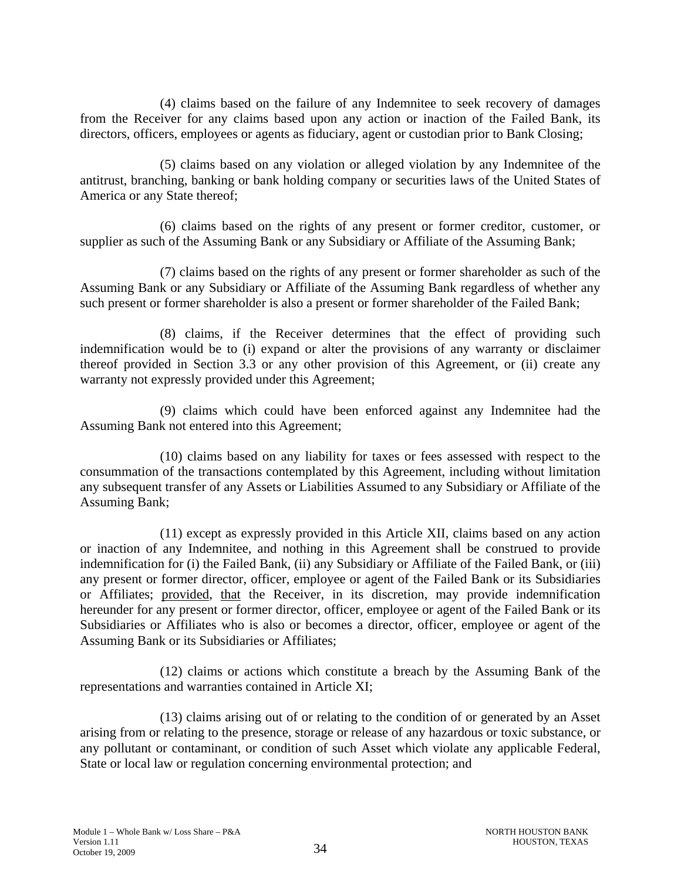(4) claims based on the failure of any Indemnitee to seek recovery of damages from the Receiver for any claims based upon any action or inaction of the Failed Bank, its directors, officers, employees or agents as fiduciary, agent or custodian prior to Bank Closing;

(5) claims based on any violation or alleged violation by any Indemnitee of the antitrust, branching, banking or bank holding company or securities laws of the United States of America or any State thereof;

(6) claims based on the rights of any present or former creditor, customer, or supplier as such of the Assuming Bank or any Subsidiary or Affiliate of the Assuming Bank;

(7) claims based on the rights of any present or former shareholder as such of the Assuming Bank or any Subsidiary or Affiliate of the Assuming Bank regardless of whether any such present or former shareholder is also a present or former shareholder of the Failed Bank;

(8) claims, if the Receiver determines that the effect of providing such indemnification would be to (i) expand or alter the provisions of any warranty or disclaimer thereof provided in Section 3.3 or any other provision of this Agreement, or (ii) create any warranty not expressly provided under this Agreement;

(9) claims which could have been enforced against any Indemnitee had the Assuming Bank not entered into this Agreement;

(10) claims based on any liability for taxes or fees assessed with respect to the consummation of the transactions contemplated by this Agreement, including without limitation any subsequent transfer of any Assets or Liabilities Assumed to any Subsidiary or Affiliate of the Assuming Bank;

(11) except as expressly provided in this Article XII, claims based on any action or inaction of any Indemnitee, and nothing in this Agreement shall be construed to provide indemnification for (i) the Failed Bank, (ii) any Subsidiary or Affiliate of the Failed Bank, or (iii) any present or former director, officer, employee or agent of the Failed Bank or its Subsidiaries or Affiliates; provided, that the Receiver, in its discretion, may provide indemnification hereunder for any present or former director, officer, employee or agent of the Failed Bank or its Subsidiaries or Affiliates who is also or becomes a director, officer, employee or agent of the Assuming Bank or its Subsidiaries or Affiliates;

(12) claims or actions which constitute a breach by the Assuming Bank of the representations and warranties contained in Article XI;

(13) claims arising out of or relating to the condition of or generated by an Asset arising from or relating to the presence, storage or release of any hazardous or toxic substance, or any pollutant or contaminant, or condition of such Asset which violate any applicable Federal, State or local law or regulation concerning environmental protection; and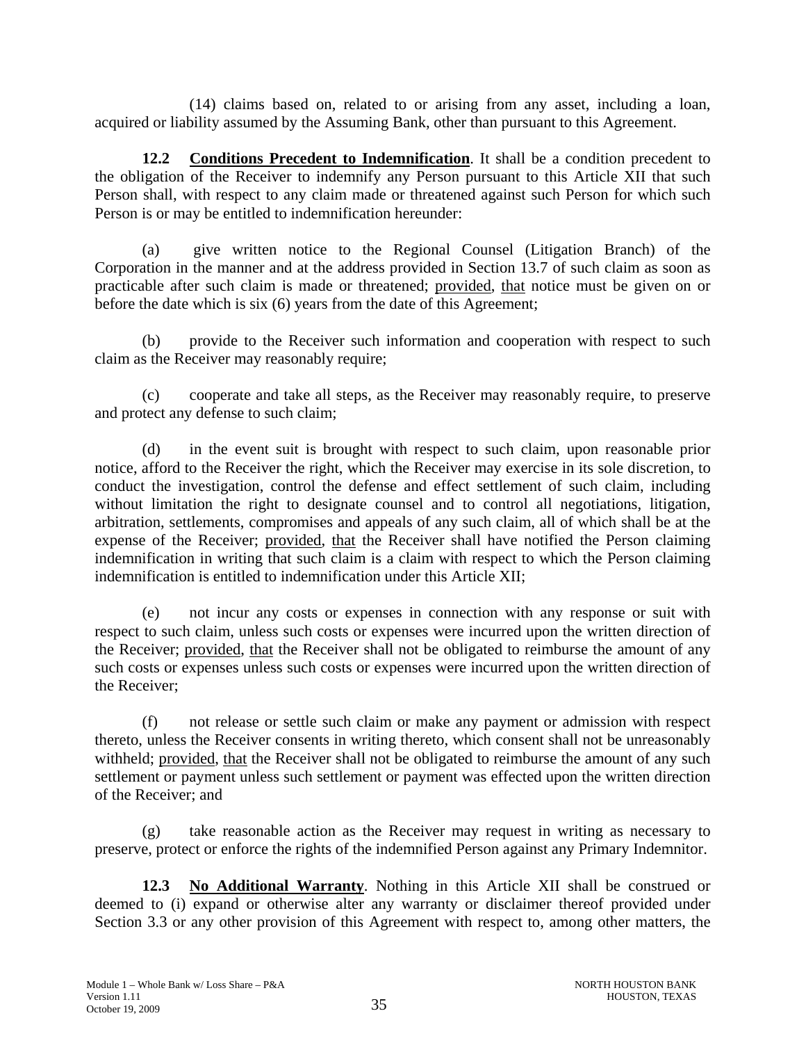(14) claims based on, related to or arising from any asset, including a loan, acquired or liability assumed by the Assuming Bank, other than pursuant to this Agreement.

**12.2 Conditions Precedent to Indemnification**. It shall be a condition precedent to the obligation of the Receiver to indemnify any Person pursuant to this Article XII that such Person shall, with respect to any claim made or threatened against such Person for which such Person is or may be entitled to indemnification hereunder:

(a) give written notice to the Regional Counsel (Litigation Branch) of the Corporation in the manner and at the address provided in Section 13.7 of such claim as soon as practicable after such claim is made or threatened; provided, that notice must be given on or before the date which is six (6) years from the date of this Agreement;

(b) provide to the Receiver such information and cooperation with respect to such claim as the Receiver may reasonably require;

(c) cooperate and take all steps, as the Receiver may reasonably require, to preserve and protect any defense to such claim;

(d) in the event suit is brought with respect to such claim, upon reasonable prior notice, afford to the Receiver the right, which the Receiver may exercise in its sole discretion, to conduct the investigation, control the defense and effect settlement of such claim, including without limitation the right to designate counsel and to control all negotiations, litigation, arbitration, settlements, compromises and appeals of any such claim, all of which shall be at the expense of the Receiver; provided, that the Receiver shall have notified the Person claiming indemnification in writing that such claim is a claim with respect to which the Person claiming indemnification is entitled to indemnification under this Article XII;

(e) not incur any costs or expenses in connection with any response or suit with respect to such claim, unless such costs or expenses were incurred upon the written direction of the Receiver; provided, that the Receiver shall not be obligated to reimburse the amount of any such costs or expenses unless such costs or expenses were incurred upon the written direction of the Receiver;

(f) not release or settle such claim or make any payment or admission with respect thereto, unless the Receiver consents in writing thereto, which consent shall not be unreasonably withheld; provided, that the Receiver shall not be obligated to reimburse the amount of any such settlement or payment unless such settlement or payment was effected upon the written direction of the Receiver; and

(g) take reasonable action as the Receiver may request in writing as necessary to preserve, protect or enforce the rights of the indemnified Person against any Primary Indemnitor.

**12.3 No Additional Warranty**. Nothing in this Article XII shall be construed or deemed to (i) expand or otherwise alter any warranty or disclaimer thereof provided under Section 3.3 or any other provision of this Agreement with respect to, among other matters, the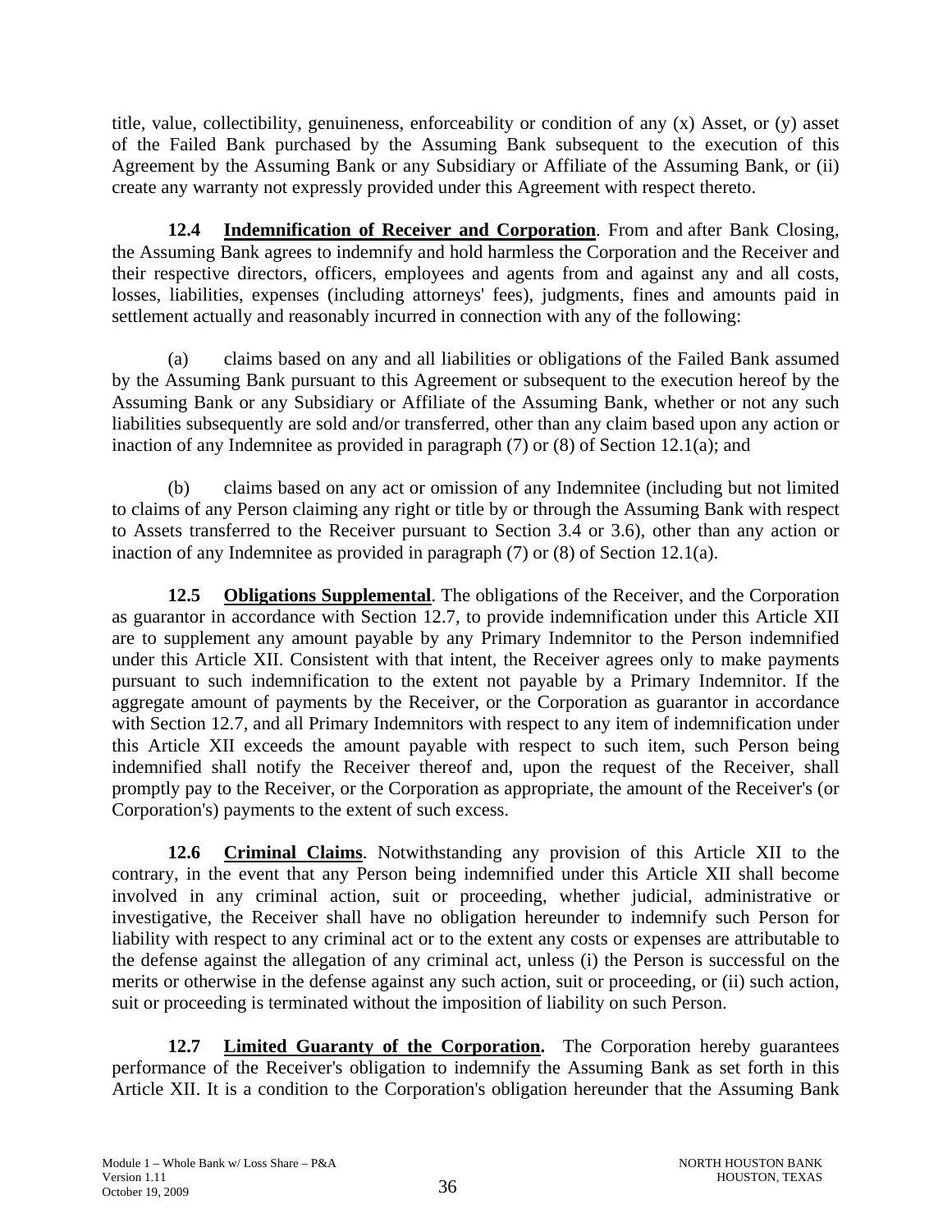title, value, collectibility, genuineness, enforceability or condition of any (x) Asset, or (y) asset of the Failed Bank purchased by the Assuming Bank subsequent to the execution of this Agreement by the Assuming Bank or any Subsidiary or Affiliate of the Assuming Bank, or (ii) create any warranty not expressly provided under this Agreement with respect thereto.

**12.4 Indemnification of Receiver and Corporation**. From and after Bank Closing, the Assuming Bank agrees to indemnify and hold harmless the Corporation and the Receiver and their respective directors, officers, employees and agents from and against any and all costs, losses, liabilities, expenses (including attorneys' fees), judgments, fines and amounts paid in settlement actually and reasonably incurred in connection with any of the following:

(a) claims based on any and all liabilities or obligations of the Failed Bank assumed by the Assuming Bank pursuant to this Agreement or subsequent to the execution hereof by the Assuming Bank or any Subsidiary or Affiliate of the Assuming Bank, whether or not any such liabilities subsequently are sold and/or transferred, other than any claim based upon any action or inaction of any Indemnitee as provided in paragraph (7) or (8) of Section 12.1(a); and

(b) claims based on any act or omission of any Indemnitee (including but not limited to claims of any Person claiming any right or title by or through the Assuming Bank with respect to Assets transferred to the Receiver pursuant to Section 3.4 or 3.6), other than any action or inaction of any Indemnitee as provided in paragraph (7) or (8) of Section 12.1(a).

**12.5 Obligations Supplemental**. The obligations of the Receiver, and the Corporation as guarantor in accordance with Section 12.7, to provide indemnification under this Article XII are to supplement any amount payable by any Primary Indemnitor to the Person indemnified under this Article XII. Consistent with that intent, the Receiver agrees only to make payments pursuant to such indemnification to the extent not payable by a Primary Indemnitor. If the aggregate amount of payments by the Receiver, or the Corporation as guarantor in accordance with Section 12.7, and all Primary Indemnitors with respect to any item of indemnification under this Article XII exceeds the amount payable with respect to such item, such Person being indemnified shall notify the Receiver thereof and, upon the request of the Receiver, shall promptly pay to the Receiver, or the Corporation as appropriate, the amount of the Receiver's (or Corporation's) payments to the extent of such excess.

**12.6 Criminal Claims**. Notwithstanding any provision of this Article XII to the contrary, in the event that any Person being indemnified under this Article XII shall become involved in any criminal action, suit or proceeding, whether judicial, administrative or investigative, the Receiver shall have no obligation hereunder to indemnify such Person for liability with respect to any criminal act or to the extent any costs or expenses are attributable to the defense against the allegation of any criminal act, unless (i) the Person is successful on the merits or otherwise in the defense against any such action, suit or proceeding, or (ii) such action, suit or proceeding is terminated without the imposition of liability on such Person.

**12.7 Limited Guaranty of the Corporation.** The Corporation hereby guarantees performance of the Receiver's obligation to indemnify the Assuming Bank as set forth in this Article XII. It is a condition to the Corporation's obligation hereunder that the Assuming Bank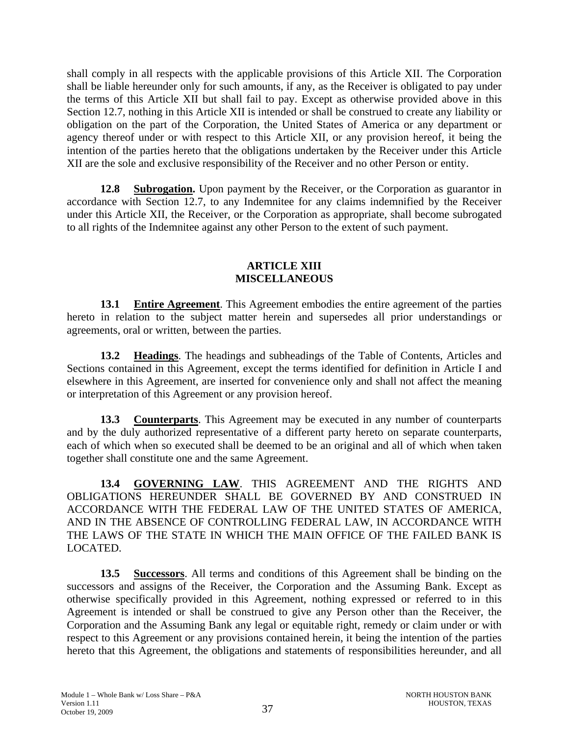shall comply in all respects with the applicable provisions of this Article XII. The Corporation shall be liable hereunder only for such amounts, if any, as the Receiver is obligated to pay under the terms of this Article XII but shall fail to pay. Except as otherwise provided above in this Section 12.7, nothing in this Article XII is intended or shall be construed to create any liability or obligation on the part of the Corporation, the United States of America or any department or agency thereof under or with respect to this Article XII, or any provision hereof, it being the intention of the parties hereto that the obligations undertaken by the Receiver under this Article XII are the sole and exclusive responsibility of the Receiver and no other Person or entity.

**12.8 Subrogation.** Upon payment by the Receiver, or the Corporation as guarantor in accordance with Section 12.7, to any Indemnitee for any claims indemnified by the Receiver under this Article XII, the Receiver, or the Corporation as appropriate, shall become subrogated to all rights of the Indemnitee against any other Person to the extent of such payment.

## ARTICLE XIII
## MISCELLANEOUS

**13.1 Entire Agreement**. This Agreement embodies the entire agreement of the parties hereto in relation to the subject matter herein and supersedes all prior understandings or agreements, oral or written, between the parties.

**13.2 Headings**. The headings and subheadings of the Table of Contents, Articles and Sections contained in this Agreement, except the terms identified for definition in Article I and elsewhere in this Agreement, are inserted for convenience only and shall not affect the meaning or interpretation of this Agreement or any provision hereof.

**13.3 Counterparts**. This Agreement may be executed in any number of counterparts and by the duly authorized representative of a different party hereto on separate counterparts, each of which when so executed shall be deemed to be an original and all of which when taken together shall constitute one and the same Agreement.

**13.4 GOVERNING LAW**. THIS AGREEMENT AND THE RIGHTS AND OBLIGATIONS HEREUNDER SHALL BE GOVERNED BY AND CONSTRUED IN ACCORDANCE WITH THE FEDERAL LAW OF THE UNITED STATES OF AMERICA, AND IN THE ABSENCE OF CONTROLLING FEDERAL LAW, IN ACCORDANCE WITH THE LAWS OF THE STATE IN WHICH THE MAIN OFFICE OF THE FAILED BANK IS LOCATED.

**13.5 Successors**. All terms and conditions of this Agreement shall be binding on the successors and assigns of the Receiver, the Corporation and the Assuming Bank. Except as otherwise specifically provided in this Agreement, nothing expressed or referred to in this Agreement is intended or shall be construed to give any Person other than the Receiver, the Corporation and the Assuming Bank any legal or equitable right, remedy or claim under or with respect to this Agreement or any provisions contained herein, it being the intention of the parties hereto that this Agreement, the obligations and statements of responsibilities hereunder, and all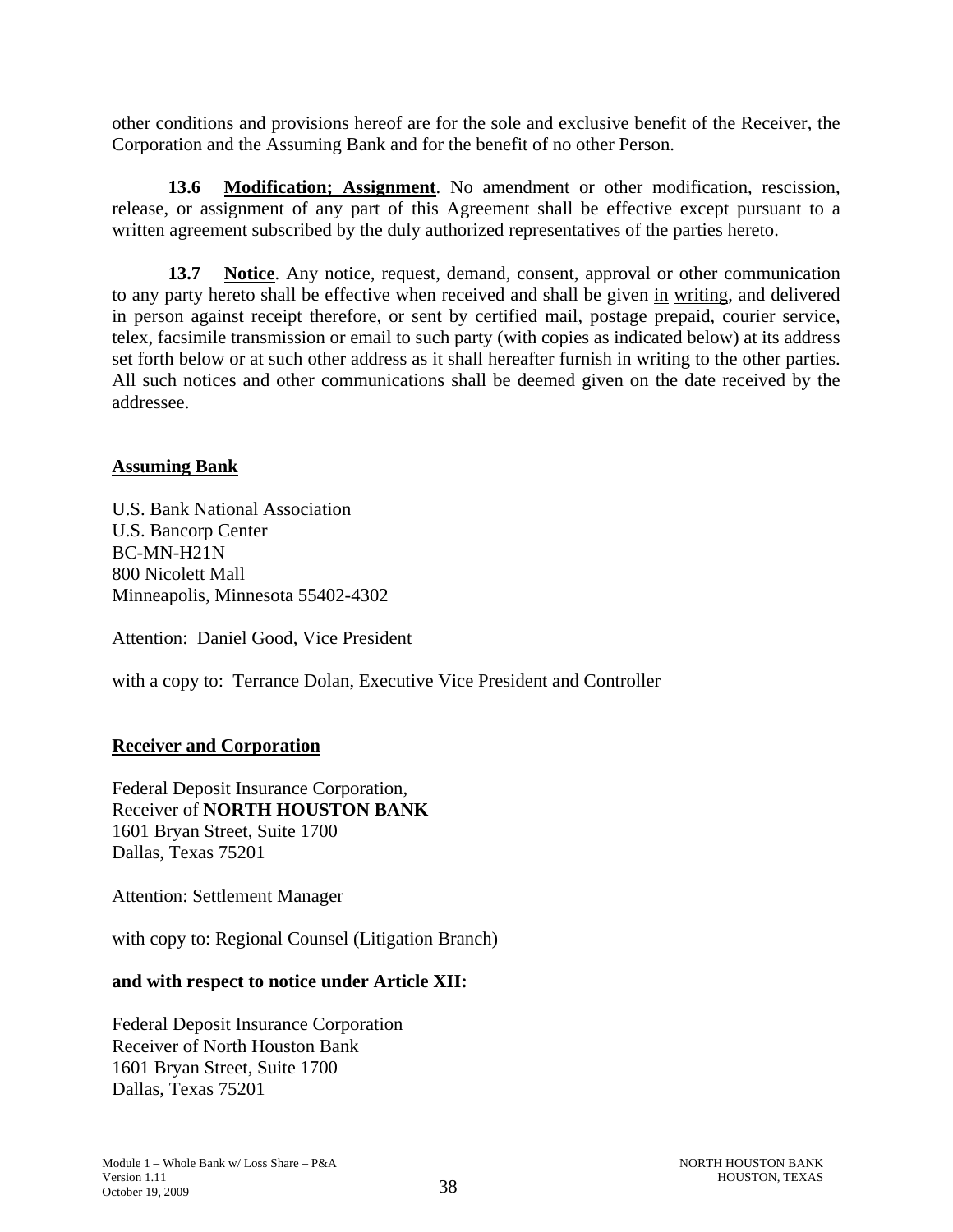other conditions and provisions hereof are for the sole and exclusive benefit of the Receiver, the Corporation and the Assuming Bank and for the benefit of no other Person.

**13.6 Modification; Assignment**. No amendment or other modification, rescission, release, or assignment of any part of this Agreement shall be effective except pursuant to a written agreement subscribed by the duly authorized representatives of the parties hereto.

**13.7 Notice**. Any notice, request, demand, consent, approval or other communication to any party hereto shall be effective when received and shall be given in writing, and delivered in person against receipt therefore, or sent by certified mail, postage prepaid, courier service, telex, facsimile transmission or email to such party (with copies as indicated below) at its address set forth below or at such other address as it shall hereafter furnish in writing to the other parties. All such notices and other communications shall be deemed given on the date received by the addressee.

**Assuming Bank**

U.S. Bank National Association
U.S. Bancorp Center
BC-MN-H21N
800 Nicolett Mall
Minneapolis, Minnesota 55402-4302

Attention: Daniel Good, Vice President

with a copy to: Terrance Dolan, Executive Vice President and Controller

**Receiver and Corporation**

Federal Deposit Insurance Corporation,
Receiver of **NORTH HOUSTON BANK**
1601 Bryan Street, Suite 1700
Dallas, Texas 75201

Attention: Settlement Manager

with copy to: Regional Counsel (Litigation Branch)

**and with respect to notice under Article XII:**

Federal Deposit Insurance Corporation
Receiver of North Houston Bank
1601 Bryan Street, Suite 1700
Dallas, Texas 75201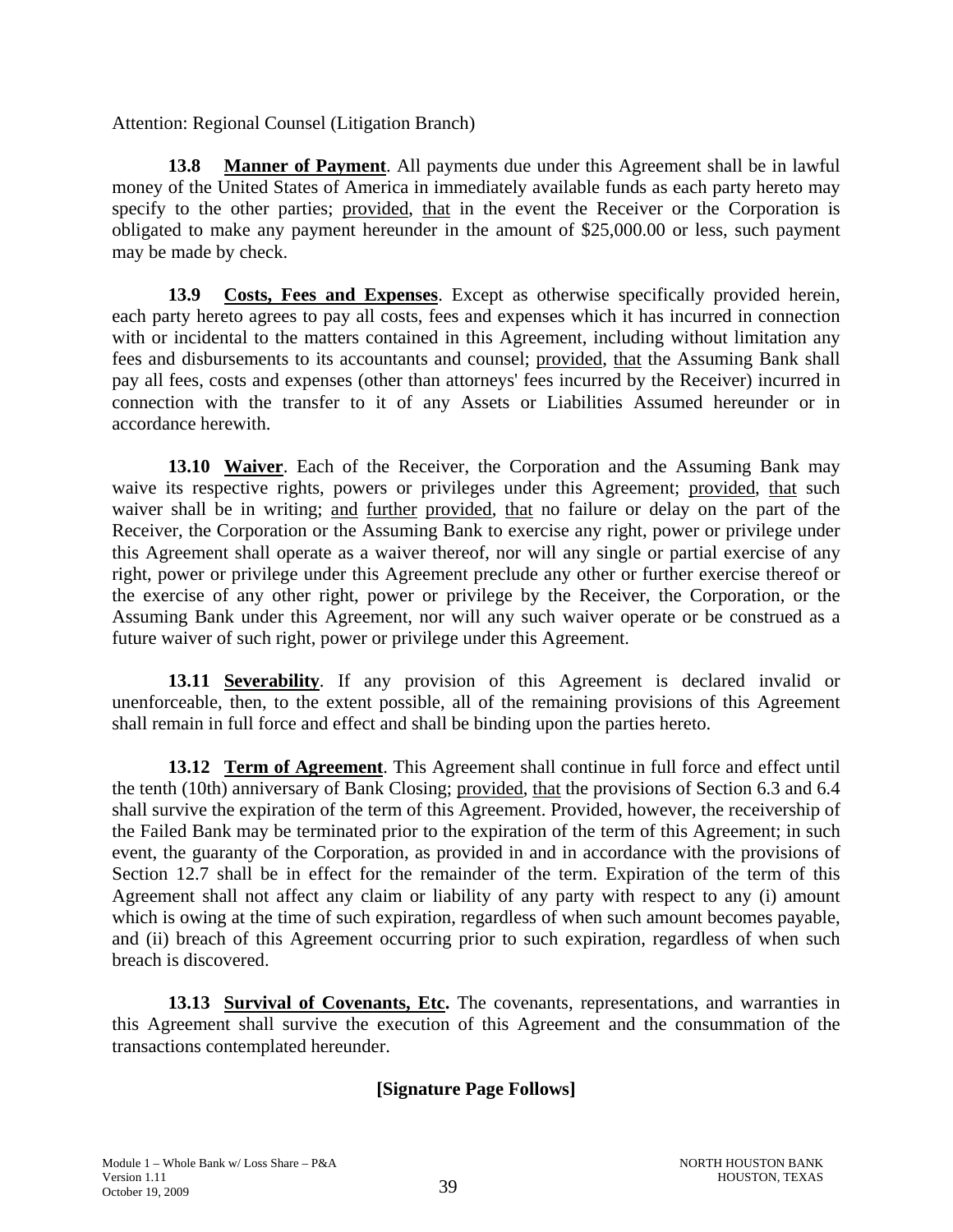Attention: Regional Counsel (Litigation Branch)

**13.8 Manner of Payment**. All payments due under this Agreement shall be in lawful money of the United States of America in immediately available funds as each party hereto may specify to the other parties; provided, that in the event the Receiver or the Corporation is obligated to make any payment hereunder in the amount of $25,000.00 or less, such payment may be made by check.

**13.9 Costs, Fees and Expenses**. Except as otherwise specifically provided herein, each party hereto agrees to pay all costs, fees and expenses which it has incurred in connection with or incidental to the matters contained in this Agreement, including without limitation any fees and disbursements to its accountants and counsel; provided, that the Assuming Bank shall pay all fees, costs and expenses (other than attorneys' fees incurred by the Receiver) incurred in connection with the transfer to it of any Assets or Liabilities Assumed hereunder or in accordance herewith.

**13.10 Waiver**. Each of the Receiver, the Corporation and the Assuming Bank may waive its respective rights, powers or privileges under this Agreement; provided, that such waiver shall be in writing; and further provided, that no failure or delay on the part of the Receiver, the Corporation or the Assuming Bank to exercise any right, power or privilege under this Agreement shall operate as a waiver thereof, nor will any single or partial exercise of any right, power or privilege under this Agreement preclude any other or further exercise thereof or the exercise of any other right, power or privilege by the Receiver, the Corporation, or the Assuming Bank under this Agreement, nor will any such waiver operate or be construed as a future waiver of such right, power or privilege under this Agreement.

**13.11 Severability**. If any provision of this Agreement is declared invalid or unenforceable, then, to the extent possible, all of the remaining provisions of this Agreement shall remain in full force and effect and shall be binding upon the parties hereto.

**13.12 Term of Agreement**. This Agreement shall continue in full force and effect until the tenth (10th) anniversary of Bank Closing; provided, that the provisions of Section 6.3 and 6.4 shall survive the expiration of the term of this Agreement. Provided, however, the receivership of the Failed Bank may be terminated prior to the expiration of the term of this Agreement; in such event, the guaranty of the Corporation, as provided in and in accordance with the provisions of Section 12.7 shall be in effect for the remainder of the term. Expiration of the term of this Agreement shall not affect any claim or liability of any party with respect to any (i) amount which is owing at the time of such expiration, regardless of when such amount becomes payable, and (ii) breach of this Agreement occurring prior to such expiration, regardless of when such breach is discovered.

**13.13 Survival of Covenants, Etc.** The covenants, representations, and warranties in this Agreement shall survive the execution of this Agreement and the consummation of the transactions contemplated hereunder.

**[Signature Page Follows]**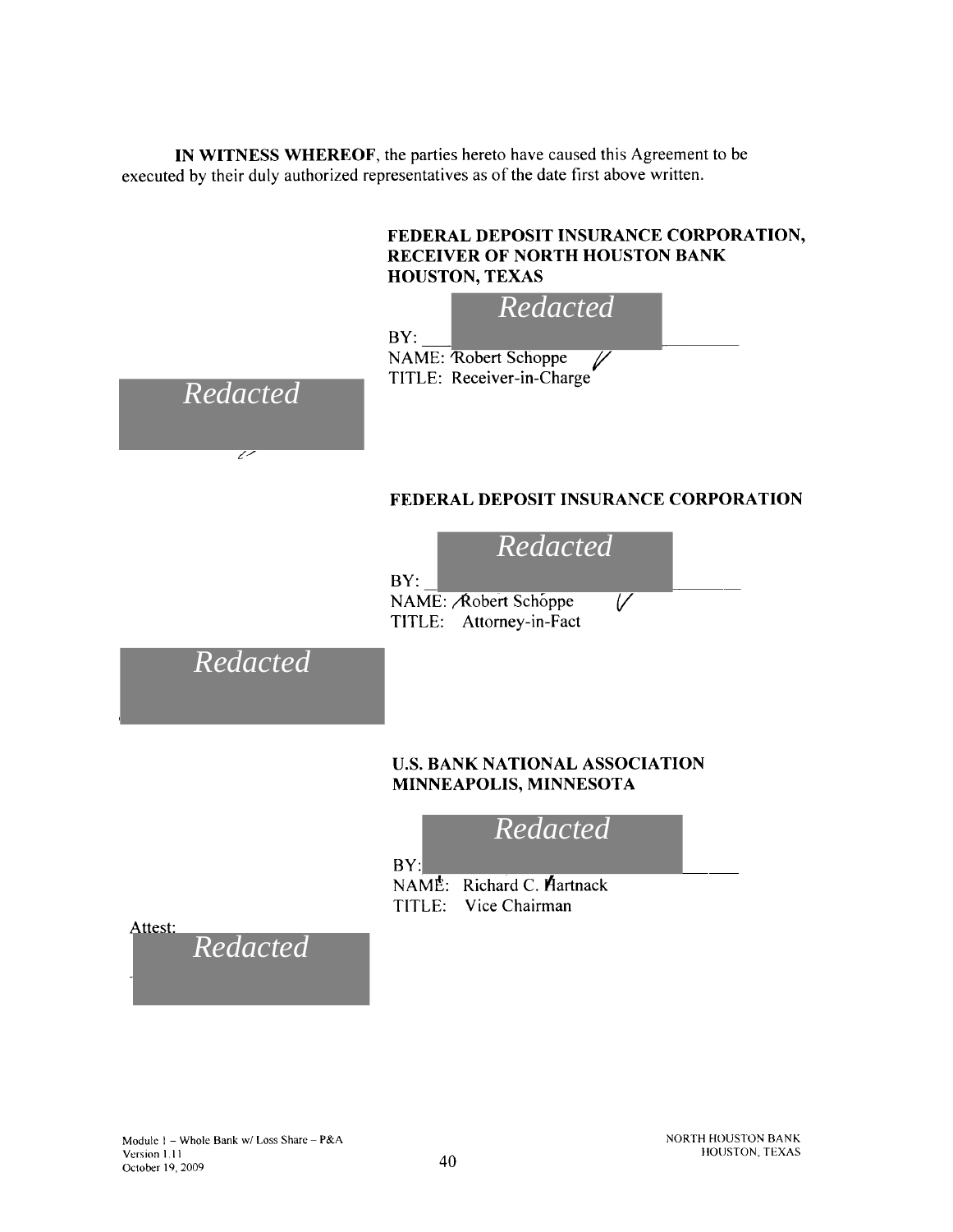**IN WITNESS WHEREOF**, the parties hereto have caused this Agreement to be executed by their duly authorized representatives as of the date first above written.

**FEDERAL DEPOSIT INSURANCE CORPORATION, RECEIVER OF NORTH HOUSTON BANK HOUSTON, TEXAS**

*Redacted*

BY: \_\_\_\_\_\_\_\_\_\_\_\_\_\_\_\_\_\_\_\_\_\_\_\_\_\_\_\_

NAME: Robert Schoppe

TITLE: Receiver-in-Charge

*Redacted*

**FEDERAL DEPOSIT INSURANCE CORPORATION**

*Redacted*

BY: \_\_\_\_\_\_\_\_\_\_\_\_\_\_\_\_\_\_\_\_\_\_\_\_\_\_\_\_

NAME: Robert Schoppe

TITLE: Attorney-in-Fact

*Redacted*

**U.S. BANK NATIONAL ASSOCIATION MINNEAPOLIS, MINNESOTA**

*Redacted*

BY: \_\_\_\_\_\_\_\_\_\_\_\_\_\_\_\_\_\_\_\_\_\_\_\_\_\_\_\_

NAME: Richard C. Hartnack

TITLE: Vice Chairman

Attest:

*Redacted*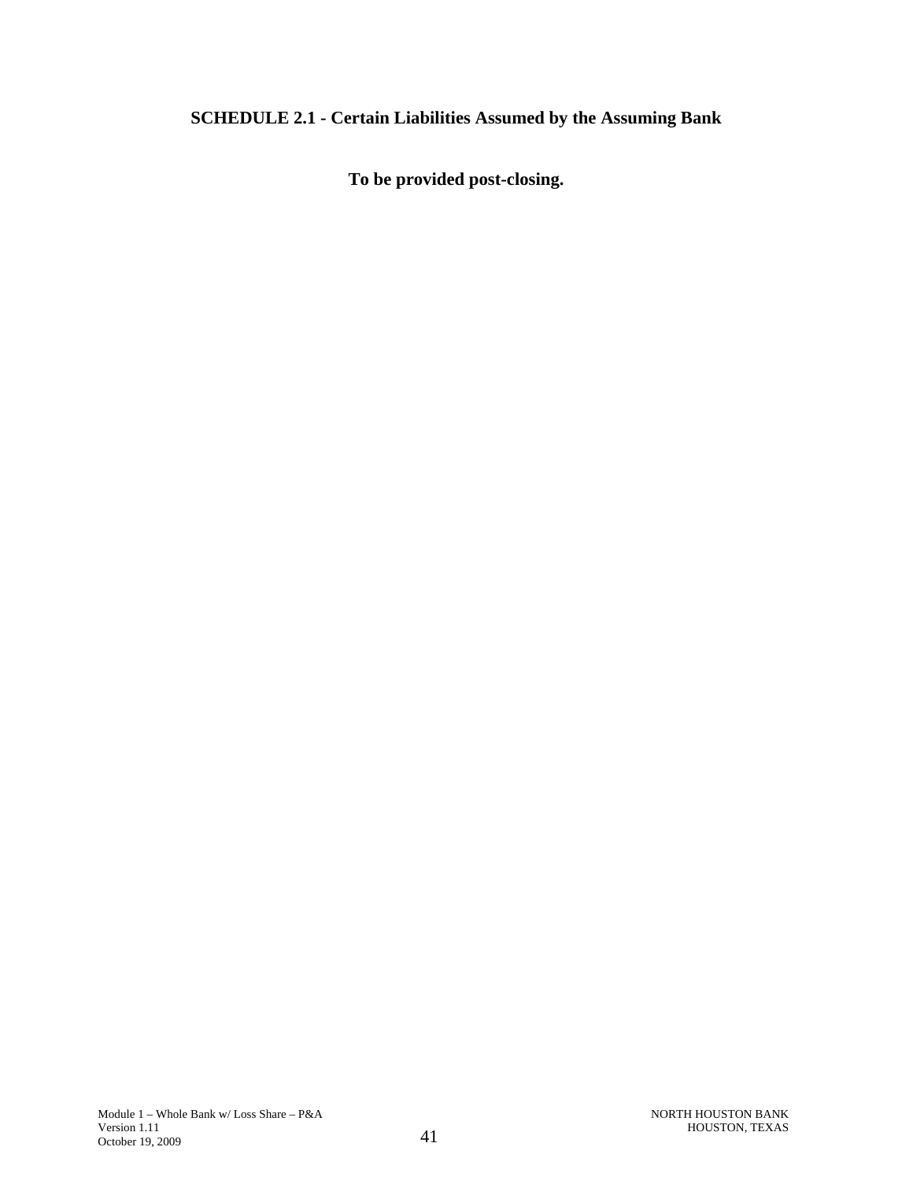**SCHEDULE 2.1 - Certain Liabilities Assumed by the Assuming Bank**

**To be provided post-closing.**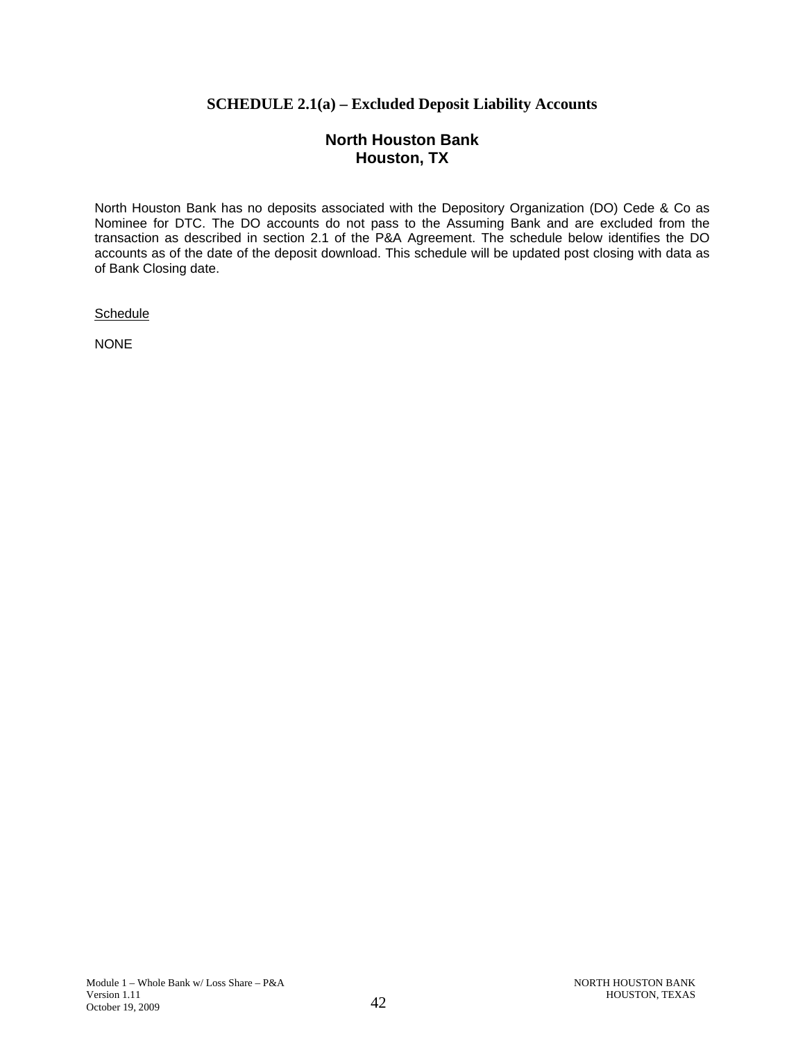# SCHEDULE 2.1(a) – Excluded Deposit Liability Accounts

## North Houston Bank
## Houston, TX

North Houston Bank has no deposits associated with the Depository Organization (DO) Cede & Co as Nominee for DTC. The DO accounts do not pass to the Assuming Bank and are excluded from the transaction as described in section 2.1 of the P&A Agreement. The schedule below identifies the DO accounts as of the date of the deposit download. This schedule will be updated post closing with data as of Bank Closing date.

<u>Schedule</u>

NONE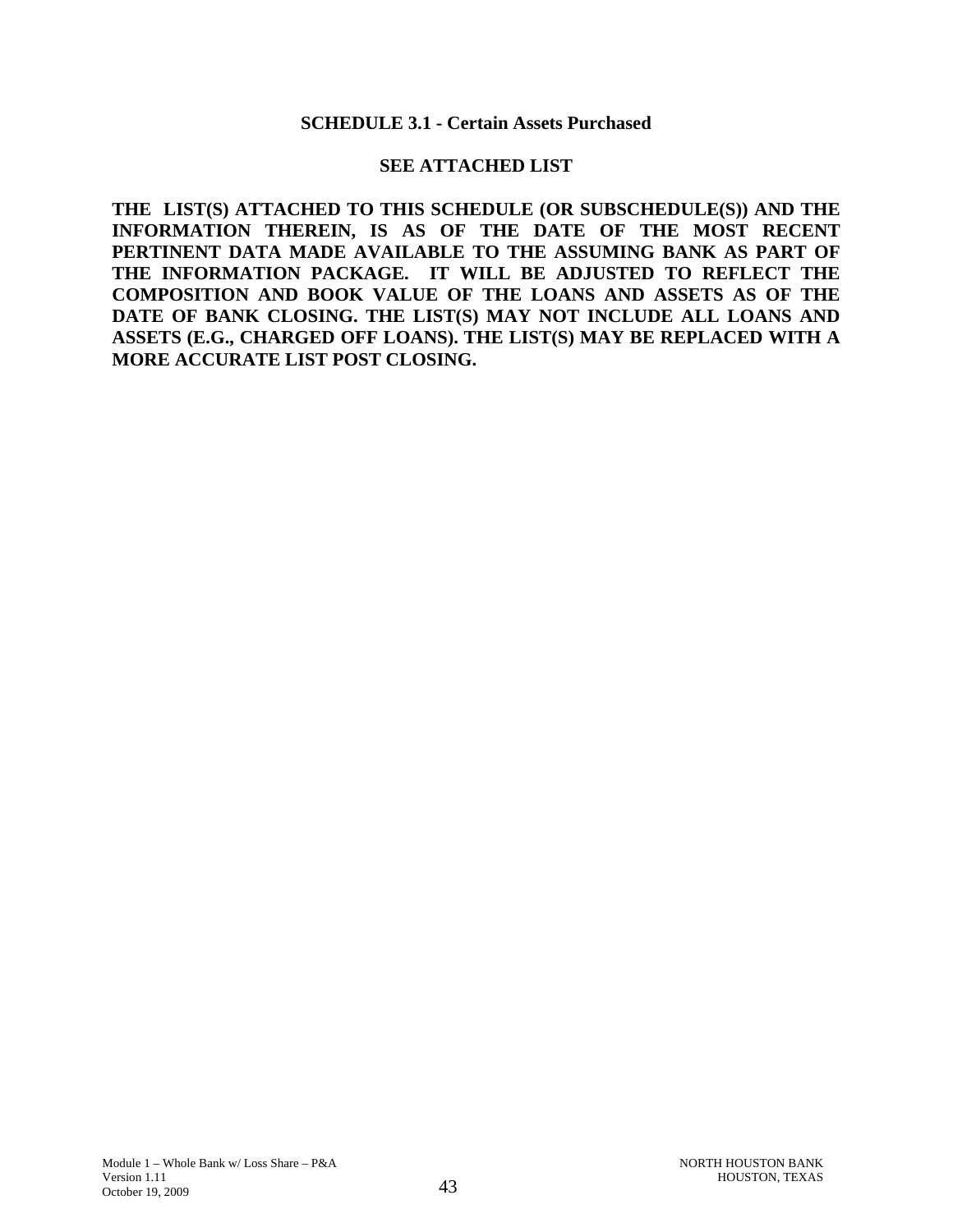**SCHEDULE 3.1 - Certain Assets Purchased**

**SEE ATTACHED LIST**

**THE LIST(S) ATTACHED TO THIS SCHEDULE (OR SUBSCHEDULE(S)) AND THE INFORMATION THEREIN, IS AS OF THE DATE OF THE MOST RECENT PERTINENT DATA MADE AVAILABLE TO THE ASSUMING BANK AS PART OF THE INFORMATION PACKAGE. IT WILL BE ADJUSTED TO REFLECT THE COMPOSITION AND BOOK VALUE OF THE LOANS AND ASSETS AS OF THE DATE OF BANK CLOSING. THE LIST(S) MAY NOT INCLUDE ALL LOANS AND ASSETS (E.G., CHARGED OFF LOANS). THE LIST(S) MAY BE REPLACED WITH A MORE ACCURATE LIST POST CLOSING.**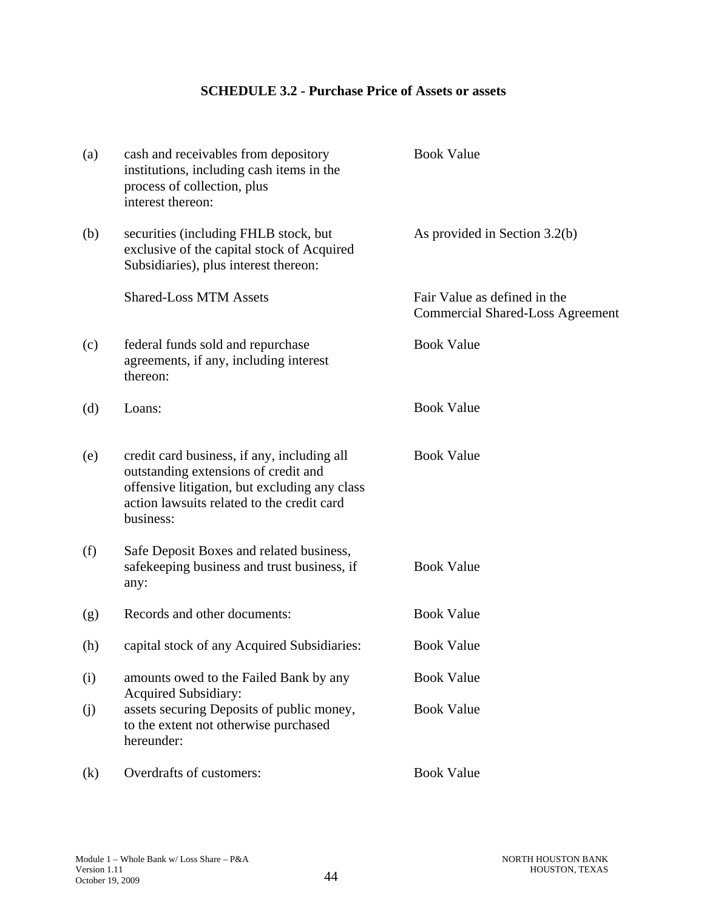## SCHEDULE 3.2 - Purchase Price of Assets or assets

| | | |
|---|---|---|
| (a) | cash and receivables from depository institutions, including cash items in the process of collection, plus interest thereon: | Book Value |
| (b) | securities (including FHLB stock, but exclusive of the capital stock of Acquired Subsidiaries), plus interest thereon: | As provided in Section 3.2(b) |
| | Shared-Loss MTM Assets | Fair Value as defined in the Commercial Shared-Loss Agreement |
| (c) | federal funds sold and repurchase agreements, if any, including interest thereon: | Book Value |
| (d) | Loans: | Book Value |
| (e) | credit card business, if any, including all outstanding extensions of credit and offensive litigation, but excluding any class action lawsuits related to the credit card business: | Book Value |
| (f) | Safe Deposit Boxes and related business, safekeeping business and trust business, if any: | Book Value |
| (g) | Records and other documents: | Book Value |
| (h) | capital stock of any Acquired Subsidiaries: | Book Value |
| (i) | amounts owed to the Failed Bank by any Acquired Subsidiary: | Book Value |
| (j) | assets securing Deposits of public money, to the extent not otherwise purchased hereunder: | Book Value |
| (k) | Overdrafts of customers: | Book Value |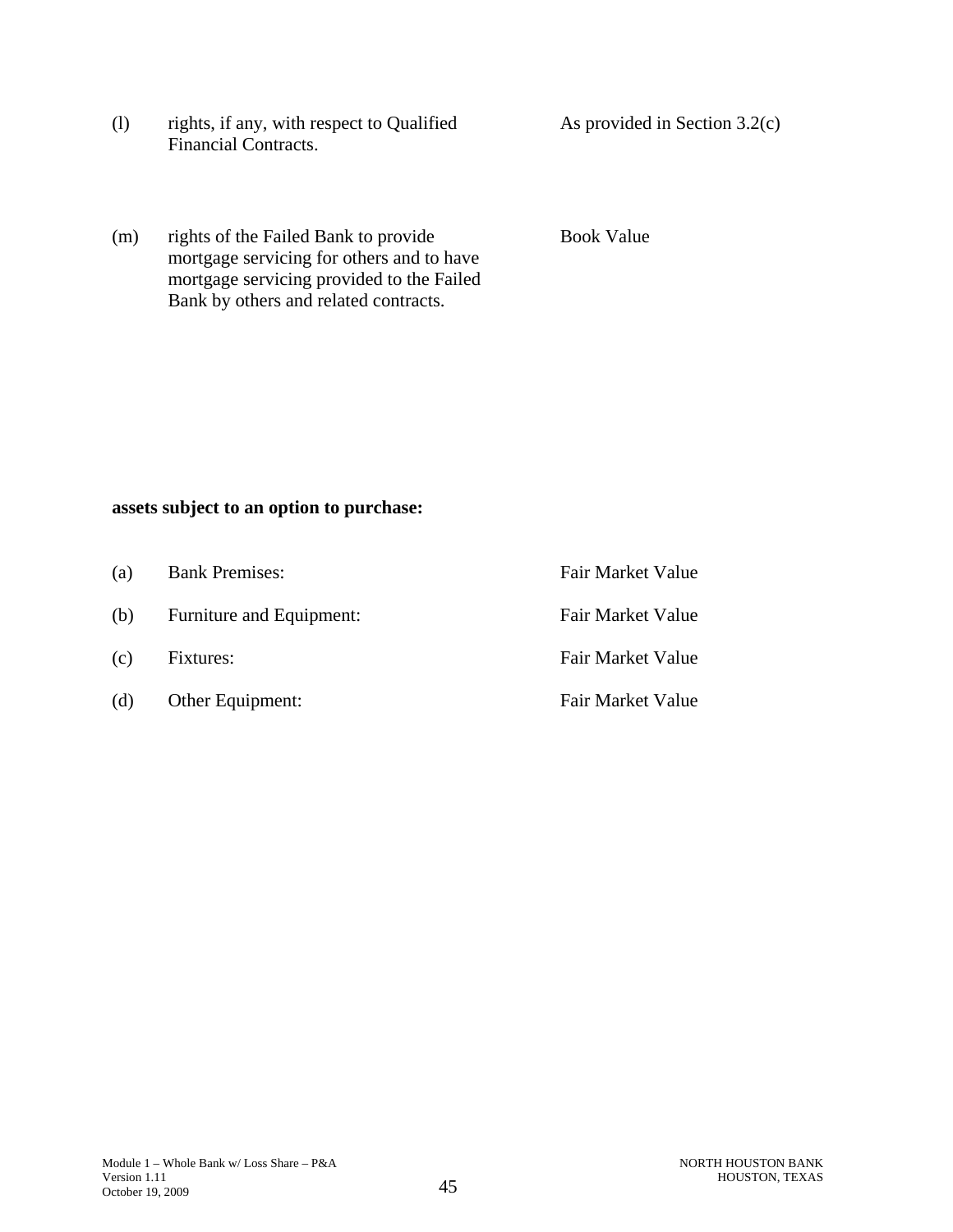| | | |
|---|---|---|
| (l) | rights, if any, with respect to Qualified Financial Contracts. | As provided in Section 3.2(c) |
| (m) | rights of the Failed Bank to provide mortgage servicing for others and to have mortgage servicing provided to the Failed Bank by others and related contracts. | Book Value |

**assets subject to an option to purchase:**

| | | |
|---|---|---|
| (a) | Bank Premises: | Fair Market Value |
| (b) | Furniture and Equipment: | Fair Market Value |
| (c) | Fixtures: | Fair Market Value |
| (d) | Other Equipment: | Fair Market Value |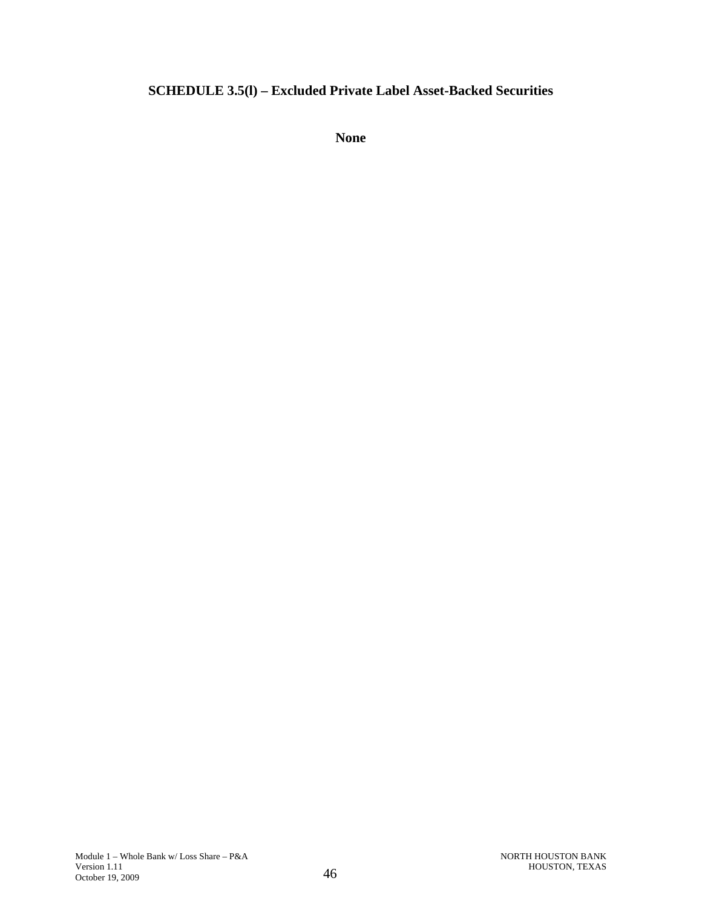## SCHEDULE 3.5(l) – Excluded Private Label Asset-Backed Securities

**None**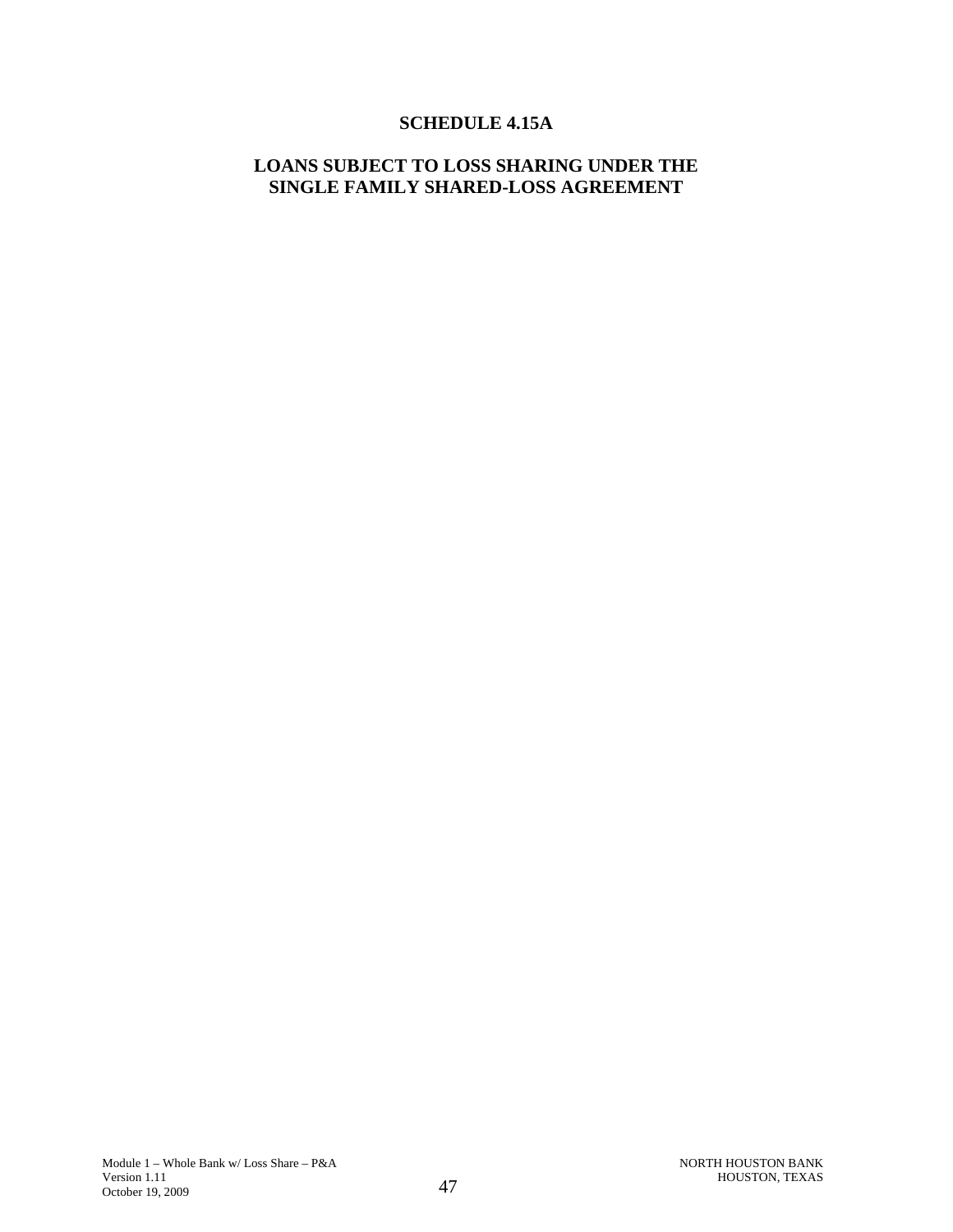# SCHEDULE 4.15A

## LOANS SUBJECT TO LOSS SHARING UNDER THE SINGLE FAMILY SHARED-LOSS AGREEMENT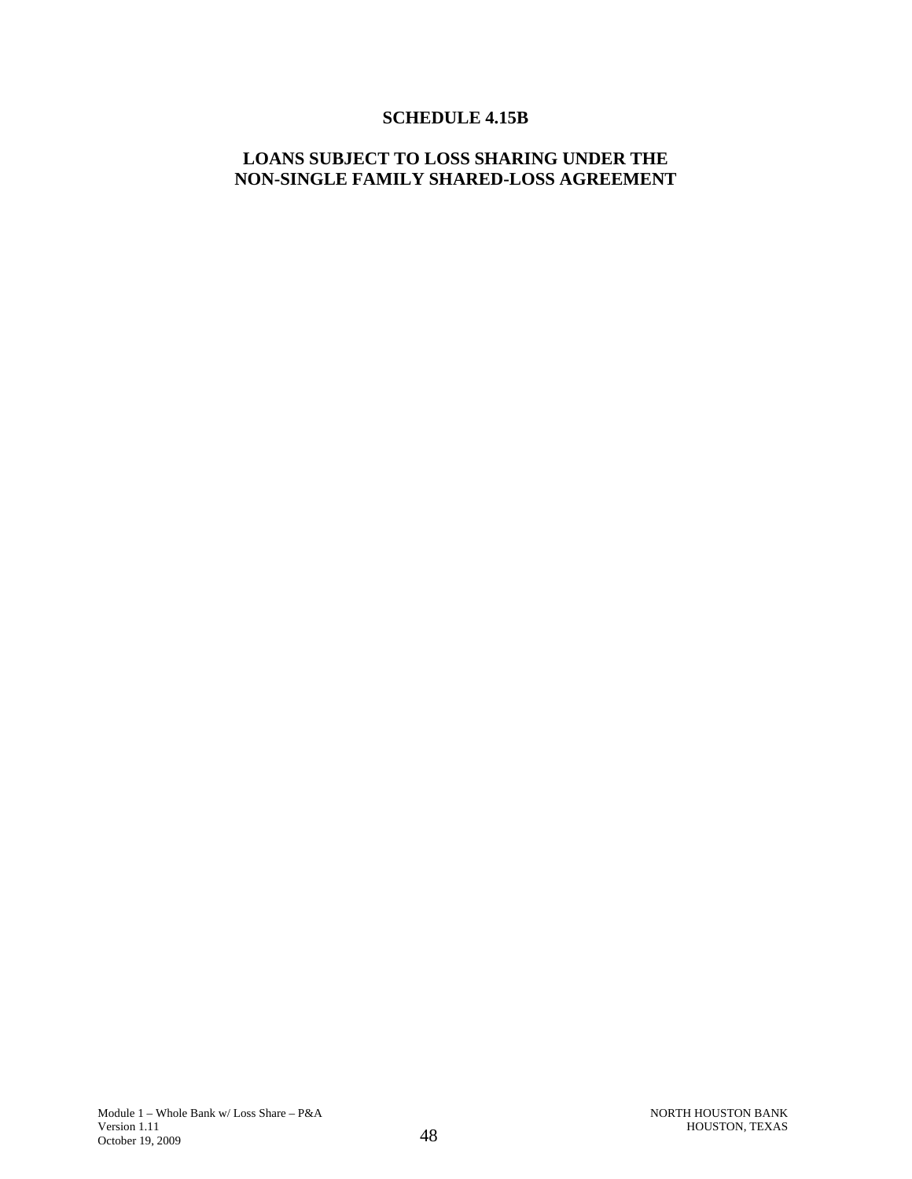# SCHEDULE 4.15B

## LOANS SUBJECT TO LOSS SHARING UNDER THE NON-SINGLE FAMILY SHARED-LOSS AGREEMENT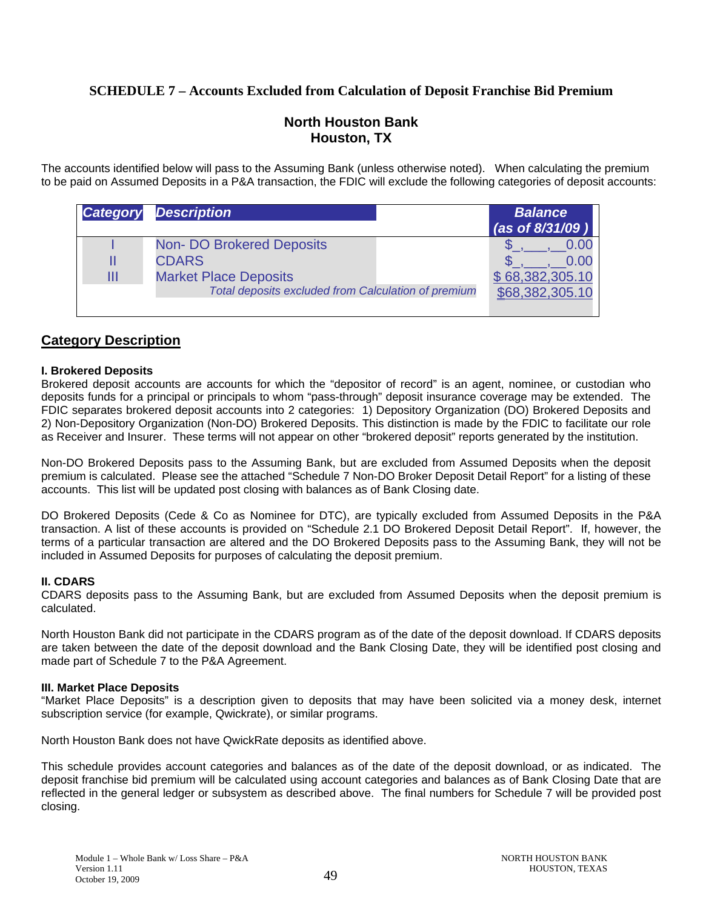## SCHEDULE 7 – Accounts Excluded from Calculation of Deposit Franchise Bid Premium

### North Houston Bank
### Houston, TX

The accounts identified below will pass to the Assuming Bank (unless otherwise noted). When calculating the premium to be paid on Assumed Deposits in a P&A transaction, the FDIC will exclude the following categories of deposit accounts:

| *Category* | *Description* | *Balance (as of 8/31/09 )* |
|---|---|---|
| I | Non- DO Brokered Deposits | $_,___,__0.00 |
| II | CDARS | $_,___,__0.00 |
| III | Market Place Deposits | $ 68,382,305.10 |
| | *Total deposits excluded from Calculation of premium* | $68,382,305.10 |

## Category Description

**I. Brokered Deposits**

Brokered deposit accounts are accounts for which the "depositor of record" is an agent, nominee, or custodian who deposits funds for a principal or principals to whom "pass-through" deposit insurance coverage may be extended. The FDIC separates brokered deposit accounts into 2 categories: 1) Depository Organization (DO) Brokered Deposits and 2) Non-Depository Organization (Non-DO) Brokered Deposits. This distinction is made by the FDIC to facilitate our role as Receiver and Insurer. These terms will not appear on other "brokered deposit" reports generated by the institution.

Non-DO Brokered Deposits pass to the Assuming Bank, but are excluded from Assumed Deposits when the deposit premium is calculated. Please see the attached "Schedule 7 Non-DO Broker Deposit Detail Report" for a listing of these accounts. This list will be updated post closing with balances as of Bank Closing date.

DO Brokered Deposits (Cede & Co as Nominee for DTC), are typically excluded from Assumed Deposits in the P&A transaction. A list of these accounts is provided on "Schedule 2.1 DO Brokered Deposit Detail Report". If, however, the terms of a particular transaction are altered and the DO Brokered Deposits pass to the Assuming Bank, they will not be included in Assumed Deposits for purposes of calculating the deposit premium.

**II. CDARS**

CDARS deposits pass to the Assuming Bank, but are excluded from Assumed Deposits when the deposit premium is calculated.

North Houston Bank did not participate in the CDARS program as of the date of the deposit download. If CDARS deposits are taken between the date of the deposit download and the Bank Closing Date, they will be identified post closing and made part of Schedule 7 to the P&A Agreement.

**III. Market Place Deposits**

"Market Place Deposits" is a description given to deposits that may have been solicited via a money desk, internet subscription service (for example, Qwickrate), or similar programs.

North Houston Bank does not have QwickRate deposits as identified above.

This schedule provides account categories and balances as of the date of the deposit download, or as indicated. The deposit franchise bid premium will be calculated using account categories and balances as of Bank Closing Date that are reflected in the general ledger or subsystem as described above. The final numbers for Schedule 7 will be provided post closing.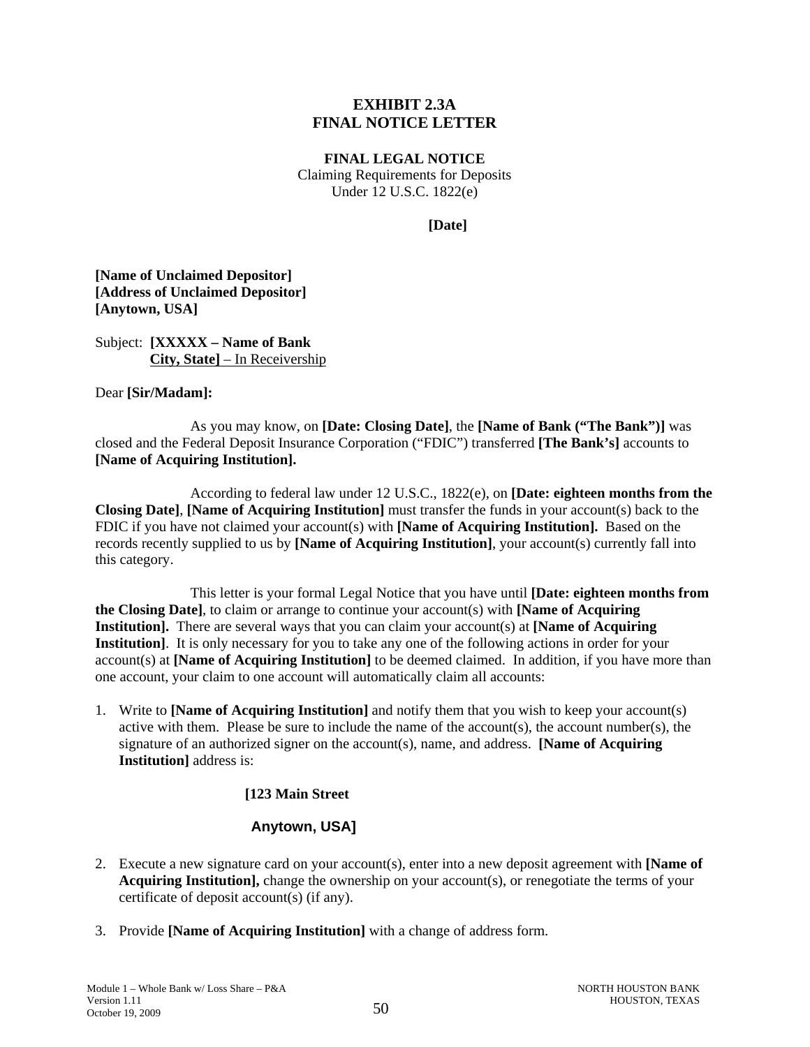# EXHIBIT 2.3A
# FINAL NOTICE LETTER

**FINAL LEGAL NOTICE**
Claiming Requirements for Deposits
Under 12 U.S.C. 1822(e)

**[Date]**

**[Name of Unclaimed Depositor]**
**[Address of Unclaimed Depositor]**
**[Anytown, USA]**

Subject: **[XXXXX – Name of Bank**
**City, State]** – In Receivership

Dear **[Sir/Madam]:**

As you may know, on **[Date: Closing Date]**, the **[Name of Bank ("The Bank")]** was closed and the Federal Deposit Insurance Corporation ("FDIC") transferred **[The Bank's]** accounts to **[Name of Acquiring Institution].**

According to federal law under 12 U.S.C., 1822(e), on **[Date: eighteen months from the Closing Date]**, **[Name of Acquiring Institution]** must transfer the funds in your account(s) back to the FDIC if you have not claimed your account(s) with **[Name of Acquiring Institution].** Based on the records recently supplied to us by **[Name of Acquiring Institution]**, your account(s) currently fall into this category.

This letter is your formal Legal Notice that you have until **[Date: eighteen months from the Closing Date]**, to claim or arrange to continue your account(s) with **[Name of Acquiring Institution].** There are several ways that you can claim your account(s) at **[Name of Acquiring Institution]**. It is only necessary for you to take any one of the following actions in order for your account(s) at **[Name of Acquiring Institution]** to be deemed claimed. In addition, if you have more than one account, your claim to one account will automatically claim all accounts:

1. Write to **[Name of Acquiring Institution]** and notify them that you wish to keep your account(s) active with them. Please be sure to include the name of the account(s), the account number(s), the signature of an authorized signer on the account(s), name, and address. **[Name of Acquiring Institution]** address is:

   **[123 Main Street**

   **Anytown, USA]**

2. Execute a new signature card on your account(s), enter into a new deposit agreement with **[Name of Acquiring Institution],** change the ownership on your account(s), or renegotiate the terms of your certificate of deposit account(s) (if any).

3. Provide **[Name of Acquiring Institution]** with a change of address form.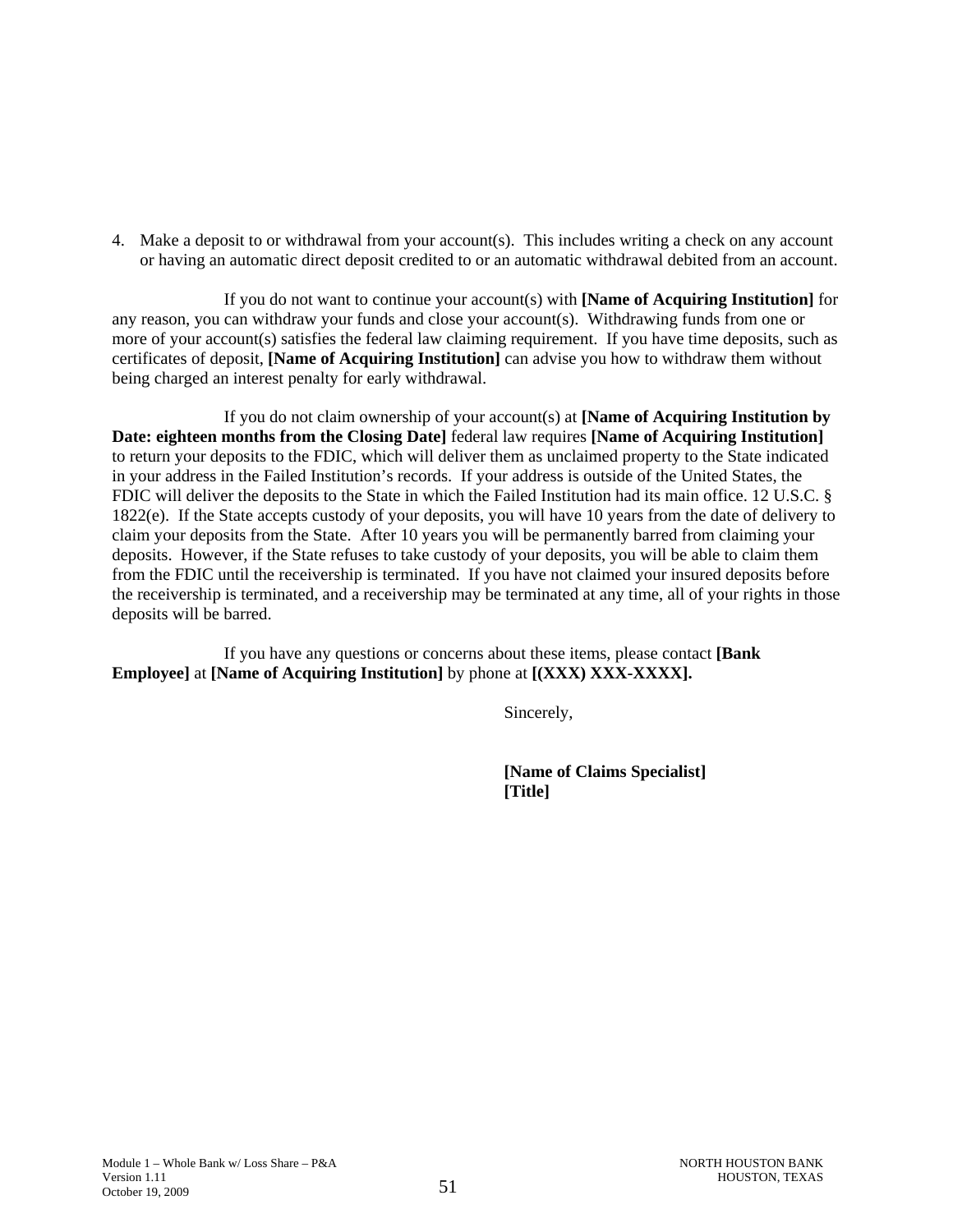4. Make a deposit to or withdrawal from your account(s). This includes writing a check on any account or having an automatic direct deposit credited to or an automatic withdrawal debited from an account.

If you do not want to continue your account(s) with **[Name of Acquiring Institution]** for any reason, you can withdraw your funds and close your account(s). Withdrawing funds from one or more of your account(s) satisfies the federal law claiming requirement. If you have time deposits, such as certificates of deposit, **[Name of Acquiring Institution]** can advise you how to withdraw them without being charged an interest penalty for early withdrawal.

If you do not claim ownership of your account(s) at **[Name of Acquiring Institution by Date: eighteen months from the Closing Date]** federal law requires **[Name of Acquiring Institution]** to return your deposits to the FDIC, which will deliver them as unclaimed property to the State indicated in your address in the Failed Institution's records. If your address is outside of the United States, the FDIC will deliver the deposits to the State in which the Failed Institution had its main office. 12 U.S.C. § 1822(e). If the State accepts custody of your deposits, you will have 10 years from the date of delivery to claim your deposits from the State. After 10 years you will be permanently barred from claiming your deposits. However, if the State refuses to take custody of your deposits, you will be able to claim them from the FDIC until the receivership is terminated. If you have not claimed your insured deposits before the receivership is terminated, and a receivership may be terminated at any time, all of your rights in those deposits will be barred.

If you have any questions or concerns about these items, please contact **[Bank Employee]** at **[Name of Acquiring Institution]** by phone at **[(XXX) XXX-XXXX].**

Sincerely,

**[Name of Claims Specialist]**
**[Title]**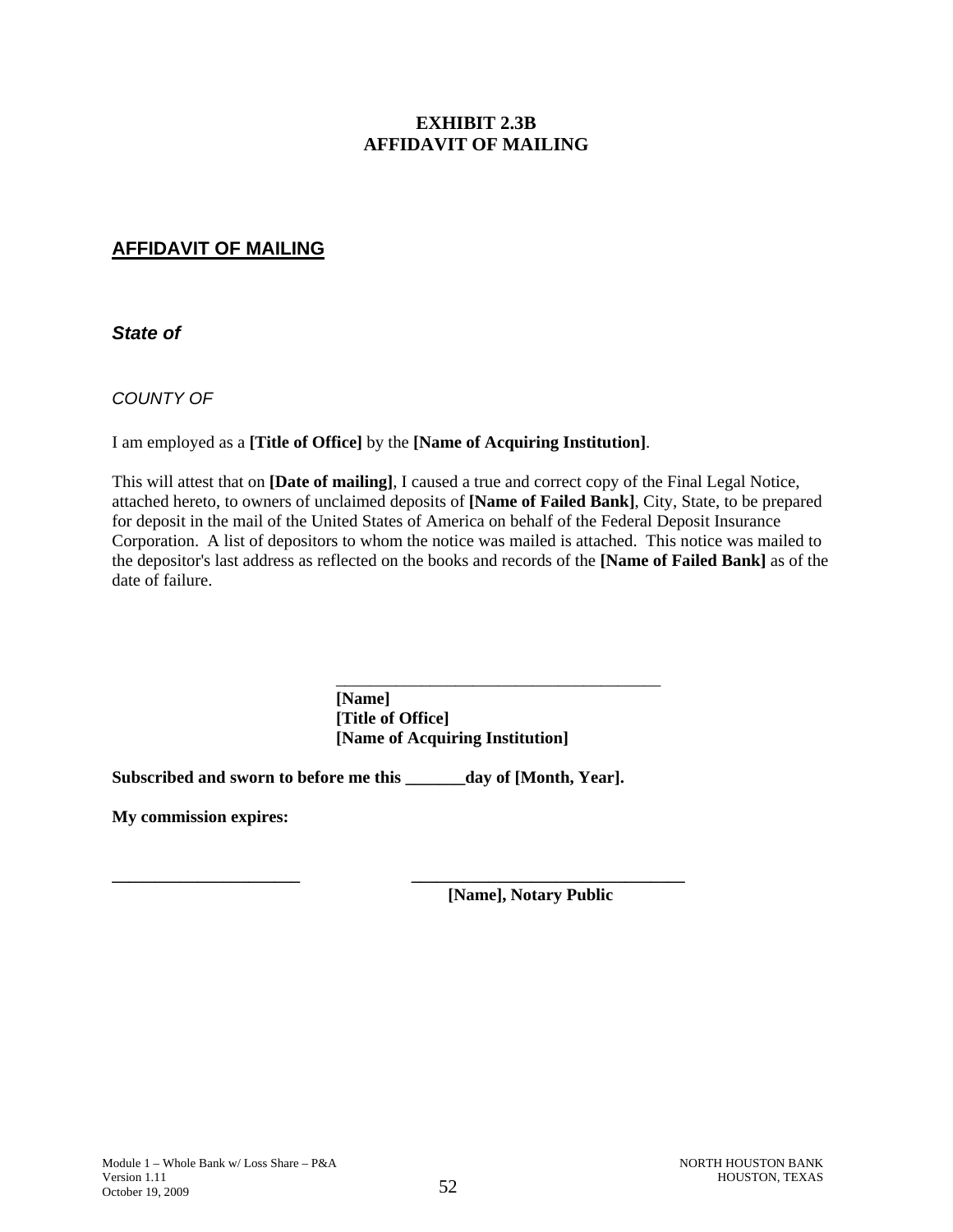# EXHIBIT 2.3B
# AFFIDAVIT OF MAILING

## AFFIDAVIT OF MAILING

***State of***

*COUNTY OF*

I am employed as a **[Title of Office]** by the **[Name of Acquiring Institution]**.

This will attest that on **[Date of mailing]**, I caused a true and correct copy of the Final Legal Notice, attached hereto, to owners of unclaimed deposits of **[Name of Failed Bank]**, City, State, to be prepared for deposit in the mail of the United States of America on behalf of the Federal Deposit Insurance Corporation. A list of depositors to whom the notice was mailed is attached. This notice was mailed to the depositor's last address as reflected on the books and records of the **[Name of Failed Bank]** as of the date of failure.

\_\_\_\_\_\_\_\_\_\_\_\_\_\_\_\_\_\_\_\_\_\_\_\_\_\_\_\_\_\_\_\_\_\_\_\_\_\_\_\_
**[Name]**
**[Title of Office]**
**[Name of Acquiring Institution]**

**Subscribed and sworn to before me this \_\_\_\_\_\_\_day of [Month, Year].**

**My commission expires:**

\_\_\_\_\_\_\_\_\_\_\_\_\_\_\_\_\_\_\_\_\_\_\_ \_\_\_\_\_\_\_\_\_\_\_\_\_\_\_\_\_\_\_\_\_\_\_\_\_\_\_\_\_\_\_\_\_
**[Name], Notary Public**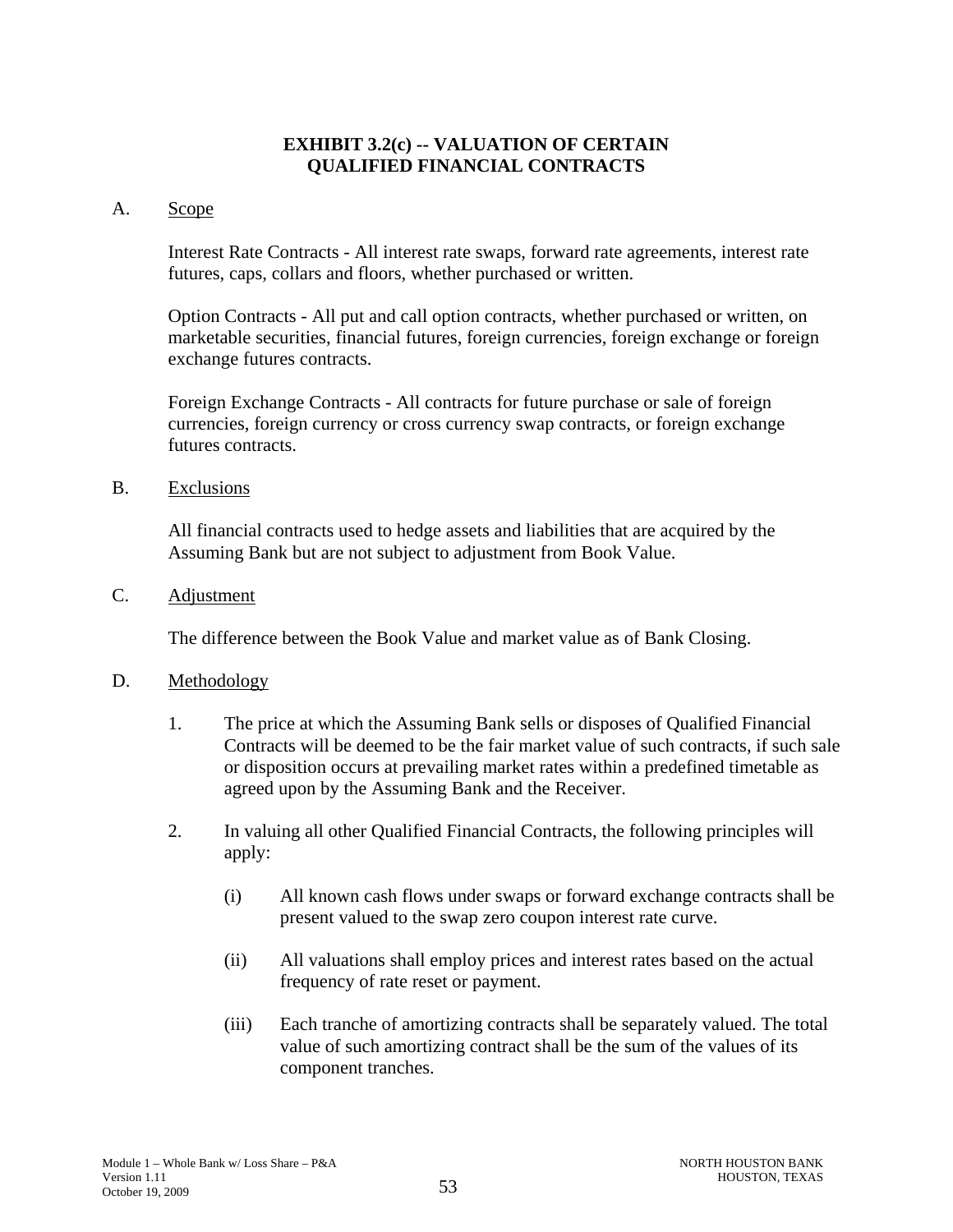# EXHIBIT 3.2(c) -- VALUATION OF CERTAIN QUALIFIED FINANCIAL CONTRACTS

A. Scope

Interest Rate Contracts - All interest rate swaps, forward rate agreements, interest rate futures, caps, collars and floors, whether purchased or written.

Option Contracts - All put and call option contracts, whether purchased or written, on marketable securities, financial futures, foreign currencies, foreign exchange or foreign exchange futures contracts.

Foreign Exchange Contracts - All contracts for future purchase or sale of foreign currencies, foreign currency or cross currency swap contracts, or foreign exchange futures contracts.

B. Exclusions

All financial contracts used to hedge assets and liabilities that are acquired by the Assuming Bank but are not subject to adjustment from Book Value.

C. Adjustment

The difference between the Book Value and market value as of Bank Closing.

D. Methodology

1. The price at which the Assuming Bank sells or disposes of Qualified Financial Contracts will be deemed to be the fair market value of such contracts, if such sale or disposition occurs at prevailing market rates within a predefined timetable as agreed upon by the Assuming Bank and the Receiver.

2. In valuing all other Qualified Financial Contracts, the following principles will apply:

   (i) All known cash flows under swaps or forward exchange contracts shall be present valued to the swap zero coupon interest rate curve.

   (ii) All valuations shall employ prices and interest rates based on the actual frequency of rate reset or payment.

   (iii) Each tranche of amortizing contracts shall be separately valued. The total value of such amortizing contract shall be the sum of the values of its component tranches.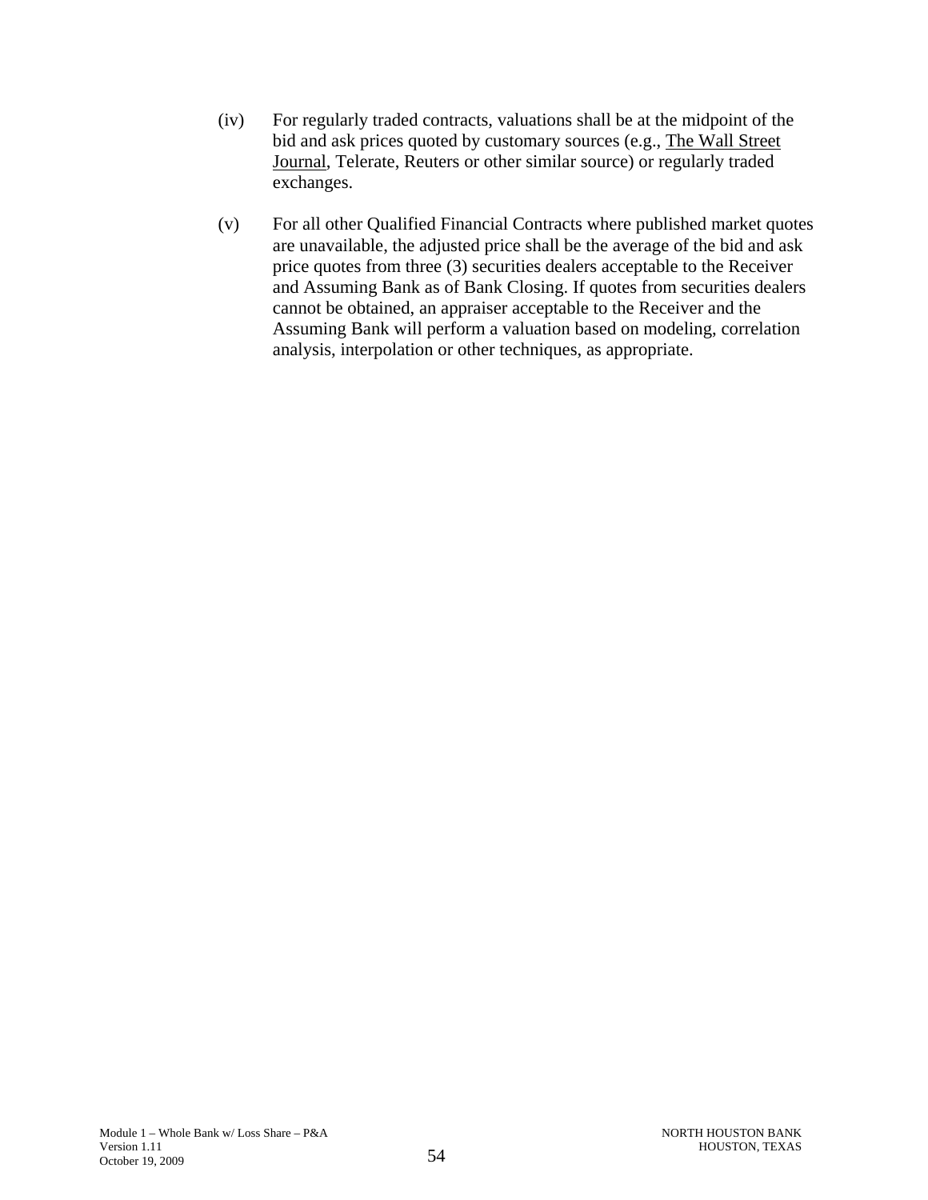(iv) For regularly traded contracts, valuations shall be at the midpoint of the bid and ask prices quoted by customary sources (e.g., The Wall Street Journal, Telerate, Reuters or other similar source) or regularly traded exchanges.

(v) For all other Qualified Financial Contracts where published market quotes are unavailable, the adjusted price shall be the average of the bid and ask price quotes from three (3) securities dealers acceptable to the Receiver and Assuming Bank as of Bank Closing. If quotes from securities dealers cannot be obtained, an appraiser acceptable to the Receiver and the Assuming Bank will perform a valuation based on modeling, correlation analysis, interpolation or other techniques, as appropriate.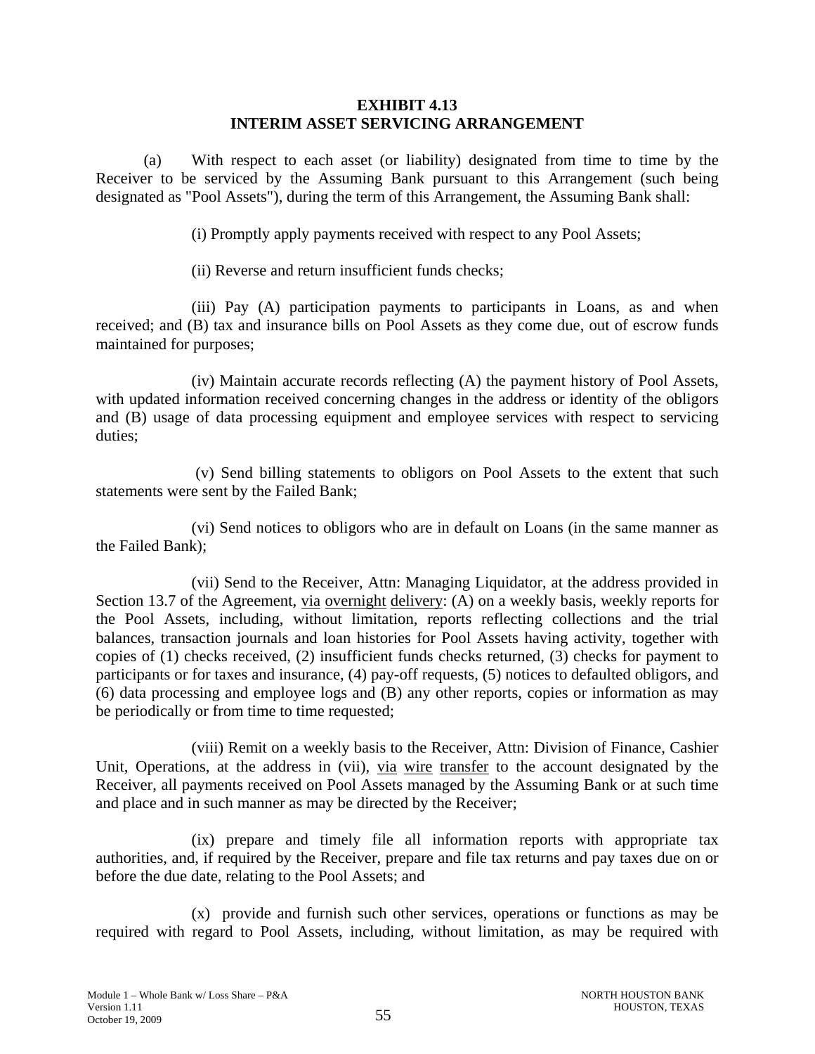**EXHIBIT 4.13**
**INTERIM ASSET SERVICING ARRANGEMENT**

(a) With respect to each asset (or liability) designated from time to time by the Receiver to be serviced by the Assuming Bank pursuant to this Arrangement (such being designated as "Pool Assets"), during the term of this Arrangement, the Assuming Bank shall:

(i) Promptly apply payments received with respect to any Pool Assets;

(ii) Reverse and return insufficient funds checks;

(iii) Pay (A) participation payments to participants in Loans, as and when received; and (B) tax and insurance bills on Pool Assets as they come due, out of escrow funds maintained for purposes;

(iv) Maintain accurate records reflecting (A) the payment history of Pool Assets, with updated information received concerning changes in the address or identity of the obligors and (B) usage of data processing equipment and employee services with respect to servicing duties;

(v) Send billing statements to obligors on Pool Assets to the extent that such statements were sent by the Failed Bank;

(vi) Send notices to obligors who are in default on Loans (in the same manner as the Failed Bank);

(vii) Send to the Receiver, Attn: Managing Liquidator, at the address provided in Section 13.7 of the Agreement, via overnight delivery: (A) on a weekly basis, weekly reports for the Pool Assets, including, without limitation, reports reflecting collections and the trial balances, transaction journals and loan histories for Pool Assets having activity, together with copies of (1) checks received, (2) insufficient funds checks returned, (3) checks for payment to participants or for taxes and insurance, (4) pay-off requests, (5) notices to defaulted obligors, and (6) data processing and employee logs and (B) any other reports, copies or information as may be periodically or from time to time requested;

(viii) Remit on a weekly basis to the Receiver, Attn: Division of Finance, Cashier Unit, Operations, at the address in (vii), via wire transfer to the account designated by the Receiver, all payments received on Pool Assets managed by the Assuming Bank or at such time and place and in such manner as may be directed by the Receiver;

(ix) prepare and timely file all information reports with appropriate tax authorities, and, if required by the Receiver, prepare and file tax returns and pay taxes due on or before the due date, relating to the Pool Assets; and

(x) provide and furnish such other services, operations or functions as may be required with regard to Pool Assets, including, without limitation, as may be required with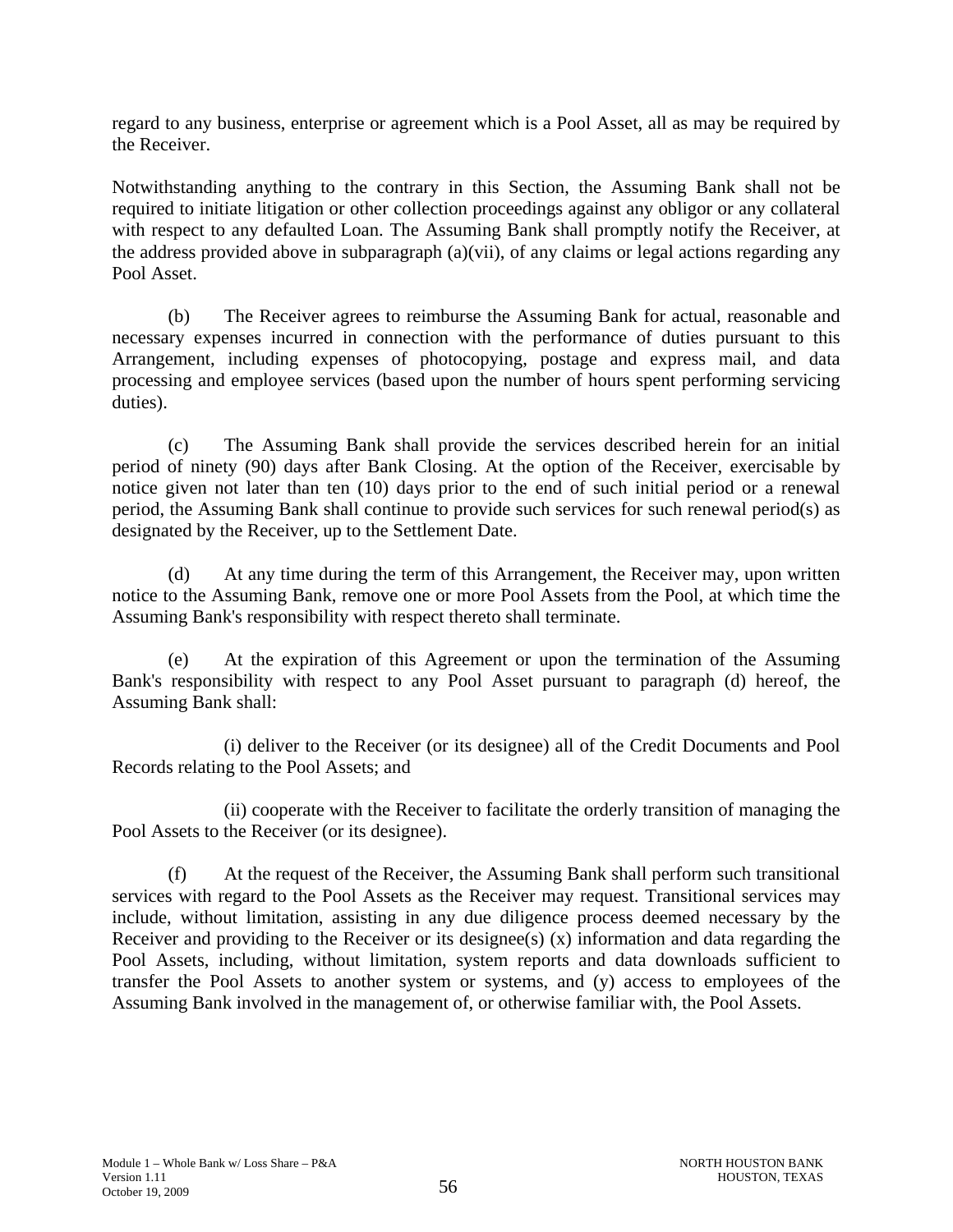regard to any business, enterprise or agreement which is a Pool Asset, all as may be required by the Receiver.

Notwithstanding anything to the contrary in this Section, the Assuming Bank shall not be required to initiate litigation or other collection proceedings against any obligor or any collateral with respect to any defaulted Loan. The Assuming Bank shall promptly notify the Receiver, at the address provided above in subparagraph (a)(vii), of any claims or legal actions regarding any Pool Asset.

(b) The Receiver agrees to reimburse the Assuming Bank for actual, reasonable and necessary expenses incurred in connection with the performance of duties pursuant to this Arrangement, including expenses of photocopying, postage and express mail, and data processing and employee services (based upon the number of hours spent performing servicing duties).

(c) The Assuming Bank shall provide the services described herein for an initial period of ninety (90) days after Bank Closing. At the option of the Receiver, exercisable by notice given not later than ten (10) days prior to the end of such initial period or a renewal period, the Assuming Bank shall continue to provide such services for such renewal period(s) as designated by the Receiver, up to the Settlement Date.

(d) At any time during the term of this Arrangement, the Receiver may, upon written notice to the Assuming Bank, remove one or more Pool Assets from the Pool, at which time the Assuming Bank's responsibility with respect thereto shall terminate.

(e) At the expiration of this Agreement or upon the termination of the Assuming Bank's responsibility with respect to any Pool Asset pursuant to paragraph (d) hereof, the Assuming Bank shall:

(i) deliver to the Receiver (or its designee) all of the Credit Documents and Pool Records relating to the Pool Assets; and

(ii) cooperate with the Receiver to facilitate the orderly transition of managing the Pool Assets to the Receiver (or its designee).

(f) At the request of the Receiver, the Assuming Bank shall perform such transitional services with regard to the Pool Assets as the Receiver may request. Transitional services may include, without limitation, assisting in any due diligence process deemed necessary by the Receiver and providing to the Receiver or its designee(s) (x) information and data regarding the Pool Assets, including, without limitation, system reports and data downloads sufficient to transfer the Pool Assets to another system or systems, and (y) access to employees of the Assuming Bank involved in the management of, or otherwise familiar with, the Pool Assets.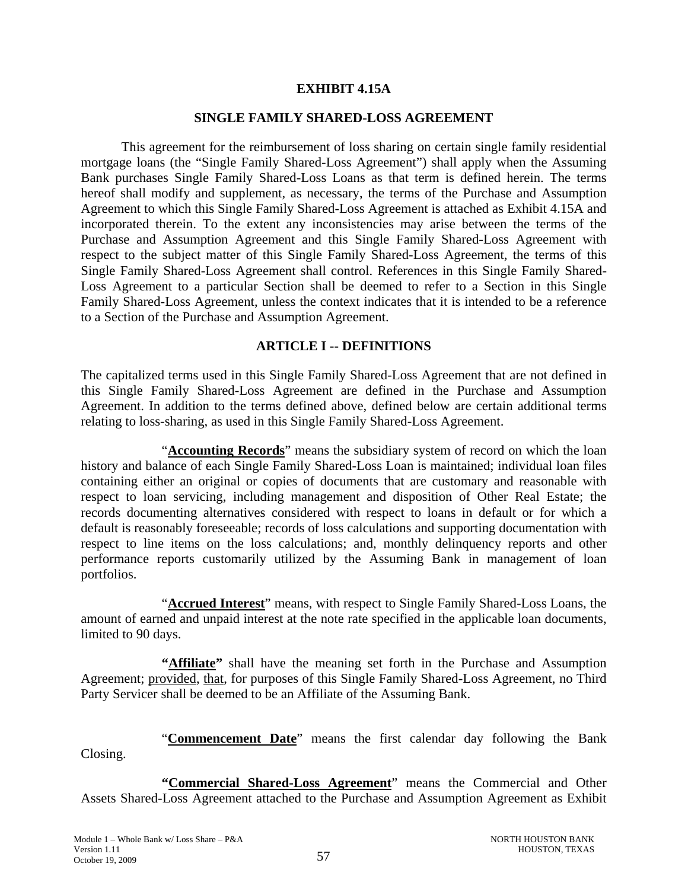# EXHIBIT 4.15A

## SINGLE FAMILY SHARED-LOSS AGREEMENT

This agreement for the reimbursement of loss sharing on certain single family residential mortgage loans (the "Single Family Shared-Loss Agreement") shall apply when the Assuming Bank purchases Single Family Shared-Loss Loans as that term is defined herein. The terms hereof shall modify and supplement, as necessary, the terms of the Purchase and Assumption Agreement to which this Single Family Shared-Loss Agreement is attached as Exhibit 4.15A and incorporated therein. To the extent any inconsistencies may arise between the terms of the Purchase and Assumption Agreement and this Single Family Shared-Loss Agreement with respect to the subject matter of this Single Family Shared-Loss Agreement, the terms of this Single Family Shared-Loss Agreement shall control. References in this Single Family Shared-Loss Agreement to a particular Section shall be deemed to refer to a Section in this Single Family Shared-Loss Agreement, unless the context indicates that it is intended to be a reference to a Section of the Purchase and Assumption Agreement.

## ARTICLE I -- DEFINITIONS

The capitalized terms used in this Single Family Shared-Loss Agreement that are not defined in this Single Family Shared-Loss Agreement are defined in the Purchase and Assumption Agreement. In addition to the terms defined above, defined below are certain additional terms relating to loss-sharing, as used in this Single Family Shared-Loss Agreement.

"**Accounting Records**" means the subsidiary system of record on which the loan history and balance of each Single Family Shared-Loss Loan is maintained; individual loan files containing either an original or copies of documents that are customary and reasonable with respect to loan servicing, including management and disposition of Other Real Estate; the records documenting alternatives considered with respect to loans in default or for which a default is reasonably foreseeable; records of loss calculations and supporting documentation with respect to line items on the loss calculations; and, monthly delinquency reports and other performance reports customarily utilized by the Assuming Bank in management of loan portfolios.

"**Accrued Interest**" means, with respect to Single Family Shared-Loss Loans, the amount of earned and unpaid interest at the note rate specified in the applicable loan documents, limited to 90 days.

**"Affiliate"** shall have the meaning set forth in the Purchase and Assumption Agreement; provided, that, for purposes of this Single Family Shared-Loss Agreement, no Third Party Servicer shall be deemed to be an Affiliate of the Assuming Bank.

"**Commencement Date**" means the first calendar day following the Bank Closing.

**"Commercial Shared-Loss Agreement"** means the Commercial and Other Assets Shared-Loss Agreement attached to the Purchase and Assumption Agreement as Exhibit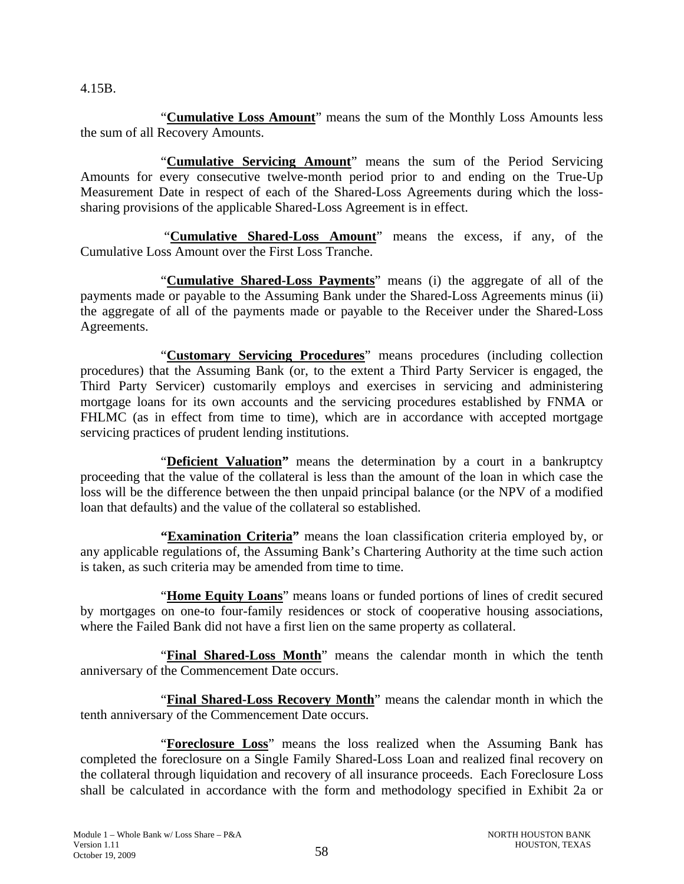4.15B.

"**Cumulative Loss Amount**" means the sum of the Monthly Loss Amounts less the sum of all Recovery Amounts.

"**Cumulative Servicing Amount**" means the sum of the Period Servicing Amounts for every consecutive twelve-month period prior to and ending on the True-Up Measurement Date in respect of each of the Shared-Loss Agreements during which the loss-sharing provisions of the applicable Shared-Loss Agreement is in effect.

"**Cumulative Shared-Loss Amount**" means the excess, if any, of the Cumulative Loss Amount over the First Loss Tranche.

"**Cumulative Shared-Loss Payments**" means (i) the aggregate of all of the payments made or payable to the Assuming Bank under the Shared-Loss Agreements minus (ii) the aggregate of all of the payments made or payable to the Receiver under the Shared-Loss Agreements.

"**Customary Servicing Procedures**" means procedures (including collection procedures) that the Assuming Bank (or, to the extent a Third Party Servicer is engaged, the Third Party Servicer) customarily employs and exercises in servicing and administering mortgage loans for its own accounts and the servicing procedures established by FNMA or FHLMC (as in effect from time to time), which are in accordance with accepted mortgage servicing practices of prudent lending institutions.

"**Deficient Valuation**" means the determination by a court in a bankruptcy proceeding that the value of the collateral is less than the amount of the loan in which case the loss will be the difference between the then unpaid principal balance (or the NPV of a modified loan that defaults) and the value of the collateral so established.

**"Examination Criteria"** means the loan classification criteria employed by, or any applicable regulations of, the Assuming Bank's Chartering Authority at the time such action is taken, as such criteria may be amended from time to time.

"**Home Equity Loans**" means loans or funded portions of lines of credit secured by mortgages on one-to four-family residences or stock of cooperative housing associations, where the Failed Bank did not have a first lien on the same property as collateral.

"**Final Shared-Loss Month**" means the calendar month in which the tenth anniversary of the Commencement Date occurs.

"**Final Shared-Loss Recovery Month**" means the calendar month in which the tenth anniversary of the Commencement Date occurs.

"**Foreclosure Loss**" means the loss realized when the Assuming Bank has completed the foreclosure on a Single Family Shared-Loss Loan and realized final recovery on the collateral through liquidation and recovery of all insurance proceeds. Each Foreclosure Loss shall be calculated in accordance with the form and methodology specified in Exhibit 2a or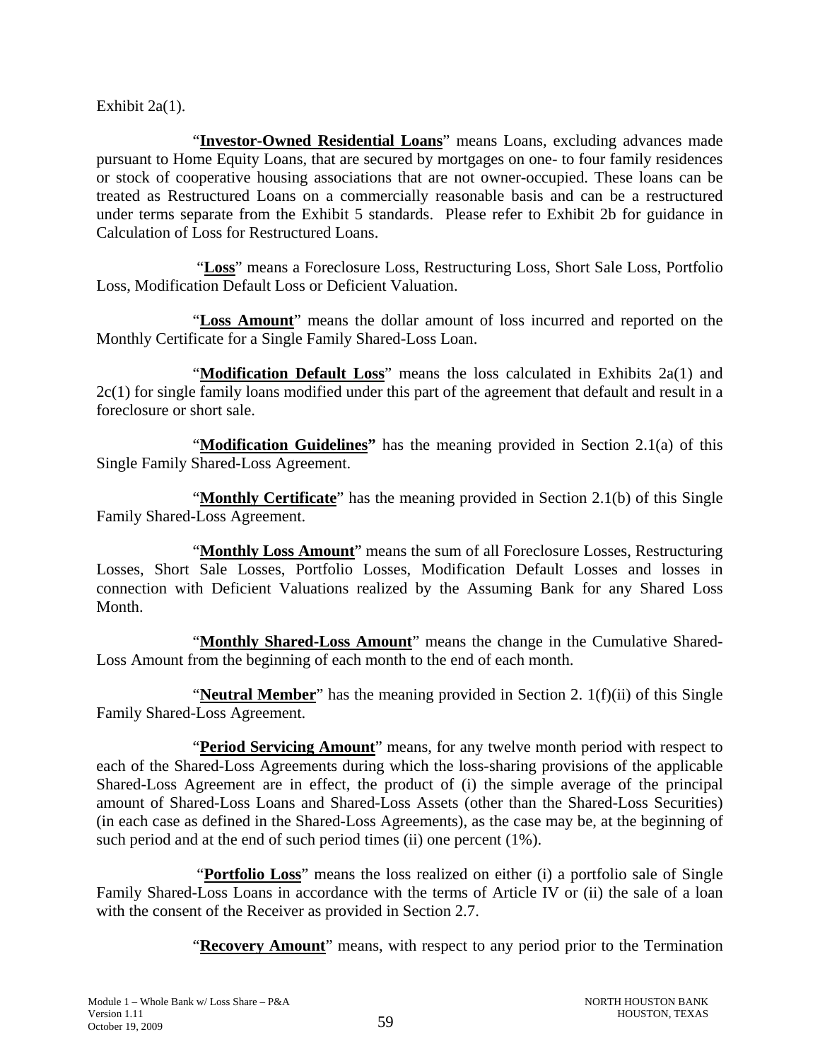Exhibit 2a(1).

"**Investor-Owned Residential Loans**" means Loans, excluding advances made pursuant to Home Equity Loans, that are secured by mortgages on one- to four family residences or stock of cooperative housing associations that are not owner-occupied. These loans can be treated as Restructured Loans on a commercially reasonable basis and can be a restructured under terms separate from the Exhibit 5 standards. Please refer to Exhibit 2b for guidance in Calculation of Loss for Restructured Loans.

"**Loss**" means a Foreclosure Loss, Restructuring Loss, Short Sale Loss, Portfolio Loss, Modification Default Loss or Deficient Valuation.

"**Loss Amount**" means the dollar amount of loss incurred and reported on the Monthly Certificate for a Single Family Shared-Loss Loan.

"**Modification Default Loss**" means the loss calculated in Exhibits 2a(1) and 2c(1) for single family loans modified under this part of the agreement that default and result in a foreclosure or short sale.

"**Modification Guidelines**" has the meaning provided in Section 2.1(a) of this Single Family Shared-Loss Agreement.

"**Monthly Certificate**" has the meaning provided in Section 2.1(b) of this Single Family Shared-Loss Agreement.

"**Monthly Loss Amount**" means the sum of all Foreclosure Losses, Restructuring Losses, Short Sale Losses, Portfolio Losses, Modification Default Losses and losses in connection with Deficient Valuations realized by the Assuming Bank for any Shared Loss Month.

"**Monthly Shared-Loss Amount**" means the change in the Cumulative Shared-Loss Amount from the beginning of each month to the end of each month.

"**Neutral Member**" has the meaning provided in Section 2. 1(f)(ii) of this Single Family Shared-Loss Agreement.

"**Period Servicing Amount**" means, for any twelve month period with respect to each of the Shared-Loss Agreements during which the loss-sharing provisions of the applicable Shared-Loss Agreement are in effect, the product of (i) the simple average of the principal amount of Shared-Loss Loans and Shared-Loss Assets (other than the Shared-Loss Securities) (in each case as defined in the Shared-Loss Agreements), as the case may be, at the beginning of such period and at the end of such period times (ii) one percent (1%).

"**Portfolio Loss**" means the loss realized on either (i) a portfolio sale of Single Family Shared-Loss Loans in accordance with the terms of Article IV or (ii) the sale of a loan with the consent of the Receiver as provided in Section 2.7.

"**Recovery Amount**" means, with respect to any period prior to the Termination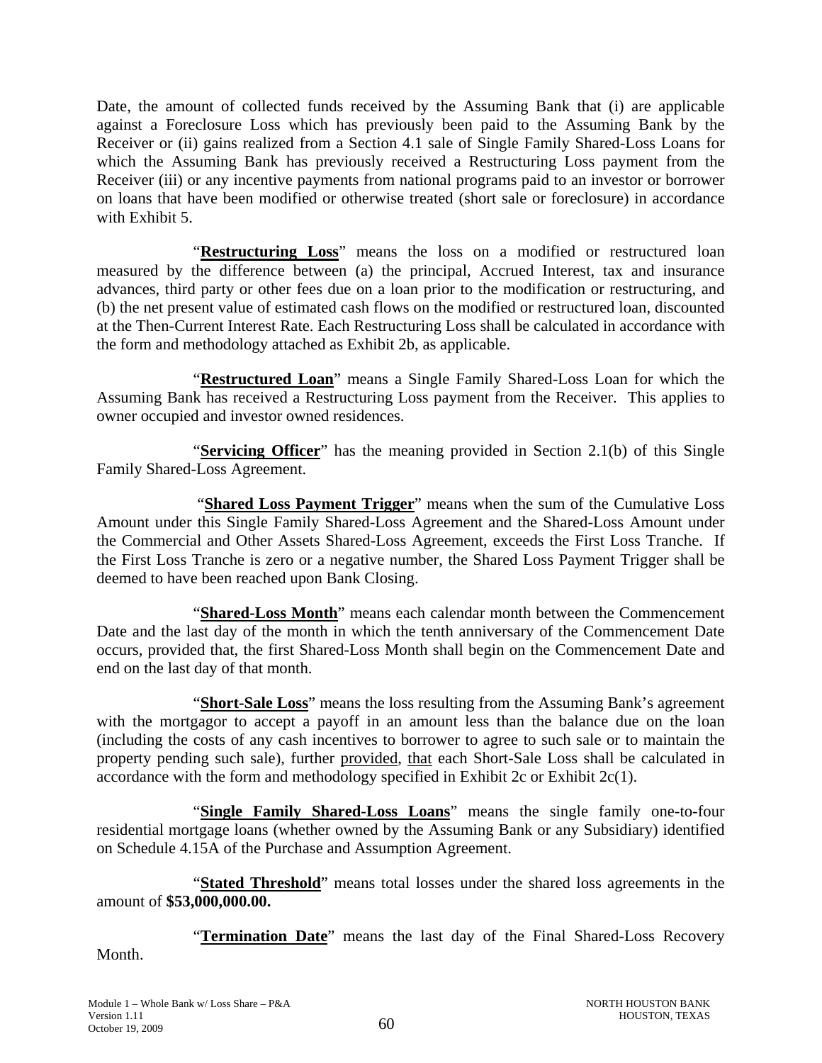Date, the amount of collected funds received by the Assuming Bank that (i) are applicable against a Foreclosure Loss which has previously been paid to the Assuming Bank by the Receiver or (ii) gains realized from a Section 4.1 sale of Single Family Shared-Loss Loans for which the Assuming Bank has previously received a Restructuring Loss payment from the Receiver (iii) or any incentive payments from national programs paid to an investor or borrower on loans that have been modified or otherwise treated (short sale or foreclosure) in accordance with Exhibit 5.

"**Restructuring Loss**" means the loss on a modified or restructured loan measured by the difference between (a) the principal, Accrued Interest, tax and insurance advances, third party or other fees due on a loan prior to the modification or restructuring, and (b) the net present value of estimated cash flows on the modified or restructured loan, discounted at the Then-Current Interest Rate. Each Restructuring Loss shall be calculated in accordance with the form and methodology attached as Exhibit 2b, as applicable.

"**Restructured Loan**" means a Single Family Shared-Loss Loan for which the Assuming Bank has received a Restructuring Loss payment from the Receiver. This applies to owner occupied and investor owned residences.

"**Servicing Officer**" has the meaning provided in Section 2.1(b) of this Single Family Shared-Loss Agreement.

"**Shared Loss Payment Trigger**" means when the sum of the Cumulative Loss Amount under this Single Family Shared-Loss Agreement and the Shared-Loss Amount under the Commercial and Other Assets Shared-Loss Agreement, exceeds the First Loss Tranche. If the First Loss Tranche is zero or a negative number, the Shared Loss Payment Trigger shall be deemed to have been reached upon Bank Closing.

"**Shared-Loss Month**" means each calendar month between the Commencement Date and the last day of the month in which the tenth anniversary of the Commencement Date occurs, provided that, the first Shared-Loss Month shall begin on the Commencement Date and end on the last day of that month.

"**Short-Sale Loss**" means the loss resulting from the Assuming Bank's agreement with the mortgagor to accept a payoff in an amount less than the balance due on the loan (including the costs of any cash incentives to borrower to agree to such sale or to maintain the property pending such sale), further provided, that each Short-Sale Loss shall be calculated in accordance with the form and methodology specified in Exhibit 2c or Exhibit 2c(1).

"**Single Family Shared-Loss Loans**" means the single family one-to-four residential mortgage loans (whether owned by the Assuming Bank or any Subsidiary) identified on Schedule 4.15A of the Purchase and Assumption Agreement.

"**Stated Threshold**" means total losses under the shared loss agreements in the amount of **$53,000,000.00.**

"**Termination Date**" means the last day of the Final Shared-Loss Recovery Month.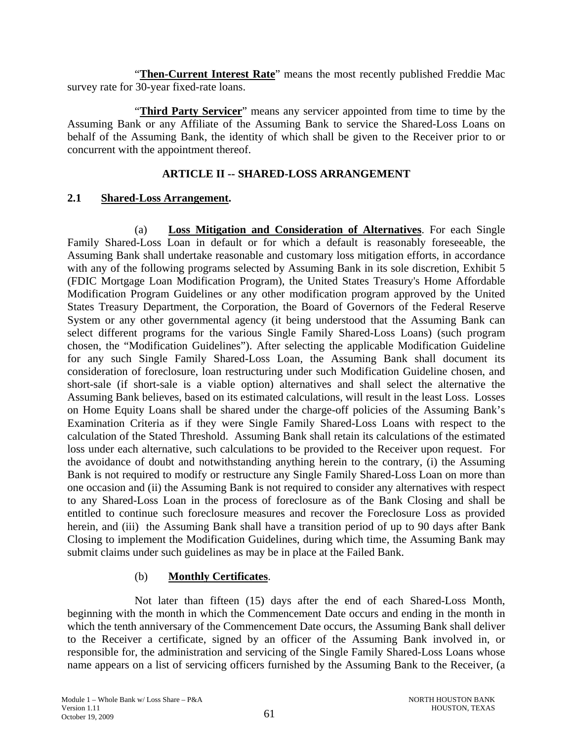"**Then-Current Interest Rate**" means the most recently published Freddie Mac survey rate for 30-year fixed-rate loans.

"**Third Party Servicer**" means any servicer appointed from time to time by the Assuming Bank or any Affiliate of the Assuming Bank to service the Shared-Loss Loans on behalf of the Assuming Bank, the identity of which shall be given to the Receiver prior to or concurrent with the appointment thereof.

## ARTICLE II -- SHARED-LOSS ARRANGEMENT

### 2.1 Shared-Loss Arrangement.

(a) **Loss Mitigation and Consideration of Alternatives**. For each Single Family Shared-Loss Loan in default or for which a default is reasonably foreseeable, the Assuming Bank shall undertake reasonable and customary loss mitigation efforts, in accordance with any of the following programs selected by Assuming Bank in its sole discretion, Exhibit 5 (FDIC Mortgage Loan Modification Program), the United States Treasury's Home Affordable Modification Program Guidelines or any other modification program approved by the United States Treasury Department, the Corporation, the Board of Governors of the Federal Reserve System or any other governmental agency (it being understood that the Assuming Bank can select different programs for the various Single Family Shared-Loss Loans) (such program chosen, the "Modification Guidelines"). After selecting the applicable Modification Guideline for any such Single Family Shared-Loss Loan, the Assuming Bank shall document its consideration of foreclosure, loan restructuring under such Modification Guideline chosen, and short-sale (if short-sale is a viable option) alternatives and shall select the alternative the Assuming Bank believes, based on its estimated calculations, will result in the least Loss. Losses on Home Equity Loans shall be shared under the charge-off policies of the Assuming Bank's Examination Criteria as if they were Single Family Shared-Loss Loans with respect to the calculation of the Stated Threshold. Assuming Bank shall retain its calculations of the estimated loss under each alternative, such calculations to be provided to the Receiver upon request. For the avoidance of doubt and notwithstanding anything herein to the contrary, (i) the Assuming Bank is not required to modify or restructure any Single Family Shared-Loss Loan on more than one occasion and (ii) the Assuming Bank is not required to consider any alternatives with respect to any Shared-Loss Loan in the process of foreclosure as of the Bank Closing and shall be entitled to continue such foreclosure measures and recover the Foreclosure Loss as provided herein, and (iii) the Assuming Bank shall have a transition period of up to 90 days after Bank Closing to implement the Modification Guidelines, during which time, the Assuming Bank may submit claims under such guidelines as may be in place at the Failed Bank.

(b) **Monthly Certificates**.

Not later than fifteen (15) days after the end of each Shared-Loss Month, beginning with the month in which the Commencement Date occurs and ending in the month in which the tenth anniversary of the Commencement Date occurs, the Assuming Bank shall deliver to the Receiver a certificate, signed by an officer of the Assuming Bank involved in, or responsible for, the administration and servicing of the Single Family Shared-Loss Loans whose name appears on a list of servicing officers furnished by the Assuming Bank to the Receiver, (a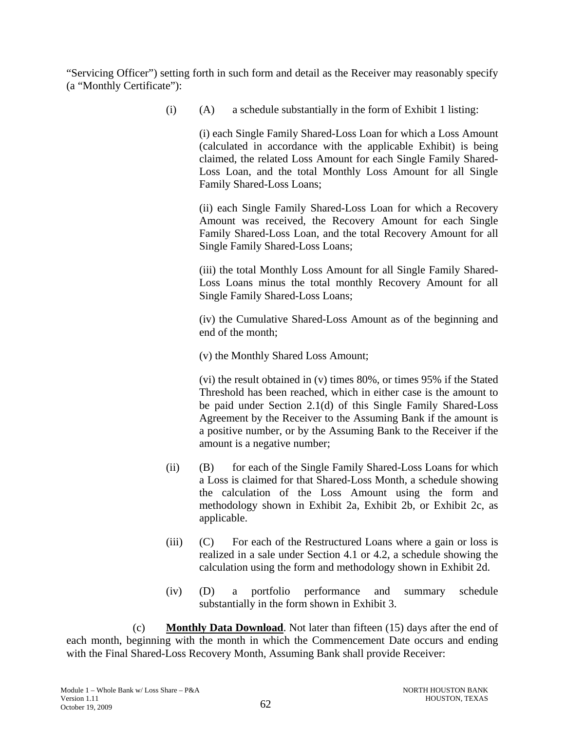"Servicing Officer") setting forth in such form and detail as the Receiver may reasonably specify (a "Monthly Certificate"):

(i) (A) a schedule substantially in the form of Exhibit 1 listing:

(i) each Single Family Shared-Loss Loan for which a Loss Amount (calculated in accordance with the applicable Exhibit) is being claimed, the related Loss Amount for each Single Family Shared-Loss Loan, and the total Monthly Loss Amount for all Single Family Shared-Loss Loans;

(ii) each Single Family Shared-Loss Loan for which a Recovery Amount was received, the Recovery Amount for each Single Family Shared-Loss Loan, and the total Recovery Amount for all Single Family Shared-Loss Loans;

(iii) the total Monthly Loss Amount for all Single Family Shared-Loss Loans minus the total monthly Recovery Amount for all Single Family Shared-Loss Loans;

(iv) the Cumulative Shared-Loss Amount as of the beginning and end of the month;

(v) the Monthly Shared Loss Amount;

(vi) the result obtained in (v) times 80%, or times 95% if the Stated Threshold has been reached, which in either case is the amount to be paid under Section 2.1(d) of this Single Family Shared-Loss Agreement by the Receiver to the Assuming Bank if the amount is a positive number, or by the Assuming Bank to the Receiver if the amount is a negative number;

(ii) (B) for each of the Single Family Shared-Loss Loans for which a Loss is claimed for that Shared-Loss Month, a schedule showing the calculation of the Loss Amount using the form and methodology shown in Exhibit 2a, Exhibit 2b, or Exhibit 2c, as applicable.

(iii) (C) For each of the Restructured Loans where a gain or loss is realized in a sale under Section 4.1 or 4.2, a schedule showing the calculation using the form and methodology shown in Exhibit 2d.

(iv) (D) a portfolio performance and summary schedule substantially in the form shown in Exhibit 3.

(c) **Monthly Data Download**. Not later than fifteen (15) days after the end of each month, beginning with the month in which the Commencement Date occurs and ending with the Final Shared-Loss Recovery Month, Assuming Bank shall provide Receiver: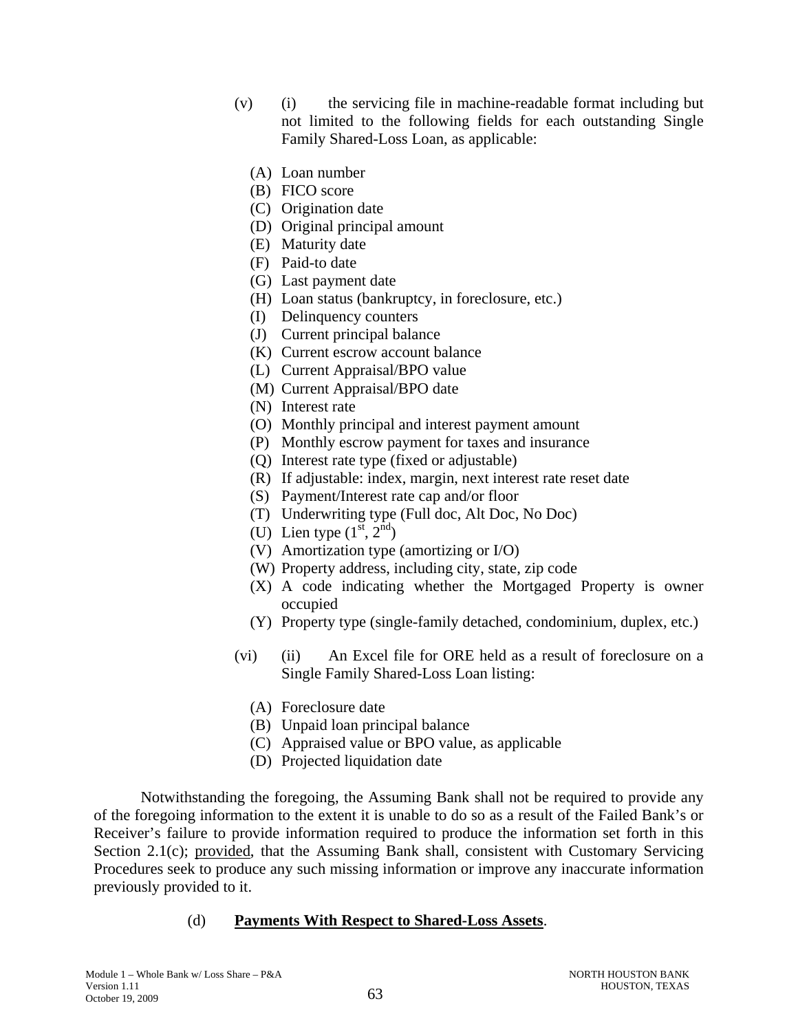(v) (i) the servicing file in machine-readable format including but not limited to the following fields for each outstanding Single Family Shared-Loss Loan, as applicable:

(A) Loan number
(B) FICO score
(C) Origination date
(D) Original principal amount
(E) Maturity date
(F) Paid-to date
(G) Last payment date
(H) Loan status (bankruptcy, in foreclosure, etc.)
(I) Delinquency counters
(J) Current principal balance
(K) Current escrow account balance
(L) Current Appraisal/BPO value
(M) Current Appraisal/BPO date
(N) Interest rate
(O) Monthly principal and interest payment amount
(P) Monthly escrow payment for taxes and insurance
(Q) Interest rate type (fixed or adjustable)
(R) If adjustable: index, margin, next interest rate reset date
(S) Payment/Interest rate cap and/or floor
(T) Underwriting type (Full doc, Alt Doc, No Doc)
(U) Lien type (1st, 2nd)
(V) Amortization type (amortizing or I/O)
(W) Property address, including city, state, zip code
(X) A code indicating whether the Mortgaged Property is owner occupied
(Y) Property type (single-family detached, condominium, duplex, etc.)

(vi) (ii) An Excel file for ORE held as a result of foreclosure on a Single Family Shared-Loss Loan listing:

(A) Foreclosure date
(B) Unpaid loan principal balance
(C) Appraised value or BPO value, as applicable
(D) Projected liquidation date

Notwithstanding the foregoing, the Assuming Bank shall not be required to provide any of the foregoing information to the extent it is unable to do so as a result of the Failed Bank's or Receiver's failure to provide information required to produce the information set forth in this Section 2.1(c); provided, that the Assuming Bank shall, consistent with Customary Servicing Procedures seek to produce any such missing information or improve any inaccurate information previously provided to it.

(d) **Payments With Respect to Shared-Loss Assets**.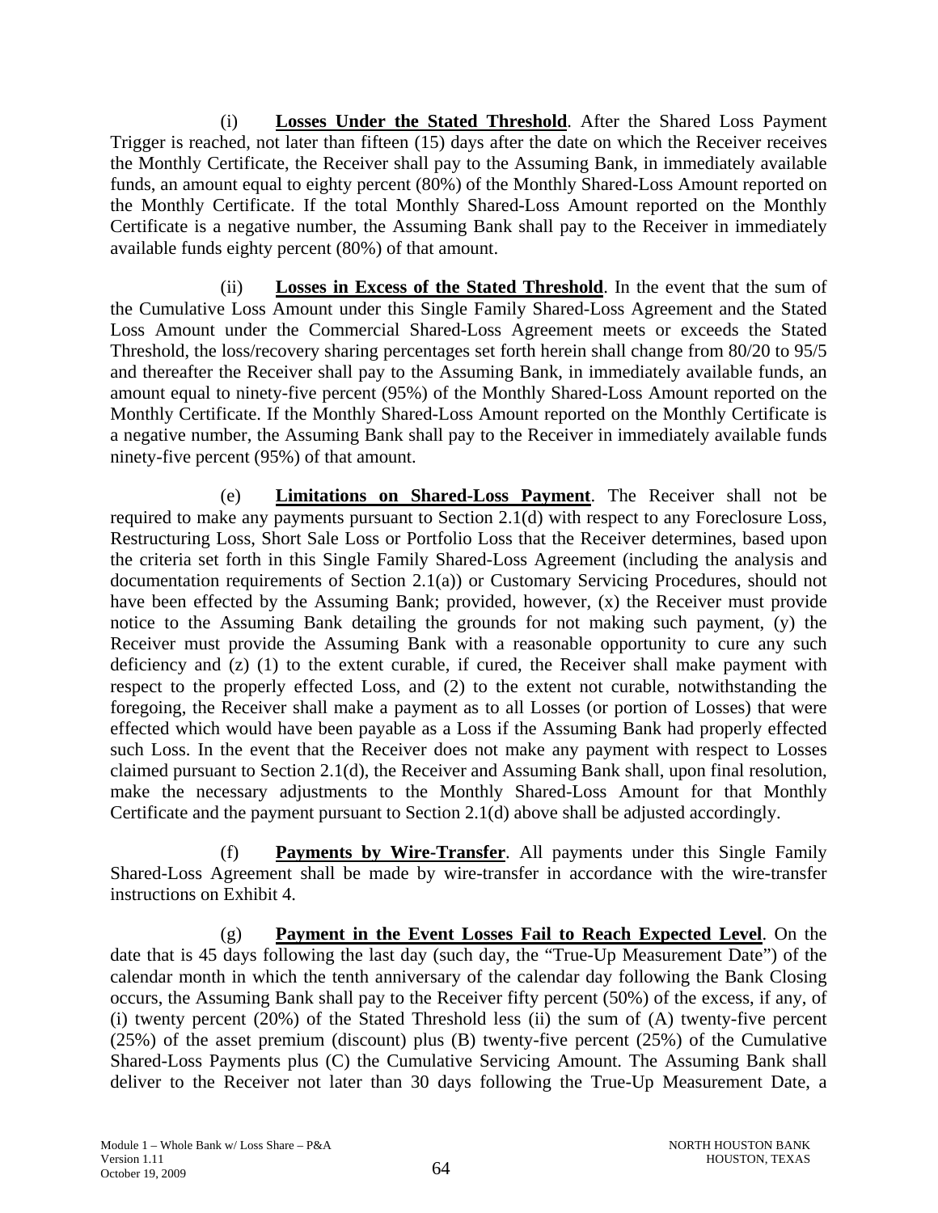(i) **Losses Under the Stated Threshold**. After the Shared Loss Payment Trigger is reached, not later than fifteen (15) days after the date on which the Receiver receives the Monthly Certificate, the Receiver shall pay to the Assuming Bank, in immediately available funds, an amount equal to eighty percent (80%) of the Monthly Shared-Loss Amount reported on the Monthly Certificate. If the total Monthly Shared-Loss Amount reported on the Monthly Certificate is a negative number, the Assuming Bank shall pay to the Receiver in immediately available funds eighty percent (80%) of that amount.

(ii) **Losses in Excess of the Stated Threshold**. In the event that the sum of the Cumulative Loss Amount under this Single Family Shared-Loss Agreement and the Stated Loss Amount under the Commercial Shared-Loss Agreement meets or exceeds the Stated Threshold, the loss/recovery sharing percentages set forth herein shall change from 80/20 to 95/5 and thereafter the Receiver shall pay to the Assuming Bank, in immediately available funds, an amount equal to ninety-five percent (95%) of the Monthly Shared-Loss Amount reported on the Monthly Certificate. If the Monthly Shared-Loss Amount reported on the Monthly Certificate is a negative number, the Assuming Bank shall pay to the Receiver in immediately available funds ninety-five percent (95%) of that amount.

(e) **Limitations on Shared-Loss Payment**. The Receiver shall not be required to make any payments pursuant to Section 2.1(d) with respect to any Foreclosure Loss, Restructuring Loss, Short Sale Loss or Portfolio Loss that the Receiver determines, based upon the criteria set forth in this Single Family Shared-Loss Agreement (including the analysis and documentation requirements of Section 2.1(a)) or Customary Servicing Procedures, should not have been effected by the Assuming Bank; provided, however, (x) the Receiver must provide notice to the Assuming Bank detailing the grounds for not making such payment, (y) the Receiver must provide the Assuming Bank with a reasonable opportunity to cure any such deficiency and (z) (1) to the extent curable, if cured, the Receiver shall make payment with respect to the properly effected Loss, and (2) to the extent not curable, notwithstanding the foregoing, the Receiver shall make a payment as to all Losses (or portion of Losses) that were effected which would have been payable as a Loss if the Assuming Bank had properly effected such Loss. In the event that the Receiver does not make any payment with respect to Losses claimed pursuant to Section 2.1(d), the Receiver and Assuming Bank shall, upon final resolution, make the necessary adjustments to the Monthly Shared-Loss Amount for that Monthly Certificate and the payment pursuant to Section 2.1(d) above shall be adjusted accordingly.

(f) **Payments by Wire-Transfer**. All payments under this Single Family Shared-Loss Agreement shall be made by wire-transfer in accordance with the wire-transfer instructions on Exhibit 4.

(g) **Payment in the Event Losses Fail to Reach Expected Level**. On the date that is 45 days following the last day (such day, the "True-Up Measurement Date") of the calendar month in which the tenth anniversary of the calendar day following the Bank Closing occurs, the Assuming Bank shall pay to the Receiver fifty percent (50%) of the excess, if any, of (i) twenty percent (20%) of the Stated Threshold less (ii) the sum of (A) twenty-five percent (25%) of the asset premium (discount) plus (B) twenty-five percent (25%) of the Cumulative Shared-Loss Payments plus (C) the Cumulative Servicing Amount. The Assuming Bank shall deliver to the Receiver not later than 30 days following the True-Up Measurement Date, a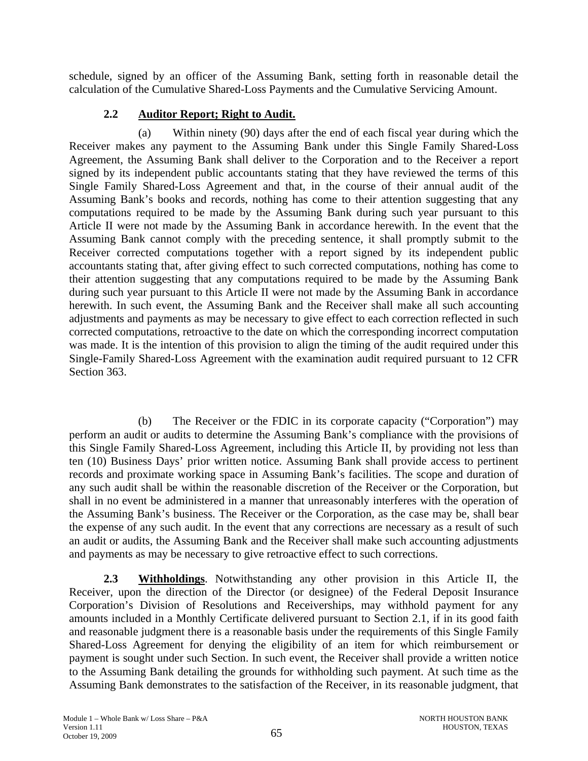schedule, signed by an officer of the Assuming Bank, setting forth in reasonable detail the calculation of the Cumulative Shared-Loss Payments and the Cumulative Servicing Amount.

**2.2 Auditor Report; Right to Audit.**

(a) Within ninety (90) days after the end of each fiscal year during which the Receiver makes any payment to the Assuming Bank under this Single Family Shared-Loss Agreement, the Assuming Bank shall deliver to the Corporation and to the Receiver a report signed by its independent public accountants stating that they have reviewed the terms of this Single Family Shared-Loss Agreement and that, in the course of their annual audit of the Assuming Bank's books and records, nothing has come to their attention suggesting that any computations required to be made by the Assuming Bank during such year pursuant to this Article II were not made by the Assuming Bank in accordance herewith. In the event that the Assuming Bank cannot comply with the preceding sentence, it shall promptly submit to the Receiver corrected computations together with a report signed by its independent public accountants stating that, after giving effect to such corrected computations, nothing has come to their attention suggesting that any computations required to be made by the Assuming Bank during such year pursuant to this Article II were not made by the Assuming Bank in accordance herewith. In such event, the Assuming Bank and the Receiver shall make all such accounting adjustments and payments as may be necessary to give effect to each correction reflected in such corrected computations, retroactive to the date on which the corresponding incorrect computation was made. It is the intention of this provision to align the timing of the audit required under this Single-Family Shared-Loss Agreement with the examination audit required pursuant to 12 CFR Section 363.

(b) The Receiver or the FDIC in its corporate capacity ("Corporation") may perform an audit or audits to determine the Assuming Bank's compliance with the provisions of this Single Family Shared-Loss Agreement, including this Article II, by providing not less than ten (10) Business Days' prior written notice. Assuming Bank shall provide access to pertinent records and proximate working space in Assuming Bank's facilities. The scope and duration of any such audit shall be within the reasonable discretion of the Receiver or the Corporation, but shall in no event be administered in a manner that unreasonably interferes with the operation of the Assuming Bank's business. The Receiver or the Corporation, as the case may be, shall bear the expense of any such audit. In the event that any corrections are necessary as a result of such an audit or audits, the Assuming Bank and the Receiver shall make such accounting adjustments and payments as may be necessary to give retroactive effect to such corrections.

**2.3 Withholdings**. Notwithstanding any other provision in this Article II, the Receiver, upon the direction of the Director (or designee) of the Federal Deposit Insurance Corporation's Division of Resolutions and Receiverships, may withhold payment for any amounts included in a Monthly Certificate delivered pursuant to Section 2.1, if in its good faith and reasonable judgment there is a reasonable basis under the requirements of this Single Family Shared-Loss Agreement for denying the eligibility of an item for which reimbursement or payment is sought under such Section. In such event, the Receiver shall provide a written notice to the Assuming Bank detailing the grounds for withholding such payment. At such time as the Assuming Bank demonstrates to the satisfaction of the Receiver, in its reasonable judgment, that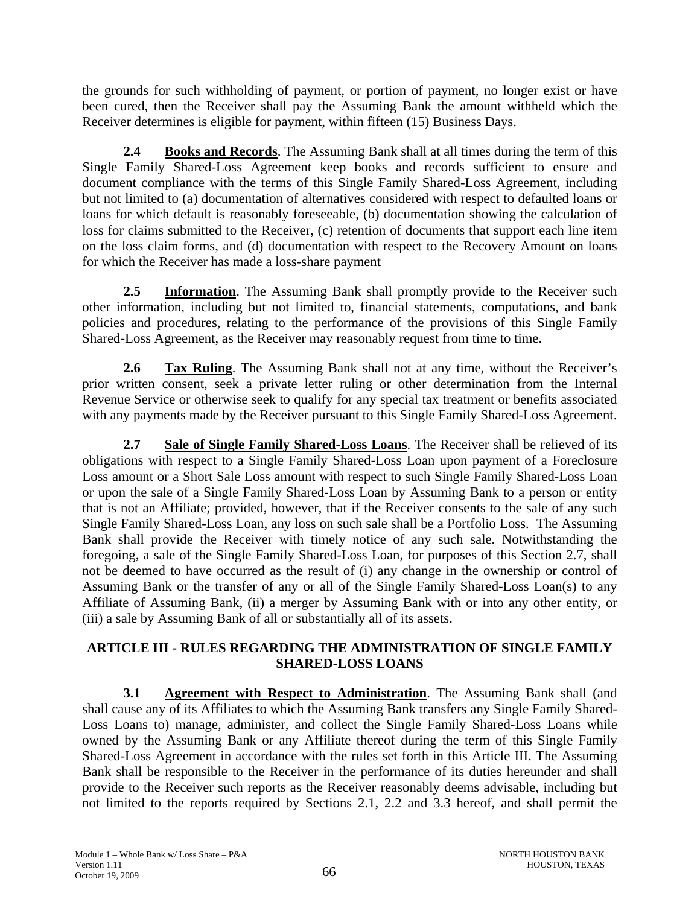the grounds for such withholding of payment, or portion of payment, no longer exist or have been cured, then the Receiver shall pay the Assuming Bank the amount withheld which the Receiver determines is eligible for payment, within fifteen (15) Business Days.

**2.4 Books and Records**. The Assuming Bank shall at all times during the term of this Single Family Shared-Loss Agreement keep books and records sufficient to ensure and document compliance with the terms of this Single Family Shared-Loss Agreement, including but not limited to (a) documentation of alternatives considered with respect to defaulted loans or loans for which default is reasonably foreseeable, (b) documentation showing the calculation of loss for claims submitted to the Receiver, (c) retention of documents that support each line item on the loss claim forms, and (d) documentation with respect to the Recovery Amount on loans for which the Receiver has made a loss-share payment

**2.5 Information**. The Assuming Bank shall promptly provide to the Receiver such other information, including but not limited to, financial statements, computations, and bank policies and procedures, relating to the performance of the provisions of this Single Family Shared-Loss Agreement, as the Receiver may reasonably request from time to time.

**2.6 Tax Ruling**. The Assuming Bank shall not at any time, without the Receiver's prior written consent, seek a private letter ruling or other determination from the Internal Revenue Service or otherwise seek to qualify for any special tax treatment or benefits associated with any payments made by the Receiver pursuant to this Single Family Shared-Loss Agreement.

**2.7 Sale of Single Family Shared-Loss Loans**. The Receiver shall be relieved of its obligations with respect to a Single Family Shared-Loss Loan upon payment of a Foreclosure Loss amount or a Short Sale Loss amount with respect to such Single Family Shared-Loss Loan or upon the sale of a Single Family Shared-Loss Loan by Assuming Bank to a person or entity that is not an Affiliate; provided, however, that if the Receiver consents to the sale of any such Single Family Shared-Loss Loan, any loss on such sale shall be a Portfolio Loss. The Assuming Bank shall provide the Receiver with timely notice of any such sale. Notwithstanding the foregoing, a sale of the Single Family Shared-Loss Loan, for purposes of this Section 2.7, shall not be deemed to have occurred as the result of (i) any change in the ownership or control of Assuming Bank or the transfer of any or all of the Single Family Shared-Loss Loan(s) to any Affiliate of Assuming Bank, (ii) a merger by Assuming Bank with or into any other entity, or (iii) a sale by Assuming Bank of all or substantially all of its assets.

## ARTICLE III - RULES REGARDING THE ADMINISTRATION OF SINGLE FAMILY SHARED-LOSS LOANS

**3.1 Agreement with Respect to Administration**. The Assuming Bank shall (and shall cause any of its Affiliates to which the Assuming Bank transfers any Single Family Shared-Loss Loans to) manage, administer, and collect the Single Family Shared-Loss Loans while owned by the Assuming Bank or any Affiliate thereof during the term of this Single Family Shared-Loss Agreement in accordance with the rules set forth in this Article III. The Assuming Bank shall be responsible to the Receiver in the performance of its duties hereunder and shall provide to the Receiver such reports as the Receiver reasonably deems advisable, including but not limited to the reports required by Sections 2.1, 2.2 and 3.3 hereof, and shall permit the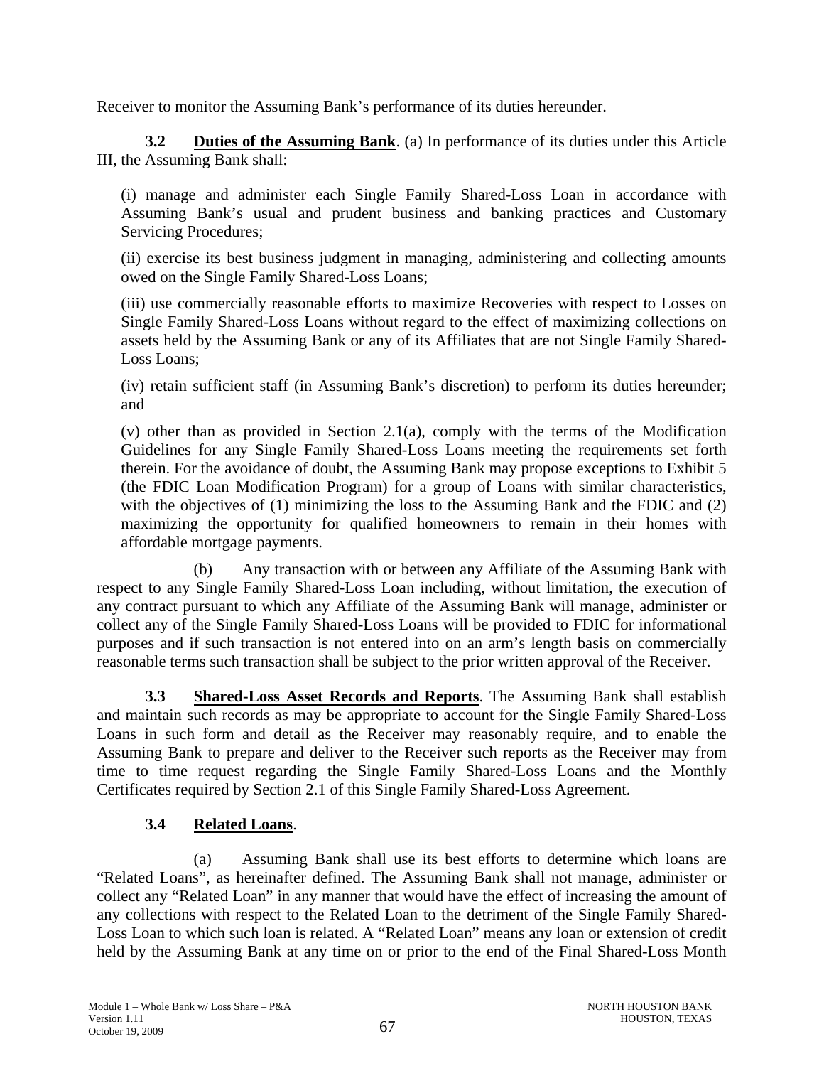Receiver to monitor the Assuming Bank's performance of its duties hereunder.

**3.2 Duties of the Assuming Bank**. (a) In performance of its duties under this Article III, the Assuming Bank shall:

(i) manage and administer each Single Family Shared-Loss Loan in accordance with Assuming Bank's usual and prudent business and banking practices and Customary Servicing Procedures;

(ii) exercise its best business judgment in managing, administering and collecting amounts owed on the Single Family Shared-Loss Loans;

(iii) use commercially reasonable efforts to maximize Recoveries with respect to Losses on Single Family Shared-Loss Loans without regard to the effect of maximizing collections on assets held by the Assuming Bank or any of its Affiliates that are not Single Family Shared-Loss Loans;

(iv) retain sufficient staff (in Assuming Bank's discretion) to perform its duties hereunder; and

(v) other than as provided in Section 2.1(a), comply with the terms of the Modification Guidelines for any Single Family Shared-Loss Loans meeting the requirements set forth therein. For the avoidance of doubt, the Assuming Bank may propose exceptions to Exhibit 5 (the FDIC Loan Modification Program) for a group of Loans with similar characteristics, with the objectives of (1) minimizing the loss to the Assuming Bank and the FDIC and (2) maximizing the opportunity for qualified homeowners to remain in their homes with affordable mortgage payments.

(b) Any transaction with or between any Affiliate of the Assuming Bank with respect to any Single Family Shared-Loss Loan including, without limitation, the execution of any contract pursuant to which any Affiliate of the Assuming Bank will manage, administer or collect any of the Single Family Shared-Loss Loans will be provided to FDIC for informational purposes and if such transaction is not entered into on an arm's length basis on commercially reasonable terms such transaction shall be subject to the prior written approval of the Receiver.

**3.3 Shared-Loss Asset Records and Reports**. The Assuming Bank shall establish and maintain such records as may be appropriate to account for the Single Family Shared-Loss Loans in such form and detail as the Receiver may reasonably require, and to enable the Assuming Bank to prepare and deliver to the Receiver such reports as the Receiver may from time to time request regarding the Single Family Shared-Loss Loans and the Monthly Certificates required by Section 2.1 of this Single Family Shared-Loss Agreement.

**3.4 Related Loans**.

(a) Assuming Bank shall use its best efforts to determine which loans are "Related Loans", as hereinafter defined. The Assuming Bank shall not manage, administer or collect any "Related Loan" in any manner that would have the effect of increasing the amount of any collections with respect to the Related Loan to the detriment of the Single Family Shared-Loss Loan to which such loan is related. A "Related Loan" means any loan or extension of credit held by the Assuming Bank at any time on or prior to the end of the Final Shared-Loss Month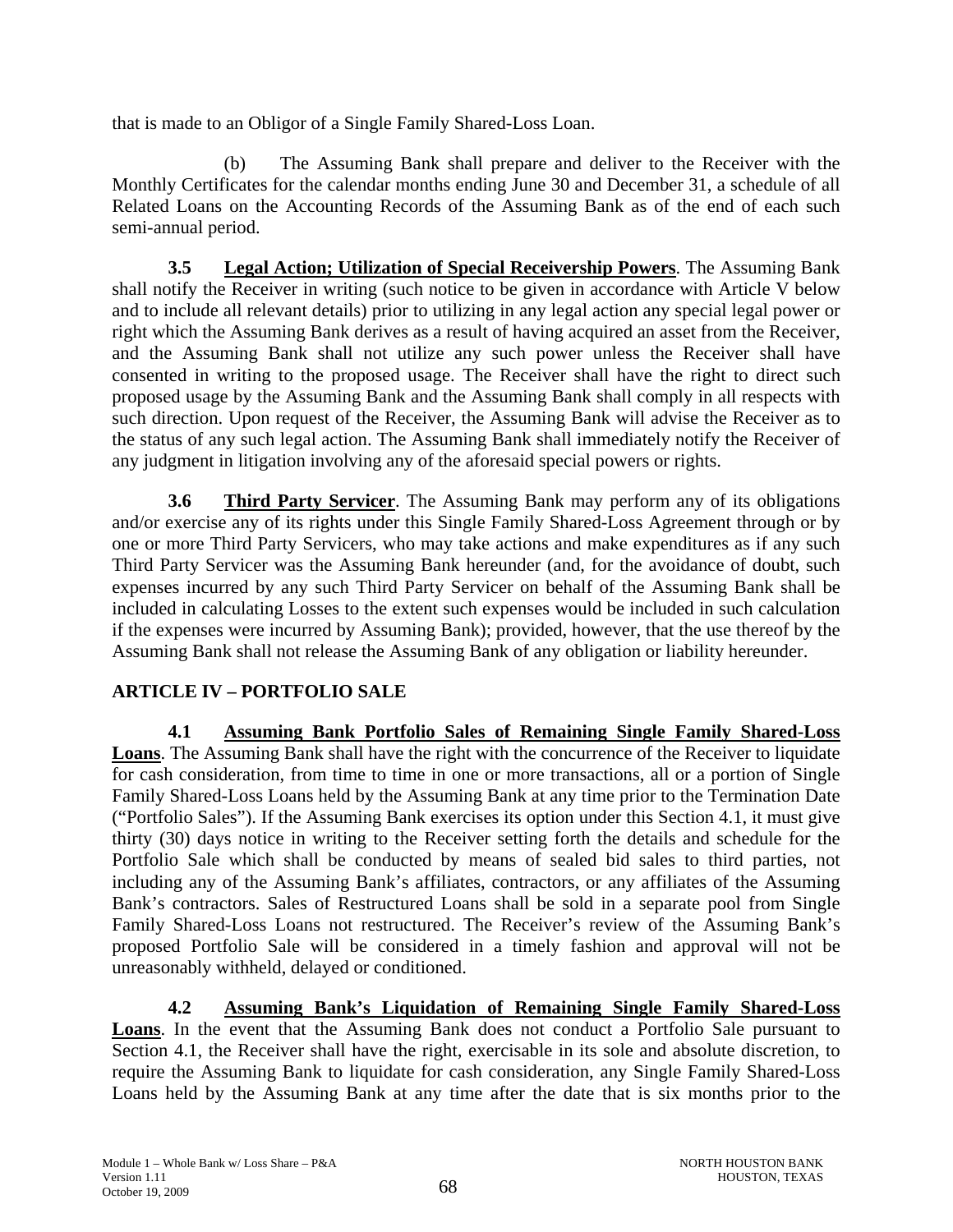that is made to an Obligor of a Single Family Shared-Loss Loan.

(b) The Assuming Bank shall prepare and deliver to the Receiver with the Monthly Certificates for the calendar months ending June 30 and December 31, a schedule of all Related Loans on the Accounting Records of the Assuming Bank as of the end of each such semi-annual period.

**3.5 Legal Action; Utilization of Special Receivership Powers**. The Assuming Bank shall notify the Receiver in writing (such notice to be given in accordance with Article V below and to include all relevant details) prior to utilizing in any legal action any special legal power or right which the Assuming Bank derives as a result of having acquired an asset from the Receiver, and the Assuming Bank shall not utilize any such power unless the Receiver shall have consented in writing to the proposed usage. The Receiver shall have the right to direct such proposed usage by the Assuming Bank and the Assuming Bank shall comply in all respects with such direction. Upon request of the Receiver, the Assuming Bank will advise the Receiver as to the status of any such legal action. The Assuming Bank shall immediately notify the Receiver of any judgment in litigation involving any of the aforesaid special powers or rights.

**3.6 Third Party Servicer**. The Assuming Bank may perform any of its obligations and/or exercise any of its rights under this Single Family Shared-Loss Agreement through or by one or more Third Party Servicers, who may take actions and make expenditures as if any such Third Party Servicer was the Assuming Bank hereunder (and, for the avoidance of doubt, such expenses incurred by any such Third Party Servicer on behalf of the Assuming Bank shall be included in calculating Losses to the extent such expenses would be included in such calculation if the expenses were incurred by Assuming Bank); provided, however, that the use thereof by the Assuming Bank shall not release the Assuming Bank of any obligation or liability hereunder.

## ARTICLE IV – PORTFOLIO SALE

**4.1 Assuming Bank Portfolio Sales of Remaining Single Family Shared-Loss Loans**. The Assuming Bank shall have the right with the concurrence of the Receiver to liquidate for cash consideration, from time to time in one or more transactions, all or a portion of Single Family Shared-Loss Loans held by the Assuming Bank at any time prior to the Termination Date ("Portfolio Sales"). If the Assuming Bank exercises its option under this Section 4.1, it must give thirty (30) days notice in writing to the Receiver setting forth the details and schedule for the Portfolio Sale which shall be conducted by means of sealed bid sales to third parties, not including any of the Assuming Bank's affiliates, contractors, or any affiliates of the Assuming Bank's contractors. Sales of Restructured Loans shall be sold in a separate pool from Single Family Shared-Loss Loans not restructured. The Receiver's review of the Assuming Bank's proposed Portfolio Sale will be considered in a timely fashion and approval will not be unreasonably withheld, delayed or conditioned.

**4.2 Assuming Bank's Liquidation of Remaining Single Family Shared-Loss Loans**. In the event that the Assuming Bank does not conduct a Portfolio Sale pursuant to Section 4.1, the Receiver shall have the right, exercisable in its sole and absolute discretion, to require the Assuming Bank to liquidate for cash consideration, any Single Family Shared-Loss Loans held by the Assuming Bank at any time after the date that is six months prior to the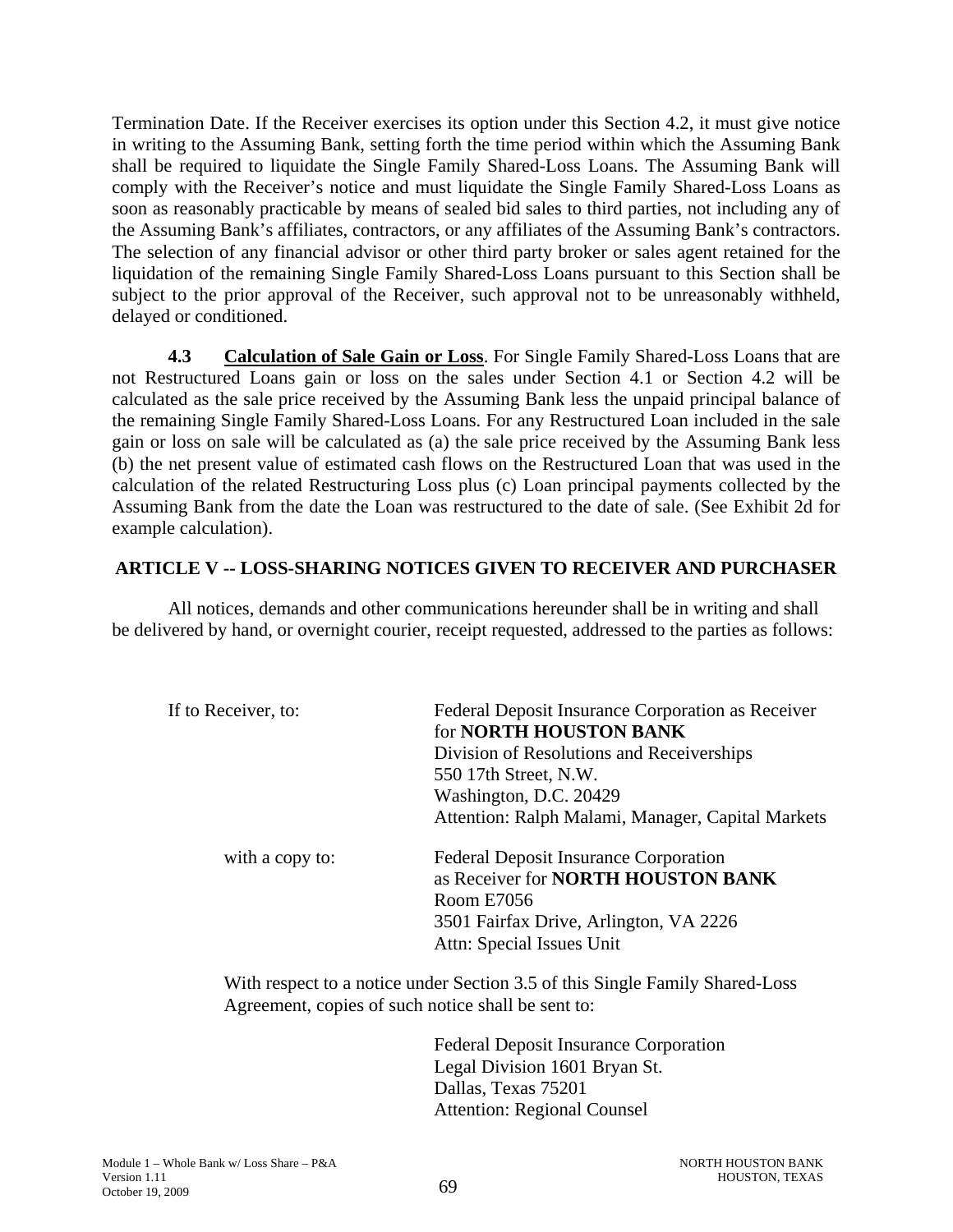Termination Date. If the Receiver exercises its option under this Section 4.2, it must give notice in writing to the Assuming Bank, setting forth the time period within which the Assuming Bank shall be required to liquidate the Single Family Shared-Loss Loans. The Assuming Bank will comply with the Receiver's notice and must liquidate the Single Family Shared-Loss Loans as soon as reasonably practicable by means of sealed bid sales to third parties, not including any of the Assuming Bank's affiliates, contractors, or any affiliates of the Assuming Bank's contractors. The selection of any financial advisor or other third party broker or sales agent retained for the liquidation of the remaining Single Family Shared-Loss Loans pursuant to this Section shall be subject to the prior approval of the Receiver, such approval not to be unreasonably withheld, delayed or conditioned.

**4.3 Calculation of Sale Gain or Loss**. For Single Family Shared-Loss Loans that are not Restructured Loans gain or loss on the sales under Section 4.1 or Section 4.2 will be calculated as the sale price received by the Assuming Bank less the unpaid principal balance of the remaining Single Family Shared-Loss Loans. For any Restructured Loan included in the sale gain or loss on sale will be calculated as (a) the sale price received by the Assuming Bank less (b) the net present value of estimated cash flows on the Restructured Loan that was used in the calculation of the related Restructuring Loss plus (c) Loan principal payments collected by the Assuming Bank from the date the Loan was restructured to the date of sale. (See Exhibit 2d for example calculation).

## ARTICLE V -- LOSS-SHARING NOTICES GIVEN TO RECEIVER AND PURCHASER

All notices, demands and other communications hereunder shall be in writing and shall be delivered by hand, or overnight courier, receipt requested, addressed to the parties as follows:

If to Receiver, to:

Federal Deposit Insurance Corporation as Receiver
for **NORTH HOUSTON BANK**
Division of Resolutions and Receiverships
550 17th Street, N.W.
Washington, D.C. 20429
Attention: Ralph Malami, Manager, Capital Markets

with a copy to:

Federal Deposit Insurance Corporation
as Receiver for **NORTH HOUSTON BANK**
Room E7056
3501 Fairfax Drive, Arlington, VA 2226
Attn: Special Issues Unit

With respect to a notice under Section 3.5 of this Single Family Shared-Loss Agreement, copies of such notice shall be sent to:

Federal Deposit Insurance Corporation
Legal Division 1601 Bryan St.
Dallas, Texas 75201
Attention: Regional Counsel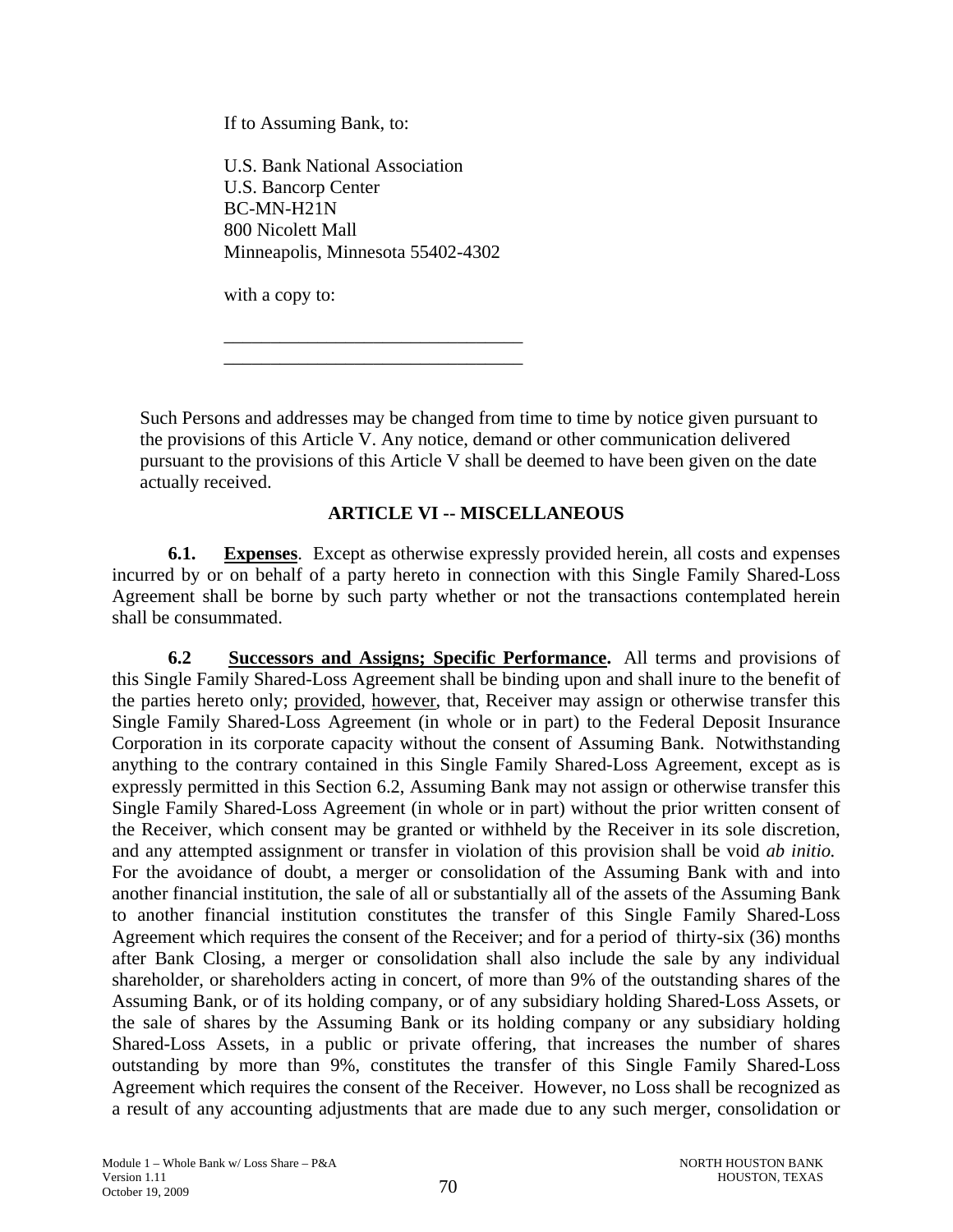If to Assuming Bank, to:

U.S. Bank National Association
U.S. Bancorp Center
BC-MN-H21N
800 Nicolett Mall
Minneapolis, Minnesota 55402-4302

with a copy to:

________________________________
________________________________

Such Persons and addresses may be changed from time to time by notice given pursuant to the provisions of this Article V. Any notice, demand or other communication delivered pursuant to the provisions of this Article V shall be deemed to have been given on the date actually received.

## ARTICLE VI -- MISCELLANEOUS

**6.1. Expenses**. Except as otherwise expressly provided herein, all costs and expenses incurred by or on behalf of a party hereto in connection with this Single Family Shared-Loss Agreement shall be borne by such party whether or not the transactions contemplated herein shall be consummated.

**6.2 Successors and Assigns; Specific Performance.** All terms and provisions of this Single Family Shared-Loss Agreement shall be binding upon and shall inure to the benefit of the parties hereto only; provided, however, that, Receiver may assign or otherwise transfer this Single Family Shared-Loss Agreement (in whole or in part) to the Federal Deposit Insurance Corporation in its corporate capacity without the consent of Assuming Bank. Notwithstanding anything to the contrary contained in this Single Family Shared-Loss Agreement, except as is expressly permitted in this Section 6.2, Assuming Bank may not assign or otherwise transfer this Single Family Shared-Loss Agreement (in whole or in part) without the prior written consent of the Receiver, which consent may be granted or withheld by the Receiver in its sole discretion, and any attempted assignment or transfer in violation of this provision shall be void *ab initio.* For the avoidance of doubt, a merger or consolidation of the Assuming Bank with and into another financial institution, the sale of all or substantially all of the assets of the Assuming Bank to another financial institution constitutes the transfer of this Single Family Shared-Loss Agreement which requires the consent of the Receiver; and for a period of thirty-six (36) months after Bank Closing, a merger or consolidation shall also include the sale by any individual shareholder, or shareholders acting in concert, of more than 9% of the outstanding shares of the Assuming Bank, or of its holding company, or of any subsidiary holding Shared-Loss Assets, or the sale of shares by the Assuming Bank or its holding company or any subsidiary holding Shared-Loss Assets, in a public or private offering, that increases the number of shares outstanding by more than 9%, constitutes the transfer of this Single Family Shared-Loss Agreement which requires the consent of the Receiver. However, no Loss shall be recognized as a result of any accounting adjustments that are made due to any such merger, consolidation or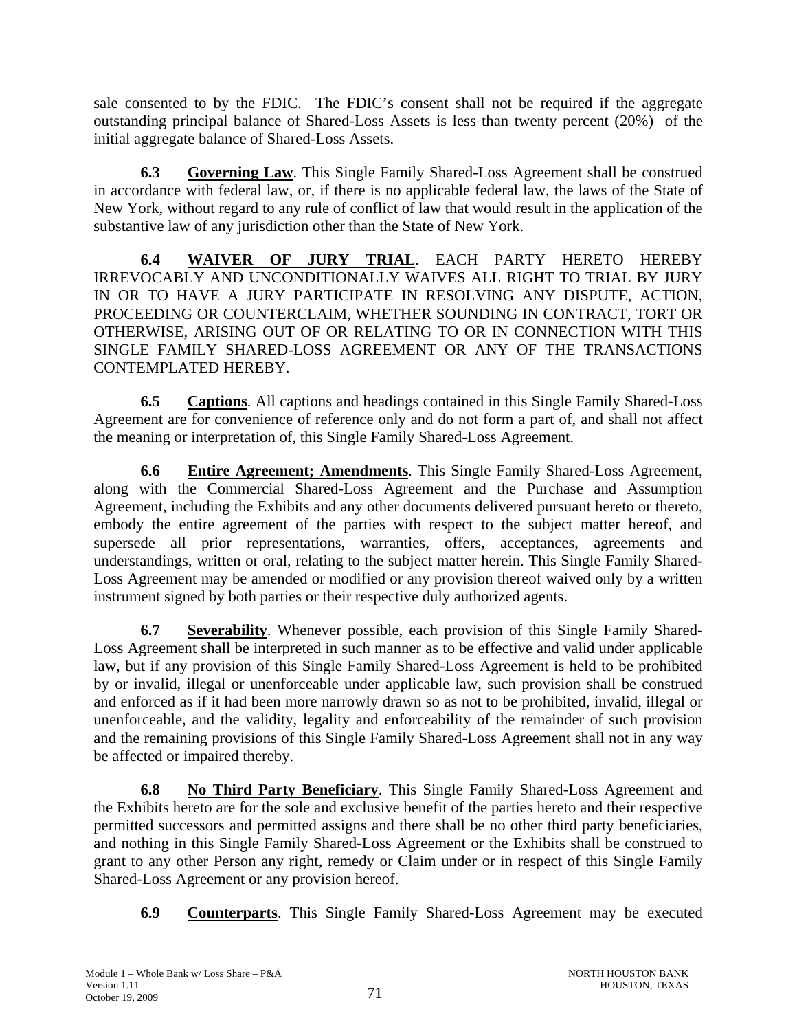sale consented to by the FDIC. The FDIC's consent shall not be required if the aggregate outstanding principal balance of Shared-Loss Assets is less than twenty percent (20%) of the initial aggregate balance of Shared-Loss Assets.

**6.3** **Governing Law**. This Single Family Shared-Loss Agreement shall be construed in accordance with federal law, or, if there is no applicable federal law, the laws of the State of New York, without regard to any rule of conflict of law that would result in the application of the substantive law of any jurisdiction other than the State of New York.

**6.4** **WAIVER OF JURY TRIAL**. EACH PARTY HERETO HEREBY IRREVOCABLY AND UNCONDITIONALLY WAIVES ALL RIGHT TO TRIAL BY JURY IN OR TO HAVE A JURY PARTICIPATE IN RESOLVING ANY DISPUTE, ACTION, PROCEEDING OR COUNTERCLAIM, WHETHER SOUNDING IN CONTRACT, TORT OR OTHERWISE, ARISING OUT OF OR RELATING TO OR IN CONNECTION WITH THIS SINGLE FAMILY SHARED-LOSS AGREEMENT OR ANY OF THE TRANSACTIONS CONTEMPLATED HEREBY.

**6.5** **Captions**. All captions and headings contained in this Single Family Shared-Loss Agreement are for convenience of reference only and do not form a part of, and shall not affect the meaning or interpretation of, this Single Family Shared-Loss Agreement.

**6.6** **Entire Agreement; Amendments**. This Single Family Shared-Loss Agreement, along with the Commercial Shared-Loss Agreement and the Purchase and Assumption Agreement, including the Exhibits and any other documents delivered pursuant hereto or thereto, embody the entire agreement of the parties with respect to the subject matter hereof, and supersede all prior representations, warranties, offers, acceptances, agreements and understandings, written or oral, relating to the subject matter herein. This Single Family Shared-Loss Agreement may be amended or modified or any provision thereof waived only by a written instrument signed by both parties or their respective duly authorized agents.

**6.7** **Severability**. Whenever possible, each provision of this Single Family Shared-Loss Agreement shall be interpreted in such manner as to be effective and valid under applicable law, but if any provision of this Single Family Shared-Loss Agreement is held to be prohibited by or invalid, illegal or unenforceable under applicable law, such provision shall be construed and enforced as if it had been more narrowly drawn so as not to be prohibited, invalid, illegal or unenforceable, and the validity, legality and enforceability of the remainder of such provision and the remaining provisions of this Single Family Shared-Loss Agreement shall not in any way be affected or impaired thereby.

**6.8** **No Third Party Beneficiary**. This Single Family Shared-Loss Agreement and the Exhibits hereto are for the sole and exclusive benefit of the parties hereto and their respective permitted successors and permitted assigns and there shall be no other third party beneficiaries, and nothing in this Single Family Shared-Loss Agreement or the Exhibits shall be construed to grant to any other Person any right, remedy or Claim under or in respect of this Single Family Shared-Loss Agreement or any provision hereof.

**6.9** **Counterparts**. This Single Family Shared-Loss Agreement may be executed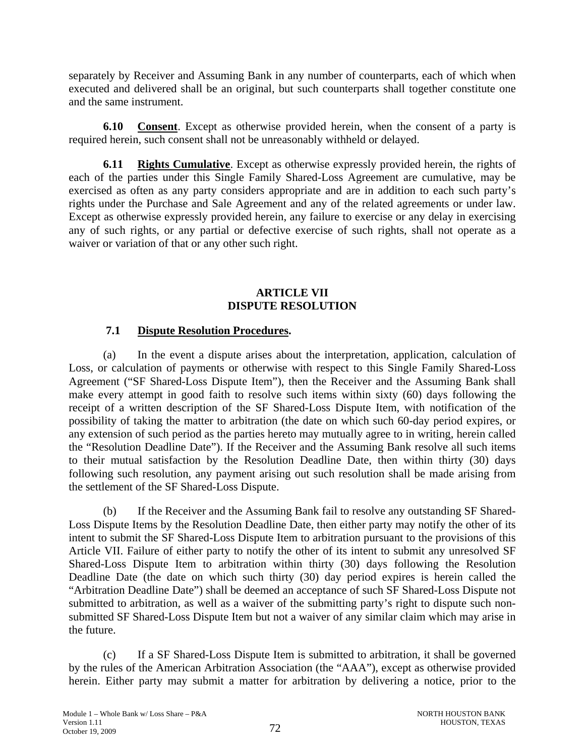separately by Receiver and Assuming Bank in any number of counterparts, each of which when executed and delivered shall be an original, but such counterparts shall together constitute one and the same instrument.

**6.10 Consent**. Except as otherwise provided herein, when the consent of a party is required herein, such consent shall not be unreasonably withheld or delayed.

**6.11 Rights Cumulative**. Except as otherwise expressly provided herein, the rights of each of the parties under this Single Family Shared-Loss Agreement are cumulative, may be exercised as often as any party considers appropriate and are in addition to each such party's rights under the Purchase and Sale Agreement and any of the related agreements or under law. Except as otherwise expressly provided herein, any failure to exercise or any delay in exercising any of such rights, or any partial or defective exercise of such rights, shall not operate as a waiver or variation of that or any other such right.

## ARTICLE VII
## DISPUTE RESOLUTION

**7.1 Dispute Resolution Procedures.**

(a) In the event a dispute arises about the interpretation, application, calculation of Loss, or calculation of payments or otherwise with respect to this Single Family Shared-Loss Agreement ("SF Shared-Loss Dispute Item"), then the Receiver and the Assuming Bank shall make every attempt in good faith to resolve such items within sixty (60) days following the receipt of a written description of the SF Shared-Loss Dispute Item, with notification of the possibility of taking the matter to arbitration (the date on which such 60-day period expires, or any extension of such period as the parties hereto may mutually agree to in writing, herein called the "Resolution Deadline Date"). If the Receiver and the Assuming Bank resolve all such items to their mutual satisfaction by the Resolution Deadline Date, then within thirty (30) days following such resolution, any payment arising out such resolution shall be made arising from the settlement of the SF Shared-Loss Dispute.

(b) If the Receiver and the Assuming Bank fail to resolve any outstanding SF Shared-Loss Dispute Items by the Resolution Deadline Date, then either party may notify the other of its intent to submit the SF Shared-Loss Dispute Item to arbitration pursuant to the provisions of this Article VII. Failure of either party to notify the other of its intent to submit any unresolved SF Shared-Loss Dispute Item to arbitration within thirty (30) days following the Resolution Deadline Date (the date on which such thirty (30) day period expires is herein called the "Arbitration Deadline Date") shall be deemed an acceptance of such SF Shared-Loss Dispute not submitted to arbitration, as well as a waiver of the submitting party's right to dispute such non-submitted SF Shared-Loss Dispute Item but not a waiver of any similar claim which may arise in the future.

(c) If a SF Shared-Loss Dispute Item is submitted to arbitration, it shall be governed by the rules of the American Arbitration Association (the "AAA"), except as otherwise provided herein. Either party may submit a matter for arbitration by delivering a notice, prior to the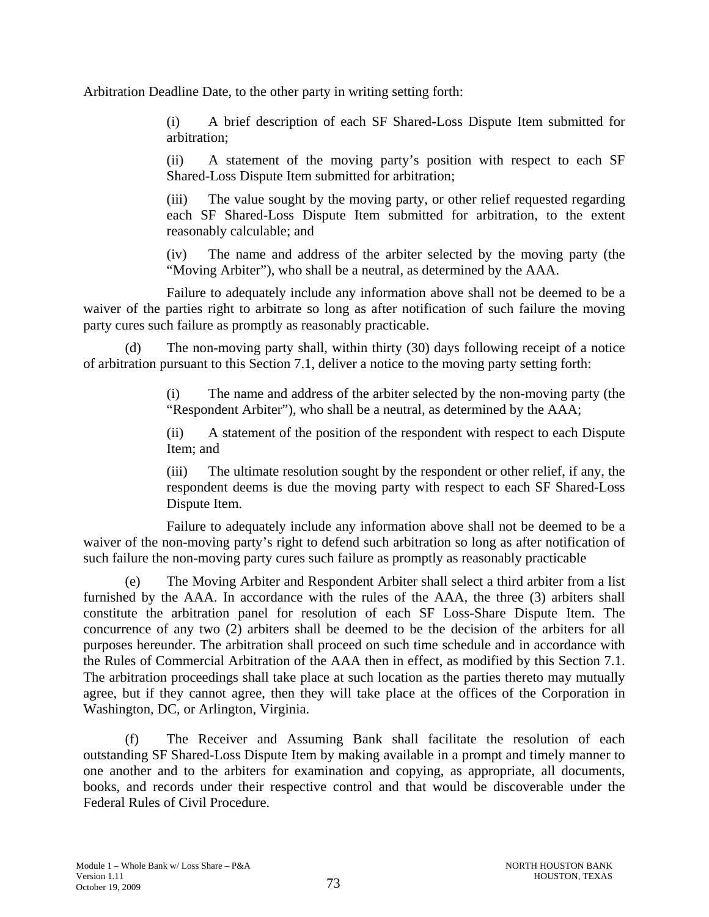Arbitration Deadline Date, to the other party in writing setting forth:

> (i) A brief description of each SF Shared-Loss Dispute Item submitted for arbitration;
>
> (ii) A statement of the moving party's position with respect to each SF Shared-Loss Dispute Item submitted for arbitration;
>
> (iii) The value sought by the moving party, or other relief requested regarding each SF Shared-Loss Dispute Item submitted for arbitration, to the extent reasonably calculable; and
>
> (iv) The name and address of the arbiter selected by the moving party (the "Moving Arbiter"), who shall be a neutral, as determined by the AAA.

Failure to adequately include any information above shall not be deemed to be a waiver of the parties right to arbitrate so long as after notification of such failure the moving party cures such failure as promptly as reasonably practicable.

(d) The non-moving party shall, within thirty (30) days following receipt of a notice of arbitration pursuant to this Section 7.1, deliver a notice to the moving party setting forth:

> (i) The name and address of the arbiter selected by the non-moving party (the "Respondent Arbiter"), who shall be a neutral, as determined by the AAA;
>
> (ii) A statement of the position of the respondent with respect to each Dispute Item; and
>
> (iii) The ultimate resolution sought by the respondent or other relief, if any, the respondent deems is due the moving party with respect to each SF Shared-Loss Dispute Item.

Failure to adequately include any information above shall not be deemed to be a waiver of the non-moving party's right to defend such arbitration so long as after notification of such failure the non-moving party cures such failure as promptly as reasonably practicable

(e) The Moving Arbiter and Respondent Arbiter shall select a third arbiter from a list furnished by the AAA. In accordance with the rules of the AAA, the three (3) arbiters shall constitute the arbitration panel for resolution of each SF Loss-Share Dispute Item. The concurrence of any two (2) arbiters shall be deemed to be the decision of the arbiters for all purposes hereunder. The arbitration shall proceed on such time schedule and in accordance with the Rules of Commercial Arbitration of the AAA then in effect, as modified by this Section 7.1. The arbitration proceedings shall take place at such location as the parties thereto may mutually agree, but if they cannot agree, then they will take place at the offices of the Corporation in Washington, DC, or Arlington, Virginia.

(f) The Receiver and Assuming Bank shall facilitate the resolution of each outstanding SF Shared-Loss Dispute Item by making available in a prompt and timely manner to one another and to the arbiters for examination and copying, as appropriate, all documents, books, and records under their respective control and that would be discoverable under the Federal Rules of Civil Procedure.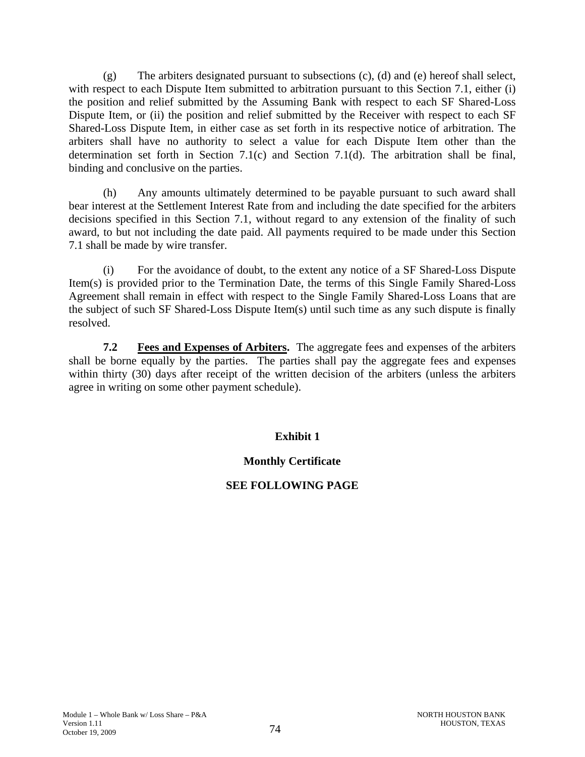(g) The arbiters designated pursuant to subsections (c), (d) and (e) hereof shall select, with respect to each Dispute Item submitted to arbitration pursuant to this Section 7.1, either (i) the position and relief submitted by the Assuming Bank with respect to each SF Shared-Loss Dispute Item, or (ii) the position and relief submitted by the Receiver with respect to each SF Shared-Loss Dispute Item, in either case as set forth in its respective notice of arbitration. The arbiters shall have no authority to select a value for each Dispute Item other than the determination set forth in Section 7.1(c) and Section 7.1(d). The arbitration shall be final, binding and conclusive on the parties.

(h) Any amounts ultimately determined to be payable pursuant to such award shall bear interest at the Settlement Interest Rate from and including the date specified for the arbiters decisions specified in this Section 7.1, without regard to any extension of the finality of such award, to but not including the date paid. All payments required to be made under this Section 7.1 shall be made by wire transfer.

(i) For the avoidance of doubt, to the extent any notice of a SF Shared-Loss Dispute Item(s) is provided prior to the Termination Date, the terms of this Single Family Shared-Loss Agreement shall remain in effect with respect to the Single Family Shared-Loss Loans that are the subject of such SF Shared-Loss Dispute Item(s) until such time as any such dispute is finally resolved.

**7.2 Fees and Expenses of Arbiters.** The aggregate fees and expenses of the arbiters shall be borne equally by the parties. The parties shall pay the aggregate fees and expenses within thirty (30) days after receipt of the written decision of the arbiters (unless the arbiters agree in writing on some other payment schedule).

**Exhibit 1**

**Monthly Certificate**

**SEE FOLLOWING PAGE**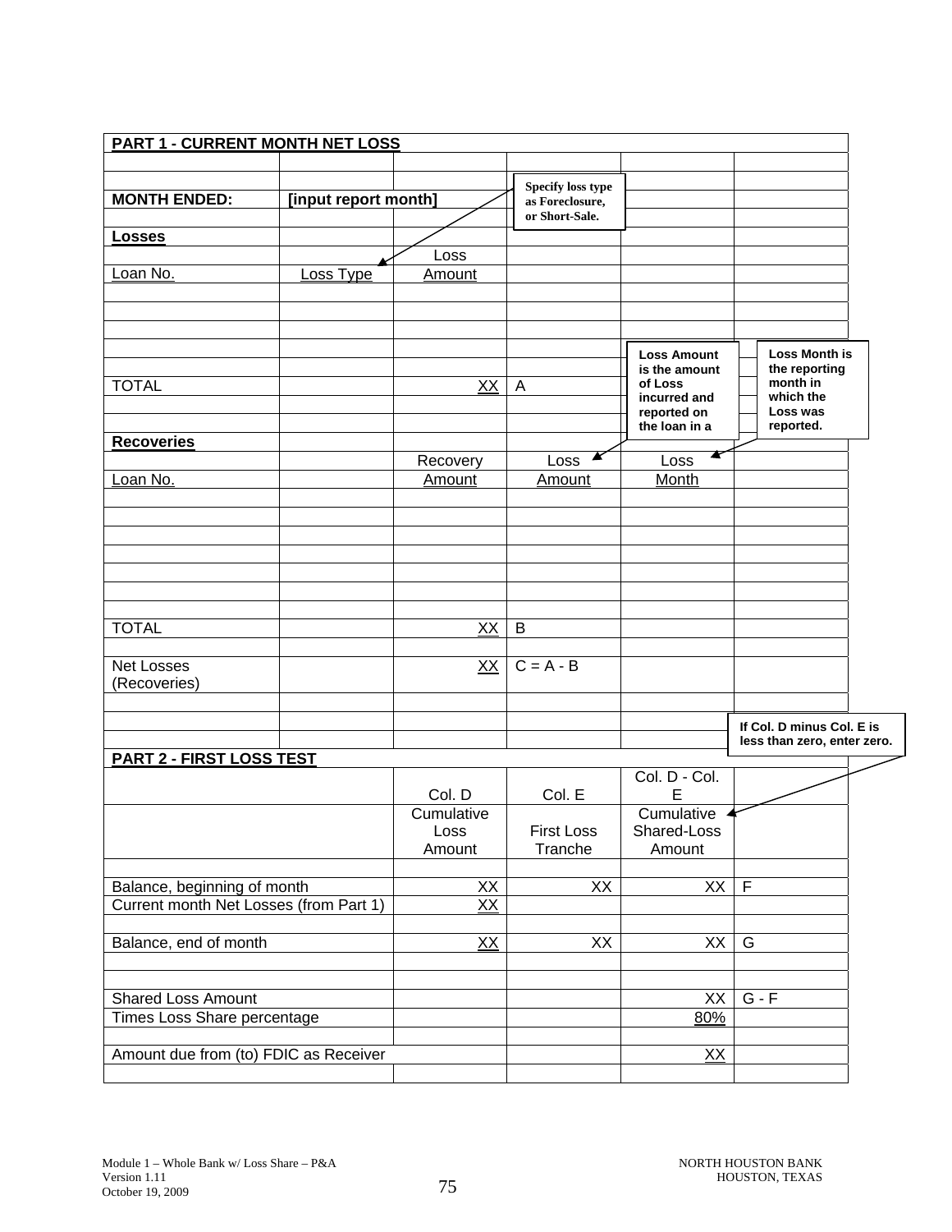## PART 1 - CURRENT MONTH NET LOSS

**MONTH ENDED:** **[input report month]**

*Specify loss type as Foreclosure, or Short-Sale.*

### Losses

| Loan No. | Loss Type | Loss Amount | |
|---|---|---|---|
| | | | |
| | | | |
| | | | |
| | | | |
| TOTAL | | XX | A |

*Loss Amount is the amount of Loss incurred and reported on the loan in a*

*Loss Month is the reporting month in which the Loss was reported.*

### Recoveries

| Loan No. | | Recovery Amount | Loss Amount | Loss Month |
|---|---|---|---|---|
| | | | | |
| | | | | |
| | | | | |
| | | | | |
| | | | | |
| | | | | |
| | | | | |
| TOTAL | | XX | B | |
| | | | | |
| Net Losses (Recoveries) | | XX | C = A - B | |

*If Col. D minus Col. E is less than zero, enter zero.*

## PART 2 - FIRST LOSS TEST

| | Col. D | Col. E | Col. D - Col. E | |
|---|---|---|---|---|
| | Cumulative Loss Amount | First Loss Tranche | Cumulative Shared-Loss Amount | |
| | | | | |
| Balance, beginning of month | XX | XX | XX | F |
| Current month Net Losses (from Part 1) | XX | | | |
| | | | | |
| Balance, end of month | XX | XX | XX | G |
| | | | | |
| | | | | |
| Shared Loss Amount | | | XX | G - F |
| Times Loss Share percentage | | | 80% | |
| | | | | |
| Amount due from (to) FDIC as Receiver | | | XX | |

Module 1 – Whole Bank w/ Loss Share – P&A
Version 1.11
October 19, 2009

NORTH HOUSTON BANK
HOUSTON, TEXAS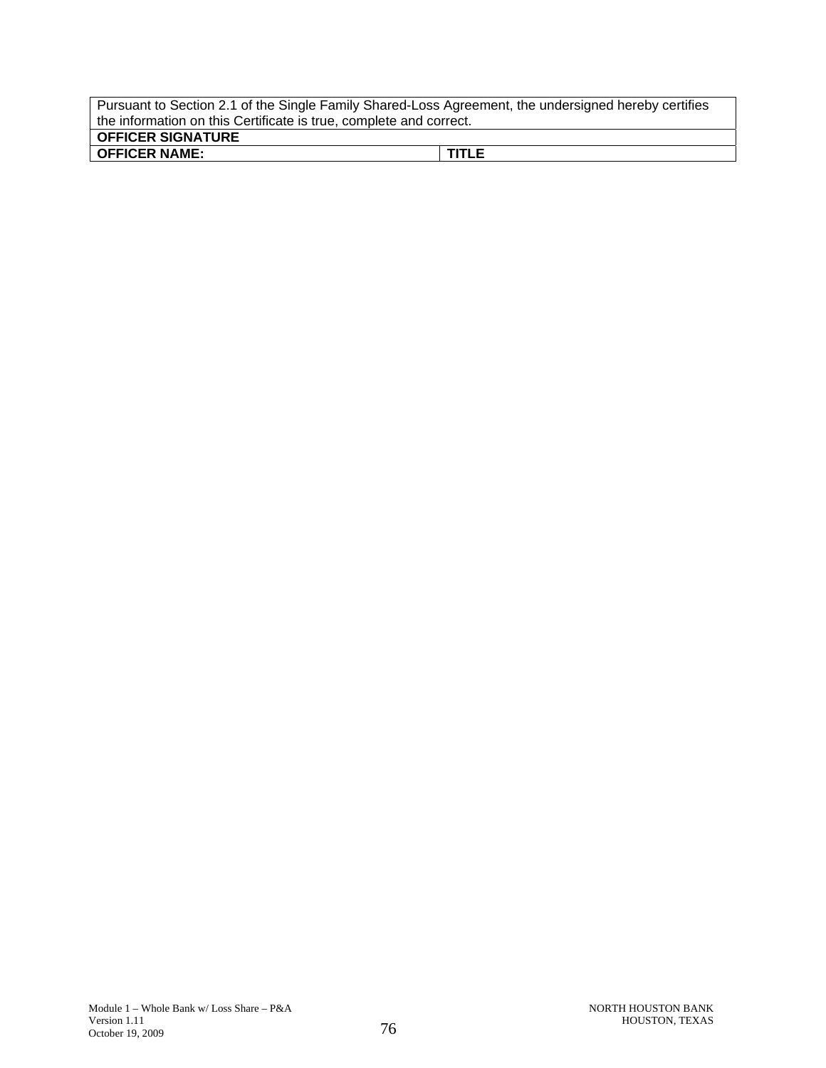| Pursuant to Section 2.1 of the Single Family Shared-Loss Agreement, the undersigned hereby certifies the information on this Certificate is true, complete and correct. | |
|---|---|
| **OFFICER SIGNATURE** | |
| **OFFICER NAME:** | **TITLE** |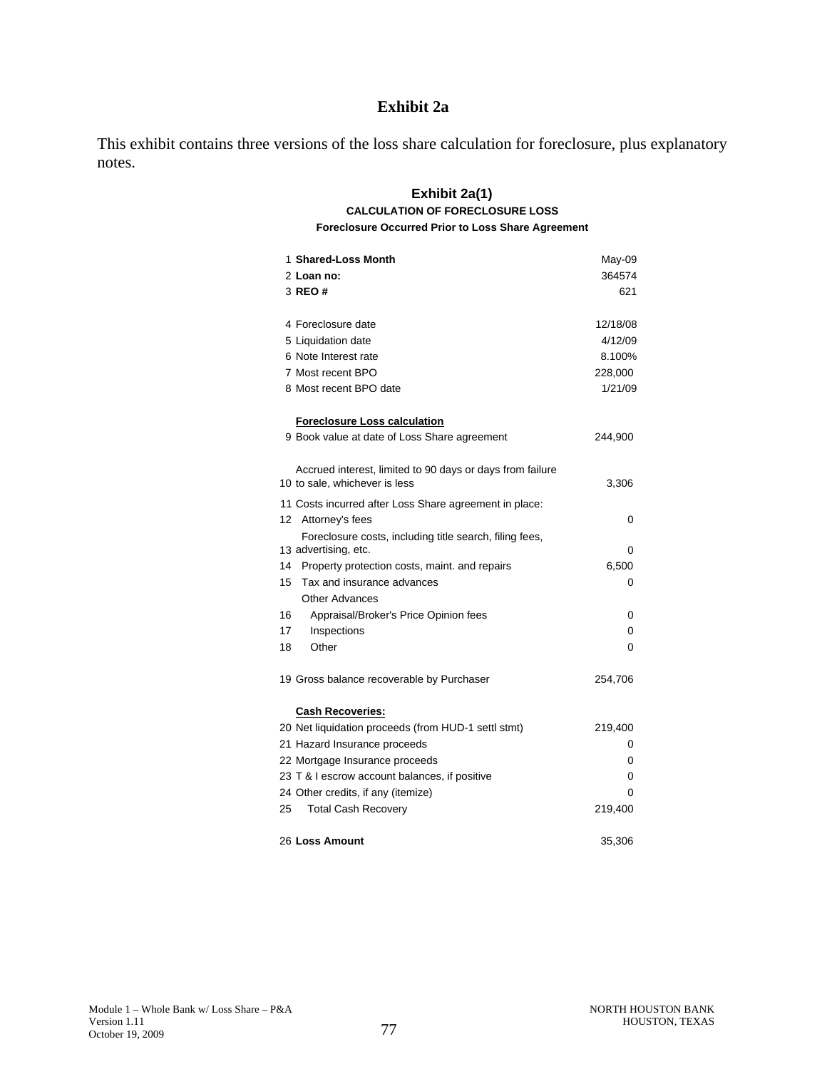# Exhibit 2a

This exhibit contains three versions of the loss share calculation for foreclosure, plus explanatory notes.

## Exhibit 2a(1)

### CALCULATION OF FORECLOSURE LOSS

**Foreclosure Occurred Prior to Loss Share Agreement**

| # | Item | Value |
|---|---|---|
| 1 | **Shared-Loss Month** | May-09 |
| 2 | **Loan no:** | 364574 |
| 3 | **REO #** | 621 |
| 4 | Foreclosure date | 12/18/08 |
| 5 | Liquidation date | 4/12/09 |
| 6 | Note Interest rate | 8.100% |
| 7 | Most recent BPO | 228,000 |
| 8 | Most recent BPO date | 1/21/09 |
| | **Foreclosure Loss calculation** | |
| 9 | Book value at date of Loss Share agreement | 244,900 |
| 10 | Accrued interest, limited to 90 days or days from failure to sale, whichever is less | 3,306 |
| 11 | Costs incurred after Loss Share agreement in place: | |
| 12 | Attorney's fees | 0 |
| 13 | Foreclosure costs, including title search, filing fees, advertising, etc. | 0 |
| 14 | Property protection costs, maint. and repairs | 6,500 |
| 15 | Tax and insurance advances | 0 |
| | Other Advances | |
| 16 | Appraisal/Broker's Price Opinion fees | 0 |
| 17 | Inspections | 0 |
| 18 | Other | 0 |
| 19 | Gross balance recoverable by Purchaser | 254,706 |
| | **Cash Recoveries:** | |
| 20 | Net liquidation proceeds (from HUD-1 settl stmt) | 219,400 |
| 21 | Hazard Insurance proceeds | 0 |
| 22 | Mortgage Insurance proceeds | 0 |
| 23 | T & I escrow account balances, if positive | 0 |
| 24 | Other credits, if any (itemize) | 0 |
| 25 | Total Cash Recovery | 219,400 |
| 26 | **Loss Amount** | 35,306 |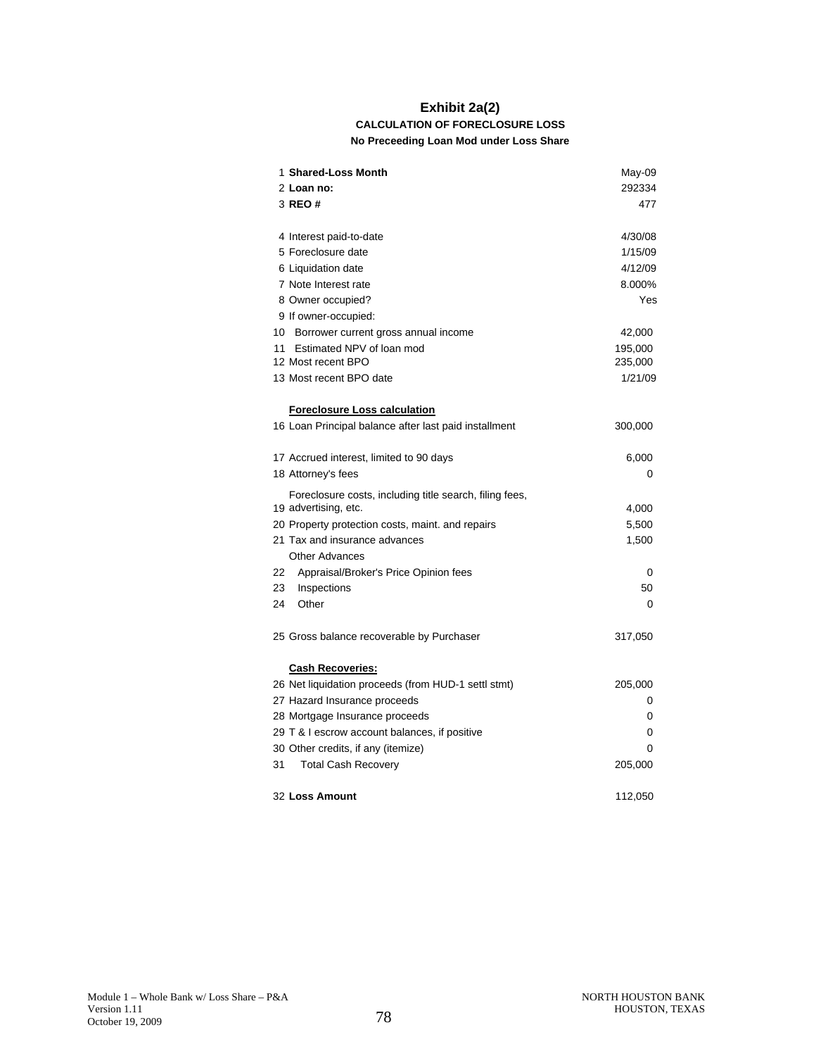# Exhibit 2a(2)

### CALCULATION OF FORECLOSURE LOSS

### No Preceeding Loan Mod under Loss Share

| # | Item | Value |
|---|---|---|
| 1 | **Shared-Loss Month** | May-09 |
| 2 | **Loan no:** | 292334 |
| 3 | **REO #** | 477 |
| | | |
| 4 | Interest paid-to-date | 4/30/08 |
| 5 | Foreclosure date | 1/15/09 |
| 6 | Liquidation date | 4/12/09 |
| 7 | Note Interest rate | 8.000% |
| 8 | Owner occupied? | Yes |
| 9 | If owner-occupied: | |
| 10 | Borrower current gross annual income | 42,000 |
| 11 | Estimated NPV of loan mod | 195,000 |
| 12 | Most recent BPO | 235,000 |
| 13 | Most recent BPO date | 1/21/09 |
| | | |
| | **Foreclosure Loss calculation** | |
| 16 | Loan Principal balance after last paid installment | 300,000 |
| | | |
| 17 | Accrued interest, limited to 90 days | 6,000 |
| 18 | Attorney's fees | 0 |
| 19 | Foreclosure costs, including title search, filing fees, advertising, etc. | 4,000 |
| 20 | Property protection costs, maint. and repairs | 5,500 |
| 21 | Tax and insurance advances | 1,500 |
| | Other Advances | |
| 22 | Appraisal/Broker's Price Opinion fees | 0 |
| 23 | Inspections | 50 |
| 24 | Other | 0 |
| | | |
| 25 | Gross balance recoverable by Purchaser | 317,050 |
| | | |
| | **Cash Recoveries:** | |
| 26 | Net liquidation proceeds (from HUD-1 settl stmt) | 205,000 |
| 27 | Hazard Insurance proceeds | 0 |
| 28 | Mortgage Insurance proceeds | 0 |
| 29 | T & I escrow account balances, if positive | 0 |
| 30 | Other credits, if any (itemize) | 0 |
| 31 | Total Cash Recovery | 205,000 |
| | | |
| 32 | **Loss Amount** | 112,050 |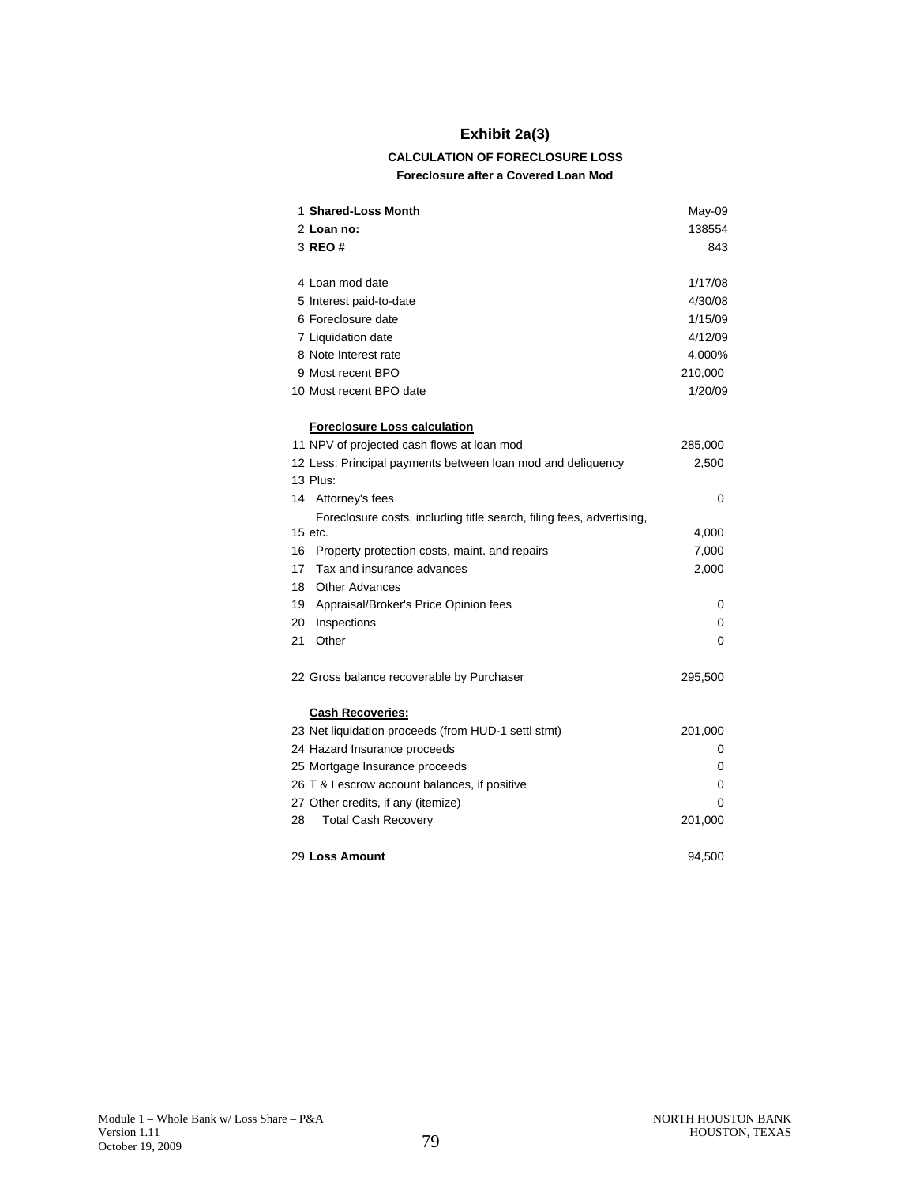# Exhibit 2a(3)

### CALCULATION OF FORECLOSURE LOSS

#### Foreclosure after a Covered Loan Mod

| | | |
|---|---|---|
| 1 | **Shared-Loss Month** | May-09 |
| 2 | **Loan no:** | 138554 |
| 3 | **REO #** | 843 |
| | | |
| 4 | Loan mod date | 1/17/08 |
| 5 | Interest paid-to-date | 4/30/08 |
| 6 | Foreclosure date | 1/15/09 |
| 7 | Liquidation date | 4/12/09 |
| 8 | Note Interest rate | 4.000% |
| 9 | Most recent BPO | 210,000 |
| 10 | Most recent BPO date | 1/20/09 |
| | | |
| | **Foreclosure Loss calculation** | |
| 11 | NPV of projected cash flows at loan mod | 285,000 |
| 12 | Less: Principal payments between loan mod and deliquency | 2,500 |
| 13 | Plus: | |
| 14 | Attorney's fees | 0 |
| 15 | Foreclosure costs, including title search, filing fees, advertising, etc. | 4,000 |
| 16 | Property protection costs, maint. and repairs | 7,000 |
| 17 | Tax and insurance advances | 2,000 |
| 18 | Other Advances | |
| 19 | Appraisal/Broker's Price Opinion fees | 0 |
| 20 | Inspections | 0 |
| 21 | Other | 0 |
| | | |
| 22 | Gross balance recoverable by Purchaser | 295,500 |
| | | |
| | **Cash Recoveries:** | |
| 23 | Net liquidation proceeds (from HUD-1 settl stmt) | 201,000 |
| 24 | Hazard Insurance proceeds | 0 |
| 25 | Mortgage Insurance proceeds | 0 |
| 26 | T & I escrow account balances, if positive | 0 |
| 27 | Other credits, if any (itemize) | 0 |
| 28 | Total Cash Recovery | 201,000 |
| | | |
| 29 | **Loss Amount** | 94,500 |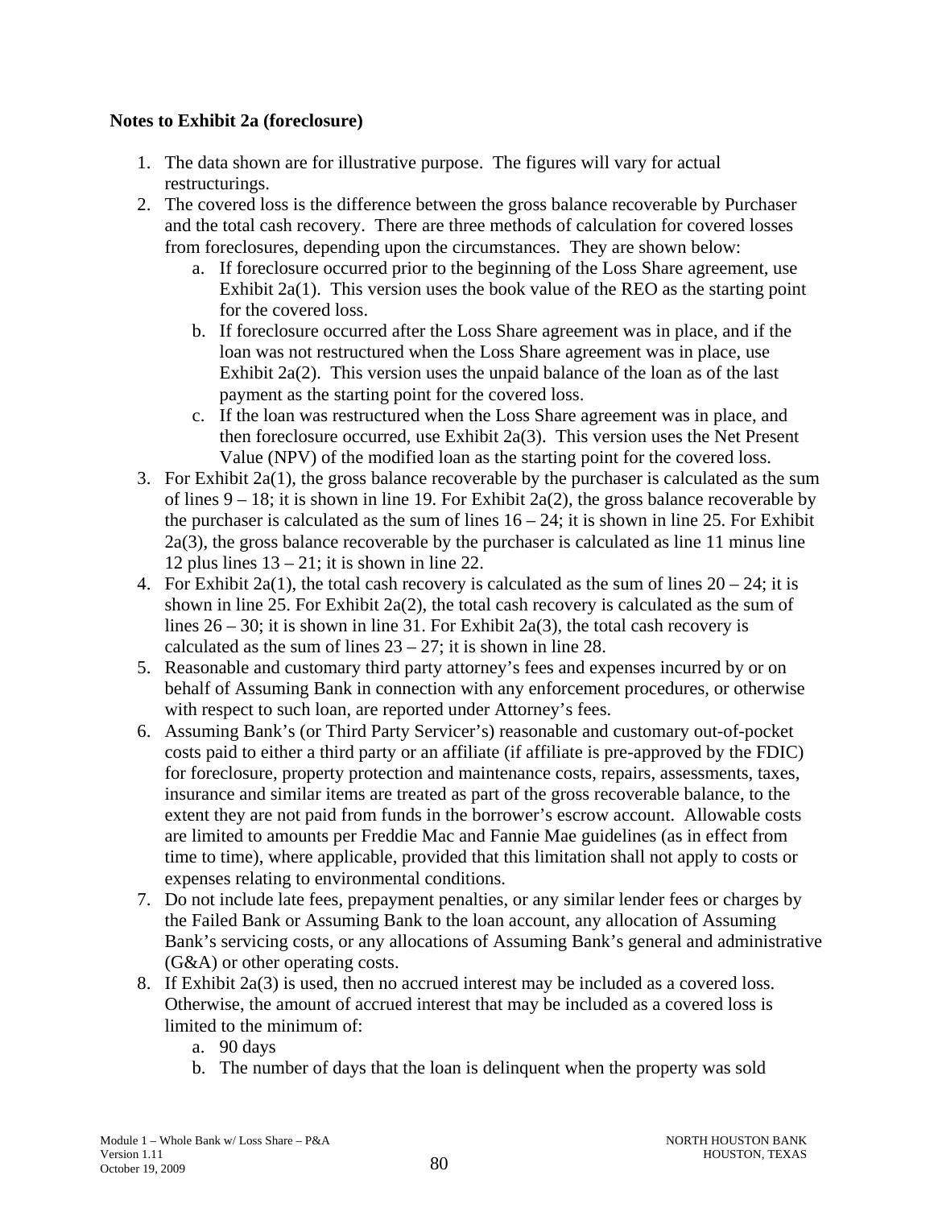**Notes to Exhibit 2a (foreclosure)**

1. The data shown are for illustrative purpose. The figures will vary for actual restructurings.
2. The covered loss is the difference between the gross balance recoverable by Purchaser and the total cash recovery. There are three methods of calculation for covered losses from foreclosures, depending upon the circumstances. They are shown below:
   a. If foreclosure occurred prior to the beginning of the Loss Share agreement, use Exhibit 2a(1). This version uses the book value of the REO as the starting point for the covered loss.
   b. If foreclosure occurred after the Loss Share agreement was in place, and if the loan was not restructured when the Loss Share agreement was in place, use Exhibit 2a(2). This version uses the unpaid balance of the loan as of the last payment as the starting point for the covered loss.
   c. If the loan was restructured when the Loss Share agreement was in place, and then foreclosure occurred, use Exhibit 2a(3). This version uses the Net Present Value (NPV) of the modified loan as the starting point for the covered loss.
3. For Exhibit 2a(1), the gross balance recoverable by the purchaser is calculated as the sum of lines 9 – 18; it is shown in line 19. For Exhibit 2a(2), the gross balance recoverable by the purchaser is calculated as the sum of lines 16 – 24; it is shown in line 25. For Exhibit 2a(3), the gross balance recoverable by the purchaser is calculated as line 11 minus line 12 plus lines 13 – 21; it is shown in line 22.
4. For Exhibit 2a(1), the total cash recovery is calculated as the sum of lines 20 – 24; it is shown in line 25. For Exhibit 2a(2), the total cash recovery is calculated as the sum of lines 26 – 30; it is shown in line 31. For Exhibit 2a(3), the total cash recovery is calculated as the sum of lines 23 – 27; it is shown in line 28.
5. Reasonable and customary third party attorney's fees and expenses incurred by or on behalf of Assuming Bank in connection with any enforcement procedures, or otherwise with respect to such loan, are reported under Attorney's fees.
6. Assuming Bank's (or Third Party Servicer's) reasonable and customary out-of-pocket costs paid to either a third party or an affiliate (if affiliate is pre-approved by the FDIC) for foreclosure, property protection and maintenance costs, repairs, assessments, taxes, insurance and similar items are treated as part of the gross recoverable balance, to the extent they are not paid from funds in the borrower's escrow account. Allowable costs are limited to amounts per Freddie Mac and Fannie Mae guidelines (as in effect from time to time), where applicable, provided that this limitation shall not apply to costs or expenses relating to environmental conditions.
7. Do not include late fees, prepayment penalties, or any similar lender fees or charges by the Failed Bank or Assuming Bank to the loan account, any allocation of Assuming Bank's servicing costs, or any allocations of Assuming Bank's general and administrative (G&A) or other operating costs.
8. If Exhibit 2a(3) is used, then no accrued interest may be included as a covered loss. Otherwise, the amount of accrued interest that may be included as a covered loss is limited to the minimum of:
   a. 90 days
   b. The number of days that the loan is delinquent when the property was sold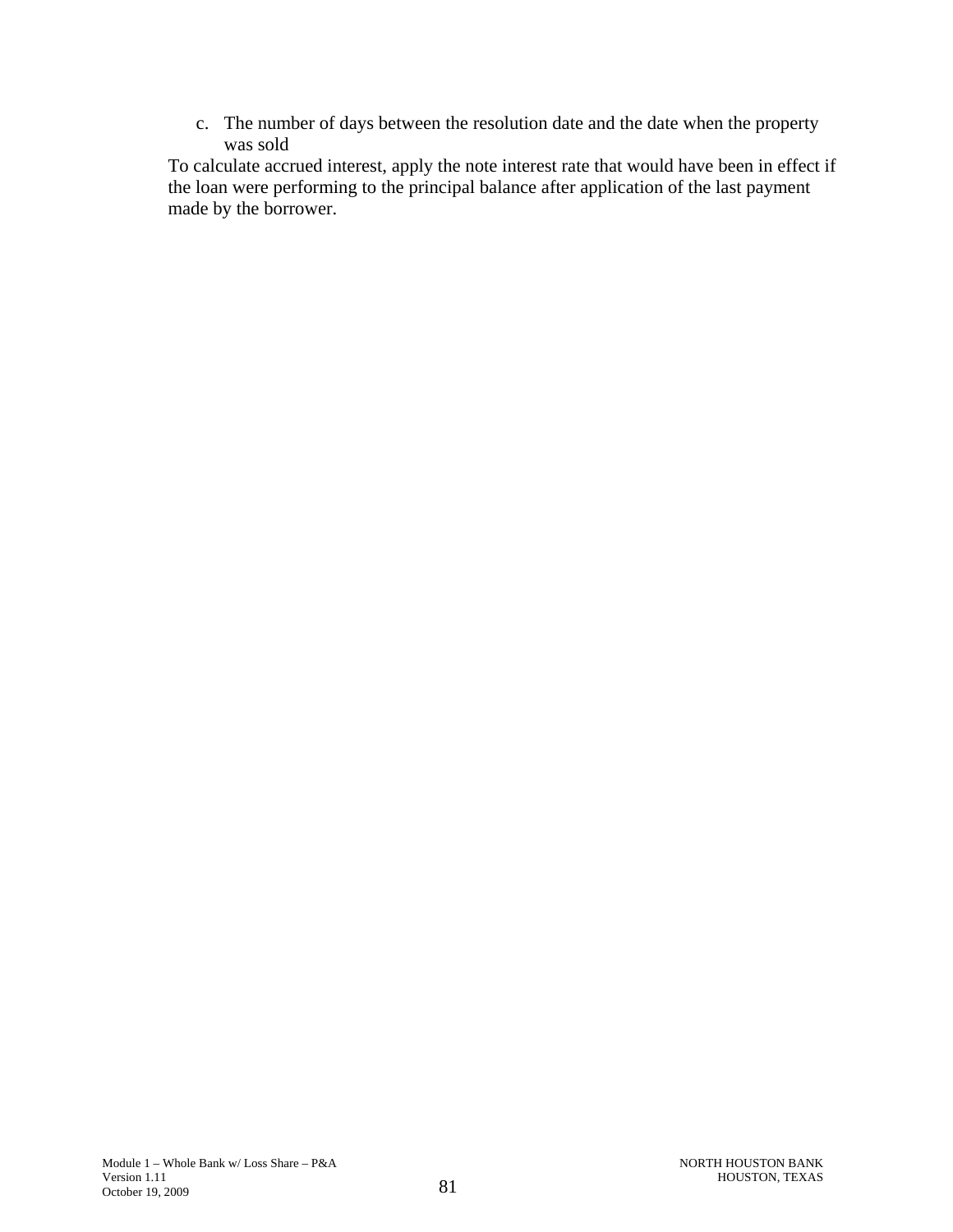c. The number of days between the resolution date and the date when the property was sold

To calculate accrued interest, apply the note interest rate that would have been in effect if the loan were performing to the principal balance after application of the last payment made by the borrower.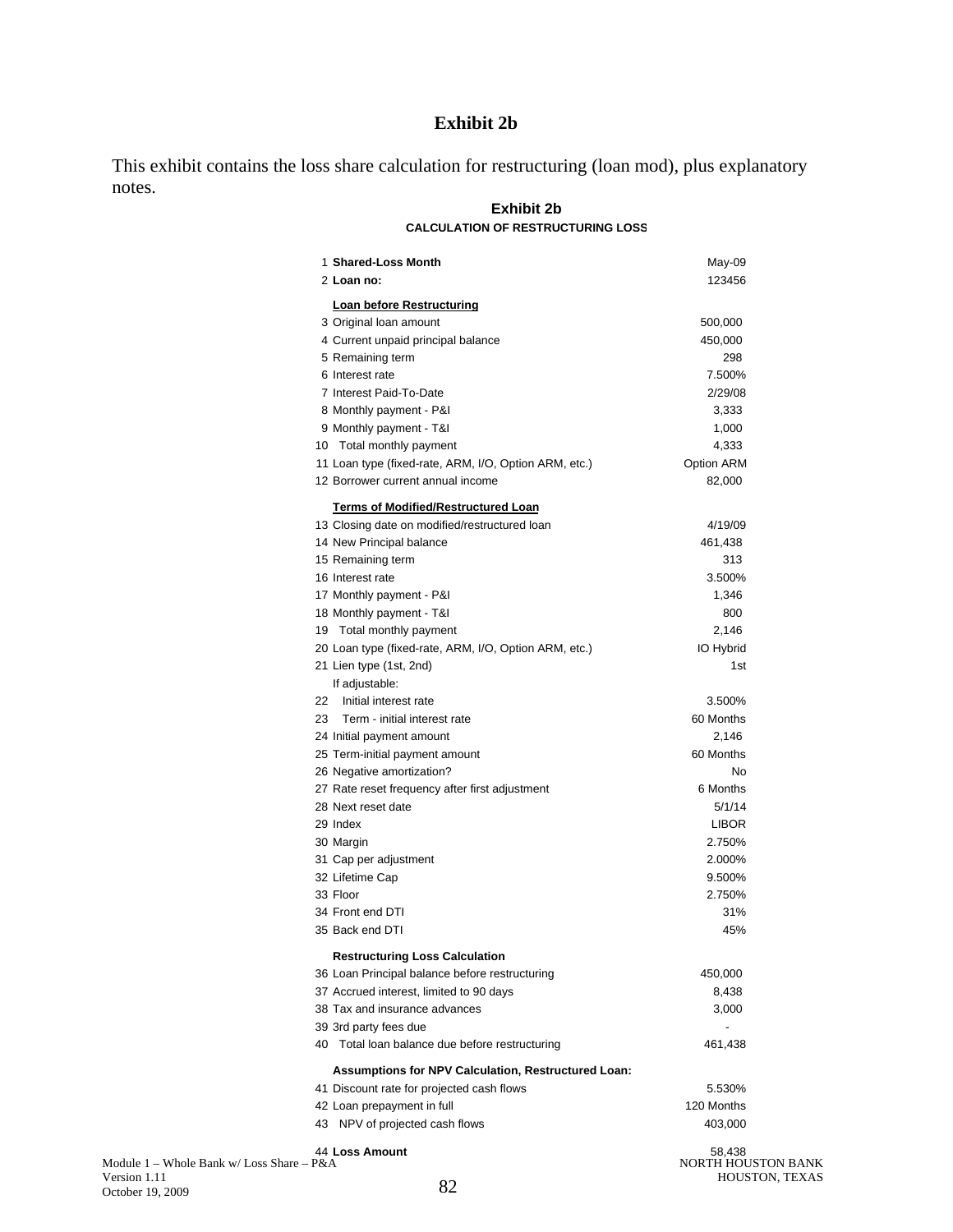# Exhibit 2b

This exhibit contains the loss share calculation for restructuring (loan mod), plus explanatory notes.

## Exhibit 2b

### CALCULATION OF RESTRUCTURING LOSS

| # | Item | Value |
|---|---|---|
| 1 | **Shared-Loss Month** | May-09 |
| 2 | **Loan no:** | 123456 |
| | **Loan before Restructuring** | |
| 3 | Original loan amount | 500,000 |
| 4 | Current unpaid principal balance | 450,000 |
| 5 | Remaining term | 298 |
| 6 | Interest rate | 7.500% |
| 7 | Interest Paid-To-Date | 2/29/08 |
| 8 | Monthly payment - P&I | 3,333 |
| 9 | Monthly payment - T&I | 1,000 |
| 10 | Total monthly payment | 4,333 |
| 11 | Loan type (fixed-rate, ARM, I/O, Option ARM, etc.) | Option ARM |
| 12 | Borrower current annual income | 82,000 |
| | **Terms of Modified/Restructured Loan** | |
| 13 | Closing date on modified/restructured loan | 4/19/09 |
| 14 | New Principal balance | 461,438 |
| 15 | Remaining term | 313 |
| 16 | Interest rate | 3.500% |
| 17 | Monthly payment - P&I | 1,346 |
| 18 | Monthly payment - T&I | 800 |
| 19 | Total monthly payment | 2,146 |
| 20 | Loan type (fixed-rate, ARM, I/O, Option ARM, etc.) | IO Hybrid |
| 21 | Lien type (1st, 2nd) | 1st |
| | If adjustable: | |
| 22 | Initial interest rate | 3.500% |
| 23 | Term - initial interest rate | 60 Months |
| 24 | Initial payment amount | 2,146 |
| 25 | Term-initial payment amount | 60 Months |
| 26 | Negative amortization? | No |
| 27 | Rate reset frequency after first adjustment | 6 Months |
| 28 | Next reset date | 5/1/14 |
| 29 | Index | LIBOR |
| 30 | Margin | 2.750% |
| 31 | Cap per adjustment | 2.000% |
| 32 | Lifetime Cap | 9.500% |
| 33 | Floor | 2.750% |
| 34 | Front end DTI | 31% |
| 35 | Back end DTI | 45% |
| | **Restructuring Loss Calculation** | |
| 36 | Loan Principal balance before restructuring | 450,000 |
| 37 | Accrued interest, limited to 90 days | 8,438 |
| 38 | Tax and insurance advances | 3,000 |
| 39 | 3rd party fees due | - |
| 40 | Total loan balance due before restructuring | 461,438 |
| | **Assumptions for NPV Calculation, Restructured Loan:** | |
| 41 | Discount rate for projected cash flows | 5.530% |
| 42 | Loan prepayment in full | 120 Months |
| 43 | NPV of projected cash flows | 403,000 |
| 44 | **Loss Amount** | 58,438 |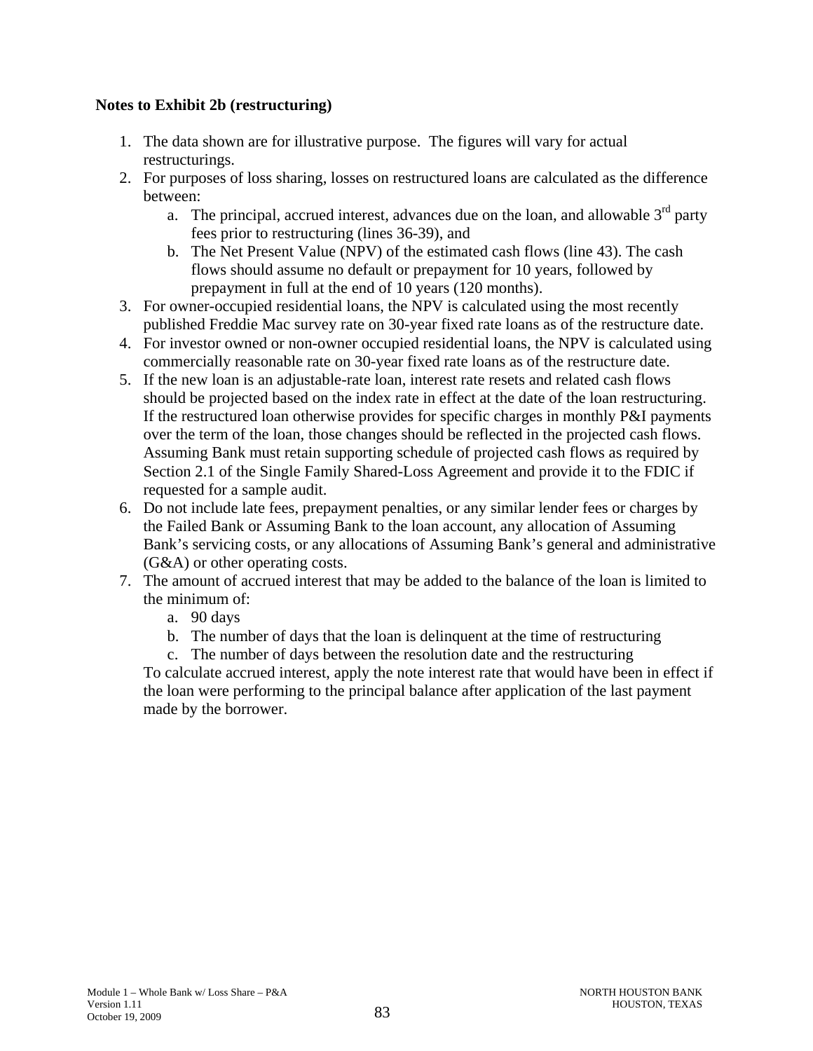**Notes to Exhibit 2b (restructuring)**

1. The data shown are for illustrative purpose. The figures will vary for actual restructurings.
2. For purposes of loss sharing, losses on restructured loans are calculated as the difference between:
   a. The principal, accrued interest, advances due on the loan, and allowable 3rd party fees prior to restructuring (lines 36-39), and
   b. The Net Present Value (NPV) of the estimated cash flows (line 43). The cash flows should assume no default or prepayment for 10 years, followed by prepayment in full at the end of 10 years (120 months).
3. For owner-occupied residential loans, the NPV is calculated using the most recently published Freddie Mac survey rate on 30-year fixed rate loans as of the restructure date.
4. For investor owned or non-owner occupied residential loans, the NPV is calculated using commercially reasonable rate on 30-year fixed rate loans as of the restructure date.
5. If the new loan is an adjustable-rate loan, interest rate resets and related cash flows should be projected based on the index rate in effect at the date of the loan restructuring. If the restructured loan otherwise provides for specific charges in monthly P&I payments over the term of the loan, those changes should be reflected in the projected cash flows. Assuming Bank must retain supporting schedule of projected cash flows as required by Section 2.1 of the Single Family Shared-Loss Agreement and provide it to the FDIC if requested for a sample audit.
6. Do not include late fees, prepayment penalties, or any similar lender fees or charges by the Failed Bank or Assuming Bank to the loan account, any allocation of Assuming Bank's servicing costs, or any allocations of Assuming Bank's general and administrative (G&A) or other operating costs.
7. The amount of accrued interest that may be added to the balance of the loan is limited to the minimum of:
   a. 90 days
   b. The number of days that the loan is delinquent at the time of restructuring
   c. The number of days between the resolution date and the restructuring

   To calculate accrued interest, apply the note interest rate that would have been in effect if the loan were performing to the principal balance after application of the last payment made by the borrower.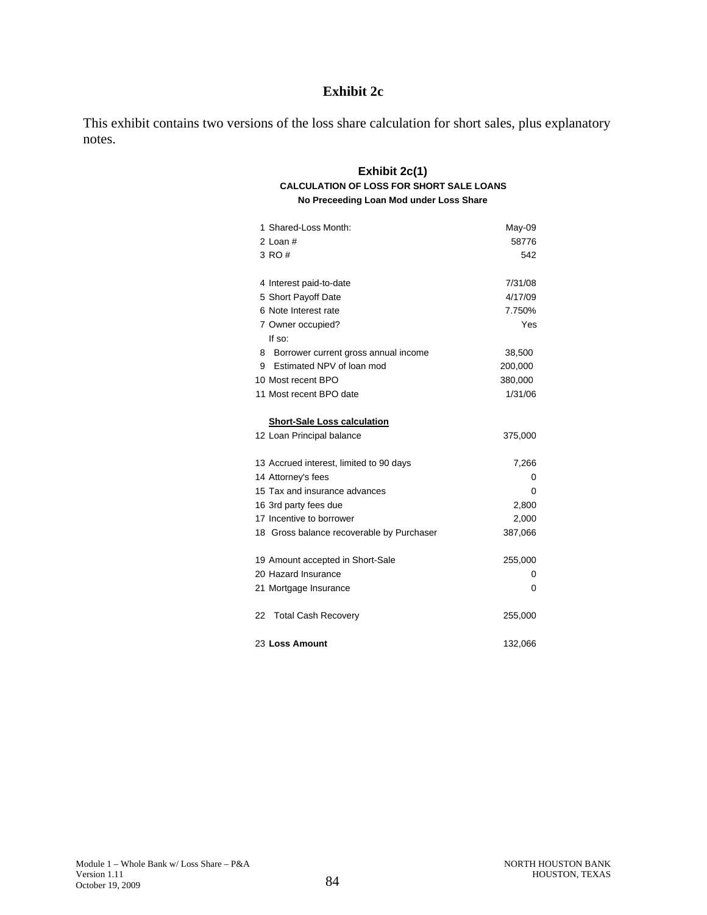# Exhibit 2c

This exhibit contains two versions of the loss share calculation for short sales, plus explanatory notes.

## Exhibit 2c(1)

**CALCULATION OF LOSS FOR SHORT SALE LOANS**

**No Preceeding Loan Mod under Loss Share**

| | | |
|---|---|---|
| 1 | Shared-Loss Month: | May-09 |
| 2 | Loan # | 58776 |
| 3 | RO # | 542 |
| | | |
| 4 | Interest paid-to-date | 7/31/08 |
| 5 | Short Payoff Date | 4/17/09 |
| 6 | Note Interest rate | 7.750% |
| 7 | Owner occupied? | Yes |
| | If so: | |
| 8 | Borrower current gross annual income | 38,500 |
| 9 | Estimated NPV of loan mod | 200,000 |
| 10 | Most recent BPO | 380,000 |
| 11 | Most recent BPO date | 1/31/06 |
| | | |
| | **Short-Sale Loss calculation** | |
| 12 | Loan Principal balance | 375,000 |
| | | |
| 13 | Accrued interest, limited to 90 days | 7,266 |
| 14 | Attorney's fees | 0 |
| 15 | Tax and insurance advances | 0 |
| 16 | 3rd party fees due | 2,800 |
| 17 | Incentive to borrower | 2,000 |
| 18 | Gross balance recoverable by Purchaser | 387,066 |
| | | |
| 19 | Amount accepted in Short-Sale | 255,000 |
| 20 | Hazard Insurance | 0 |
| 21 | Mortgage Insurance | 0 |
| | | |
| 22 | Total Cash Recovery | 255,000 |
| | | |
| 23 | **Loss Amount** | 132,066 |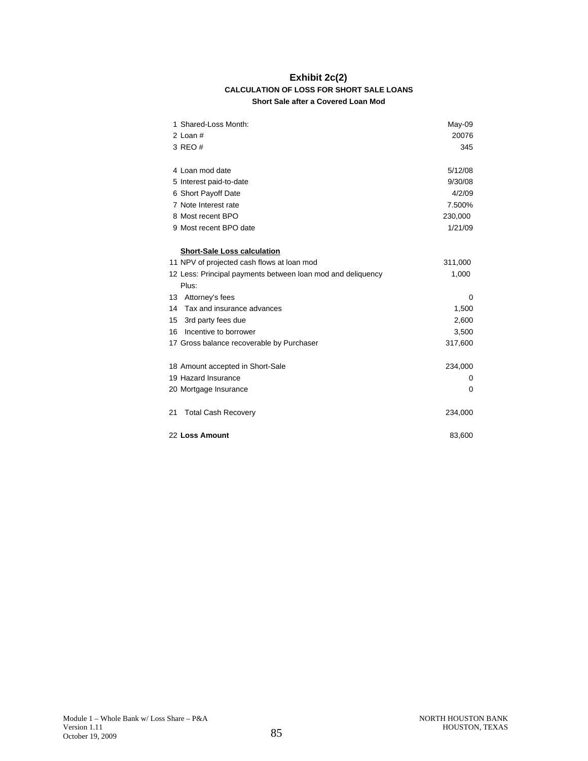# Exhibit 2c(2)

## CALCULATION OF LOSS FOR SHORT SALE LOANS

### Short Sale after a Covered Loan Mod

| | | |
|---|---|---|
| 1 | Shared-Loss Month: | May-09 |
| 2 | Loan # | 20076 |
| 3 | REO # | 345 |
| | | |
| 4 | Loan mod date | 5/12/08 |
| 5 | Interest paid-to-date | 9/30/08 |
| 6 | Short Payoff Date | 4/2/09 |
| 7 | Note Interest rate | 7.500% |
| 8 | Most recent BPO | 230,000 |
| 9 | Most recent BPO date | 1/21/09 |
| | | |
| | **Short-Sale Loss calculation** | |
| 11 | NPV of projected cash flows at loan mod | 311,000 |
| 12 | Less: Principal payments between loan mod and deliquency | 1,000 |
| | Plus: | |
| 13 | Attorney's fees | 0 |
| 14 | Tax and insurance advances | 1,500 |
| 15 | 3rd party fees due | 2,600 |
| 16 | Incentive to borrower | 3,500 |
| 17 | Gross balance recoverable by Purchaser | 317,600 |
| | | |
| 18 | Amount accepted in Short-Sale | 234,000 |
| 19 | Hazard Insurance | 0 |
| 20 | Mortgage Insurance | 0 |
| | | |
| 21 | Total Cash Recovery | 234,000 |
| | | |
| 22 | **Loss Amount** | 83,600 |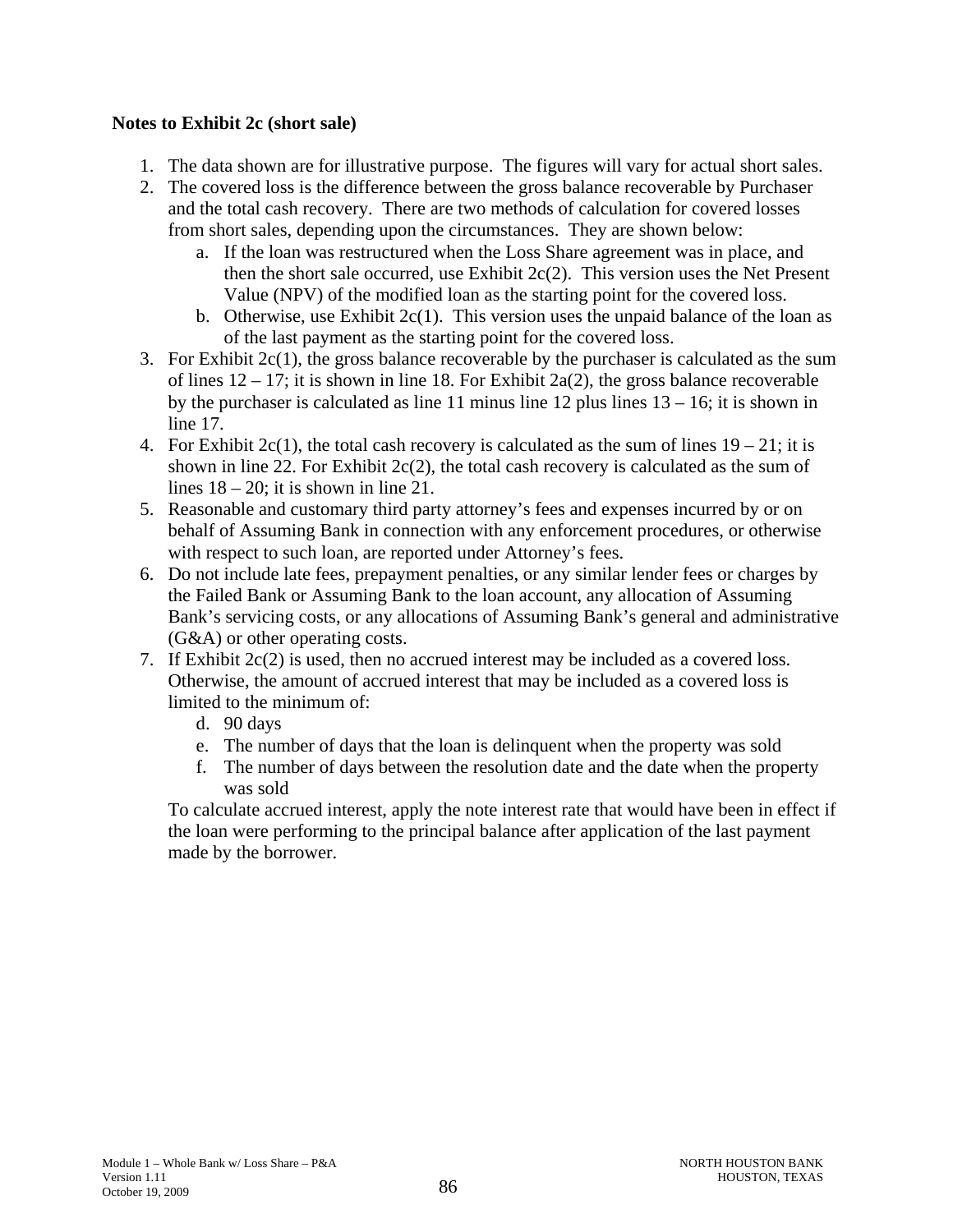**Notes to Exhibit 2c (short sale)**

1. The data shown are for illustrative purpose. The figures will vary for actual short sales.
2. The covered loss is the difference between the gross balance recoverable by Purchaser and the total cash recovery. There are two methods of calculation for covered losses from short sales, depending upon the circumstances. They are shown below:
   a. If the loan was restructured when the Loss Share agreement was in place, and then the short sale occurred, use Exhibit 2c(2). This version uses the Net Present Value (NPV) of the modified loan as the starting point for the covered loss.
   b. Otherwise, use Exhibit 2c(1). This version uses the unpaid balance of the loan as of the last payment as the starting point for the covered loss.
3. For Exhibit 2c(1), the gross balance recoverable by the purchaser is calculated as the sum of lines 12 – 17; it is shown in line 18. For Exhibit 2a(2), the gross balance recoverable by the purchaser is calculated as line 11 minus line 12 plus lines 13 – 16; it is shown in line 17.
4. For Exhibit 2c(1), the total cash recovery is calculated as the sum of lines 19 – 21; it is shown in line 22. For Exhibit 2c(2), the total cash recovery is calculated as the sum of lines 18 – 20; it is shown in line 21.
5. Reasonable and customary third party attorney's fees and expenses incurred by or on behalf of Assuming Bank in connection with any enforcement procedures, or otherwise with respect to such loan, are reported under Attorney's fees.
6. Do not include late fees, prepayment penalties, or any similar lender fees or charges by the Failed Bank or Assuming Bank to the loan account, any allocation of Assuming Bank's servicing costs, or any allocations of Assuming Bank's general and administrative (G&A) or other operating costs.
7. If Exhibit 2c(2) is used, then no accrued interest may be included as a covered loss. Otherwise, the amount of accrued interest that may be included as a covered loss is limited to the minimum of:
   d. 90 days
   e. The number of days that the loan is delinquent when the property was sold
   f. The number of days between the resolution date and the date when the property was sold

   To calculate accrued interest, apply the note interest rate that would have been in effect if the loan were performing to the principal balance after application of the last payment made by the borrower.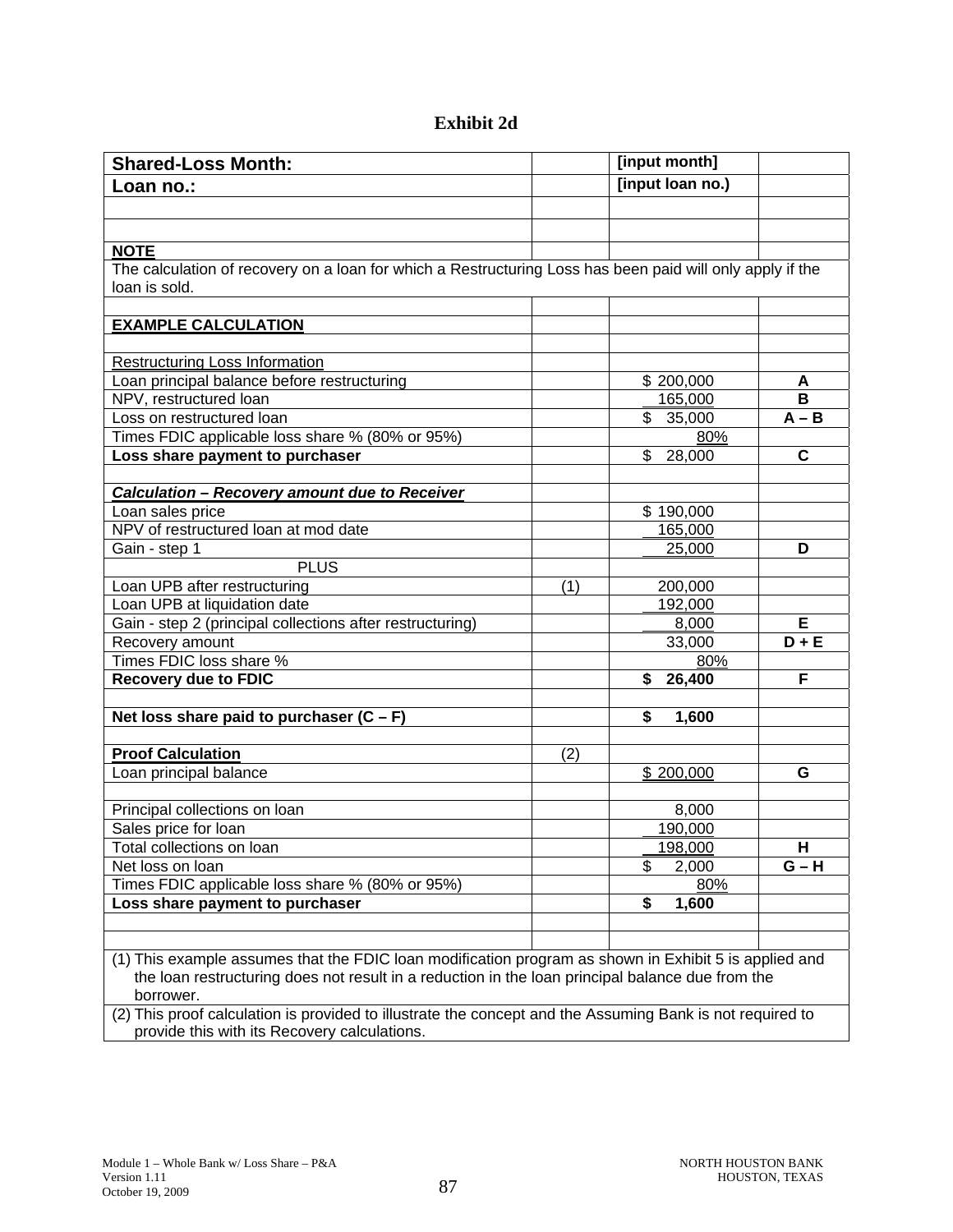# Exhibit 2d

| Shared-Loss Month: | | [input month] | |
|---|---|---|---|
| **Loan no.:** | | **[input loan no.)** | |
| | | | |
| | | | |
| **NOTE** | | | |
| The calculation of recovery on a loan for which a Restructuring Loss has been paid will only apply if the loan is sold. | | | |
| | | | |
| **EXAMPLE CALCULATION** | | | |
| | | | |
| Restructuring Loss Information | | | |
| Loan principal balance before restructuring | | $ 200,000 | **A** |
| NPV, restructured loan | | 165,000 | **B** |
| Loss on restructured loan | | $ 35,000 | **A – B** |
| Times FDIC applicable loss share % (80% or 95%) | | 80% | |
| **Loss share payment to purchaser** | | $ 28,000 | **C** |
| | | | |
| ***Calculation – Recovery amount due to Receiver*** | | | |
| Loan sales price | | $ 190,000 | |
| NPV of restructured loan at mod date | | 165,000 | |
| Gain - step 1 | | 25,000 | **D** |
| PLUS | | | |
| Loan UPB after restructuring | (1) | 200,000 | |
| Loan UPB at liquidation date | | 192,000 | |
| Gain - step 2 (principal collections after restructuring) | | 8,000 | **E** |
| Recovery amount | | 33,000 | **D + E** |
| Times FDIC loss share % | | 80% | |
| **Recovery due to FDIC** | | **$ 26,400** | **F** |
| | | | |
| **Net loss share paid to purchaser (C – F)** | | **$ 1,600** | |
| | | | |
| **Proof Calculation** | (2) | | |
| Loan principal balance | | $ 200,000 | **G** |
| | | | |
| Principal collections on loan | | 8,000 | |
| Sales price for loan | | 190,000 | |
| Total collections on loan | | 198,000 | **H** |
| Net loss on loan | | $ 2,000 | **G – H** |
| Times FDIC applicable loss share % (80% or 95%) | | 80% | |
| **Loss share payment to purchaser** | | **$ 1,600** | |
| | | | |
| | | | |
| (1) This example assumes that the FDIC loan modification program as shown in Exhibit 5 is applied and the loan restructuring does not result in a reduction in the loan principal balance due from the borrower. | | | |
| (2) This proof calculation is provided to illustrate the concept and the Assuming Bank is not required to provide this with its Recovery calculations. | | | |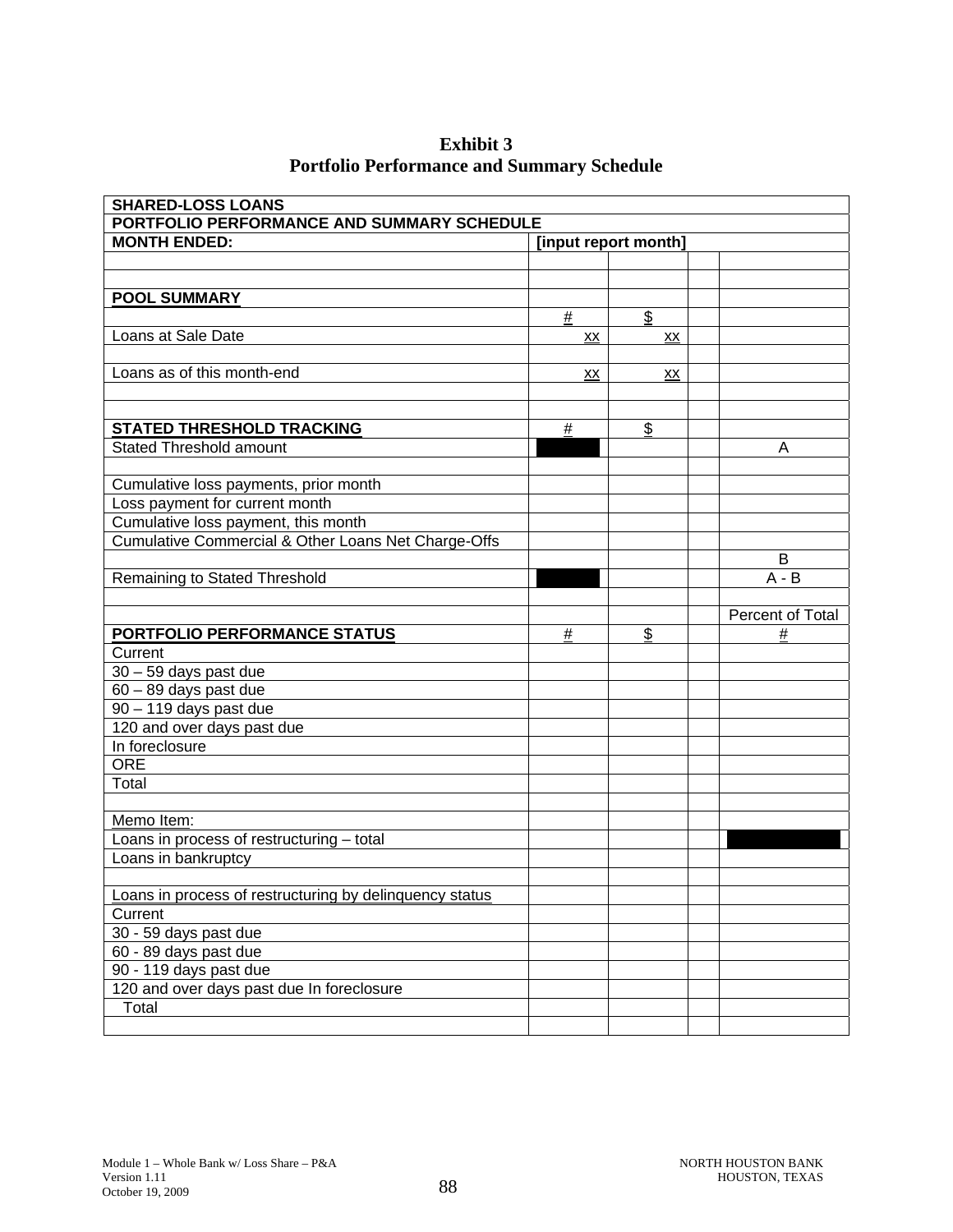# Exhibit 3
## Portfolio Performance and Summary Schedule

| **SHARED-LOSS LOANS** | | | | |
|---|---|---|---|---|
| **PORTFOLIO PERFORMANCE AND SUMMARY SCHEDULE** | | | | |
| **MONTH ENDED:** | **[input report month]** | | | |
| | | | | |
| | | | | |
| **POOL SUMMARY** | | | | |
| | # | $ | | |
| Loans at Sale Date | xx | xx | | |
| | | | | |
| Loans as of this month-end | xx | xx | | |
| | | | | |
| | | | | |
| **STATED THRESHOLD TRACKING** | # | $ | | |
| Stated Threshold amount | | | | A |
| | | | | |
| Cumulative loss payments, prior month | | | | |
| Loss payment for current month | | | | |
| Cumulative loss payment, this month | | | | |
| Cumulative Commercial & Other Loans Net Charge-Offs | | | | |
| | | | | B |
| Remaining to Stated Threshold | | | | A - B |
| | | | | |
| | | | | Percent of Total |
| **PORTFOLIO PERFORMANCE STATUS** | # | $ | | # |
| Current | | | | |
| 30 – 59 days past due | | | | |
| 60 – 89 days past due | | | | |
| 90 – 119 days past due | | | | |
| 120 and over days past due | | | | |
| In foreclosure | | | | |
| ORE | | | | |
| Total | | | | |
| | | | | |
| Memo Item: | | | | |
| Loans in process of restructuring – total | | | | |
| Loans in bankruptcy | | | | |
| | | | | |
| Loans in process of restructuring by delinquency status | | | | |
| Current | | | | |
| 30 - 59 days past due | | | | |
| 60 - 89 days past due | | | | |
| 90 - 119 days past due | | | | |
| 120 and over days past due In foreclosure | | | | |
| Total | | | | |
| | | | | |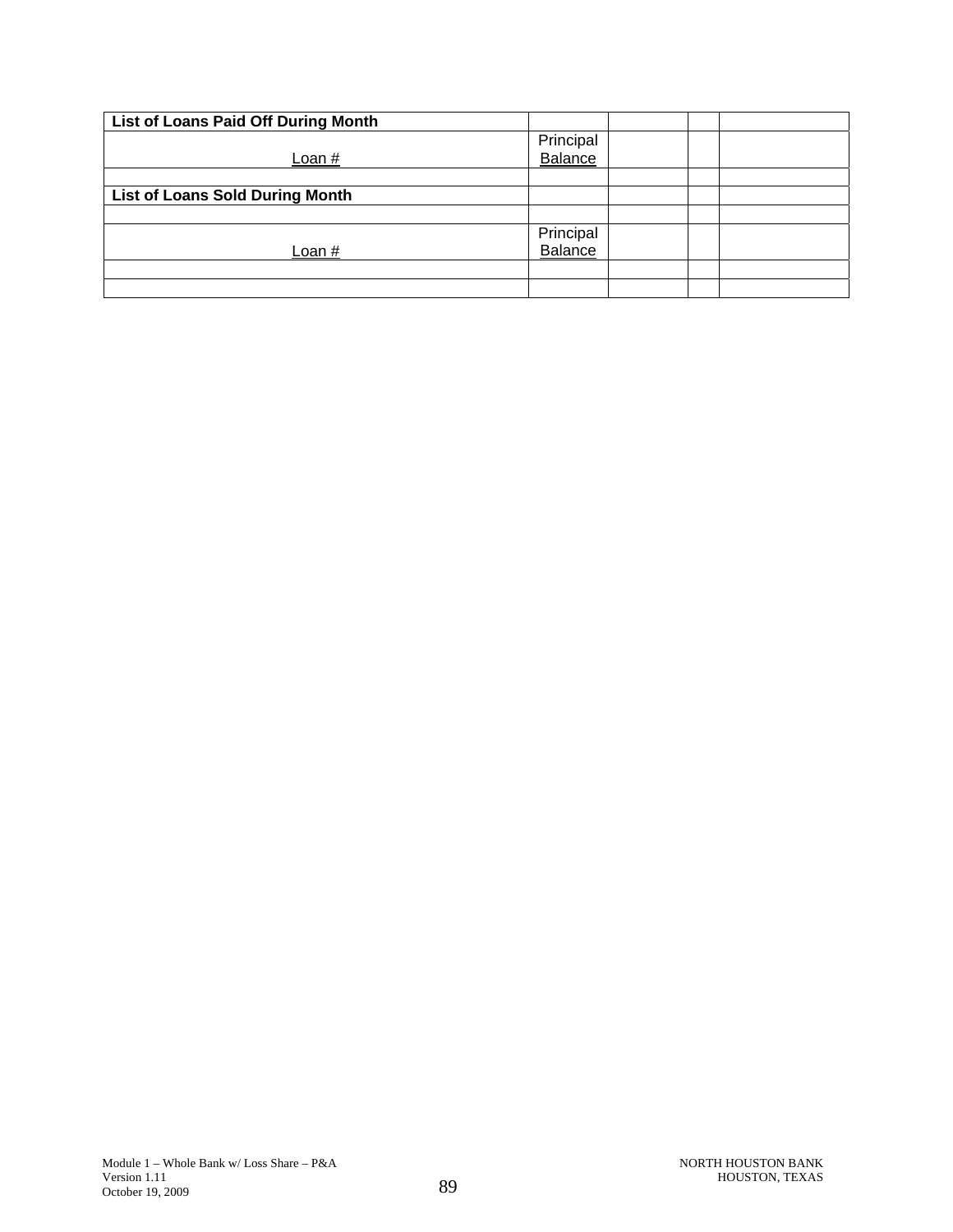| List of Loans Paid Off During Month | | | | |
|---|---|---|---|---|
| Loan # | Principal Balance | | | |
| | | | | |
| **List of Loans Sold During Month** | | | | |
| | | | | |
| Loan # | Principal Balance | | | |
| | | | | |
| | | | | |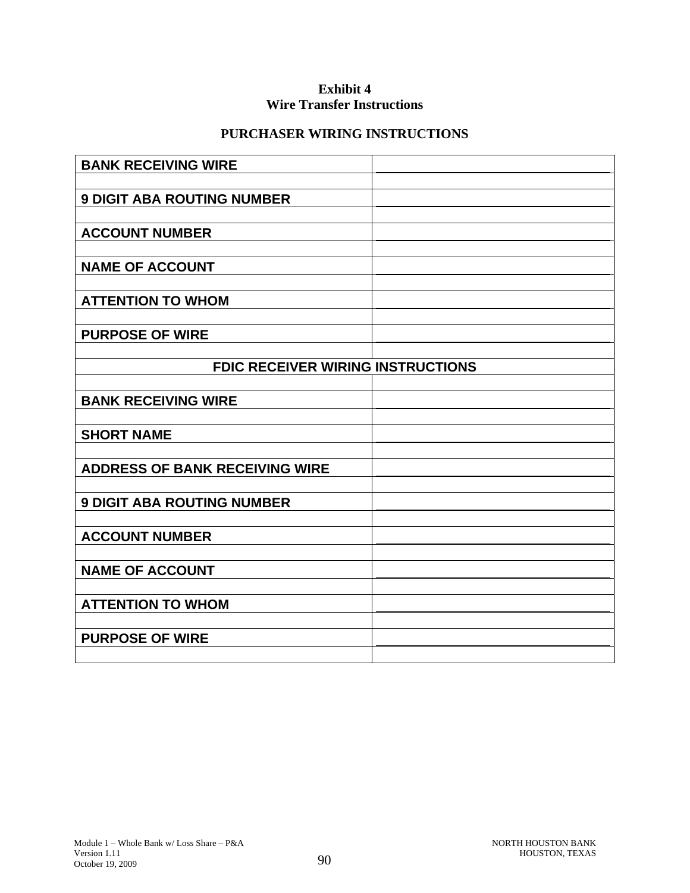**Exhibit 4**
**Wire Transfer Instructions**

**PURCHASER WIRING INSTRUCTIONS**

| | |
|---|---|
| **BANK RECEIVING WIRE** | |
| | |
| **9 DIGIT ABA ROUTING NUMBER** | |
| | |
| **ACCOUNT NUMBER** | |
| | |
| **NAME OF ACCOUNT** | |
| | |
| **ATTENTION TO WHOM** | |
| | |
| **PURPOSE OF WIRE** | |
| | |
| **FDIC RECEIVER WIRING INSTRUCTIONS** | |
| | |
| **BANK RECEIVING WIRE** | |
| | |
| **SHORT NAME** | |
| | |
| **ADDRESS OF BANK RECEIVING WIRE** | |
| | |
| **9 DIGIT ABA ROUTING NUMBER** | |
| | |
| **ACCOUNT NUMBER** | |
| | |
| **NAME OF ACCOUNT** | |
| | |
| **ATTENTION TO WHOM** | |
| | |
| **PURPOSE OF WIRE** | |
| | |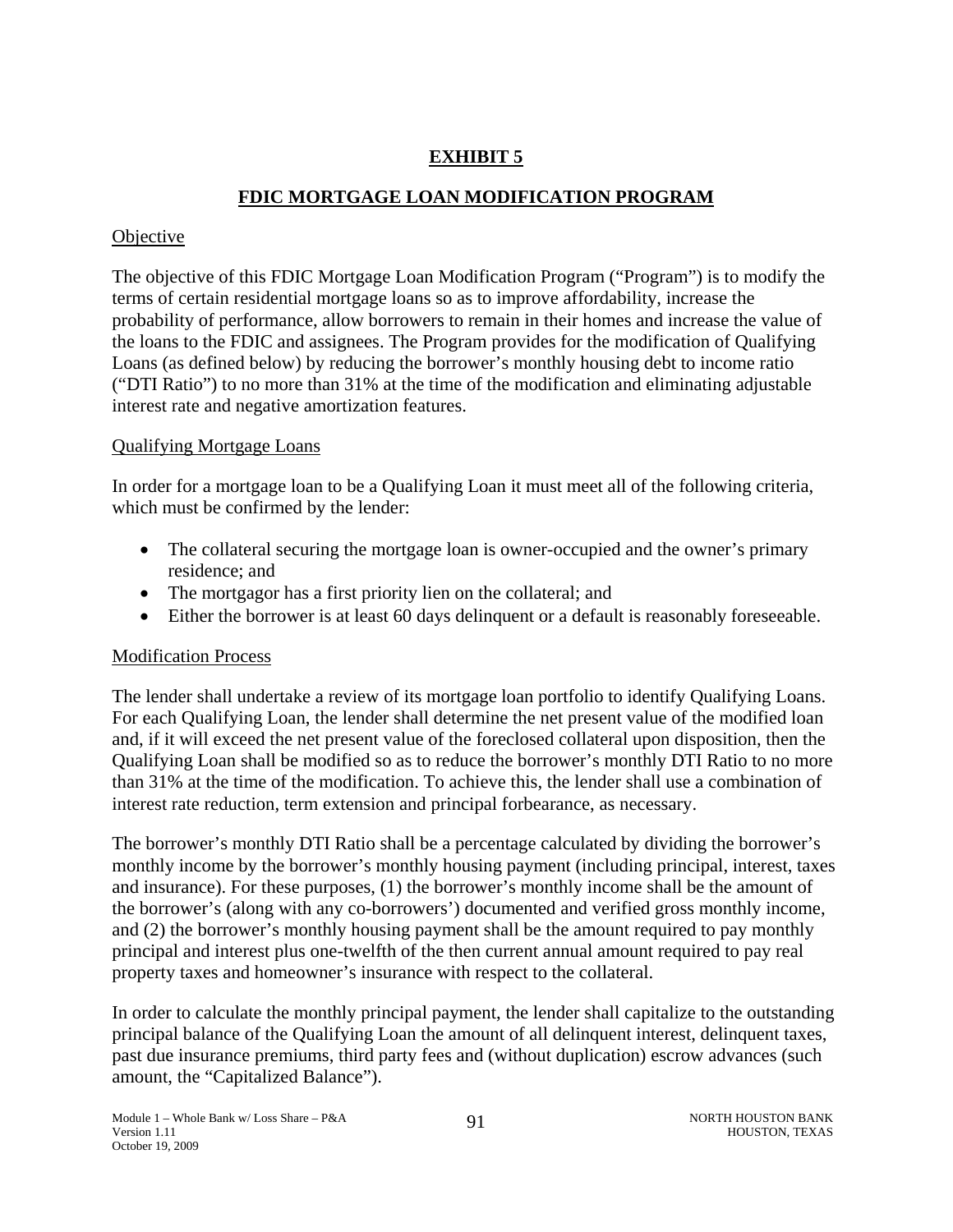# EXHIBIT 5

## FDIC MORTGAGE LOAN MODIFICATION PROGRAM

Objective

The objective of this FDIC Mortgage Loan Modification Program ("Program") is to modify the terms of certain residential mortgage loans so as to improve affordability, increase the probability of performance, allow borrowers to remain in their homes and increase the value of the loans to the FDIC and assignees. The Program provides for the modification of Qualifying Loans (as defined below) by reducing the borrower's monthly housing debt to income ratio ("DTI Ratio") to no more than 31% at the time of the modification and eliminating adjustable interest rate and negative amortization features.

Qualifying Mortgage Loans

In order for a mortgage loan to be a Qualifying Loan it must meet all of the following criteria, which must be confirmed by the lender:

- The collateral securing the mortgage loan is owner-occupied and the owner's primary residence; and
- The mortgagor has a first priority lien on the collateral; and
- Either the borrower is at least 60 days delinquent or a default is reasonably foreseeable.

Modification Process

The lender shall undertake a review of its mortgage loan portfolio to identify Qualifying Loans. For each Qualifying Loan, the lender shall determine the net present value of the modified loan and, if it will exceed the net present value of the foreclosed collateral upon disposition, then the Qualifying Loan shall be modified so as to reduce the borrower's monthly DTI Ratio to no more than 31% at the time of the modification. To achieve this, the lender shall use a combination of interest rate reduction, term extension and principal forbearance, as necessary.

The borrower's monthly DTI Ratio shall be a percentage calculated by dividing the borrower's monthly income by the borrower's monthly housing payment (including principal, interest, taxes and insurance). For these purposes, (1) the borrower's monthly income shall be the amount of the borrower's (along with any co-borrowers') documented and verified gross monthly income, and (2) the borrower's monthly housing payment shall be the amount required to pay monthly principal and interest plus one-twelfth of the then current annual amount required to pay real property taxes and homeowner's insurance with respect to the collateral.

In order to calculate the monthly principal payment, the lender shall capitalize to the outstanding principal balance of the Qualifying Loan the amount of all delinquent interest, delinquent taxes, past due insurance premiums, third party fees and (without duplication) escrow advances (such amount, the "Capitalized Balance").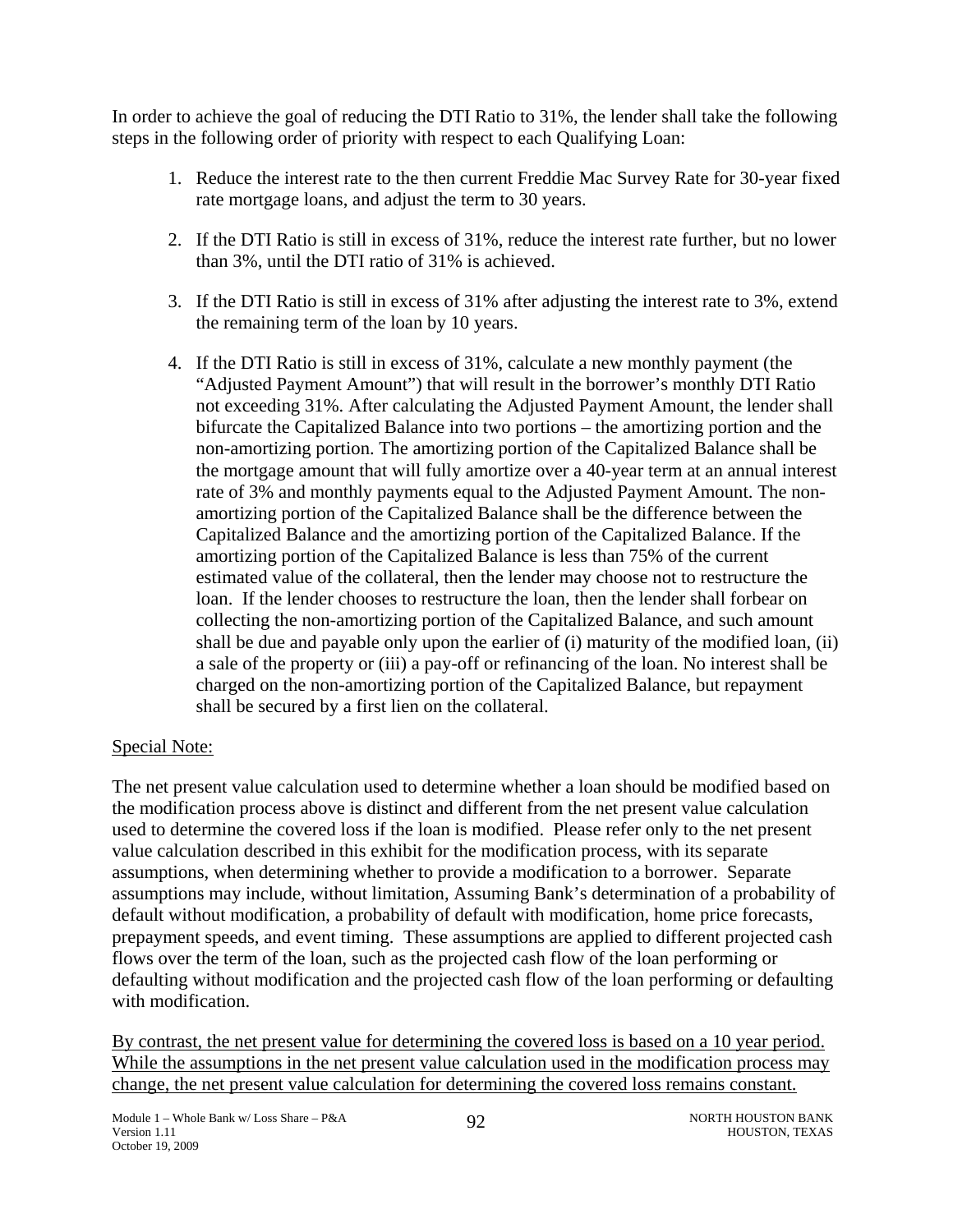In order to achieve the goal of reducing the DTI Ratio to 31%, the lender shall take the following steps in the following order of priority with respect to each Qualifying Loan:

1. Reduce the interest rate to the then current Freddie Mac Survey Rate for 30-year fixed rate mortgage loans, and adjust the term to 30 years.

2. If the DTI Ratio is still in excess of 31%, reduce the interest rate further, but no lower than 3%, until the DTI ratio of 31% is achieved.

3. If the DTI Ratio is still in excess of 31% after adjusting the interest rate to 3%, extend the remaining term of the loan by 10 years.

4. If the DTI Ratio is still in excess of 31%, calculate a new monthly payment (the "Adjusted Payment Amount") that will result in the borrower's monthly DTI Ratio not exceeding 31%. After calculating the Adjusted Payment Amount, the lender shall bifurcate the Capitalized Balance into two portions – the amortizing portion and the non-amortizing portion. The amortizing portion of the Capitalized Balance shall be the mortgage amount that will fully amortize over a 40-year term at an annual interest rate of 3% and monthly payments equal to the Adjusted Payment Amount. The non-amortizing portion of the Capitalized Balance shall be the difference between the Capitalized Balance and the amortizing portion of the Capitalized Balance. If the amortizing portion of the Capitalized Balance is less than 75% of the current estimated value of the collateral, then the lender may choose not to restructure the loan. If the lender chooses to restructure the loan, then the lender shall forbear on collecting the non-amortizing portion of the Capitalized Balance, and such amount shall be due and payable only upon the earlier of (i) maturity of the modified loan, (ii) a sale of the property or (iii) a pay-off or refinancing of the loan. No interest shall be charged on the non-amortizing portion of the Capitalized Balance, but repayment shall be secured by a first lien on the collateral.

Special Note:

The net present value calculation used to determine whether a loan should be modified based on the modification process above is distinct and different from the net present value calculation used to determine the covered loss if the loan is modified. Please refer only to the net present value calculation described in this exhibit for the modification process, with its separate assumptions, when determining whether to provide a modification to a borrower. Separate assumptions may include, without limitation, Assuming Bank's determination of a probability of default without modification, a probability of default with modification, home price forecasts, prepayment speeds, and event timing. These assumptions are applied to different projected cash flows over the term of the loan, such as the projected cash flow of the loan performing or defaulting without modification and the projected cash flow of the loan performing or defaulting with modification.

By contrast, the net present value for determining the covered loss is based on a 10 year period. While the assumptions in the net present value calculation used in the modification process may change, the net present value calculation for determining the covered loss remains constant.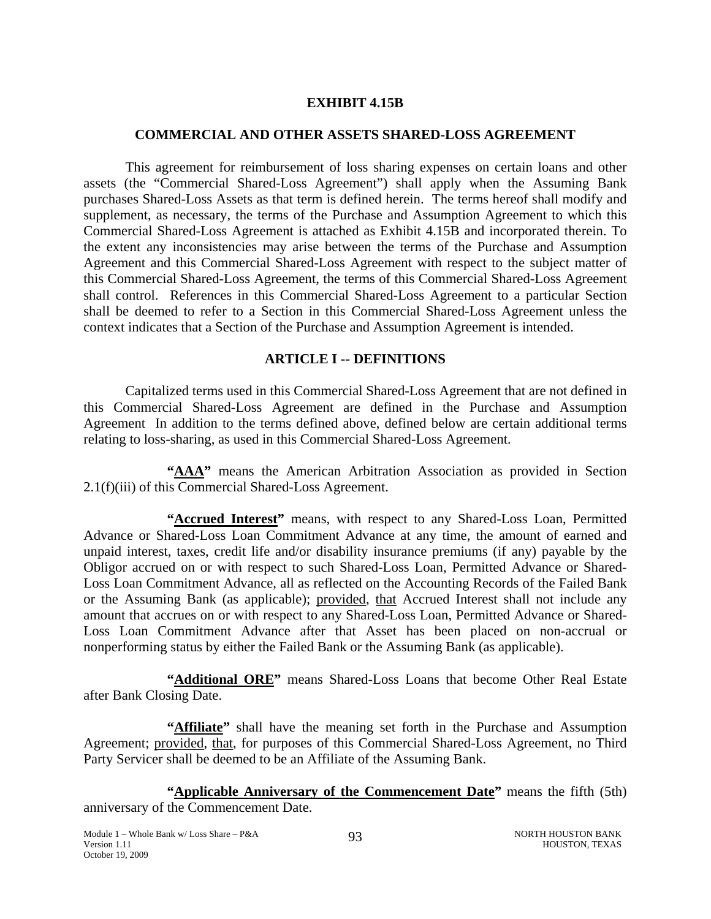# EXHIBIT 4.15B

## COMMERCIAL AND OTHER ASSETS SHARED-LOSS AGREEMENT

This agreement for reimbursement of loss sharing expenses on certain loans and other assets (the "Commercial Shared-Loss Agreement") shall apply when the Assuming Bank purchases Shared-Loss Assets as that term is defined herein. The terms hereof shall modify and supplement, as necessary, the terms of the Purchase and Assumption Agreement to which this Commercial Shared-Loss Agreement is attached as Exhibit 4.15B and incorporated therein. To the extent any inconsistencies may arise between the terms of the Purchase and Assumption Agreement and this Commercial Shared-Loss Agreement with respect to the subject matter of this Commercial Shared-Loss Agreement, the terms of this Commercial Shared-Loss Agreement shall control. References in this Commercial Shared-Loss Agreement to a particular Section shall be deemed to refer to a Section in this Commercial Shared-Loss Agreement unless the context indicates that a Section of the Purchase and Assumption Agreement is intended.

## ARTICLE I -- DEFINITIONS

Capitalized terms used in this Commercial Shared-Loss Agreement that are not defined in this Commercial Shared-Loss Agreement are defined in the Purchase and Assumption Agreement In addition to the terms defined above, defined below are certain additional terms relating to loss-sharing, as used in this Commercial Shared-Loss Agreement.

**"AAA"** means the American Arbitration Association as provided in Section 2.1(f)(iii) of this Commercial Shared-Loss Agreement.

**"Accrued Interest"** means, with respect to any Shared-Loss Loan, Permitted Advance or Shared-Loss Loan Commitment Advance at any time, the amount of earned and unpaid interest, taxes, credit life and/or disability insurance premiums (if any) payable by the Obligor accrued on or with respect to such Shared-Loss Loan, Permitted Advance or Shared-Loss Loan Commitment Advance, all as reflected on the Accounting Records of the Failed Bank or the Assuming Bank (as applicable); provided, that Accrued Interest shall not include any amount that accrues on or with respect to any Shared-Loss Loan, Permitted Advance or Shared-Loss Loan Commitment Advance after that Asset has been placed on non-accrual or nonperforming status by either the Failed Bank or the Assuming Bank (as applicable).

**"Additional ORE"** means Shared-Loss Loans that become Other Real Estate after Bank Closing Date.

**"Affiliate"** shall have the meaning set forth in the Purchase and Assumption Agreement; provided, that, for purposes of this Commercial Shared-Loss Agreement, no Third Party Servicer shall be deemed to be an Affiliate of the Assuming Bank.

**"Applicable Anniversary of the Commencement Date"** means the fifth (5th) anniversary of the Commencement Date.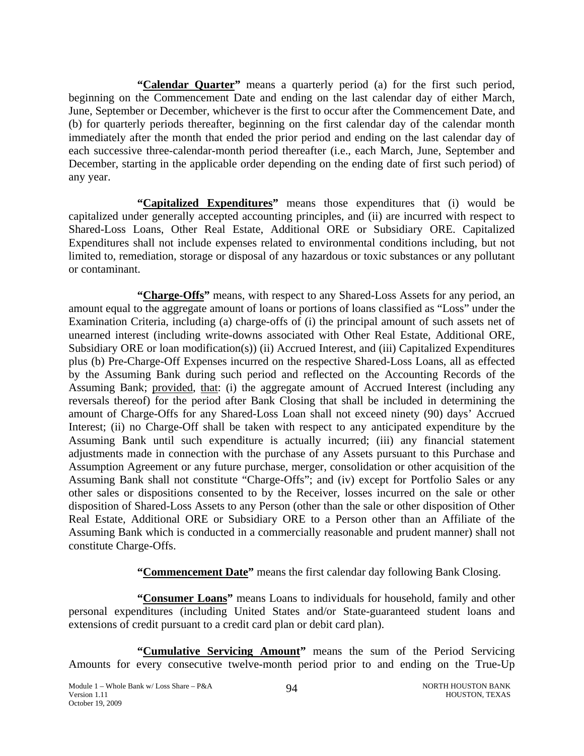**"<u>Calendar Quarter</u>"** means a quarterly period (a) for the first such period, beginning on the Commencement Date and ending on the last calendar day of either March, June, September or December, whichever is the first to occur after the Commencement Date, and (b) for quarterly periods thereafter, beginning on the first calendar day of the calendar month immediately after the month that ended the prior period and ending on the last calendar day of each successive three-calendar-month period thereafter (i.e., each March, June, September and December, starting in the applicable order depending on the ending date of first such period) of any year.

**"<u>Capitalized Expenditures</u>"** means those expenditures that (i) would be capitalized under generally accepted accounting principles, and (ii) are incurred with respect to Shared-Loss Loans, Other Real Estate, Additional ORE or Subsidiary ORE. Capitalized Expenditures shall not include expenses related to environmental conditions including, but not limited to, remediation, storage or disposal of any hazardous or toxic substances or any pollutant or contaminant.

**"<u>Charge-Offs</u>"** means, with respect to any Shared-Loss Assets for any period, an amount equal to the aggregate amount of loans or portions of loans classified as "Loss" under the Examination Criteria, including (a) charge-offs of (i) the principal amount of such assets net of unearned interest (including write-downs associated with Other Real Estate, Additional ORE, Subsidiary ORE or loan modification(s)) (ii) Accrued Interest, and (iii) Capitalized Expenditures plus (b) Pre-Charge-Off Expenses incurred on the respective Shared-Loss Loans, all as effected by the Assuming Bank during such period and reflected on the Accounting Records of the Assuming Bank; <u>provided</u>, <u>that</u>: (i) the aggregate amount of Accrued Interest (including any reversals thereof) for the period after Bank Closing that shall be included in determining the amount of Charge-Offs for any Shared-Loss Loan shall not exceed ninety (90) days' Accrued Interest; (ii) no Charge-Off shall be taken with respect to any anticipated expenditure by the Assuming Bank until such expenditure is actually incurred; (iii) any financial statement adjustments made in connection with the purchase of any Assets pursuant to this Purchase and Assumption Agreement or any future purchase, merger, consolidation or other acquisition of the Assuming Bank shall not constitute "Charge-Offs"; and (iv) except for Portfolio Sales or any other sales or dispositions consented to by the Receiver, losses incurred on the sale or other disposition of Shared-Loss Assets to any Person (other than the sale or other disposition of Other Real Estate, Additional ORE or Subsidiary ORE to a Person other than an Affiliate of the Assuming Bank which is conducted in a commercially reasonable and prudent manner) shall not constitute Charge-Offs.

**"<u>Commencement Date</u>"** means the first calendar day following Bank Closing.

**"<u>Consumer Loans</u>"** means Loans to individuals for household, family and other personal expenditures (including United States and/or State-guaranteed student loans and extensions of credit pursuant to a credit card plan or debit card plan).

**"<u>Cumulative Servicing Amount</u>"** means the sum of the Period Servicing Amounts for every consecutive twelve-month period prior to and ending on the True-Up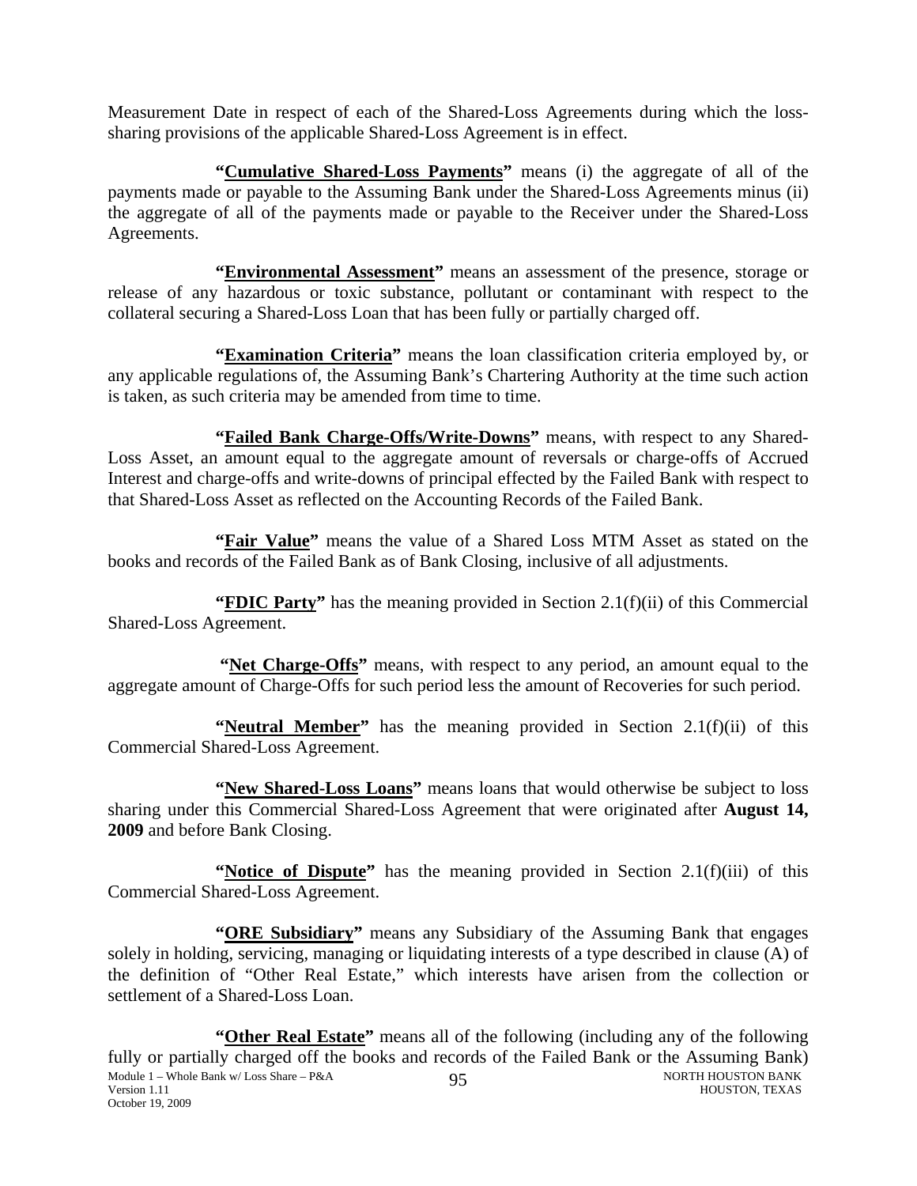Measurement Date in respect of each of the Shared-Loss Agreements during which the loss-sharing provisions of the applicable Shared-Loss Agreement is in effect.

**"Cumulative Shared-Loss Payments"** means (i) the aggregate of all of the payments made or payable to the Assuming Bank under the Shared-Loss Agreements minus (ii) the aggregate of all of the payments made or payable to the Receiver under the Shared-Loss Agreements.

**"Environmental Assessment"** means an assessment of the presence, storage or release of any hazardous or toxic substance, pollutant or contaminant with respect to the collateral securing a Shared-Loss Loan that has been fully or partially charged off.

**"Examination Criteria"** means the loan classification criteria employed by, or any applicable regulations of, the Assuming Bank's Chartering Authority at the time such action is taken, as such criteria may be amended from time to time.

**"Failed Bank Charge-Offs/Write-Downs"** means, with respect to any Shared-Loss Asset, an amount equal to the aggregate amount of reversals or charge-offs of Accrued Interest and charge-offs and write-downs of principal effected by the Failed Bank with respect to that Shared-Loss Asset as reflected on the Accounting Records of the Failed Bank.

**"Fair Value"** means the value of a Shared Loss MTM Asset as stated on the books and records of the Failed Bank as of Bank Closing, inclusive of all adjustments.

**"FDIC Party"** has the meaning provided in Section 2.1(f)(ii) of this Commercial Shared-Loss Agreement.

**"Net Charge-Offs"** means, with respect to any period, an amount equal to the aggregate amount of Charge-Offs for such period less the amount of Recoveries for such period.

**"Neutral Member"** has the meaning provided in Section 2.1(f)(ii) of this Commercial Shared-Loss Agreement.

**"New Shared-Loss Loans"** means loans that would otherwise be subject to loss sharing under this Commercial Shared-Loss Agreement that were originated after **August 14, 2009** and before Bank Closing.

**"Notice of Dispute"** has the meaning provided in Section 2.1(f)(iii) of this Commercial Shared-Loss Agreement.

**"ORE Subsidiary"** means any Subsidiary of the Assuming Bank that engages solely in holding, servicing, managing or liquidating interests of a type described in clause (A) of the definition of "Other Real Estate," which interests have arisen from the collection or settlement of a Shared-Loss Loan.

**"Other Real Estate"** means all of the following (including any of the following fully or partially charged off the books and records of the Failed Bank or the Assuming Bank)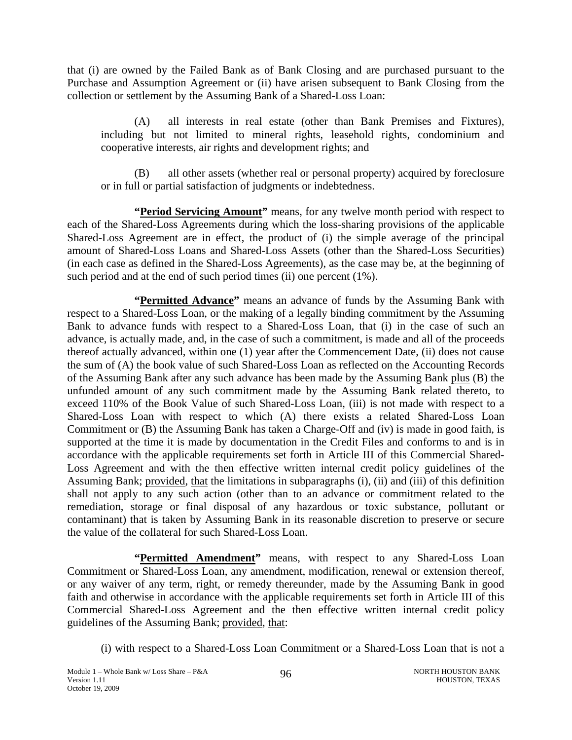that (i) are owned by the Failed Bank as of Bank Closing and are purchased pursuant to the Purchase and Assumption Agreement or (ii) have arisen subsequent to Bank Closing from the collection or settlement by the Assuming Bank of a Shared-Loss Loan:

(A) all interests in real estate (other than Bank Premises and Fixtures), including but not limited to mineral rights, leasehold rights, condominium and cooperative interests, air rights and development rights; and

(B) all other assets (whether real or personal property) acquired by foreclosure or in full or partial satisfaction of judgments or indebtedness.

**"Period Servicing Amount"** means, for any twelve month period with respect to each of the Shared-Loss Agreements during which the loss-sharing provisions of the applicable Shared-Loss Agreement are in effect, the product of (i) the simple average of the principal amount of Shared-Loss Loans and Shared-Loss Assets (other than the Shared-Loss Securities) (in each case as defined in the Shared-Loss Agreements), as the case may be, at the beginning of such period and at the end of such period times (ii) one percent (1%).

**"Permitted Advance"** means an advance of funds by the Assuming Bank with respect to a Shared-Loss Loan, or the making of a legally binding commitment by the Assuming Bank to advance funds with respect to a Shared-Loss Loan, that (i) in the case of such an advance, is actually made, and, in the case of such a commitment, is made and all of the proceeds thereof actually advanced, within one (1) year after the Commencement Date, (ii) does not cause the sum of (A) the book value of such Shared-Loss Loan as reflected on the Accounting Records of the Assuming Bank after any such advance has been made by the Assuming Bank plus (B) the unfunded amount of any such commitment made by the Assuming Bank related thereto, to exceed 110% of the Book Value of such Shared-Loss Loan, (iii) is not made with respect to a Shared-Loss Loan with respect to which (A) there exists a related Shared-Loss Loan Commitment or (B) the Assuming Bank has taken a Charge-Off and (iv) is made in good faith, is supported at the time it is made by documentation in the Credit Files and conforms to and is in accordance with the applicable requirements set forth in Article III of this Commercial Shared-Loss Agreement and with the then effective written internal credit policy guidelines of the Assuming Bank; provided, that the limitations in subparagraphs (i), (ii) and (iii) of this definition shall not apply to any such action (other than to an advance or commitment related to the remediation, storage or final disposal of any hazardous or toxic substance, pollutant or contaminant) that is taken by Assuming Bank in its reasonable discretion to preserve or secure the value of the collateral for such Shared-Loss Loan.

**"Permitted Amendment"** means, with respect to any Shared-Loss Loan Commitment or Shared-Loss Loan, any amendment, modification, renewal or extension thereof, or any waiver of any term, right, or remedy thereunder, made by the Assuming Bank in good faith and otherwise in accordance with the applicable requirements set forth in Article III of this Commercial Shared-Loss Agreement and the then effective written internal credit policy guidelines of the Assuming Bank; provided, that:

(i) with respect to a Shared-Loss Loan Commitment or a Shared-Loss Loan that is not a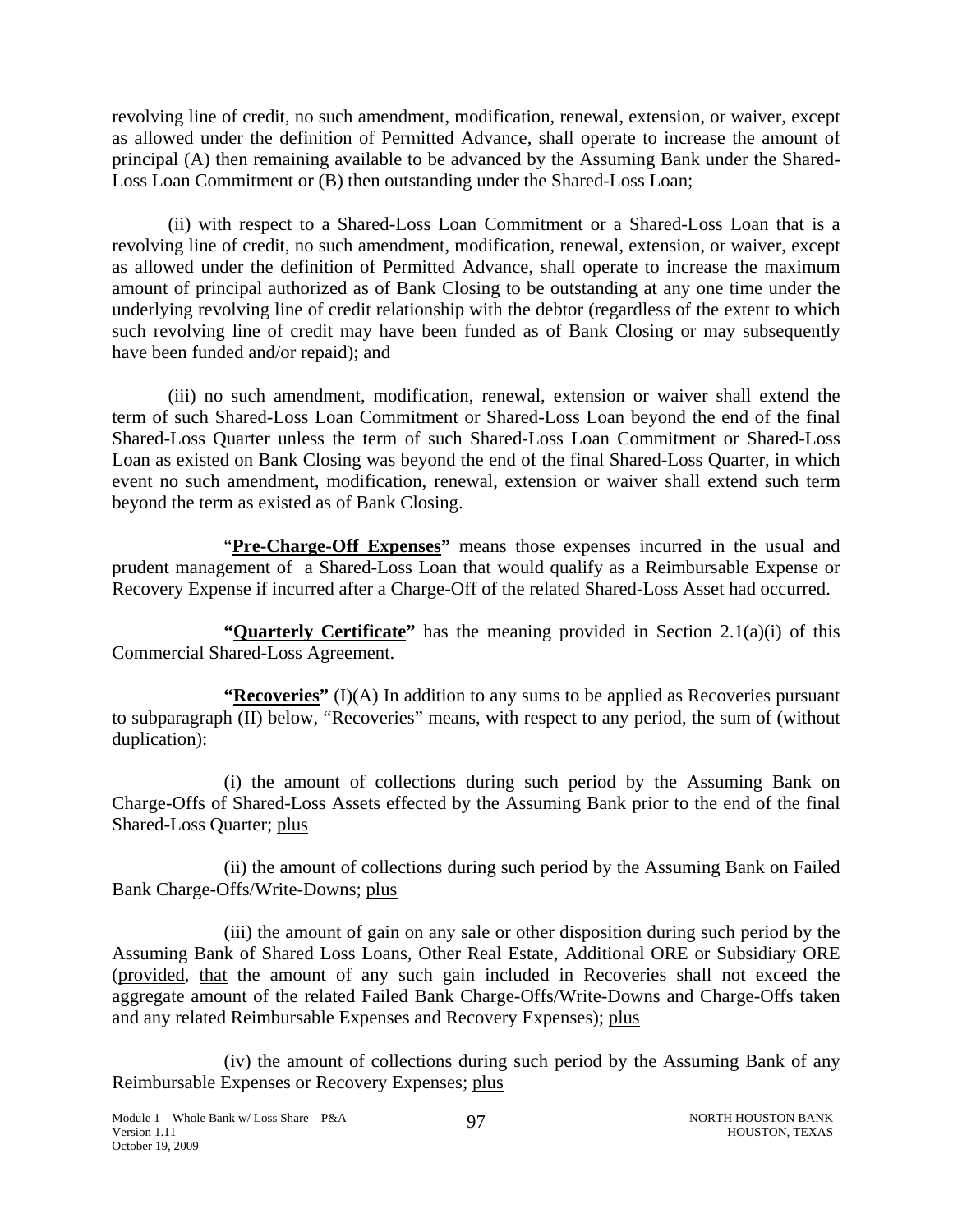revolving line of credit, no such amendment, modification, renewal, extension, or waiver, except as allowed under the definition of Permitted Advance, shall operate to increase the amount of principal (A) then remaining available to be advanced by the Assuming Bank under the Shared-Loss Loan Commitment or (B) then outstanding under the Shared-Loss Loan;

(ii) with respect to a Shared-Loss Loan Commitment or a Shared-Loss Loan that is a revolving line of credit, no such amendment, modification, renewal, extension, or waiver, except as allowed under the definition of Permitted Advance, shall operate to increase the maximum amount of principal authorized as of Bank Closing to be outstanding at any one time under the underlying revolving line of credit relationship with the debtor (regardless of the extent to which such revolving line of credit may have been funded as of Bank Closing or may subsequently have been funded and/or repaid); and

(iii) no such amendment, modification, renewal, extension or waiver shall extend the term of such Shared-Loss Loan Commitment or Shared-Loss Loan beyond the end of the final Shared-Loss Quarter unless the term of such Shared-Loss Loan Commitment or Shared-Loss Loan as existed on Bank Closing was beyond the end of the final Shared-Loss Quarter, in which event no such amendment, modification, renewal, extension or waiver shall extend such term beyond the term as existed as of Bank Closing.

"**<u>Pre-Charge-Off Expenses</u>**" means those expenses incurred in the usual and prudent management of a Shared-Loss Loan that would qualify as a Reimbursable Expense or Recovery Expense if incurred after a Charge-Off of the related Shared-Loss Asset had occurred.

**"<u>Quarterly Certificate</u>"** has the meaning provided in Section 2.1(a)(i) of this Commercial Shared-Loss Agreement.

**"<u>Recoveries</u>"** (I)(A) In addition to any sums to be applied as Recoveries pursuant to subparagraph (II) below, "Recoveries" means, with respect to any period, the sum of (without duplication):

(i) the amount of collections during such period by the Assuming Bank on Charge-Offs of Shared-Loss Assets effected by the Assuming Bank prior to the end of the final Shared-Loss Quarter; <u>plus</u>

(ii) the amount of collections during such period by the Assuming Bank on Failed Bank Charge-Offs/Write-Downs; <u>plus</u>

(iii) the amount of gain on any sale or other disposition during such period by the Assuming Bank of Shared Loss Loans, Other Real Estate, Additional ORE or Subsidiary ORE (<u>provided</u>, <u>that</u> the amount of any such gain included in Recoveries shall not exceed the aggregate amount of the related Failed Bank Charge-Offs/Write-Downs and Charge-Offs taken and any related Reimbursable Expenses and Recovery Expenses); <u>plus</u>

(iv) the amount of collections during such period by the Assuming Bank of any Reimbursable Expenses or Recovery Expenses; <u>plus</u>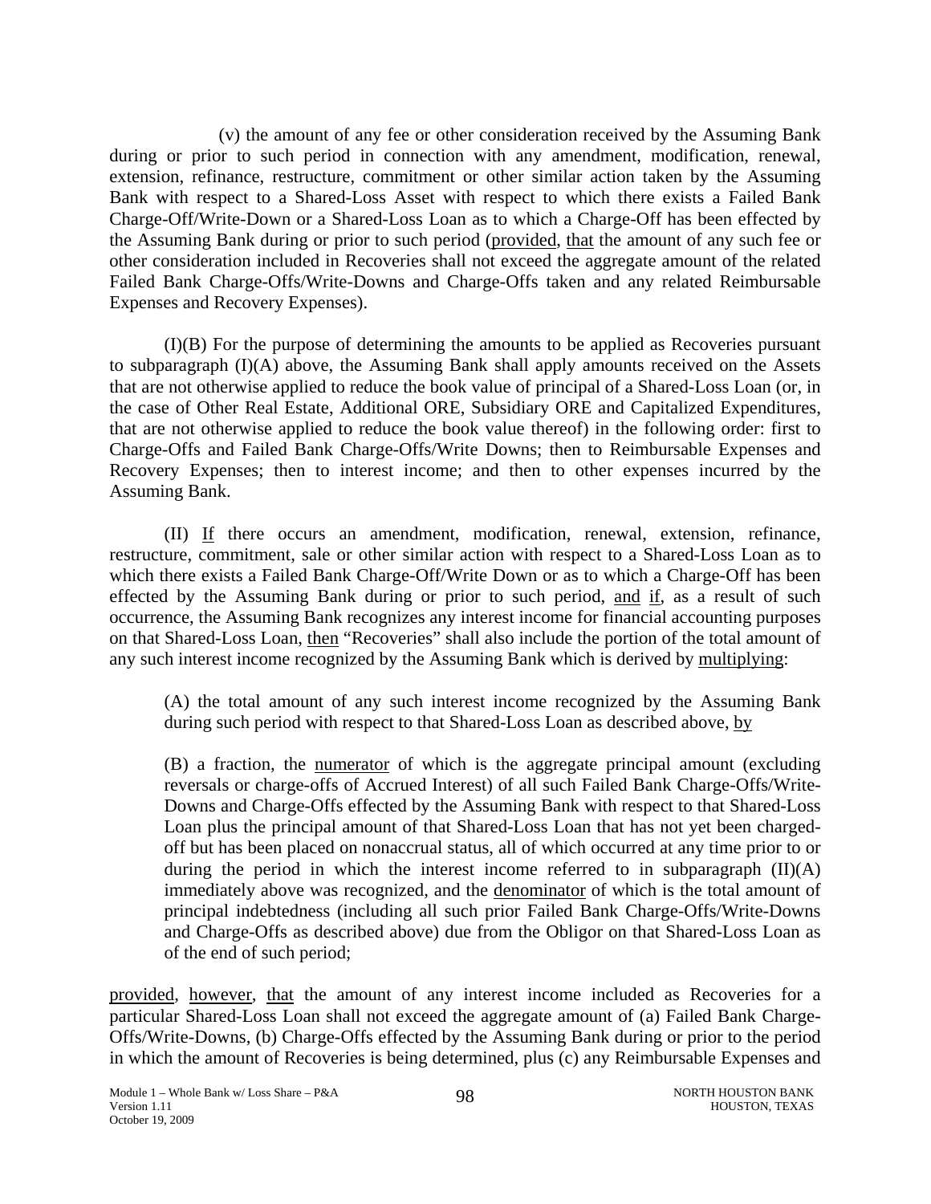(v) the amount of any fee or other consideration received by the Assuming Bank during or prior to such period in connection with any amendment, modification, renewal, extension, refinance, restructure, commitment or other similar action taken by the Assuming Bank with respect to a Shared-Loss Asset with respect to which there exists a Failed Bank Charge-Off/Write-Down or a Shared-Loss Loan as to which a Charge-Off has been effected by the Assuming Bank during or prior to such period (provided, that the amount of any such fee or other consideration included in Recoveries shall not exceed the aggregate amount of the related Failed Bank Charge-Offs/Write-Downs and Charge-Offs taken and any related Reimbursable Expenses and Recovery Expenses).

(I)(B) For the purpose of determining the amounts to be applied as Recoveries pursuant to subparagraph (I)(A) above, the Assuming Bank shall apply amounts received on the Assets that are not otherwise applied to reduce the book value of principal of a Shared-Loss Loan (or, in the case of Other Real Estate, Additional ORE, Subsidiary ORE and Capitalized Expenditures, that are not otherwise applied to reduce the book value thereof) in the following order: first to Charge-Offs and Failed Bank Charge-Offs/Write Downs; then to Reimbursable Expenses and Recovery Expenses; then to interest income; and then to other expenses incurred by the Assuming Bank.

(II) If there occurs an amendment, modification, renewal, extension, refinance, restructure, commitment, sale or other similar action with respect to a Shared-Loss Loan as to which there exists a Failed Bank Charge-Off/Write Down or as to which a Charge-Off has been effected by the Assuming Bank during or prior to such period, and if, as a result of such occurrence, the Assuming Bank recognizes any interest income for financial accounting purposes on that Shared-Loss Loan, then "Recoveries" shall also include the portion of the total amount of any such interest income recognized by the Assuming Bank which is derived by multiplying:

> (A) the total amount of any such interest income recognized by the Assuming Bank during such period with respect to that Shared-Loss Loan as described above, by
>
> (B) a fraction, the numerator of which is the aggregate principal amount (excluding reversals or charge-offs of Accrued Interest) of all such Failed Bank Charge-Offs/Write-Downs and Charge-Offs effected by the Assuming Bank with respect to that Shared-Loss Loan plus the principal amount of that Shared-Loss Loan that has not yet been charged-off but has been placed on nonaccrual status, all of which occurred at any time prior to or during the period in which the interest income referred to in subparagraph (II)(A) immediately above was recognized, and the denominator of which is the total amount of principal indebtedness (including all such prior Failed Bank Charge-Offs/Write-Downs and Charge-Offs as described above) due from the Obligor on that Shared-Loss Loan as of the end of such period;

provided, however, that the amount of any interest income included as Recoveries for a particular Shared-Loss Loan shall not exceed the aggregate amount of (a) Failed Bank Charge-Offs/Write-Downs, (b) Charge-Offs effected by the Assuming Bank during or prior to the period in which the amount of Recoveries is being determined, plus (c) any Reimbursable Expenses and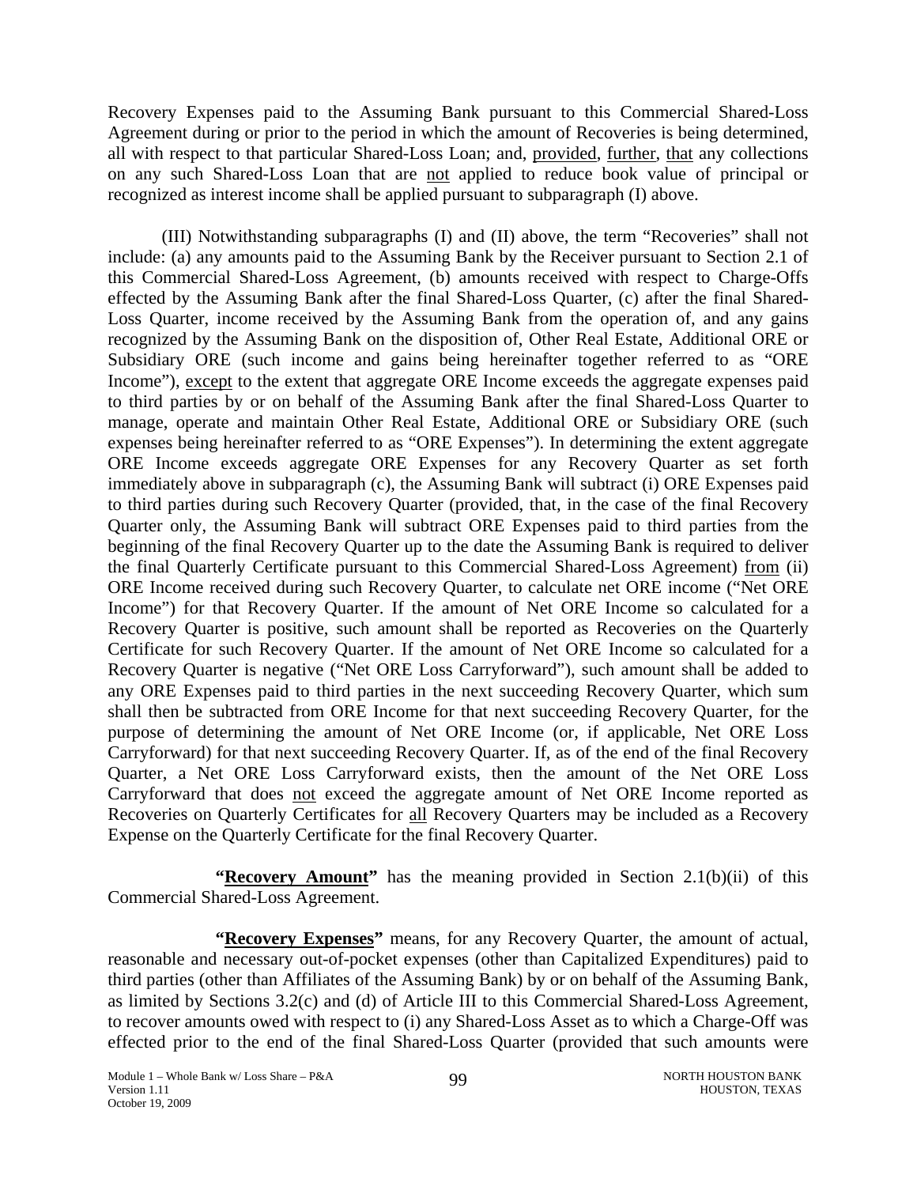Recovery Expenses paid to the Assuming Bank pursuant to this Commercial Shared-Loss Agreement during or prior to the period in which the amount of Recoveries is being determined, all with respect to that particular Shared-Loss Loan; and, provided, further, that any collections on any such Shared-Loss Loan that are not applied to reduce book value of principal or recognized as interest income shall be applied pursuant to subparagraph (I) above.

(III) Notwithstanding subparagraphs (I) and (II) above, the term "Recoveries" shall not include: (a) any amounts paid to the Assuming Bank by the Receiver pursuant to Section 2.1 of this Commercial Shared-Loss Agreement, (b) amounts received with respect to Charge-Offs effected by the Assuming Bank after the final Shared-Loss Quarter, (c) after the final Shared-Loss Quarter, income received by the Assuming Bank from the operation of, and any gains recognized by the Assuming Bank on the disposition of, Other Real Estate, Additional ORE or Subsidiary ORE (such income and gains being hereinafter together referred to as "ORE Income"), except to the extent that aggregate ORE Income exceeds the aggregate expenses paid to third parties by or on behalf of the Assuming Bank after the final Shared-Loss Quarter to manage, operate and maintain Other Real Estate, Additional ORE or Subsidiary ORE (such expenses being hereinafter referred to as "ORE Expenses"). In determining the extent aggregate ORE Income exceeds aggregate ORE Expenses for any Recovery Quarter as set forth immediately above in subparagraph (c), the Assuming Bank will subtract (i) ORE Expenses paid to third parties during such Recovery Quarter (provided, that, in the case of the final Recovery Quarter only, the Assuming Bank will subtract ORE Expenses paid to third parties from the beginning of the final Recovery Quarter up to the date the Assuming Bank is required to deliver the final Quarterly Certificate pursuant to this Commercial Shared-Loss Agreement) from (ii) ORE Income received during such Recovery Quarter, to calculate net ORE income ("Net ORE Income") for that Recovery Quarter. If the amount of Net ORE Income so calculated for a Recovery Quarter is positive, such amount shall be reported as Recoveries on the Quarterly Certificate for such Recovery Quarter. If the amount of Net ORE Income so calculated for a Recovery Quarter is negative ("Net ORE Loss Carryforward"), such amount shall be added to any ORE Expenses paid to third parties in the next succeeding Recovery Quarter, which sum shall then be subtracted from ORE Income for that next succeeding Recovery Quarter, for the purpose of determining the amount of Net ORE Income (or, if applicable, Net ORE Loss Carryforward) for that next succeeding Recovery Quarter. If, as of the end of the final Recovery Quarter, a Net ORE Loss Carryforward exists, then the amount of the Net ORE Loss Carryforward that does not exceed the aggregate amount of Net ORE Income reported as Recoveries on Quarterly Certificates for all Recovery Quarters may be included as a Recovery Expense on the Quarterly Certificate for the final Recovery Quarter.

**"Recovery Amount"** has the meaning provided in Section 2.1(b)(ii) of this Commercial Shared-Loss Agreement.

**"Recovery Expenses"** means, for any Recovery Quarter, the amount of actual, reasonable and necessary out-of-pocket expenses (other than Capitalized Expenditures) paid to third parties (other than Affiliates of the Assuming Bank) by or on behalf of the Assuming Bank, as limited by Sections 3.2(c) and (d) of Article III to this Commercial Shared-Loss Agreement, to recover amounts owed with respect to (i) any Shared-Loss Asset as to which a Charge-Off was effected prior to the end of the final Shared-Loss Quarter (provided that such amounts were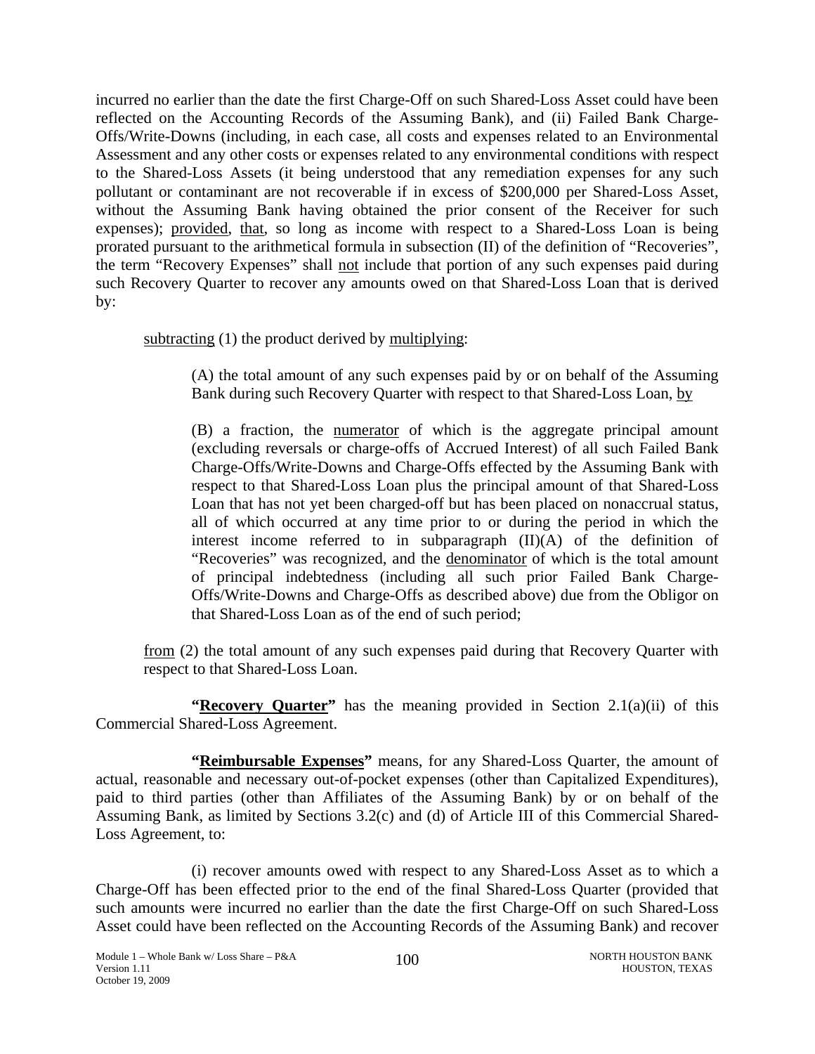incurred no earlier than the date the first Charge-Off on such Shared-Loss Asset could have been reflected on the Accounting Records of the Assuming Bank), and (ii) Failed Bank Charge-Offs/Write-Downs (including, in each case, all costs and expenses related to an Environmental Assessment and any other costs or expenses related to any environmental conditions with respect to the Shared-Loss Assets (it being understood that any remediation expenses for any such pollutant or contaminant are not recoverable if in excess of $200,000 per Shared-Loss Asset, without the Assuming Bank having obtained the prior consent of the Receiver for such expenses); provided, that, so long as income with respect to a Shared-Loss Loan is being prorated pursuant to the arithmetical formula in subsection (II) of the definition of "Recoveries", the term "Recovery Expenses" shall not include that portion of any such expenses paid during such Recovery Quarter to recover any amounts owed on that Shared-Loss Loan that is derived by:

subtracting (1) the product derived by multiplying:

> (A) the total amount of any such expenses paid by or on behalf of the Assuming Bank during such Recovery Quarter with respect to that Shared-Loss Loan, by
>
> (B) a fraction, the numerator of which is the aggregate principal amount (excluding reversals or charge-offs of Accrued Interest) of all such Failed Bank Charge-Offs/Write-Downs and Charge-Offs effected by the Assuming Bank with respect to that Shared-Loss Loan plus the principal amount of that Shared-Loss Loan that has not yet been charged-off but has been placed on nonaccrual status, all of which occurred at any time prior to or during the period in which the interest income referred to in subparagraph (II)(A) of the definition of "Recoveries" was recognized, and the denominator of which is the total amount of principal indebtedness (including all such prior Failed Bank Charge-Offs/Write-Downs and Charge-Offs as described above) due from the Obligor on that Shared-Loss Loan as of the end of such period;

from (2) the total amount of any such expenses paid during that Recovery Quarter with respect to that Shared-Loss Loan.

**"Recovery Quarter"** has the meaning provided in Section 2.1(a)(ii) of this Commercial Shared-Loss Agreement.

**"Reimbursable Expenses"** means, for any Shared-Loss Quarter, the amount of actual, reasonable and necessary out-of-pocket expenses (other than Capitalized Expenditures), paid to third parties (other than Affiliates of the Assuming Bank) by or on behalf of the Assuming Bank, as limited by Sections 3.2(c) and (d) of Article III of this Commercial Shared-Loss Agreement, to:

(i) recover amounts owed with respect to any Shared-Loss Asset as to which a Charge-Off has been effected prior to the end of the final Shared-Loss Quarter (provided that such amounts were incurred no earlier than the date the first Charge-Off on such Shared-Loss Asset could have been reflected on the Accounting Records of the Assuming Bank) and recover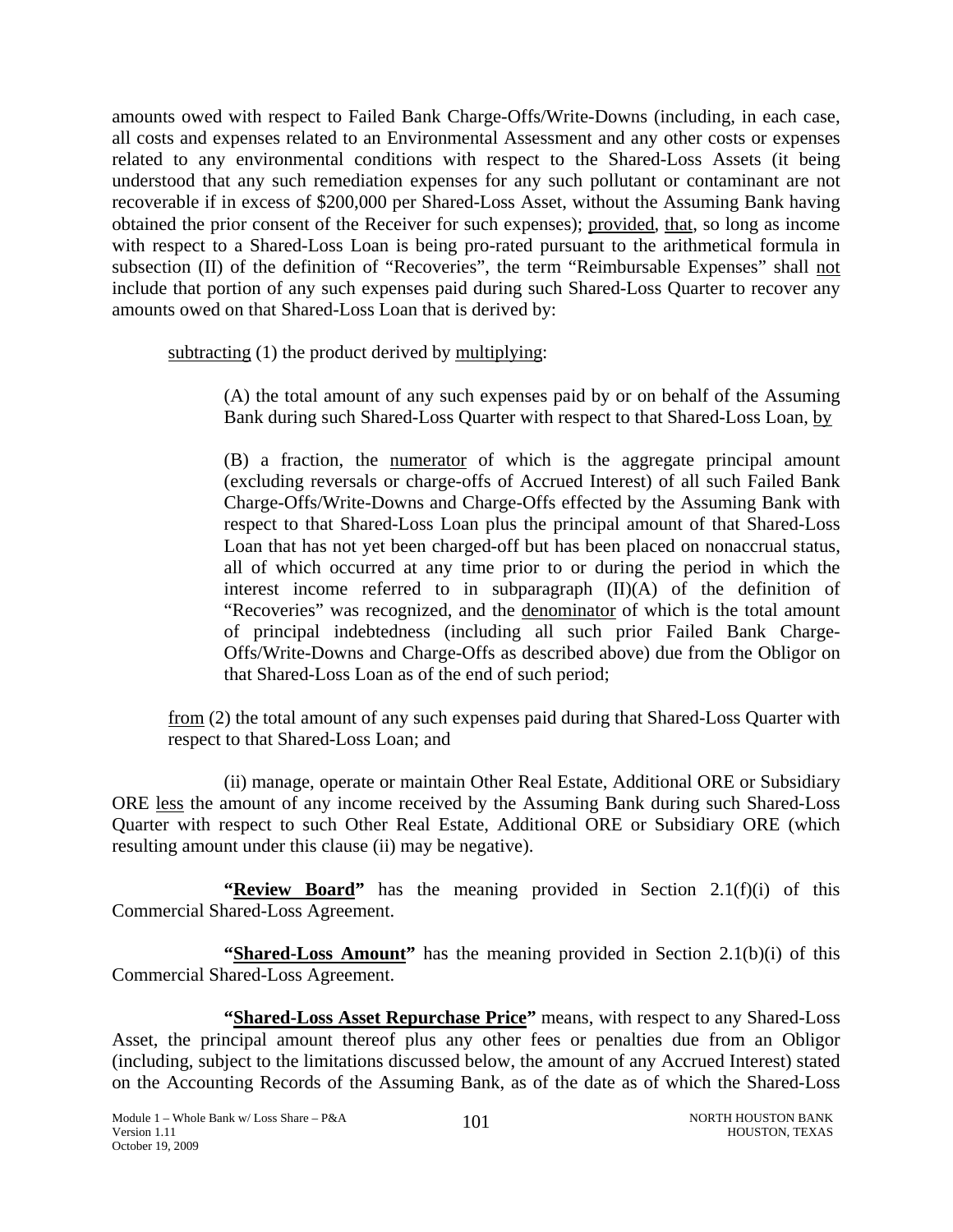amounts owed with respect to Failed Bank Charge-Offs/Write-Downs (including, in each case, all costs and expenses related to an Environmental Assessment and any other costs or expenses related to any environmental conditions with respect to the Shared-Loss Assets (it being understood that any such remediation expenses for any such pollutant or contaminant are not recoverable if in excess of $200,000 per Shared-Loss Asset, without the Assuming Bank having obtained the prior consent of the Receiver for such expenses); provided, that, so long as income with respect to a Shared-Loss Loan is being pro-rated pursuant to the arithmetical formula in subsection (II) of the definition of "Recoveries", the term "Reimbursable Expenses" shall not include that portion of any such expenses paid during such Shared-Loss Quarter to recover any amounts owed on that Shared-Loss Loan that is derived by:

subtracting (1) the product derived by multiplying:

(A) the total amount of any such expenses paid by or on behalf of the Assuming Bank during such Shared-Loss Quarter with respect to that Shared-Loss Loan, by

(B) a fraction, the numerator of which is the aggregate principal amount (excluding reversals or charge-offs of Accrued Interest) of all such Failed Bank Charge-Offs/Write-Downs and Charge-Offs effected by the Assuming Bank with respect to that Shared-Loss Loan plus the principal amount of that Shared-Loss Loan that has not yet been charged-off but has been placed on nonaccrual status, all of which occurred at any time prior to or during the period in which the interest income referred to in subparagraph (II)(A) of the definition of "Recoveries" was recognized, and the denominator of which is the total amount of principal indebtedness (including all such prior Failed Bank Charge-Offs/Write-Downs and Charge-Offs as described above) due from the Obligor on that Shared-Loss Loan as of the end of such period;

from (2) the total amount of any such expenses paid during that Shared-Loss Quarter with respect to that Shared-Loss Loan; and

(ii) manage, operate or maintain Other Real Estate, Additional ORE or Subsidiary ORE less the amount of any income received by the Assuming Bank during such Shared-Loss Quarter with respect to such Other Real Estate, Additional ORE or Subsidiary ORE (which resulting amount under this clause (ii) may be negative).

**"Review Board"** has the meaning provided in Section 2.1(f)(i) of this Commercial Shared-Loss Agreement.

**"Shared-Loss Amount"** has the meaning provided in Section 2.1(b)(i) of this Commercial Shared-Loss Agreement.

**"Shared-Loss Asset Repurchase Price"** means, with respect to any Shared-Loss Asset, the principal amount thereof plus any other fees or penalties due from an Obligor (including, subject to the limitations discussed below, the amount of any Accrued Interest) stated on the Accounting Records of the Assuming Bank, as of the date as of which the Shared-Loss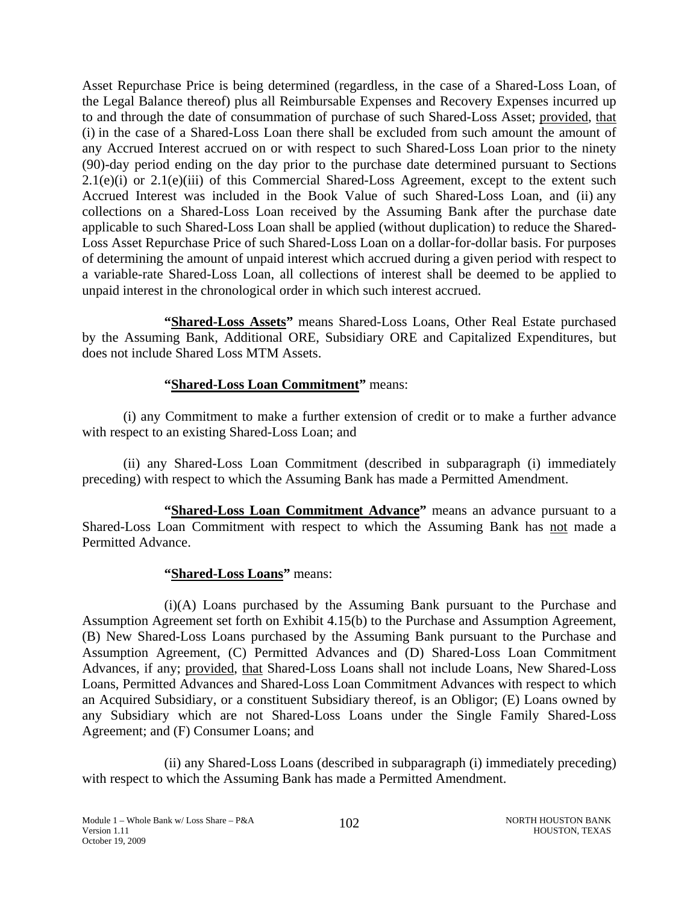Asset Repurchase Price is being determined (regardless, in the case of a Shared-Loss Loan, of the Legal Balance thereof) plus all Reimbursable Expenses and Recovery Expenses incurred up to and through the date of consummation of purchase of such Shared-Loss Asset; provided, that (i) in the case of a Shared-Loss Loan there shall be excluded from such amount the amount of any Accrued Interest accrued on or with respect to such Shared-Loss Loan prior to the ninety (90)-day period ending on the day prior to the purchase date determined pursuant to Sections 2.1(e)(i) or 2.1(e)(iii) of this Commercial Shared-Loss Agreement, except to the extent such Accrued Interest was included in the Book Value of such Shared-Loss Loan, and (ii) any collections on a Shared-Loss Loan received by the Assuming Bank after the purchase date applicable to such Shared-Loss Loan shall be applied (without duplication) to reduce the Shared-Loss Asset Repurchase Price of such Shared-Loss Loan on a dollar-for-dollar basis. For purposes of determining the amount of unpaid interest which accrued during a given period with respect to a variable-rate Shared-Loss Loan, all collections of interest shall be deemed to be applied to unpaid interest in the chronological order in which such interest accrued.

**"Shared-Loss Assets"** means Shared-Loss Loans, Other Real Estate purchased by the Assuming Bank, Additional ORE, Subsidiary ORE and Capitalized Expenditures, but does not include Shared Loss MTM Assets.

**"Shared-Loss Loan Commitment"** means:

(i) any Commitment to make a further extension of credit or to make a further advance with respect to an existing Shared-Loss Loan; and

(ii) any Shared-Loss Loan Commitment (described in subparagraph (i) immediately preceding) with respect to which the Assuming Bank has made a Permitted Amendment.

**"Shared-Loss Loan Commitment Advance"** means an advance pursuant to a Shared-Loss Loan Commitment with respect to which the Assuming Bank has not made a Permitted Advance.

**"Shared-Loss Loans"** means:

(i)(A) Loans purchased by the Assuming Bank pursuant to the Purchase and Assumption Agreement set forth on Exhibit 4.15(b) to the Purchase and Assumption Agreement, (B) New Shared-Loss Loans purchased by the Assuming Bank pursuant to the Purchase and Assumption Agreement, (C) Permitted Advances and (D) Shared-Loss Loan Commitment Advances, if any; provided, that Shared-Loss Loans shall not include Loans, New Shared-Loss Loans, Permitted Advances and Shared-Loss Loan Commitment Advances with respect to which an Acquired Subsidiary, or a constituent Subsidiary thereof, is an Obligor; (E) Loans owned by any Subsidiary which are not Shared-Loss Loans under the Single Family Shared-Loss Agreement; and (F) Consumer Loans; and

(ii) any Shared-Loss Loans (described in subparagraph (i) immediately preceding) with respect to which the Assuming Bank has made a Permitted Amendment.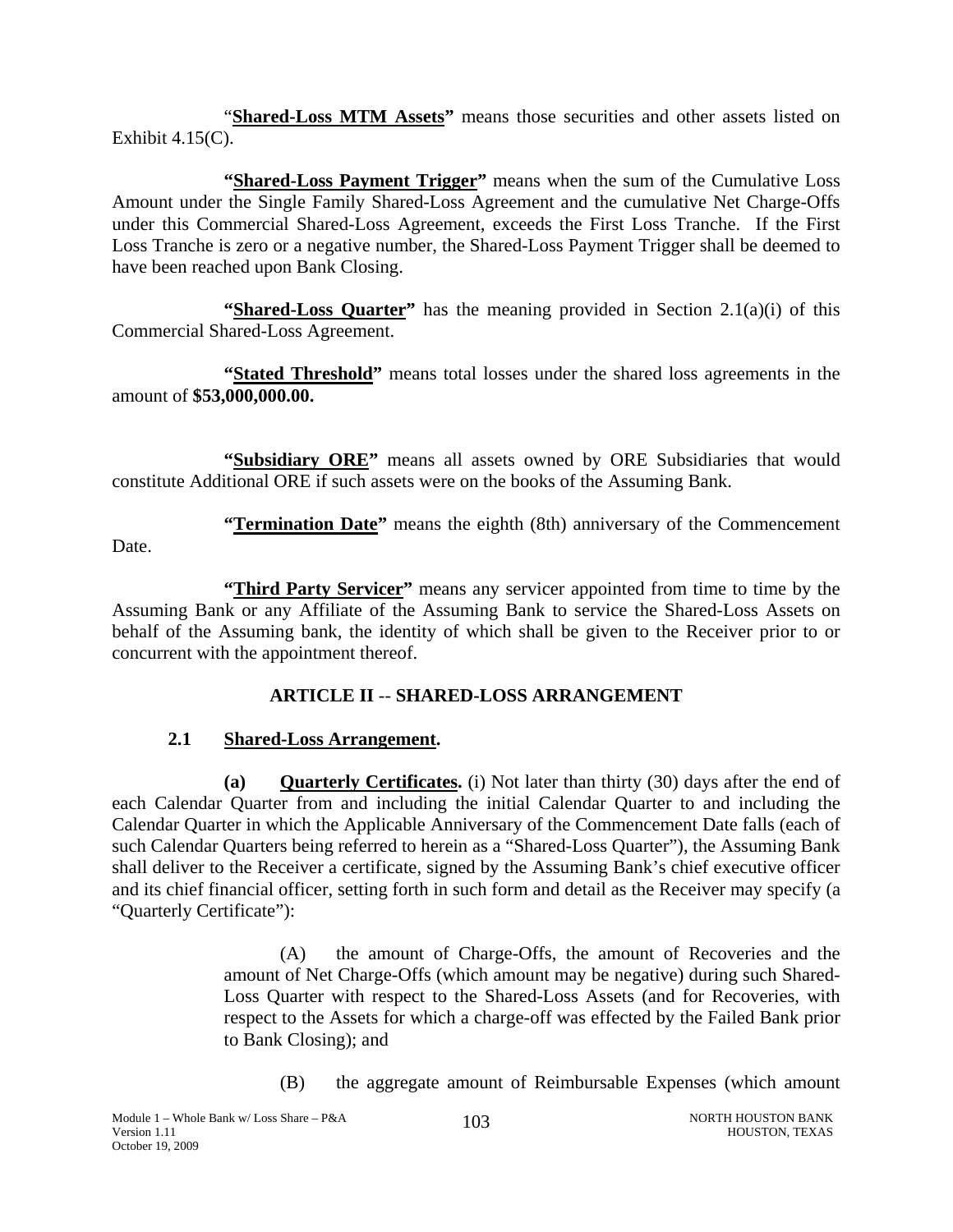"**Shared-Loss MTM Assets"** means those securities and other assets listed on Exhibit 4.15(C).

**"Shared-Loss Payment Trigger"** means when the sum of the Cumulative Loss Amount under the Single Family Shared-Loss Agreement and the cumulative Net Charge-Offs under this Commercial Shared-Loss Agreement, exceeds the First Loss Tranche. If the First Loss Tranche is zero or a negative number, the Shared-Loss Payment Trigger shall be deemed to have been reached upon Bank Closing.

**"Shared-Loss Quarter"** has the meaning provided in Section 2.1(a)(i) of this Commercial Shared-Loss Agreement.

**"Stated Threshold"** means total losses under the shared loss agreements in the amount of **$53,000,000.00.**

**"Subsidiary ORE"** means all assets owned by ORE Subsidiaries that would constitute Additional ORE if such assets were on the books of the Assuming Bank.

**"Termination Date"** means the eighth (8th) anniversary of the Commencement Date.

**"Third Party Servicer"** means any servicer appointed from time to time by the Assuming Bank or any Affiliate of the Assuming Bank to service the Shared-Loss Assets on behalf of the Assuming bank, the identity of which shall be given to the Receiver prior to or concurrent with the appointment thereof.

## ARTICLE II -- SHARED-LOSS ARRANGEMENT

### 2.1 Shared-Loss Arrangement.

**(a) Quarterly Certificates.** (i) Not later than thirty (30) days after the end of each Calendar Quarter from and including the initial Calendar Quarter to and including the Calendar Quarter in which the Applicable Anniversary of the Commencement Date falls (each of such Calendar Quarters being referred to herein as a "Shared-Loss Quarter"), the Assuming Bank shall deliver to the Receiver a certificate, signed by the Assuming Bank's chief executive officer and its chief financial officer, setting forth in such form and detail as the Receiver may specify (a "Quarterly Certificate"):

(A) the amount of Charge-Offs, the amount of Recoveries and the amount of Net Charge-Offs (which amount may be negative) during such Shared-Loss Quarter with respect to the Shared-Loss Assets (and for Recoveries, with respect to the Assets for which a charge-off was effected by the Failed Bank prior to Bank Closing); and

(B) the aggregate amount of Reimbursable Expenses (which amount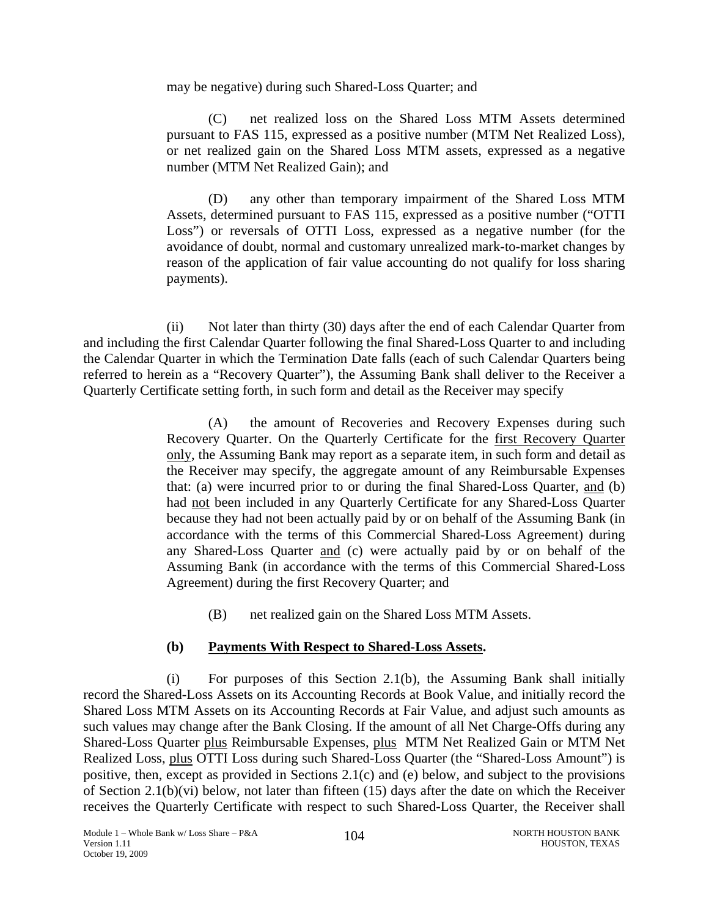may be negative) during such Shared-Loss Quarter; and

(C) net realized loss on the Shared Loss MTM Assets determined pursuant to FAS 115, expressed as a positive number (MTM Net Realized Loss), or net realized gain on the Shared Loss MTM assets, expressed as a negative number (MTM Net Realized Gain); and

(D) any other than temporary impairment of the Shared Loss MTM Assets, determined pursuant to FAS 115, expressed as a positive number ("OTTI Loss") or reversals of OTTI Loss, expressed as a negative number (for the avoidance of doubt, normal and customary unrealized mark-to-market changes by reason of the application of fair value accounting do not qualify for loss sharing payments).

(ii) Not later than thirty (30) days after the end of each Calendar Quarter from and including the first Calendar Quarter following the final Shared-Loss Quarter to and including the Calendar Quarter in which the Termination Date falls (each of such Calendar Quarters being referred to herein as a "Recovery Quarter"), the Assuming Bank shall deliver to the Receiver a Quarterly Certificate setting forth, in such form and detail as the Receiver may specify

(A) the amount of Recoveries and Recovery Expenses during such Recovery Quarter. On the Quarterly Certificate for the first Recovery Quarter only, the Assuming Bank may report as a separate item, in such form and detail as the Receiver may specify, the aggregate amount of any Reimbursable Expenses that: (a) were incurred prior to or during the final Shared-Loss Quarter, and (b) had not been included in any Quarterly Certificate for any Shared-Loss Quarter because they had not been actually paid by or on behalf of the Assuming Bank (in accordance with the terms of this Commercial Shared-Loss Agreement) during any Shared-Loss Quarter and (c) were actually paid by or on behalf of the Assuming Bank (in accordance with the terms of this Commercial Shared-Loss Agreement) during the first Recovery Quarter; and

(B) net realized gain on the Shared Loss MTM Assets.

**(b) Payments With Respect to Shared-Loss Assets.**

(i) For purposes of this Section 2.1(b), the Assuming Bank shall initially record the Shared-Loss Assets on its Accounting Records at Book Value, and initially record the Shared Loss MTM Assets on its Accounting Records at Fair Value, and adjust such amounts as such values may change after the Bank Closing. If the amount of all Net Charge-Offs during any Shared-Loss Quarter plus Reimbursable Expenses, plus MTM Net Realized Gain or MTM Net Realized Loss, plus OTTI Loss during such Shared-Loss Quarter (the "Shared-Loss Amount") is positive, then, except as provided in Sections 2.1(c) and (e) below, and subject to the provisions of Section 2.1(b)(vi) below, not later than fifteen (15) days after the date on which the Receiver receives the Quarterly Certificate with respect to such Shared-Loss Quarter, the Receiver shall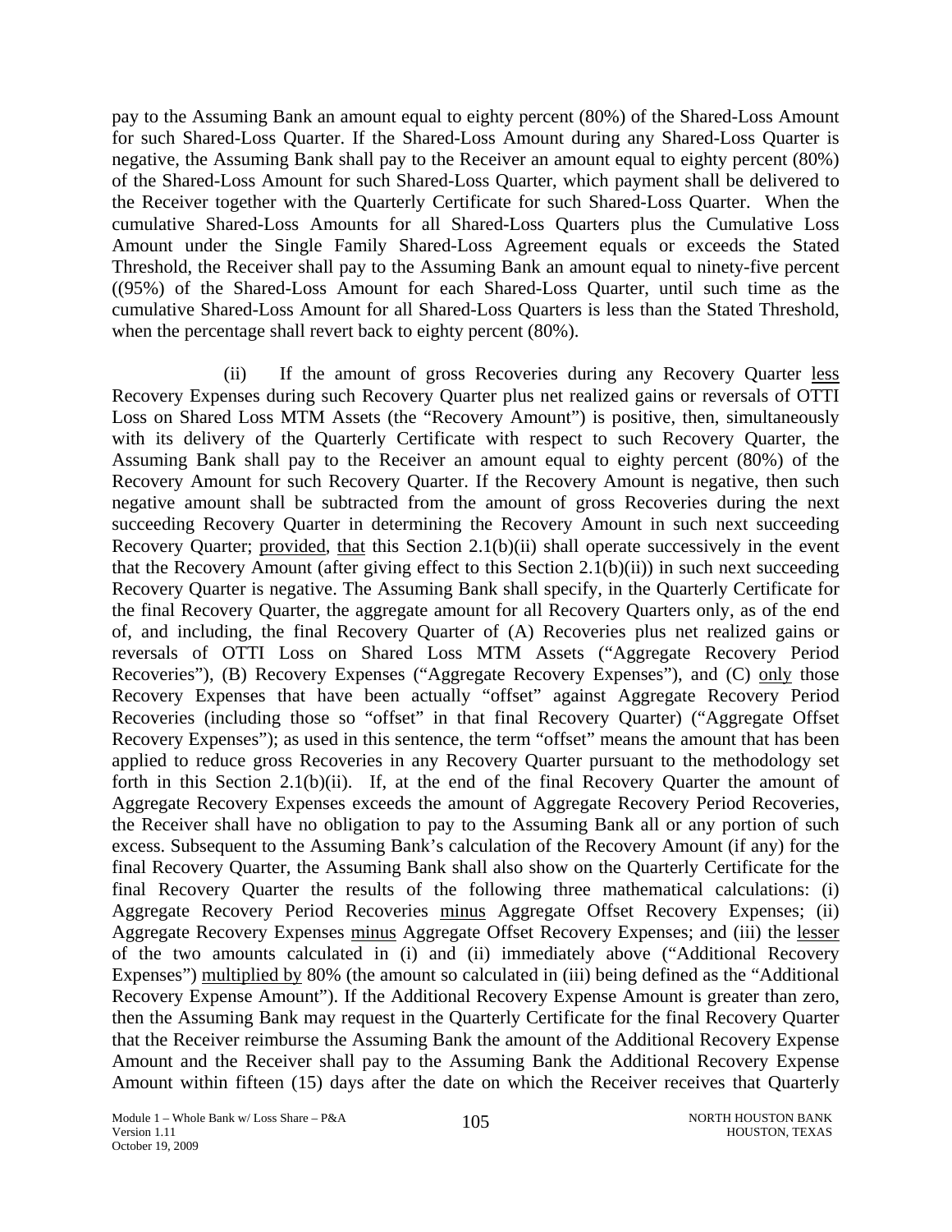pay to the Assuming Bank an amount equal to eighty percent (80%) of the Shared-Loss Amount for such Shared-Loss Quarter. If the Shared-Loss Amount during any Shared-Loss Quarter is negative, the Assuming Bank shall pay to the Receiver an amount equal to eighty percent (80%) of the Shared-Loss Amount for such Shared-Loss Quarter, which payment shall be delivered to the Receiver together with the Quarterly Certificate for such Shared-Loss Quarter. When the cumulative Shared-Loss Amounts for all Shared-Loss Quarters plus the Cumulative Loss Amount under the Single Family Shared-Loss Agreement equals or exceeds the Stated Threshold, the Receiver shall pay to the Assuming Bank an amount equal to ninety-five percent ((95%) of the Shared-Loss Amount for each Shared-Loss Quarter, until such time as the cumulative Shared-Loss Amount for all Shared-Loss Quarters is less than the Stated Threshold, when the percentage shall revert back to eighty percent (80%).

(ii) If the amount of gross Recoveries during any Recovery Quarter less Recovery Expenses during such Recovery Quarter plus net realized gains or reversals of OTTI Loss on Shared Loss MTM Assets (the "Recovery Amount") is positive, then, simultaneously with its delivery of the Quarterly Certificate with respect to such Recovery Quarter, the Assuming Bank shall pay to the Receiver an amount equal to eighty percent (80%) of the Recovery Amount for such Recovery Quarter. If the Recovery Amount is negative, then such negative amount shall be subtracted from the amount of gross Recoveries during the next succeeding Recovery Quarter in determining the Recovery Amount in such next succeeding Recovery Quarter; provided, that this Section 2.1(b)(ii) shall operate successively in the event that the Recovery Amount (after giving effect to this Section 2.1(b)(ii)) in such next succeeding Recovery Quarter is negative. The Assuming Bank shall specify, in the Quarterly Certificate for the final Recovery Quarter, the aggregate amount for all Recovery Quarters only, as of the end of, and including, the final Recovery Quarter of (A) Recoveries plus net realized gains or reversals of OTTI Loss on Shared Loss MTM Assets ("Aggregate Recovery Period Recoveries"), (B) Recovery Expenses ("Aggregate Recovery Expenses"), and (C) only those Recovery Expenses that have been actually "offset" against Aggregate Recovery Period Recoveries (including those so "offset" in that final Recovery Quarter) ("Aggregate Offset Recovery Expenses"); as used in this sentence, the term "offset" means the amount that has been applied to reduce gross Recoveries in any Recovery Quarter pursuant to the methodology set forth in this Section 2.1(b)(ii). If, at the end of the final Recovery Quarter the amount of Aggregate Recovery Expenses exceeds the amount of Aggregate Recovery Period Recoveries, the Receiver shall have no obligation to pay to the Assuming Bank all or any portion of such excess. Subsequent to the Assuming Bank's calculation of the Recovery Amount (if any) for the final Recovery Quarter, the Assuming Bank shall also show on the Quarterly Certificate for the final Recovery Quarter the results of the following three mathematical calculations: (i) Aggregate Recovery Period Recoveries minus Aggregate Offset Recovery Expenses; (ii) Aggregate Recovery Expenses minus Aggregate Offset Recovery Expenses; and (iii) the lesser of the two amounts calculated in (i) and (ii) immediately above ("Additional Recovery Expenses") multiplied by 80% (the amount so calculated in (iii) being defined as the "Additional Recovery Expense Amount"). If the Additional Recovery Expense Amount is greater than zero, then the Assuming Bank may request in the Quarterly Certificate for the final Recovery Quarter that the Receiver reimburse the Assuming Bank the amount of the Additional Recovery Expense Amount and the Receiver shall pay to the Assuming Bank the Additional Recovery Expense Amount within fifteen (15) days after the date on which the Receiver receives that Quarterly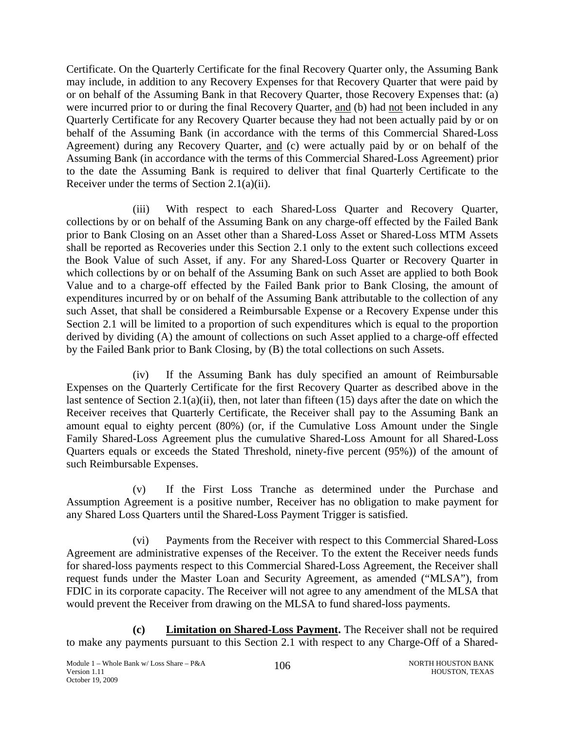Certificate. On the Quarterly Certificate for the final Recovery Quarter only, the Assuming Bank may include, in addition to any Recovery Expenses for that Recovery Quarter that were paid by or on behalf of the Assuming Bank in that Recovery Quarter, those Recovery Expenses that: (a) were incurred prior to or during the final Recovery Quarter, and (b) had not been included in any Quarterly Certificate for any Recovery Quarter because they had not been actually paid by or on behalf of the Assuming Bank (in accordance with the terms of this Commercial Shared-Loss Agreement) during any Recovery Quarter, and (c) were actually paid by or on behalf of the Assuming Bank (in accordance with the terms of this Commercial Shared-Loss Agreement) prior to the date the Assuming Bank is required to deliver that final Quarterly Certificate to the Receiver under the terms of Section 2.1(a)(ii).

(iii) With respect to each Shared-Loss Quarter and Recovery Quarter, collections by or on behalf of the Assuming Bank on any charge-off effected by the Failed Bank prior to Bank Closing on an Asset other than a Shared-Loss Asset or Shared-Loss MTM Assets shall be reported as Recoveries under this Section 2.1 only to the extent such collections exceed the Book Value of such Asset, if any. For any Shared-Loss Quarter or Recovery Quarter in which collections by or on behalf of the Assuming Bank on such Asset are applied to both Book Value and to a charge-off effected by the Failed Bank prior to Bank Closing, the amount of expenditures incurred by or on behalf of the Assuming Bank attributable to the collection of any such Asset, that shall be considered a Reimbursable Expense or a Recovery Expense under this Section 2.1 will be limited to a proportion of such expenditures which is equal to the proportion derived by dividing (A) the amount of collections on such Asset applied to a charge-off effected by the Failed Bank prior to Bank Closing, by (B) the total collections on such Assets.

(iv) If the Assuming Bank has duly specified an amount of Reimbursable Expenses on the Quarterly Certificate for the first Recovery Quarter as described above in the last sentence of Section 2.1(a)(ii), then, not later than fifteen (15) days after the date on which the Receiver receives that Quarterly Certificate, the Receiver shall pay to the Assuming Bank an amount equal to eighty percent (80%) (or, if the Cumulative Loss Amount under the Single Family Shared-Loss Agreement plus the cumulative Shared-Loss Amount for all Shared-Loss Quarters equals or exceeds the Stated Threshold, ninety-five percent (95%)) of the amount of such Reimbursable Expenses.

(v) If the First Loss Tranche as determined under the Purchase and Assumption Agreement is a positive number, Receiver has no obligation to make payment for any Shared Loss Quarters until the Shared-Loss Payment Trigger is satisfied.

(vi) Payments from the Receiver with respect to this Commercial Shared-Loss Agreement are administrative expenses of the Receiver. To the extent the Receiver needs funds for shared-loss payments respect to this Commercial Shared-Loss Agreement, the Receiver shall request funds under the Master Loan and Security Agreement, as amended ("MLSA"), from FDIC in its corporate capacity. The Receiver will not agree to any amendment of the MLSA that would prevent the Receiver from drawing on the MLSA to fund shared-loss payments.

**(c) Limitation on Shared-Loss Payment.** The Receiver shall not be required to make any payments pursuant to this Section 2.1 with respect to any Charge-Off of a Shared-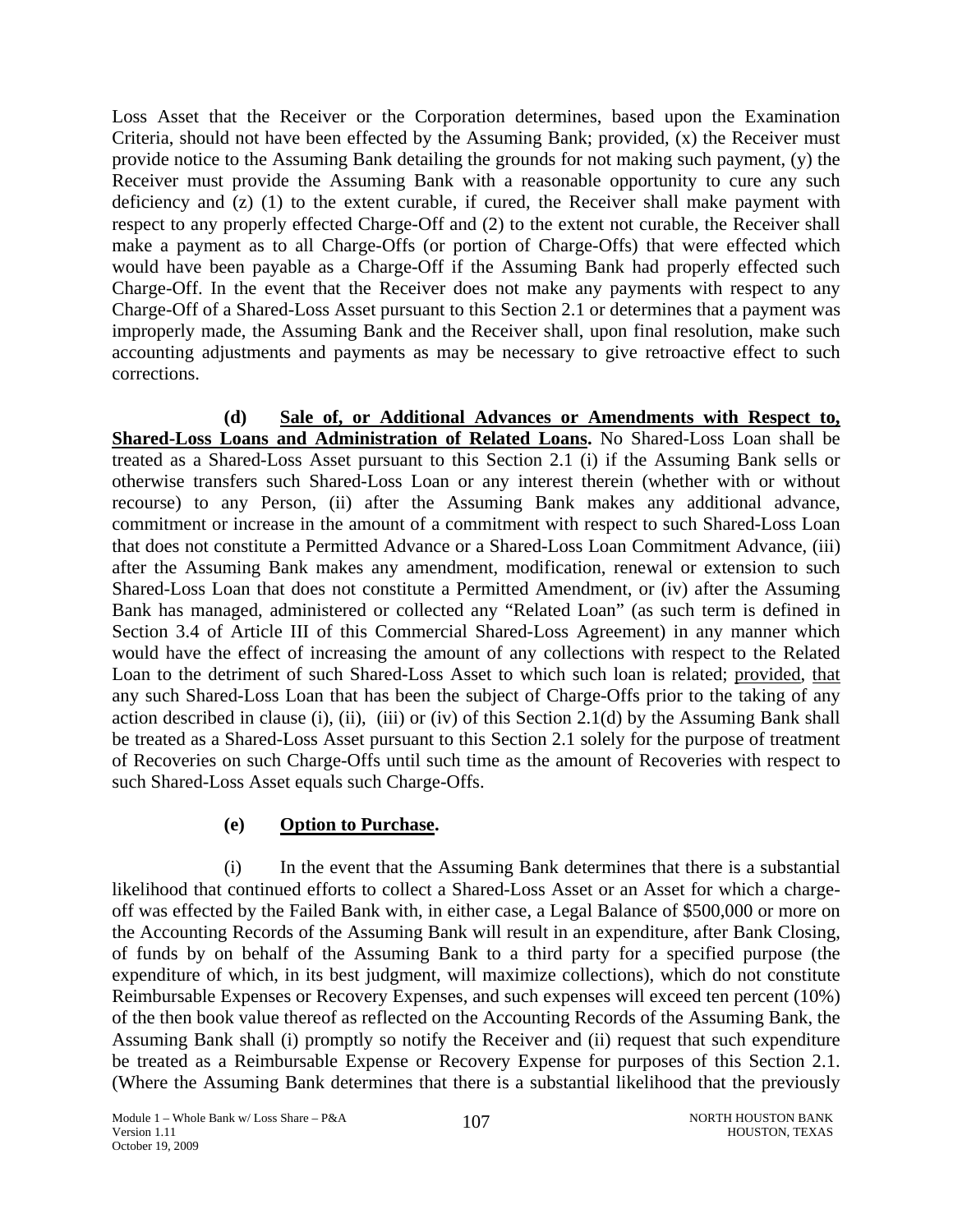Loss Asset that the Receiver or the Corporation determines, based upon the Examination Criteria, should not have been effected by the Assuming Bank; provided, (x) the Receiver must provide notice to the Assuming Bank detailing the grounds for not making such payment, (y) the Receiver must provide the Assuming Bank with a reasonable opportunity to cure any such deficiency and (z) (1) to the extent curable, if cured, the Receiver shall make payment with respect to any properly effected Charge-Off and (2) to the extent not curable, the Receiver shall make a payment as to all Charge-Offs (or portion of Charge-Offs) that were effected which would have been payable as a Charge-Off if the Assuming Bank had properly effected such Charge-Off. In the event that the Receiver does not make any payments with respect to any Charge-Off of a Shared-Loss Asset pursuant to this Section 2.1 or determines that a payment was improperly made, the Assuming Bank and the Receiver shall, upon final resolution, make such accounting adjustments and payments as may be necessary to give retroactive effect to such corrections.

**(d) Sale of, or Additional Advances or Amendments with Respect to, Shared-Loss Loans and Administration of Related Loans.** No Shared-Loss Loan shall be treated as a Shared-Loss Asset pursuant to this Section 2.1 (i) if the Assuming Bank sells or otherwise transfers such Shared-Loss Loan or any interest therein (whether with or without recourse) to any Person, (ii) after the Assuming Bank makes any additional advance, commitment or increase in the amount of a commitment with respect to such Shared-Loss Loan that does not constitute a Permitted Advance or a Shared-Loss Loan Commitment Advance, (iii) after the Assuming Bank makes any amendment, modification, renewal or extension to such Shared-Loss Loan that does not constitute a Permitted Amendment, or (iv) after the Assuming Bank has managed, administered or collected any "Related Loan" (as such term is defined in Section 3.4 of Article III of this Commercial Shared-Loss Agreement) in any manner which would have the effect of increasing the amount of any collections with respect to the Related Loan to the detriment of such Shared-Loss Asset to which such loan is related; provided, that any such Shared-Loss Loan that has been the subject of Charge-Offs prior to the taking of any action described in clause (i), (ii), (iii) or (iv) of this Section 2.1(d) by the Assuming Bank shall be treated as a Shared-Loss Asset pursuant to this Section 2.1 solely for the purpose of treatment of Recoveries on such Charge-Offs until such time as the amount of Recoveries with respect to such Shared-Loss Asset equals such Charge-Offs.

**(e) Option to Purchase.**

(i) In the event that the Assuming Bank determines that there is a substantial likelihood that continued efforts to collect a Shared-Loss Asset or an Asset for which a charge-off was effected by the Failed Bank with, in either case, a Legal Balance of $500,000 or more on the Accounting Records of the Assuming Bank will result in an expenditure, after Bank Closing, of funds by on behalf of the Assuming Bank to a third party for a specified purpose (the expenditure of which, in its best judgment, will maximize collections), which do not constitute Reimbursable Expenses or Recovery Expenses, and such expenses will exceed ten percent (10%) of the then book value thereof as reflected on the Accounting Records of the Assuming Bank, the Assuming Bank shall (i) promptly so notify the Receiver and (ii) request that such expenditure be treated as a Reimbursable Expense or Recovery Expense for purposes of this Section 2.1. (Where the Assuming Bank determines that there is a substantial likelihood that the previously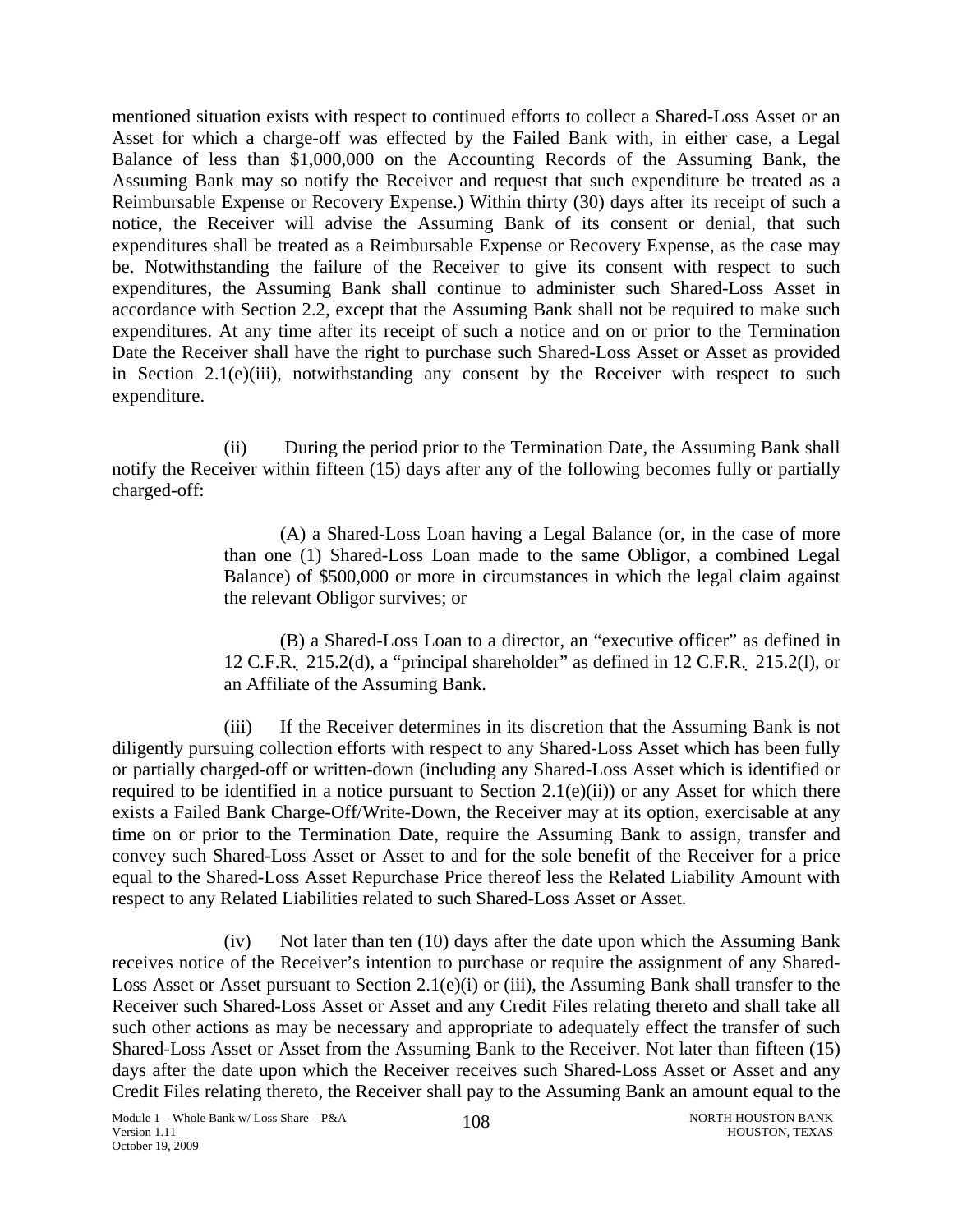mentioned situation exists with respect to continued efforts to collect a Shared-Loss Asset or an Asset for which a charge-off was effected by the Failed Bank with, in either case, a Legal Balance of less than $1,000,000 on the Accounting Records of the Assuming Bank, the Assuming Bank may so notify the Receiver and request that such expenditure be treated as a Reimbursable Expense or Recovery Expense.) Within thirty (30) days after its receipt of such a notice, the Receiver will advise the Assuming Bank of its consent or denial, that such expenditures shall be treated as a Reimbursable Expense or Recovery Expense, as the case may be. Notwithstanding the failure of the Receiver to give its consent with respect to such expenditures, the Assuming Bank shall continue to administer such Shared-Loss Asset in accordance with Section 2.2, except that the Assuming Bank shall not be required to make such expenditures. At any time after its receipt of such a notice and on or prior to the Termination Date the Receiver shall have the right to purchase such Shared-Loss Asset or Asset as provided in Section 2.1(e)(iii), notwithstanding any consent by the Receiver with respect to such expenditure.

(ii) During the period prior to the Termination Date, the Assuming Bank shall notify the Receiver within fifteen (15) days after any of the following becomes fully or partially charged-off:

(A) a Shared-Loss Loan having a Legal Balance (or, in the case of more than one (1) Shared-Loss Loan made to the same Obligor, a combined Legal Balance) of $500,000 or more in circumstances in which the legal claim against the relevant Obligor survives; or

(B) a Shared-Loss Loan to a director, an "executive officer" as defined in 12 C.F.R. 215.2(d), a "principal shareholder" as defined in 12 C.F.R. 215.2(l), or an Affiliate of the Assuming Bank.

(iii) If the Receiver determines in its discretion that the Assuming Bank is not diligently pursuing collection efforts with respect to any Shared-Loss Asset which has been fully or partially charged-off or written-down (including any Shared-Loss Asset which is identified or required to be identified in a notice pursuant to Section 2.1(e)(ii)) or any Asset for which there exists a Failed Bank Charge-Off/Write-Down, the Receiver may at its option, exercisable at any time on or prior to the Termination Date, require the Assuming Bank to assign, transfer and convey such Shared-Loss Asset or Asset to and for the sole benefit of the Receiver for a price equal to the Shared-Loss Asset Repurchase Price thereof less the Related Liability Amount with respect to any Related Liabilities related to such Shared-Loss Asset or Asset.

(iv) Not later than ten (10) days after the date upon which the Assuming Bank receives notice of the Receiver's intention to purchase or require the assignment of any Shared-Loss Asset or Asset pursuant to Section 2.1(e)(i) or (iii), the Assuming Bank shall transfer to the Receiver such Shared-Loss Asset or Asset and any Credit Files relating thereto and shall take all such other actions as may be necessary and appropriate to adequately effect the transfer of such Shared-Loss Asset or Asset from the Assuming Bank to the Receiver. Not later than fifteen (15) days after the date upon which the Receiver receives such Shared-Loss Asset or Asset and any Credit Files relating thereto, the Receiver shall pay to the Assuming Bank an amount equal to the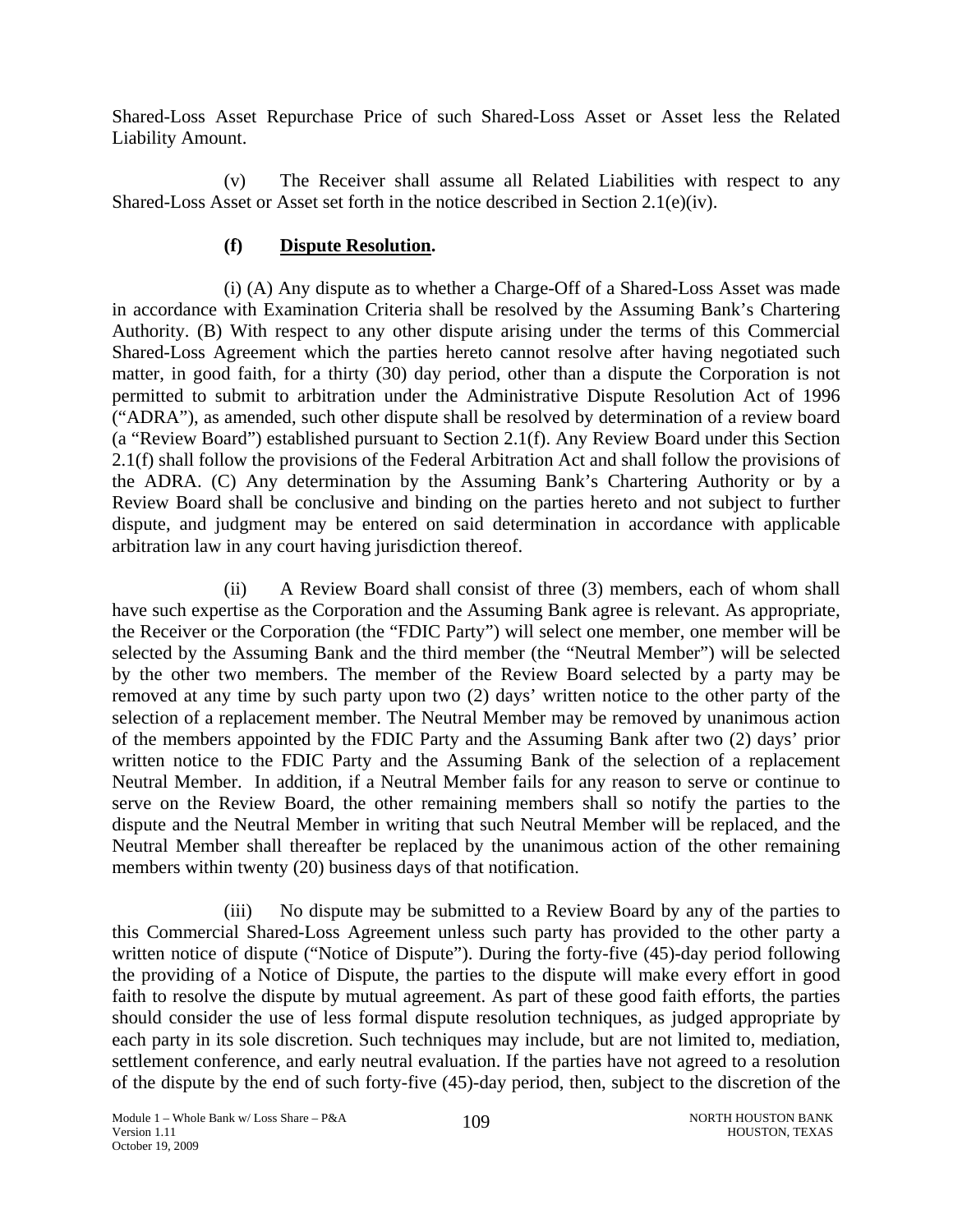Shared-Loss Asset Repurchase Price of such Shared-Loss Asset or Asset less the Related Liability Amount.

(v) The Receiver shall assume all Related Liabilities with respect to any Shared-Loss Asset or Asset set forth in the notice described in Section 2.1(e)(iv).

**(f) Dispute Resolution.**

(i) (A) Any dispute as to whether a Charge-Off of a Shared-Loss Asset was made in accordance with Examination Criteria shall be resolved by the Assuming Bank's Chartering Authority. (B) With respect to any other dispute arising under the terms of this Commercial Shared-Loss Agreement which the parties hereto cannot resolve after having negotiated such matter, in good faith, for a thirty (30) day period, other than a dispute the Corporation is not permitted to submit to arbitration under the Administrative Dispute Resolution Act of 1996 ("ADRA"), as amended, such other dispute shall be resolved by determination of a review board (a "Review Board") established pursuant to Section 2.1(f). Any Review Board under this Section 2.1(f) shall follow the provisions of the Federal Arbitration Act and shall follow the provisions of the ADRA. (C) Any determination by the Assuming Bank's Chartering Authority or by a Review Board shall be conclusive and binding on the parties hereto and not subject to further dispute, and judgment may be entered on said determination in accordance with applicable arbitration law in any court having jurisdiction thereof.

(ii) A Review Board shall consist of three (3) members, each of whom shall have such expertise as the Corporation and the Assuming Bank agree is relevant. As appropriate, the Receiver or the Corporation (the "FDIC Party") will select one member, one member will be selected by the Assuming Bank and the third member (the "Neutral Member") will be selected by the other two members. The member of the Review Board selected by a party may be removed at any time by such party upon two (2) days' written notice to the other party of the selection of a replacement member. The Neutral Member may be removed by unanimous action of the members appointed by the FDIC Party and the Assuming Bank after two (2) days' prior written notice to the FDIC Party and the Assuming Bank of the selection of a replacement Neutral Member. In addition, if a Neutral Member fails for any reason to serve or continue to serve on the Review Board, the other remaining members shall so notify the parties to the dispute and the Neutral Member in writing that such Neutral Member will be replaced, and the Neutral Member shall thereafter be replaced by the unanimous action of the other remaining members within twenty (20) business days of that notification.

(iii) No dispute may be submitted to a Review Board by any of the parties to this Commercial Shared-Loss Agreement unless such party has provided to the other party a written notice of dispute ("Notice of Dispute"). During the forty-five (45)-day period following the providing of a Notice of Dispute, the parties to the dispute will make every effort in good faith to resolve the dispute by mutual agreement. As part of these good faith efforts, the parties should consider the use of less formal dispute resolution techniques, as judged appropriate by each party in its sole discretion. Such techniques may include, but are not limited to, mediation, settlement conference, and early neutral evaluation. If the parties have not agreed to a resolution of the dispute by the end of such forty-five (45)-day period, then, subject to the discretion of the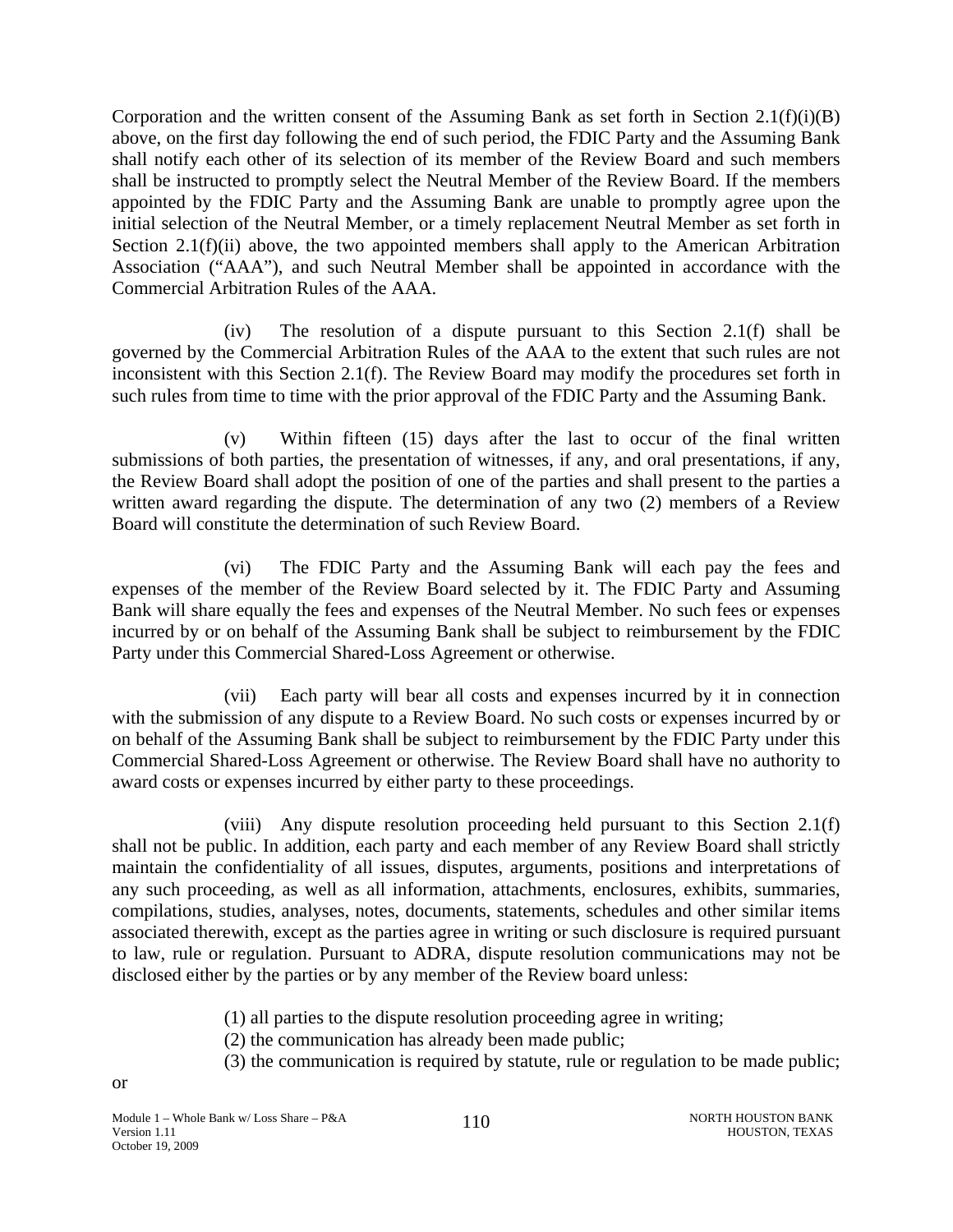Corporation and the written consent of the Assuming Bank as set forth in Section 2.1(f)(i)(B) above, on the first day following the end of such period, the FDIC Party and the Assuming Bank shall notify each other of its selection of its member of the Review Board and such members shall be instructed to promptly select the Neutral Member of the Review Board. If the members appointed by the FDIC Party and the Assuming Bank are unable to promptly agree upon the initial selection of the Neutral Member, or a timely replacement Neutral Member as set forth in Section 2.1(f)(ii) above, the two appointed members shall apply to the American Arbitration Association ("AAA"), and such Neutral Member shall be appointed in accordance with the Commercial Arbitration Rules of the AAA.

(iv) The resolution of a dispute pursuant to this Section 2.1(f) shall be governed by the Commercial Arbitration Rules of the AAA to the extent that such rules are not inconsistent with this Section 2.1(f). The Review Board may modify the procedures set forth in such rules from time to time with the prior approval of the FDIC Party and the Assuming Bank.

(v) Within fifteen (15) days after the last to occur of the final written submissions of both parties, the presentation of witnesses, if any, and oral presentations, if any, the Review Board shall adopt the position of one of the parties and shall present to the parties a written award regarding the dispute. The determination of any two (2) members of a Review Board will constitute the determination of such Review Board.

(vi) The FDIC Party and the Assuming Bank will each pay the fees and expenses of the member of the Review Board selected by it. The FDIC Party and Assuming Bank will share equally the fees and expenses of the Neutral Member. No such fees or expenses incurred by or on behalf of the Assuming Bank shall be subject to reimbursement by the FDIC Party under this Commercial Shared-Loss Agreement or otherwise.

(vii) Each party will bear all costs and expenses incurred by it in connection with the submission of any dispute to a Review Board. No such costs or expenses incurred by or on behalf of the Assuming Bank shall be subject to reimbursement by the FDIC Party under this Commercial Shared-Loss Agreement or otherwise. The Review Board shall have no authority to award costs or expenses incurred by either party to these proceedings.

(viii) Any dispute resolution proceeding held pursuant to this Section 2.1(f) shall not be public. In addition, each party and each member of any Review Board shall strictly maintain the confidentiality of all issues, disputes, arguments, positions and interpretations of any such proceeding, as well as all information, attachments, enclosures, exhibits, summaries, compilations, studies, analyses, notes, documents, statements, schedules and other similar items associated therewith, except as the parties agree in writing or such disclosure is required pursuant to law, rule or regulation. Pursuant to ADRA, dispute resolution communications may not be disclosed either by the parties or by any member of the Review board unless:

(1) all parties to the dispute resolution proceeding agree in writing;
(2) the communication has already been made public;
(3) the communication is required by statute, rule or regulation to be made public;

or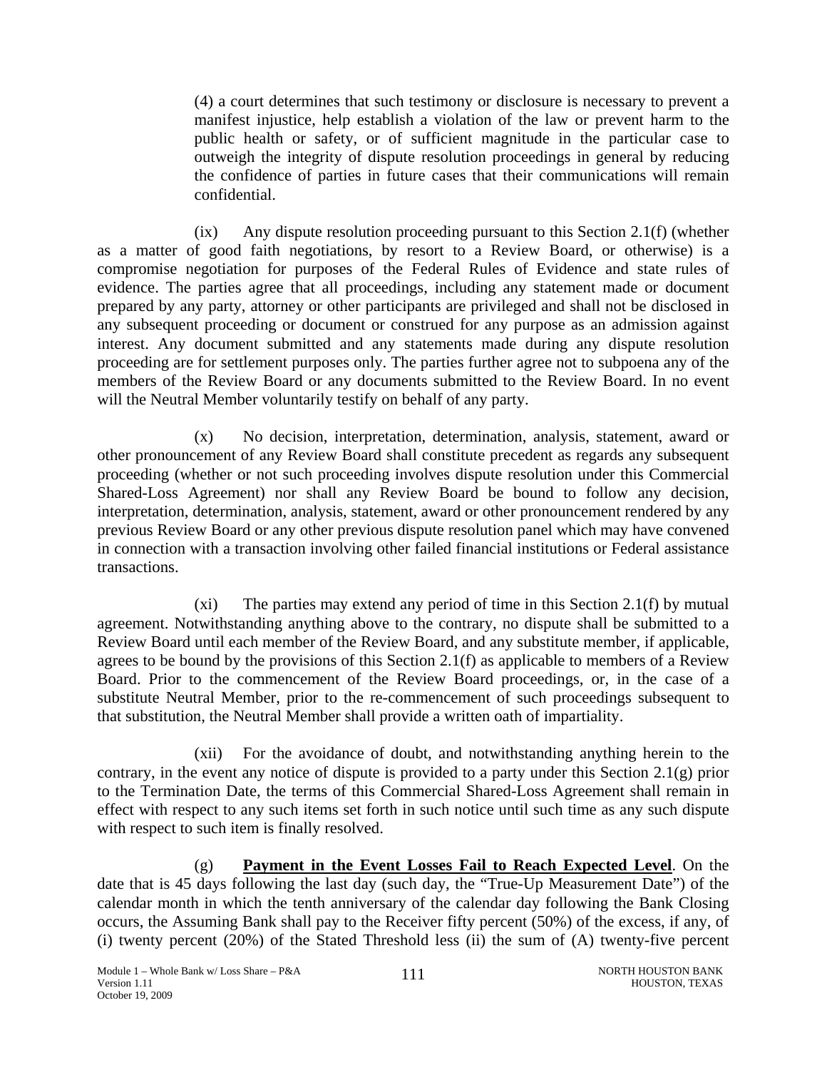(4) a court determines that such testimony or disclosure is necessary to prevent a manifest injustice, help establish a violation of the law or prevent harm to the public health or safety, or of sufficient magnitude in the particular case to outweigh the integrity of dispute resolution proceedings in general by reducing the confidence of parties in future cases that their communications will remain confidential.

(ix) Any dispute resolution proceeding pursuant to this Section 2.1(f) (whether as a matter of good faith negotiations, by resort to a Review Board, or otherwise) is a compromise negotiation for purposes of the Federal Rules of Evidence and state rules of evidence. The parties agree that all proceedings, including any statement made or document prepared by any party, attorney or other participants are privileged and shall not be disclosed in any subsequent proceeding or document or construed for any purpose as an admission against interest. Any document submitted and any statements made during any dispute resolution proceeding are for settlement purposes only. The parties further agree not to subpoena any of the members of the Review Board or any documents submitted to the Review Board. In no event will the Neutral Member voluntarily testify on behalf of any party.

(x) No decision, interpretation, determination, analysis, statement, award or other pronouncement of any Review Board shall constitute precedent as regards any subsequent proceeding (whether or not such proceeding involves dispute resolution under this Commercial Shared-Loss Agreement) nor shall any Review Board be bound to follow any decision, interpretation, determination, analysis, statement, award or other pronouncement rendered by any previous Review Board or any other previous dispute resolution panel which may have convened in connection with a transaction involving other failed financial institutions or Federal assistance transactions.

(xi) The parties may extend any period of time in this Section 2.1(f) by mutual agreement. Notwithstanding anything above to the contrary, no dispute shall be submitted to a Review Board until each member of the Review Board, and any substitute member, if applicable, agrees to be bound by the provisions of this Section 2.1(f) as applicable to members of a Review Board. Prior to the commencement of the Review Board proceedings, or, in the case of a substitute Neutral Member, prior to the re-commencement of such proceedings subsequent to that substitution, the Neutral Member shall provide a written oath of impartiality.

(xii) For the avoidance of doubt, and notwithstanding anything herein to the contrary, in the event any notice of dispute is provided to a party under this Section 2.1(g) prior to the Termination Date, the terms of this Commercial Shared-Loss Agreement shall remain in effect with respect to any such items set forth in such notice until such time as any such dispute with respect to such item is finally resolved.

(g) **Payment in the Event Losses Fail to Reach Expected Level**. On the date that is 45 days following the last day (such day, the "True-Up Measurement Date") of the calendar month in which the tenth anniversary of the calendar day following the Bank Closing occurs, the Assuming Bank shall pay to the Receiver fifty percent (50%) of the excess, if any, of (i) twenty percent (20%) of the Stated Threshold less (ii) the sum of (A) twenty-five percent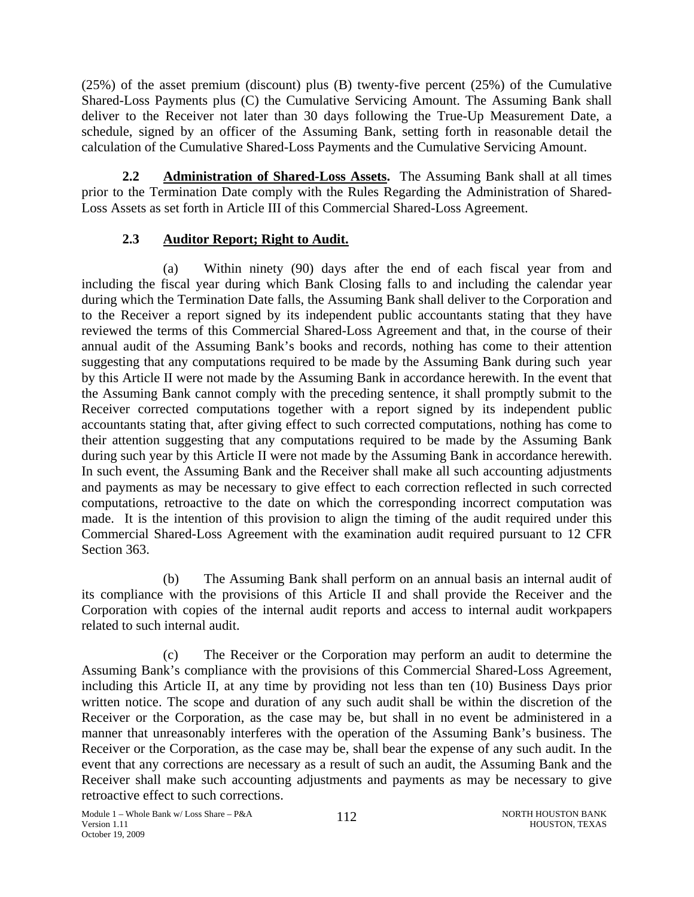(25%) of the asset premium (discount) plus (B) twenty-five percent (25%) of the Cumulative Shared-Loss Payments plus (C) the Cumulative Servicing Amount. The Assuming Bank shall deliver to the Receiver not later than 30 days following the True-Up Measurement Date, a schedule, signed by an officer of the Assuming Bank, setting forth in reasonable detail the calculation of the Cumulative Shared-Loss Payments and the Cumulative Servicing Amount.

**2.2 Administration of Shared-Loss Assets.** The Assuming Bank shall at all times prior to the Termination Date comply with the Rules Regarding the Administration of Shared-Loss Assets as set forth in Article III of this Commercial Shared-Loss Agreement.

**2.3 Auditor Report; Right to Audit.**

(a) Within ninety (90) days after the end of each fiscal year from and including the fiscal year during which Bank Closing falls to and including the calendar year during which the Termination Date falls, the Assuming Bank shall deliver to the Corporation and to the Receiver a report signed by its independent public accountants stating that they have reviewed the terms of this Commercial Shared-Loss Agreement and that, in the course of their annual audit of the Assuming Bank's books and records, nothing has come to their attention suggesting that any computations required to be made by the Assuming Bank during such year by this Article II were not made by the Assuming Bank in accordance herewith. In the event that the Assuming Bank cannot comply with the preceding sentence, it shall promptly submit to the Receiver corrected computations together with a report signed by its independent public accountants stating that, after giving effect to such corrected computations, nothing has come to their attention suggesting that any computations required to be made by the Assuming Bank during such year by this Article II were not made by the Assuming Bank in accordance herewith. In such event, the Assuming Bank and the Receiver shall make all such accounting adjustments and payments as may be necessary to give effect to each correction reflected in such corrected computations, retroactive to the date on which the corresponding incorrect computation was made. It is the intention of this provision to align the timing of the audit required under this Commercial Shared-Loss Agreement with the examination audit required pursuant to 12 CFR Section 363.

(b) The Assuming Bank shall perform on an annual basis an internal audit of its compliance with the provisions of this Article II and shall provide the Receiver and the Corporation with copies of the internal audit reports and access to internal audit workpapers related to such internal audit.

(c) The Receiver or the Corporation may perform an audit to determine the Assuming Bank's compliance with the provisions of this Commercial Shared-Loss Agreement, including this Article II, at any time by providing not less than ten (10) Business Days prior written notice. The scope and duration of any such audit shall be within the discretion of the Receiver or the Corporation, as the case may be, but shall in no event be administered in a manner that unreasonably interferes with the operation of the Assuming Bank's business. The Receiver or the Corporation, as the case may be, shall bear the expense of any such audit. In the event that any corrections are necessary as a result of such an audit, the Assuming Bank and the Receiver shall make such accounting adjustments and payments as may be necessary to give retroactive effect to such corrections.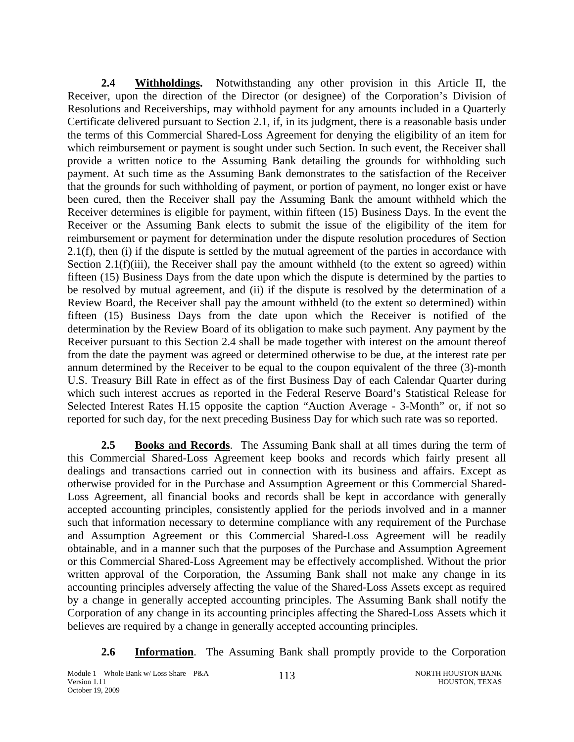**2.4 Withholdings.** Notwithstanding any other provision in this Article II, the Receiver, upon the direction of the Director (or designee) of the Corporation's Division of Resolutions and Receiverships, may withhold payment for any amounts included in a Quarterly Certificate delivered pursuant to Section 2.1, if, in its judgment, there is a reasonable basis under the terms of this Commercial Shared-Loss Agreement for denying the eligibility of an item for which reimbursement or payment is sought under such Section. In such event, the Receiver shall provide a written notice to the Assuming Bank detailing the grounds for withholding such payment. At such time as the Assuming Bank demonstrates to the satisfaction of the Receiver that the grounds for such withholding of payment, or portion of payment, no longer exist or have been cured, then the Receiver shall pay the Assuming Bank the amount withheld which the Receiver determines is eligible for payment, within fifteen (15) Business Days. In the event the Receiver or the Assuming Bank elects to submit the issue of the eligibility of the item for reimbursement or payment for determination under the dispute resolution procedures of Section 2.1(f), then (i) if the dispute is settled by the mutual agreement of the parties in accordance with Section 2.1(f)(iii), the Receiver shall pay the amount withheld (to the extent so agreed) within fifteen (15) Business Days from the date upon which the dispute is determined by the parties to be resolved by mutual agreement, and (ii) if the dispute is resolved by the determination of a Review Board, the Receiver shall pay the amount withheld (to the extent so determined) within fifteen (15) Business Days from the date upon which the Receiver is notified of the determination by the Review Board of its obligation to make such payment. Any payment by the Receiver pursuant to this Section 2.4 shall be made together with interest on the amount thereof from the date the payment was agreed or determined otherwise to be due, at the interest rate per annum determined by the Receiver to be equal to the coupon equivalent of the three (3)-month U.S. Treasury Bill Rate in effect as of the first Business Day of each Calendar Quarter during which such interest accrues as reported in the Federal Reserve Board's Statistical Release for Selected Interest Rates H.15 opposite the caption "Auction Average - 3-Month" or, if not so reported for such day, for the next preceding Business Day for which such rate was so reported.

**2.5 Books and Records**. The Assuming Bank shall at all times during the term of this Commercial Shared-Loss Agreement keep books and records which fairly present all dealings and transactions carried out in connection with its business and affairs. Except as otherwise provided for in the Purchase and Assumption Agreement or this Commercial Shared-Loss Agreement, all financial books and records shall be kept in accordance with generally accepted accounting principles, consistently applied for the periods involved and in a manner such that information necessary to determine compliance with any requirement of the Purchase and Assumption Agreement or this Commercial Shared-Loss Agreement will be readily obtainable, and in a manner such that the purposes of the Purchase and Assumption Agreement or this Commercial Shared-Loss Agreement may be effectively accomplished. Without the prior written approval of the Corporation, the Assuming Bank shall not make any change in its accounting principles adversely affecting the value of the Shared-Loss Assets except as required by a change in generally accepted accounting principles. The Assuming Bank shall notify the Corporation of any change in its accounting principles affecting the Shared-Loss Assets which it believes are required by a change in generally accepted accounting principles.

**2.6 Information**. The Assuming Bank shall promptly provide to the Corporation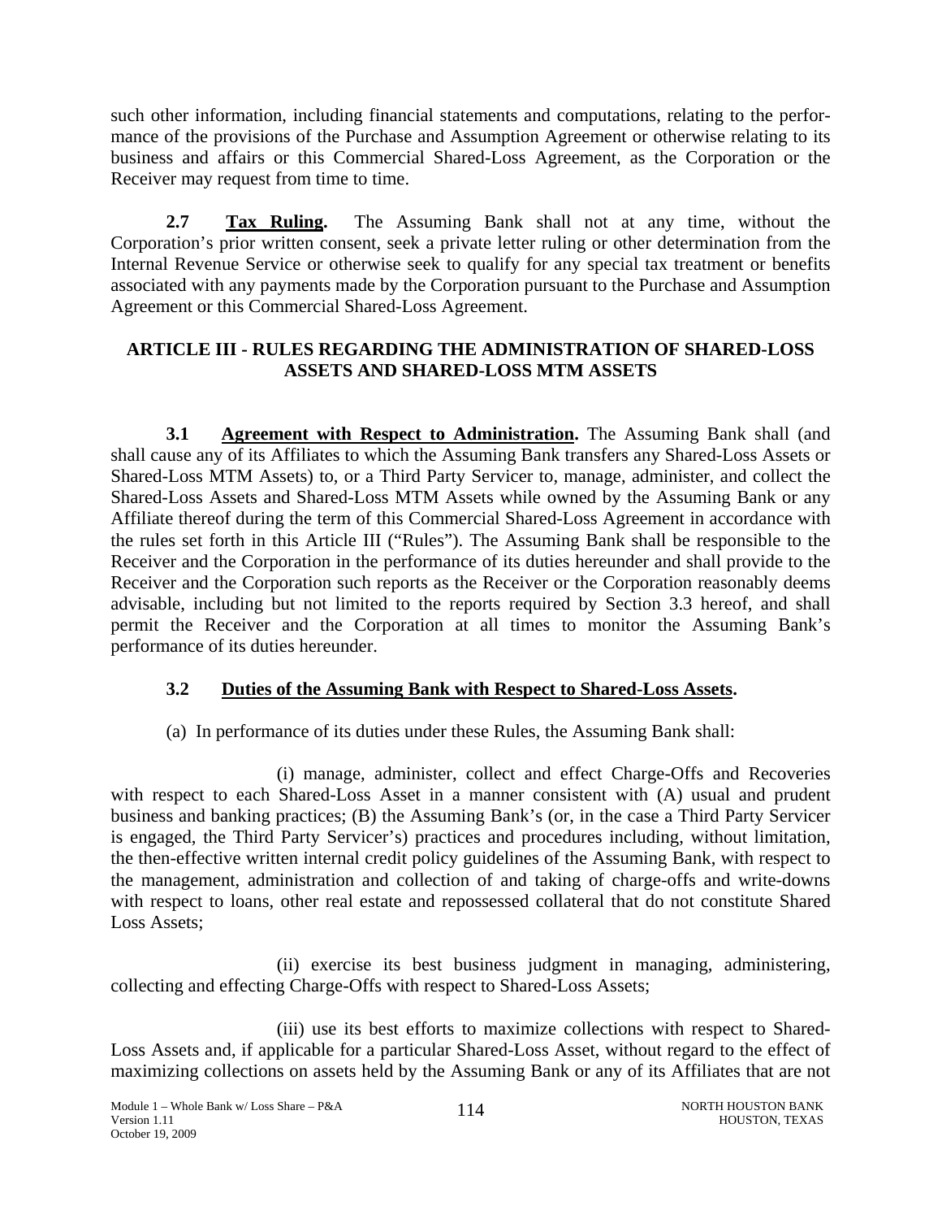such other information, including financial statements and computations, relating to the performance of the provisions of the Purchase and Assumption Agreement or otherwise relating to its business and affairs or this Commercial Shared-Loss Agreement, as the Corporation or the Receiver may request from time to time.

**2.7 Tax Ruling.** The Assuming Bank shall not at any time, without the Corporation's prior written consent, seek a private letter ruling or other determination from the Internal Revenue Service or otherwise seek to qualify for any special tax treatment or benefits associated with any payments made by the Corporation pursuant to the Purchase and Assumption Agreement or this Commercial Shared-Loss Agreement.

## ARTICLE III - RULES REGARDING THE ADMINISTRATION OF SHARED-LOSS ASSETS AND SHARED-LOSS MTM ASSETS

**3.1 Agreement with Respect to Administration.** The Assuming Bank shall (and shall cause any of its Affiliates to which the Assuming Bank transfers any Shared-Loss Assets or Shared-Loss MTM Assets) to, or a Third Party Servicer to, manage, administer, and collect the Shared-Loss Assets and Shared-Loss MTM Assets while owned by the Assuming Bank or any Affiliate thereof during the term of this Commercial Shared-Loss Agreement in accordance with the rules set forth in this Article III ("Rules"). The Assuming Bank shall be responsible to the Receiver and the Corporation in the performance of its duties hereunder and shall provide to the Receiver and the Corporation such reports as the Receiver or the Corporation reasonably deems advisable, including but not limited to the reports required by Section 3.3 hereof, and shall permit the Receiver and the Corporation at all times to monitor the Assuming Bank's performance of its duties hereunder.

### 3.2 Duties of the Assuming Bank with Respect to Shared-Loss Assets.

(a) In performance of its duties under these Rules, the Assuming Bank shall:

(i) manage, administer, collect and effect Charge-Offs and Recoveries with respect to each Shared-Loss Asset in a manner consistent with (A) usual and prudent business and banking practices; (B) the Assuming Bank's (or, in the case a Third Party Servicer is engaged, the Third Party Servicer's) practices and procedures including, without limitation, the then-effective written internal credit policy guidelines of the Assuming Bank, with respect to the management, administration and collection of and taking of charge-offs and write-downs with respect to loans, other real estate and repossessed collateral that do not constitute Shared Loss Assets;

(ii) exercise its best business judgment in managing, administering, collecting and effecting Charge-Offs with respect to Shared-Loss Assets;

(iii) use its best efforts to maximize collections with respect to Shared-Loss Assets and, if applicable for a particular Shared-Loss Asset, without regard to the effect of maximizing collections on assets held by the Assuming Bank or any of its Affiliates that are not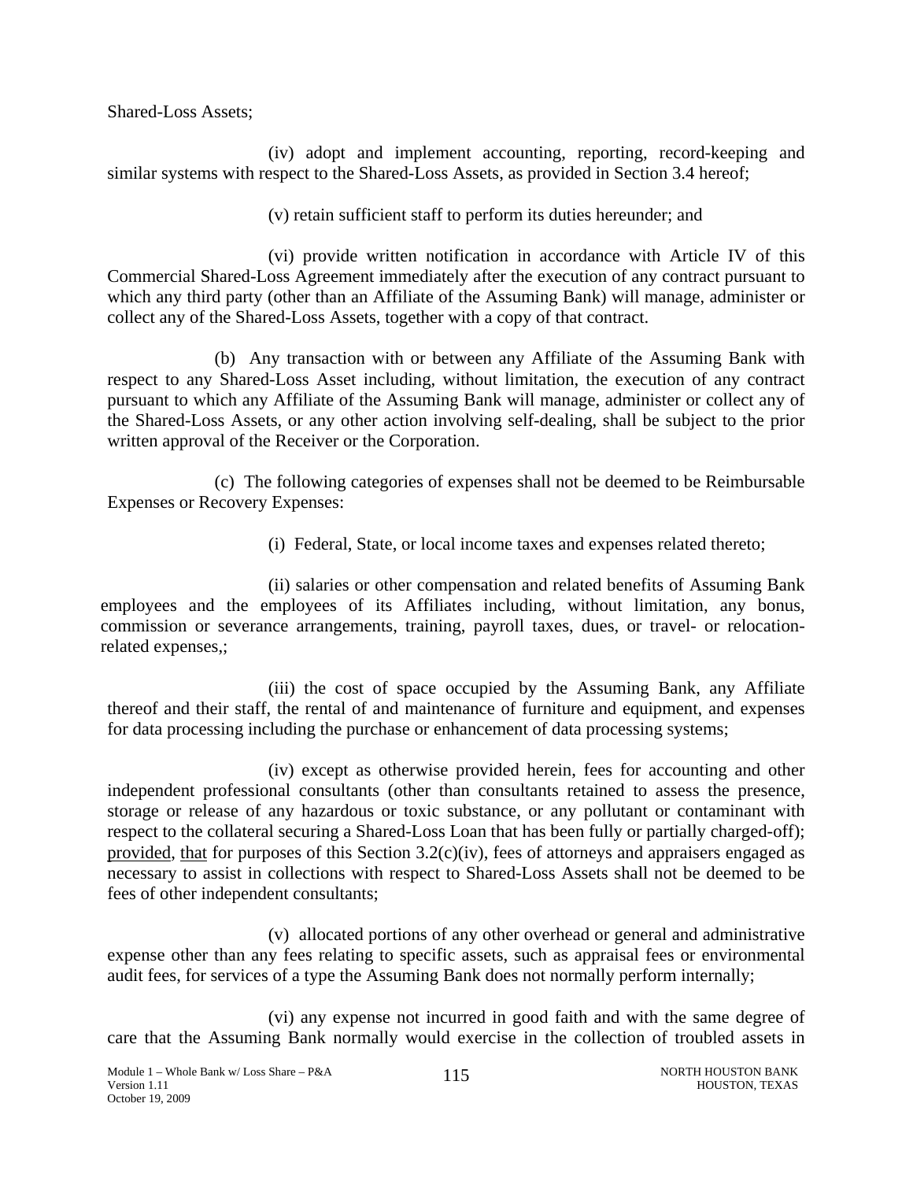Shared-Loss Assets;

(iv) adopt and implement accounting, reporting, record-keeping and similar systems with respect to the Shared-Loss Assets, as provided in Section 3.4 hereof;

(v) retain sufficient staff to perform its duties hereunder; and

(vi) provide written notification in accordance with Article IV of this Commercial Shared-Loss Agreement immediately after the execution of any contract pursuant to which any third party (other than an Affiliate of the Assuming Bank) will manage, administer or collect any of the Shared-Loss Assets, together with a copy of that contract.

(b) Any transaction with or between any Affiliate of the Assuming Bank with respect to any Shared-Loss Asset including, without limitation, the execution of any contract pursuant to which any Affiliate of the Assuming Bank will manage, administer or collect any of the Shared-Loss Assets, or any other action involving self-dealing, shall be subject to the prior written approval of the Receiver or the Corporation.

(c) The following categories of expenses shall not be deemed to be Reimbursable Expenses or Recovery Expenses:

(i) Federal, State, or local income taxes and expenses related thereto;

(ii) salaries or other compensation and related benefits of Assuming Bank employees and the employees of its Affiliates including, without limitation, any bonus, commission or severance arrangements, training, payroll taxes, dues, or travel- or relocation-related expenses,;

(iii) the cost of space occupied by the Assuming Bank, any Affiliate thereof and their staff, the rental of and maintenance of furniture and equipment, and expenses for data processing including the purchase or enhancement of data processing systems;

(iv) except as otherwise provided herein, fees for accounting and other independent professional consultants (other than consultants retained to assess the presence, storage or release of any hazardous or toxic substance, or any pollutant or contaminant with respect to the collateral securing a Shared-Loss Loan that has been fully or partially charged-off); provided, that for purposes of this Section 3.2(c)(iv), fees of attorneys and appraisers engaged as necessary to assist in collections with respect to Shared-Loss Assets shall not be deemed to be fees of other independent consultants;

(v) allocated portions of any other overhead or general and administrative expense other than any fees relating to specific assets, such as appraisal fees or environmental audit fees, for services of a type the Assuming Bank does not normally perform internally;

(vi) any expense not incurred in good faith and with the same degree of care that the Assuming Bank normally would exercise in the collection of troubled assets in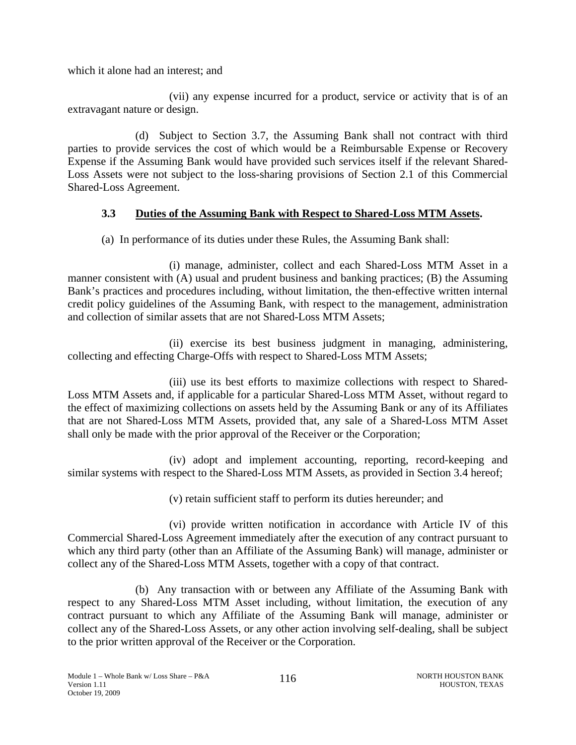which it alone had an interest; and

(vii) any expense incurred for a product, service or activity that is of an extravagant nature or design.

(d) Subject to Section 3.7, the Assuming Bank shall not contract with third parties to provide services the cost of which would be a Reimbursable Expense or Recovery Expense if the Assuming Bank would have provided such services itself if the relevant Shared-Loss Assets were not subject to the loss-sharing provisions of Section 2.1 of this Commercial Shared-Loss Agreement.

**3.3 Duties of the Assuming Bank with Respect to Shared-Loss MTM Assets.**

(a) In performance of its duties under these Rules, the Assuming Bank shall:

(i) manage, administer, collect and each Shared-Loss MTM Asset in a manner consistent with (A) usual and prudent business and banking practices; (B) the Assuming Bank's practices and procedures including, without limitation, the then-effective written internal credit policy guidelines of the Assuming Bank, with respect to the management, administration and collection of similar assets that are not Shared-Loss MTM Assets;

(ii) exercise its best business judgment in managing, administering, collecting and effecting Charge-Offs with respect to Shared-Loss MTM Assets;

(iii) use its best efforts to maximize collections with respect to Shared-Loss MTM Assets and, if applicable for a particular Shared-Loss MTM Asset, without regard to the effect of maximizing collections on assets held by the Assuming Bank or any of its Affiliates that are not Shared-Loss MTM Assets, provided that, any sale of a Shared-Loss MTM Asset shall only be made with the prior approval of the Receiver or the Corporation;

(iv) adopt and implement accounting, reporting, record-keeping and similar systems with respect to the Shared-Loss MTM Assets, as provided in Section 3.4 hereof;

(v) retain sufficient staff to perform its duties hereunder; and

(vi) provide written notification in accordance with Article IV of this Commercial Shared-Loss Agreement immediately after the execution of any contract pursuant to which any third party (other than an Affiliate of the Assuming Bank) will manage, administer or collect any of the Shared-Loss MTM Assets, together with a copy of that contract.

(b) Any transaction with or between any Affiliate of the Assuming Bank with respect to any Shared-Loss MTM Asset including, without limitation, the execution of any contract pursuant to which any Affiliate of the Assuming Bank will manage, administer or collect any of the Shared-Loss Assets, or any other action involving self-dealing, shall be subject to the prior written approval of the Receiver or the Corporation.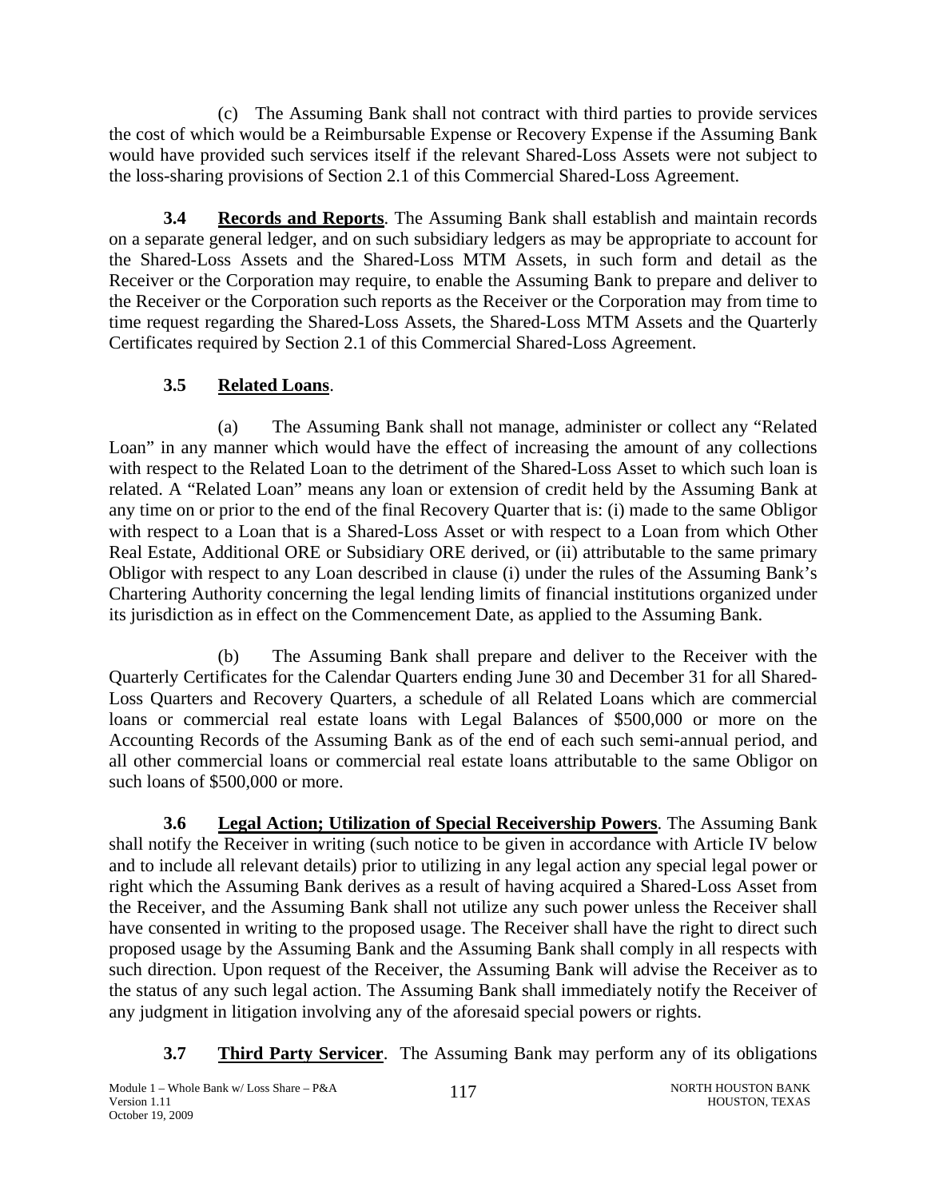(c) The Assuming Bank shall not contract with third parties to provide services the cost of which would be a Reimbursable Expense or Recovery Expense if the Assuming Bank would have provided such services itself if the relevant Shared-Loss Assets were not subject to the loss-sharing provisions of Section 2.1 of this Commercial Shared-Loss Agreement.

**3.4 Records and Reports**. The Assuming Bank shall establish and maintain records on a separate general ledger, and on such subsidiary ledgers as may be appropriate to account for the Shared-Loss Assets and the Shared-Loss MTM Assets, in such form and detail as the Receiver or the Corporation may require, to enable the Assuming Bank to prepare and deliver to the Receiver or the Corporation such reports as the Receiver or the Corporation may from time to time request regarding the Shared-Loss Assets, the Shared-Loss MTM Assets and the Quarterly Certificates required by Section 2.1 of this Commercial Shared-Loss Agreement.

**3.5 Related Loans**.

(a) The Assuming Bank shall not manage, administer or collect any "Related Loan" in any manner which would have the effect of increasing the amount of any collections with respect to the Related Loan to the detriment of the Shared-Loss Asset to which such loan is related. A "Related Loan" means any loan or extension of credit held by the Assuming Bank at any time on or prior to the end of the final Recovery Quarter that is: (i) made to the same Obligor with respect to a Loan that is a Shared-Loss Asset or with respect to a Loan from which Other Real Estate, Additional ORE or Subsidiary ORE derived, or (ii) attributable to the same primary Obligor with respect to any Loan described in clause (i) under the rules of the Assuming Bank's Chartering Authority concerning the legal lending limits of financial institutions organized under its jurisdiction as in effect on the Commencement Date, as applied to the Assuming Bank.

(b) The Assuming Bank shall prepare and deliver to the Receiver with the Quarterly Certificates for the Calendar Quarters ending June 30 and December 31 for all Shared-Loss Quarters and Recovery Quarters, a schedule of all Related Loans which are commercial loans or commercial real estate loans with Legal Balances of $500,000 or more on the Accounting Records of the Assuming Bank as of the end of each such semi-annual period, and all other commercial loans or commercial real estate loans attributable to the same Obligor on such loans of $500,000 or more.

**3.6 Legal Action; Utilization of Special Receivership Powers**. The Assuming Bank shall notify the Receiver in writing (such notice to be given in accordance with Article IV below and to include all relevant details) prior to utilizing in any legal action any special legal power or right which the Assuming Bank derives as a result of having acquired a Shared-Loss Asset from the Receiver, and the Assuming Bank shall not utilize any such power unless the Receiver shall have consented in writing to the proposed usage. The Receiver shall have the right to direct such proposed usage by the Assuming Bank and the Assuming Bank shall comply in all respects with such direction. Upon request of the Receiver, the Assuming Bank will advise the Receiver as to the status of any such legal action. The Assuming Bank shall immediately notify the Receiver of any judgment in litigation involving any of the aforesaid special powers or rights.

**3.7 Third Party Servicer**. The Assuming Bank may perform any of its obligations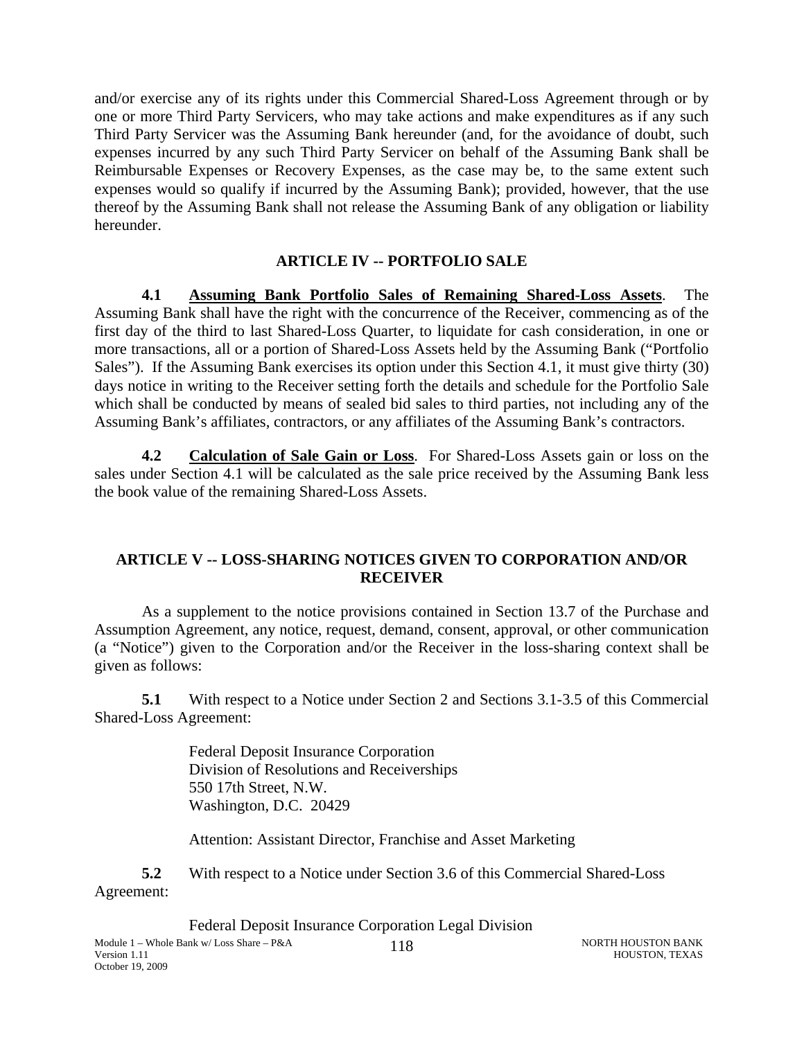and/or exercise any of its rights under this Commercial Shared-Loss Agreement through or by one or more Third Party Servicers, who may take actions and make expenditures as if any such Third Party Servicer was the Assuming Bank hereunder (and, for the avoidance of doubt, such expenses incurred by any such Third Party Servicer on behalf of the Assuming Bank shall be Reimbursable Expenses or Recovery Expenses, as the case may be, to the same extent such expenses would so qualify if incurred by the Assuming Bank); provided, however, that the use thereof by the Assuming Bank shall not release the Assuming Bank of any obligation or liability hereunder.

## ARTICLE IV -- PORTFOLIO SALE

**4.1 Assuming Bank Portfolio Sales of Remaining Shared-Loss Assets**. The Assuming Bank shall have the right with the concurrence of the Receiver, commencing as of the first day of the third to last Shared-Loss Quarter, to liquidate for cash consideration, in one or more transactions, all or a portion of Shared-Loss Assets held by the Assuming Bank ("Portfolio Sales"). If the Assuming Bank exercises its option under this Section 4.1, it must give thirty (30) days notice in writing to the Receiver setting forth the details and schedule for the Portfolio Sale which shall be conducted by means of sealed bid sales to third parties, not including any of the Assuming Bank's affiliates, contractors, or any affiliates of the Assuming Bank's contractors.

**4.2 Calculation of Sale Gain or Loss**. For Shared-Loss Assets gain or loss on the sales under Section 4.1 will be calculated as the sale price received by the Assuming Bank less the book value of the remaining Shared-Loss Assets.

## ARTICLE V -- LOSS-SHARING NOTICES GIVEN TO CORPORATION AND/OR RECEIVER

As a supplement to the notice provisions contained in Section 13.7 of the Purchase and Assumption Agreement, any notice, request, demand, consent, approval, or other communication (a "Notice") given to the Corporation and/or the Receiver in the loss-sharing context shall be given as follows:

**5.1** With respect to a Notice under Section 2 and Sections 3.1-3.5 of this Commercial Shared-Loss Agreement:

Federal Deposit Insurance Corporation  
Division of Resolutions and Receiverships  
550 17th Street, N.W.  
Washington, D.C. 20429

Attention: Assistant Director, Franchise and Asset Marketing

**5.2** With respect to a Notice under Section 3.6 of this Commercial Shared-Loss Agreement:

Federal Deposit Insurance Corporation Legal Division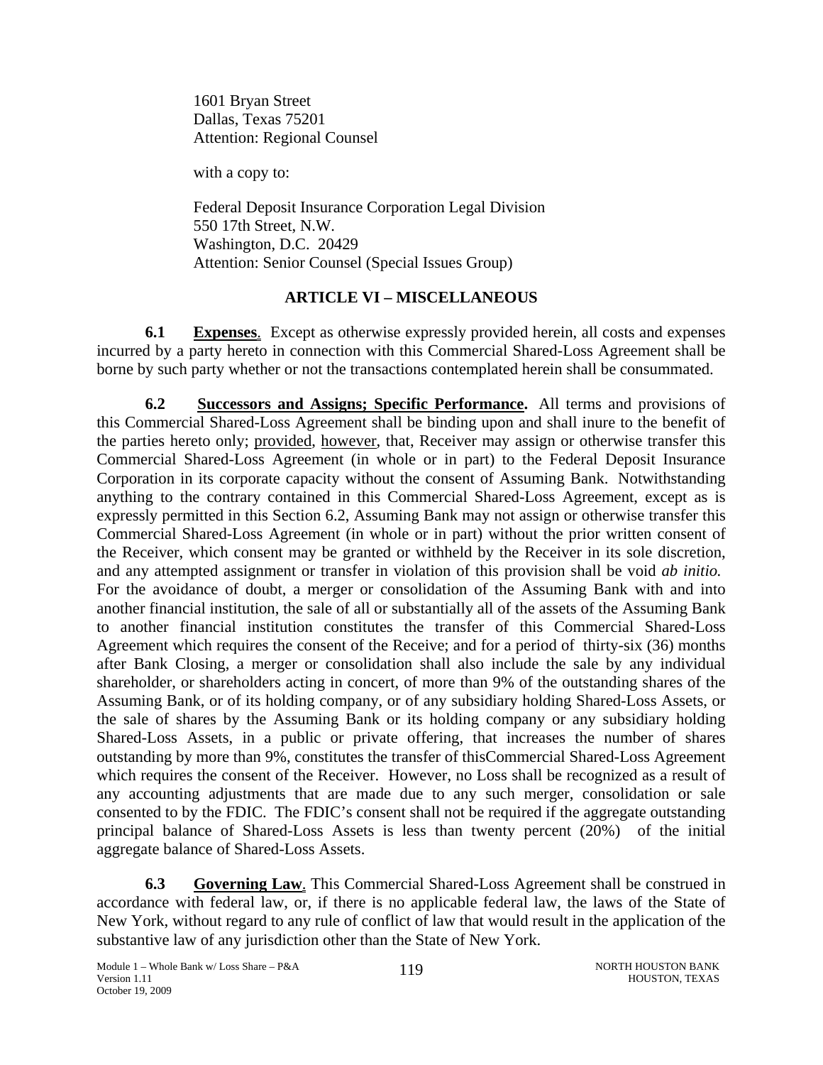1601 Bryan Street
Dallas, Texas 75201
Attention: Regional Counsel

with a copy to:

Federal Deposit Insurance Corporation Legal Division
550 17th Street, N.W.
Washington, D.C. 20429
Attention: Senior Counsel (Special Issues Group)

## ARTICLE VI – MISCELLANEOUS

**6.1 Expenses**. Except as otherwise expressly provided herein, all costs and expenses incurred by a party hereto in connection with this Commercial Shared-Loss Agreement shall be borne by such party whether or not the transactions contemplated herein shall be consummated.

**6.2 Successors and Assigns; Specific Performance.** All terms and provisions of this Commercial Shared-Loss Agreement shall be binding upon and shall inure to the benefit of the parties hereto only; provided, however, that, Receiver may assign or otherwise transfer this Commercial Shared-Loss Agreement (in whole or in part) to the Federal Deposit Insurance Corporation in its corporate capacity without the consent of Assuming Bank. Notwithstanding anything to the contrary contained in this Commercial Shared-Loss Agreement, except as is expressly permitted in this Section 6.2, Assuming Bank may not assign or otherwise transfer this Commercial Shared-Loss Agreement (in whole or in part) without the prior written consent of the Receiver, which consent may be granted or withheld by the Receiver in its sole discretion, and any attempted assignment or transfer in violation of this provision shall be void *ab initio.* For the avoidance of doubt, a merger or consolidation of the Assuming Bank with and into another financial institution, the sale of all or substantially all of the assets of the Assuming Bank to another financial institution constitutes the transfer of this Commercial Shared-Loss Agreement which requires the consent of the Receive; and for a period of thirty-six (36) months after Bank Closing, a merger or consolidation shall also include the sale by any individual shareholder, or shareholders acting in concert, of more than 9% of the outstanding shares of the Assuming Bank, or of its holding company, or of any subsidiary holding Shared-Loss Assets, or the sale of shares by the Assuming Bank or its holding company or any subsidiary holding Shared-Loss Assets, in a public or private offering, that increases the number of shares outstanding by more than 9%, constitutes the transfer of thisCommercial Shared-Loss Agreement which requires the consent of the Receiver. However, no Loss shall be recognized as a result of any accounting adjustments that are made due to any such merger, consolidation or sale consented to by the FDIC. The FDIC's consent shall not be required if the aggregate outstanding principal balance of Shared-Loss Assets is less than twenty percent (20%) of the initial aggregate balance of Shared-Loss Assets.

**6.3 Governing Law**. This Commercial Shared-Loss Agreement shall be construed in accordance with federal law, or, if there is no applicable federal law, the laws of the State of New York, without regard to any rule of conflict of law that would result in the application of the substantive law of any jurisdiction other than the State of New York.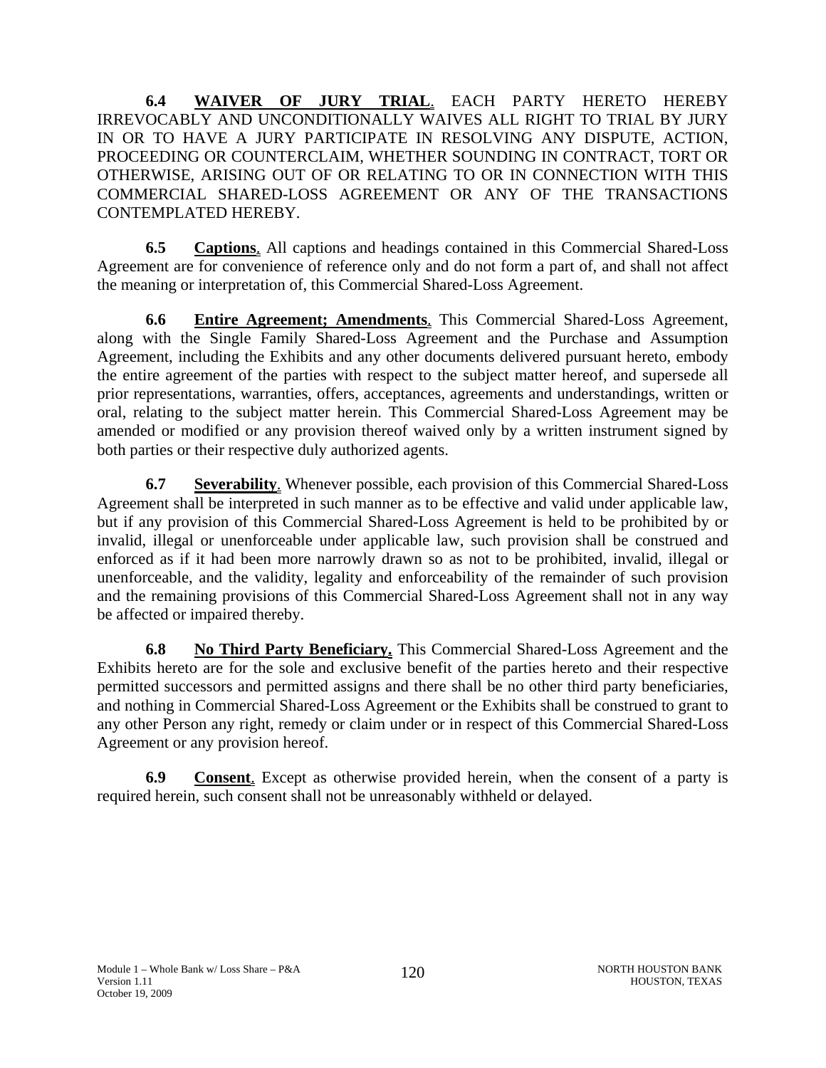**6.4 <u>WAIVER OF JURY TRIAL</u>**. EACH PARTY HERETO HEREBY IRREVOCABLY AND UNCONDITIONALLY WAIVES ALL RIGHT TO TRIAL BY JURY IN OR TO HAVE A JURY PARTICIPATE IN RESOLVING ANY DISPUTE, ACTION, PROCEEDING OR COUNTERCLAIM, WHETHER SOUNDING IN CONTRACT, TORT OR OTHERWISE, ARISING OUT OF OR RELATING TO OR IN CONNECTION WITH THIS COMMERCIAL SHARED-LOSS AGREEMENT OR ANY OF THE TRANSACTIONS CONTEMPLATED HEREBY.

**6.5 <u>Captions</u>**. All captions and headings contained in this Commercial Shared-Loss Agreement are for convenience of reference only and do not form a part of, and shall not affect the meaning or interpretation of, this Commercial Shared-Loss Agreement.

**6.6 <u>Entire Agreement; Amendments</u>**. This Commercial Shared-Loss Agreement, along with the Single Family Shared-Loss Agreement and the Purchase and Assumption Agreement, including the Exhibits and any other documents delivered pursuant hereto, embody the entire agreement of the parties with respect to the subject matter hereof, and supersede all prior representations, warranties, offers, acceptances, agreements and understandings, written or oral, relating to the subject matter herein. This Commercial Shared-Loss Agreement may be amended or modified or any provision thereof waived only by a written instrument signed by both parties or their respective duly authorized agents.

**6.7 <u>Severability</u>**. Whenever possible, each provision of this Commercial Shared-Loss Agreement shall be interpreted in such manner as to be effective and valid under applicable law, but if any provision of this Commercial Shared-Loss Agreement is held to be prohibited by or invalid, illegal or unenforceable under applicable law, such provision shall be construed and enforced as if it had been more narrowly drawn so as not to be prohibited, invalid, illegal or unenforceable, and the validity, legality and enforceability of the remainder of such provision and the remaining provisions of this Commercial Shared-Loss Agreement shall not in any way be affected or impaired thereby.

**6.8 <u>No Third Party Beneficiary.</u>** This Commercial Shared-Loss Agreement and the Exhibits hereto are for the sole and exclusive benefit of the parties hereto and their respective permitted successors and permitted assigns and there shall be no other third party beneficiaries, and nothing in Commercial Shared-Loss Agreement or the Exhibits shall be construed to grant to any other Person any right, remedy or claim under or in respect of this Commercial Shared-Loss Agreement or any provision hereof.

**6.9 <u>Consent</u>**. Except as otherwise provided herein, when the consent of a party is required herein, such consent shall not be unreasonably withheld or delayed.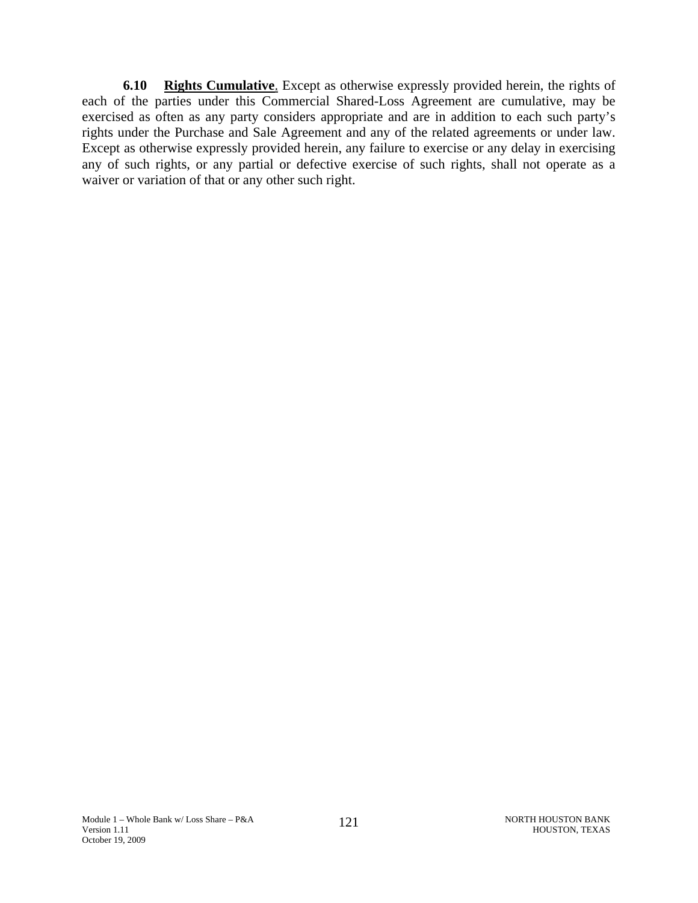**6.10 Rights Cumulative**. Except as otherwise expressly provided herein, the rights of each of the parties under this Commercial Shared-Loss Agreement are cumulative, may be exercised as often as any party considers appropriate and are in addition to each such party's rights under the Purchase and Sale Agreement and any of the related agreements or under law. Except as otherwise expressly provided herein, any failure to exercise or any delay in exercising any of such rights, or any partial or defective exercise of such rights, shall not operate as a waiver or variation of that or any other such right.